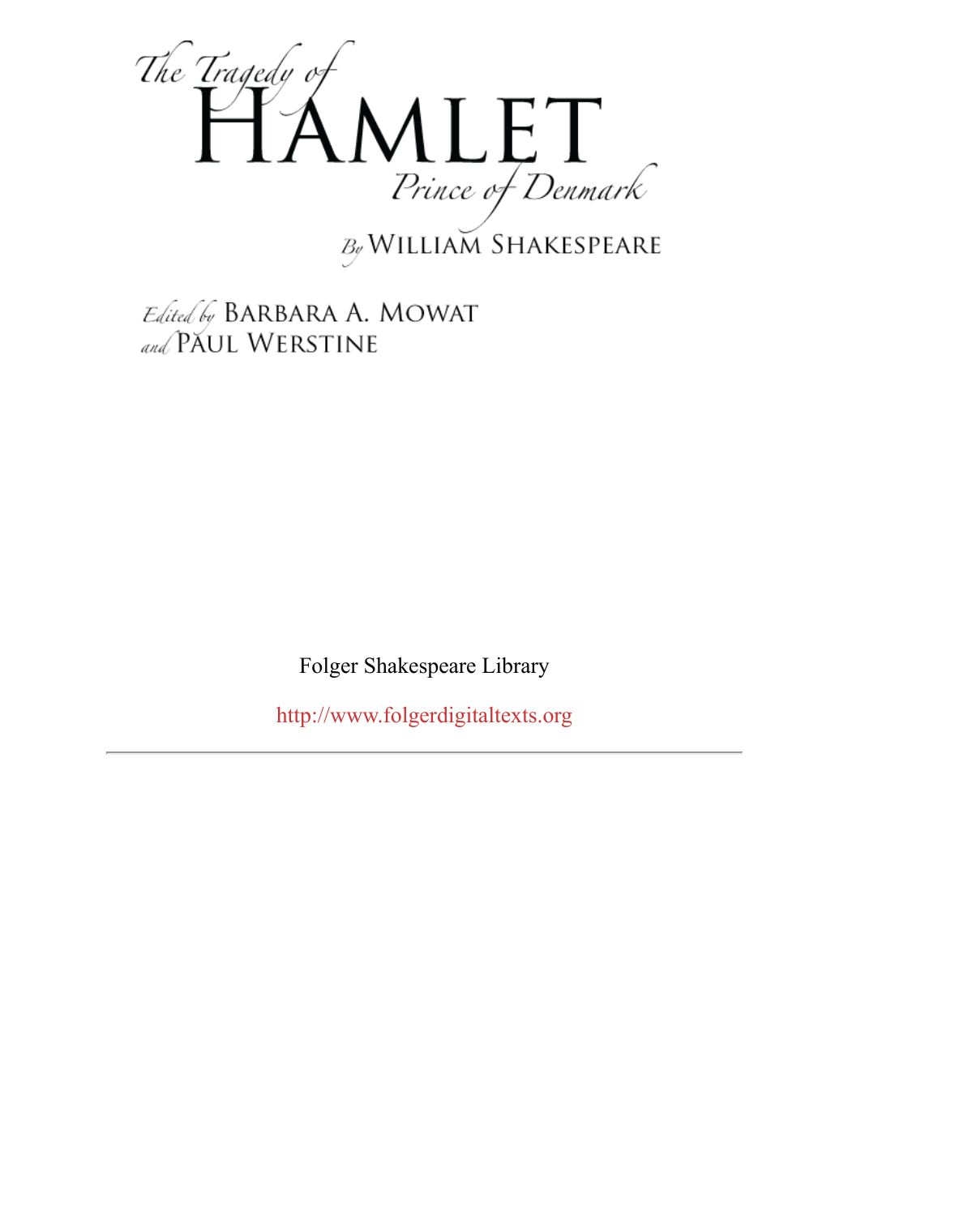# The Tragedy of HAMLET Prince of Denmark

By WILLIAM SHAKESPEARE

Edited by BARBARA A. MOWAT
and PAUL WERSTINE

Folger Shakespeare Library

http://www.folgerdigitaltexts.org

---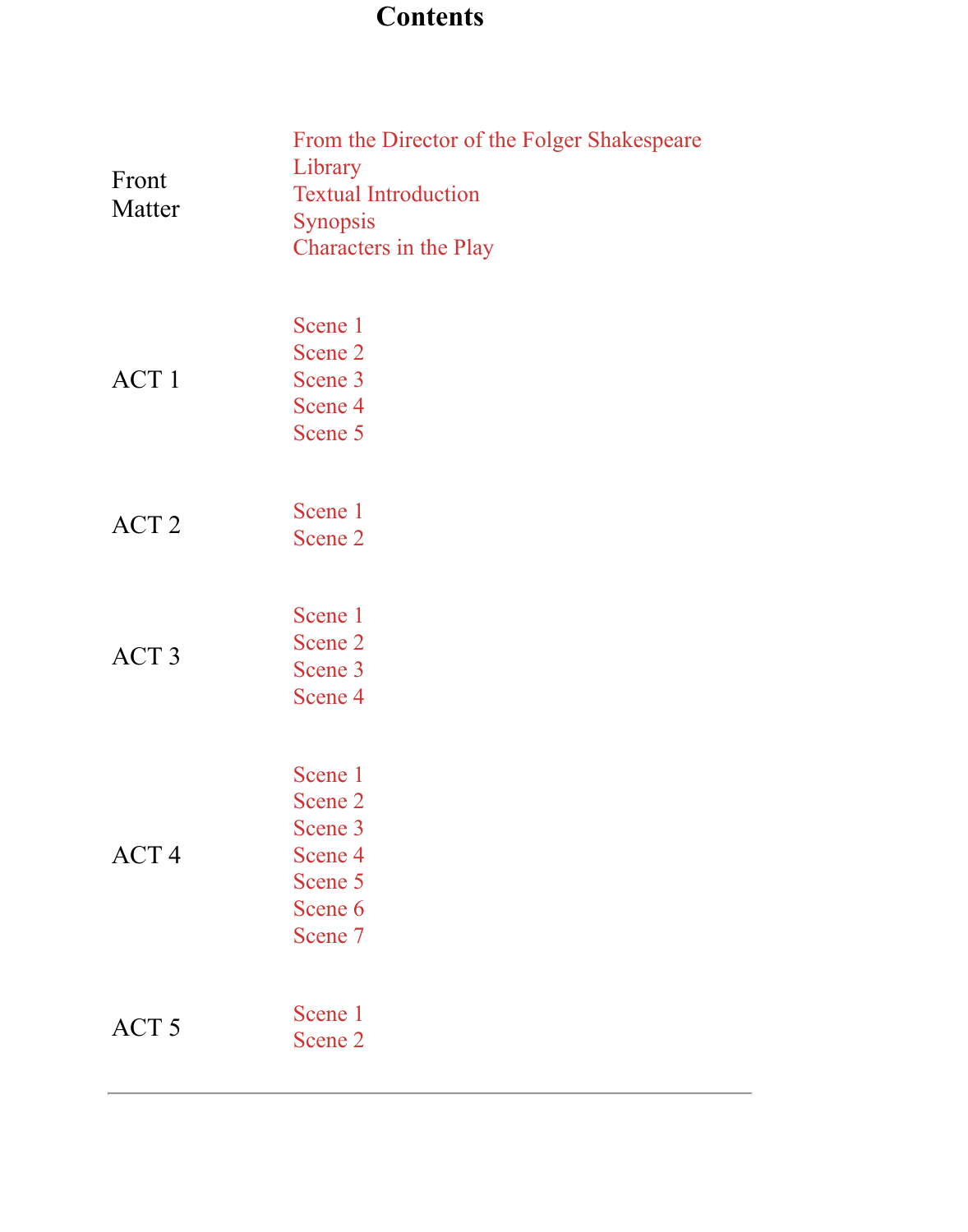# Contents

| | |
|---|---|
| Front Matter | From the Director of the Folger Shakespeare Library<br>Textual Introduction<br>Synopsis<br>Characters in the Play |
| ACT 1 | Scene 1<br>Scene 2<br>Scene 3<br>Scene 4<br>Scene 5 |
| ACT 2 | Scene 1<br>Scene 2 |
| ACT 3 | Scene 1<br>Scene 2<br>Scene 3<br>Scene 4 |
| ACT 4 | Scene 1<br>Scene 2<br>Scene 3<br>Scene 4<br>Scene 5<br>Scene 6<br>Scene 7 |
| ACT 5 | Scene 1<br>Scene 2 |

---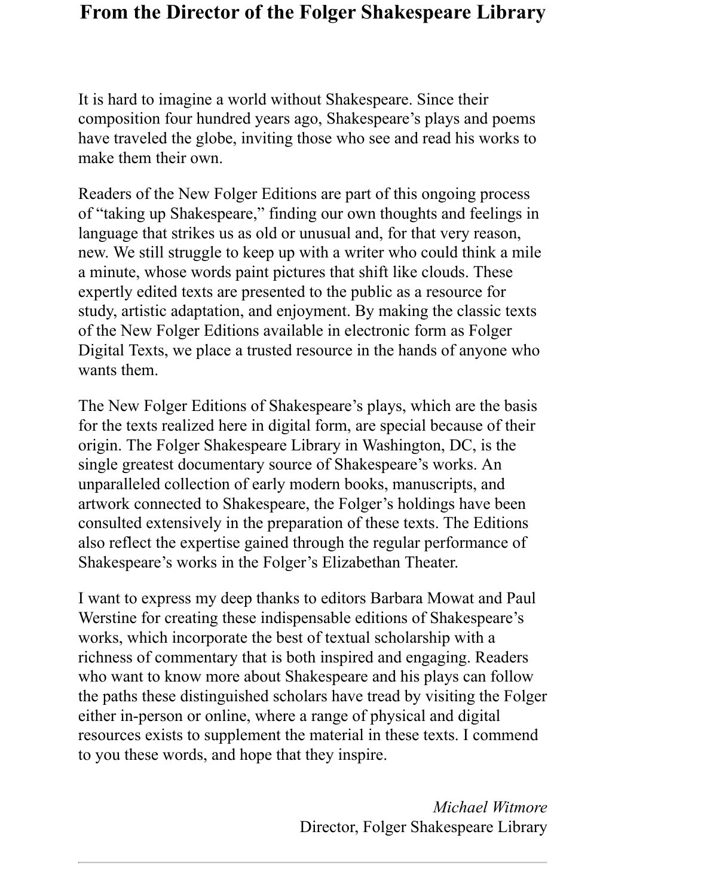# From the Director of the Folger Shakespeare Library

It is hard to imagine a world without Shakespeare. Since their composition four hundred years ago, Shakespeare's plays and poems have traveled the globe, inviting those who see and read his works to make them their own.

Readers of the New Folger Editions are part of this ongoing process of "taking up Shakespeare," finding our own thoughts and feelings in language that strikes us as old or unusual and, for that very reason, new. We still struggle to keep up with a writer who could think a mile a minute, whose words paint pictures that shift like clouds. These expertly edited texts are presented to the public as a resource for study, artistic adaptation, and enjoyment. By making the classic texts of the New Folger Editions available in electronic form as Folger Digital Texts, we place a trusted resource in the hands of anyone who wants them.

The New Folger Editions of Shakespeare's plays, which are the basis for the texts realized here in digital form, are special because of their origin. The Folger Shakespeare Library in Washington, DC, is the single greatest documentary source of Shakespeare's works. An unparalleled collection of early modern books, manuscripts, and artwork connected to Shakespeare, the Folger's holdings have been consulted extensively in the preparation of these texts. The Editions also reflect the expertise gained through the regular performance of Shakespeare's works in the Folger's Elizabethan Theater.

I want to express my deep thanks to editors Barbara Mowat and Paul Werstine for creating these indispensable editions of Shakespeare's works, which incorporate the best of textual scholarship with a richness of commentary that is both inspired and engaging. Readers who want to know more about Shakespeare and his plays can follow the paths these distinguished scholars have tread by visiting the Folger either in-person or online, where a range of physical and digital resources exists to supplement the material in these texts. I commend to you these words, and hope that they inspire.

*Michael Witmore*
Director, Folger Shakespeare Library

---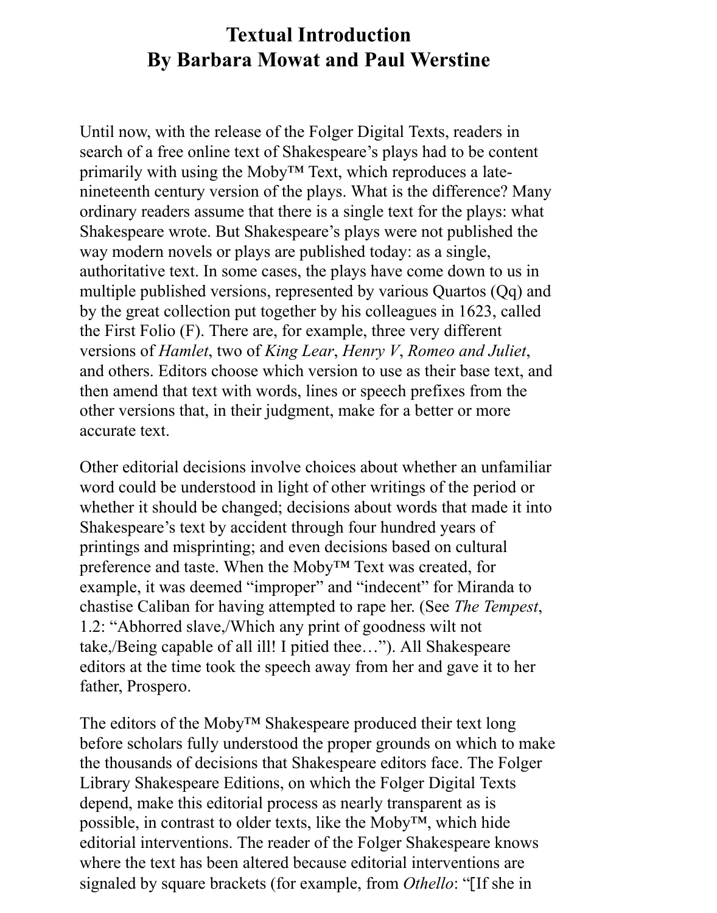# Textual Introduction
# By Barbara Mowat and Paul Werstine

Until now, with the release of the Folger Digital Texts, readers in search of a free online text of Shakespeare's plays had to be content primarily with using the Moby™ Text, which reproduces a late-nineteenth century version of the plays. What is the difference? Many ordinary readers assume that there is a single text for the plays: what Shakespeare wrote. But Shakespeare's plays were not published the way modern novels or plays are published today: as a single, authoritative text. In some cases, the plays have come down to us in multiple published versions, represented by various Quartos (Qq) and by the great collection put together by his colleagues in 1623, called the First Folio (F). There are, for example, three very different versions of *Hamlet*, two of *King Lear*, *Henry V*, *Romeo and Juliet*, and others. Editors choose which version to use as their base text, and then amend that text with words, lines or speech prefixes from the other versions that, in their judgment, make for a better or more accurate text.

Other editorial decisions involve choices about whether an unfamiliar word could be understood in light of other writings of the period or whether it should be changed; decisions about words that made it into Shakespeare's text by accident through four hundred years of printings and misprinting; and even decisions based on cultural preference and taste. When the Moby™ Text was created, for example, it was deemed "improper" and "indecent" for Miranda to chastise Caliban for having attempted to rape her. (See *The Tempest*, 1.2: "Abhorred slave,/Which any print of goodness wilt not take,/Being capable of all ill! I pitied thee…"). All Shakespeare editors at the time took the speech away from her and gave it to her father, Prospero.

The editors of the Moby™ Shakespeare produced their text long before scholars fully understood the proper grounds on which to make the thousands of decisions that Shakespeare editors face. The Folger Library Shakespeare Editions, on which the Folger Digital Texts depend, make this editorial process as nearly transparent as is possible, in contrast to older texts, like the Moby™, which hide editorial interventions. The reader of the Folger Shakespeare knows where the text has been altered because editorial interventions are signaled by square brackets (for example, from *Othello*: "[If she in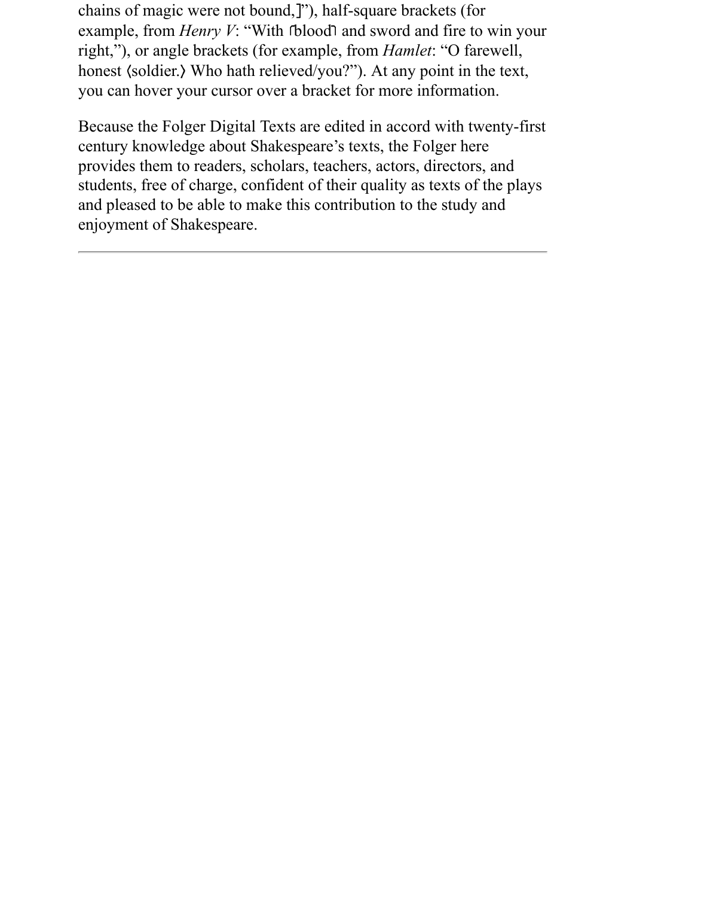chains of magic were not bound,]”), half-square brackets (for example, from *Henry V*: “With ⸢blood⸣ and sword and fire to win your right,”), or angle brackets (for example, from *Hamlet*: “O farewell, honest ⟨soldier.⟩ Who hath relieved/you?”). At any point in the text, you can hover your cursor over a bracket for more information.

Because the Folger Digital Texts are edited in accord with twenty-first century knowledge about Shakespeare’s texts, the Folger here provides them to readers, scholars, teachers, actors, directors, and students, free of charge, confident of their quality as texts of the plays and pleased to be able to make this contribution to the study and enjoyment of Shakespeare.

---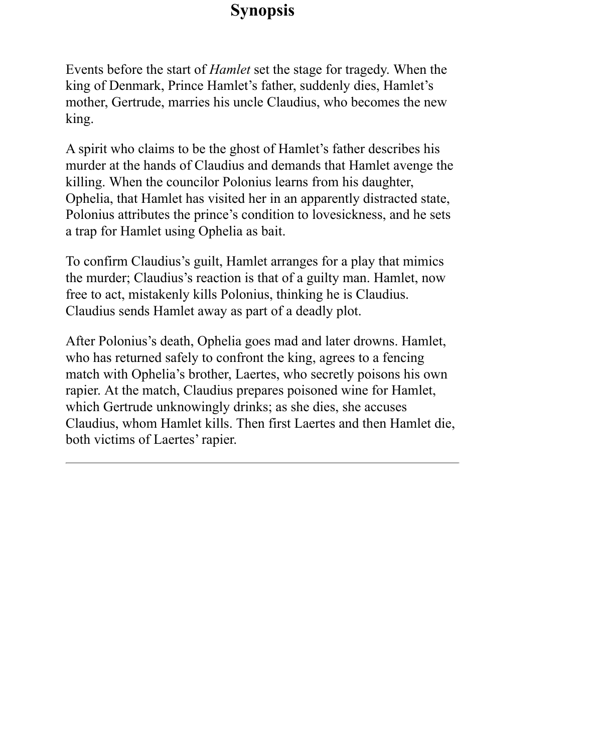# Synopsis

Events before the start of *Hamlet* set the stage for tragedy. When the king of Denmark, Prince Hamlet's father, suddenly dies, Hamlet's mother, Gertrude, marries his uncle Claudius, who becomes the new king.

A spirit who claims to be the ghost of Hamlet's father describes his murder at the hands of Claudius and demands that Hamlet avenge the killing. When the councilor Polonius learns from his daughter, Ophelia, that Hamlet has visited her in an apparently distracted state, Polonius attributes the prince's condition to lovesickness, and he sets a trap for Hamlet using Ophelia as bait.

To confirm Claudius's guilt, Hamlet arranges for a play that mimics the murder; Claudius's reaction is that of a guilty man. Hamlet, now free to act, mistakenly kills Polonius, thinking he is Claudius. Claudius sends Hamlet away as part of a deadly plot.

After Polonius's death, Ophelia goes mad and later drowns. Hamlet, who has returned safely to confront the king, agrees to a fencing match with Ophelia's brother, Laertes, who secretly poisons his own rapier. At the match, Claudius prepares poisoned wine for Hamlet, which Gertrude unknowingly drinks; as she dies, she accuses Claudius, whom Hamlet kills. Then first Laertes and then Hamlet die, both victims of Laertes' rapier.

---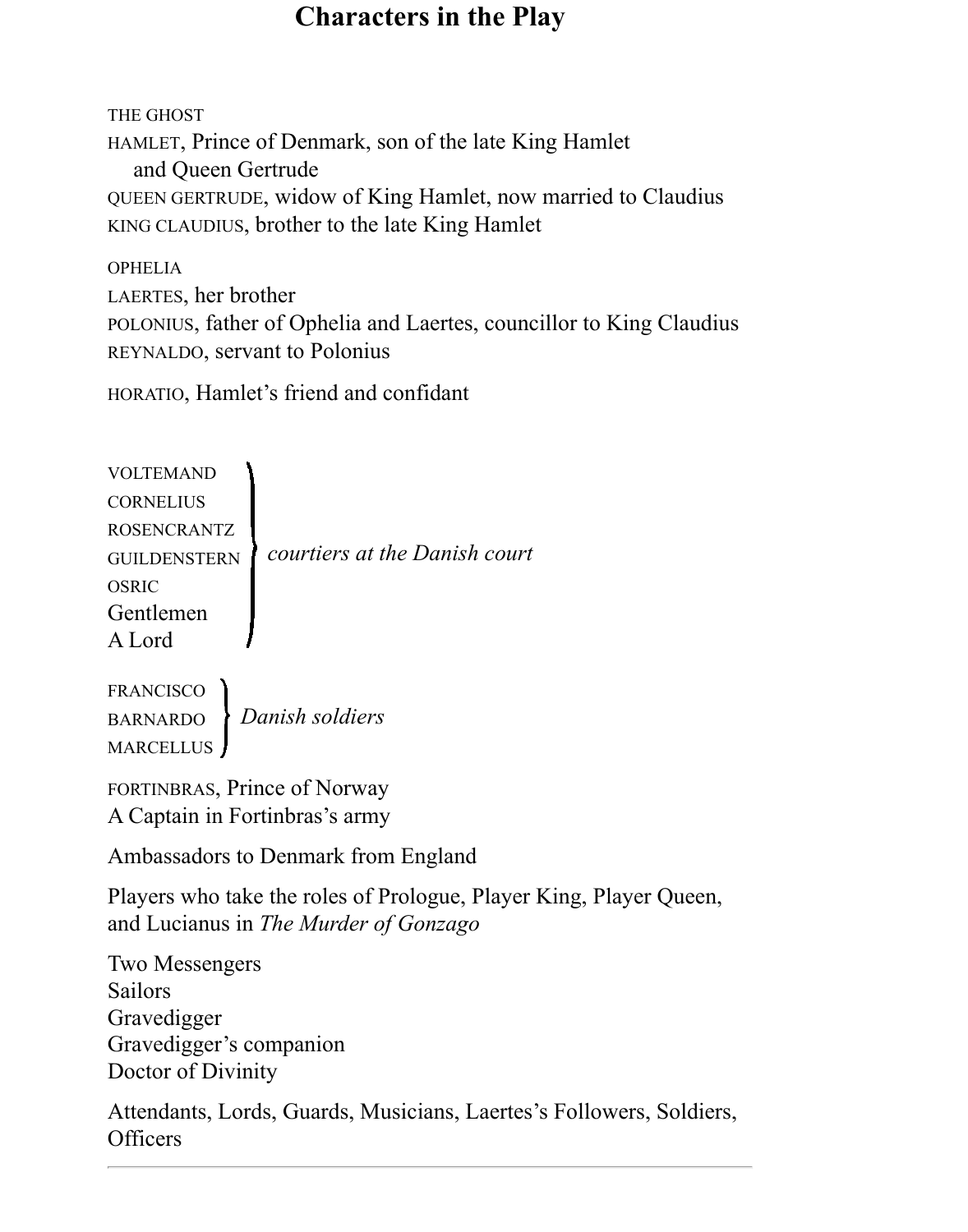# Characters in the Play

THE GHOST
HAMLET, Prince of Denmark, son of the late King Hamlet and Queen Gertrude
QUEEN GERTRUDE, widow of King Hamlet, now married to Claudius
KING CLAUDIUS, brother to the late King Hamlet

OPHELIA
LAERTES, her brother
POLONIUS, father of Ophelia and Laertes, councillor to King Claudius
REYNALDO, servant to Polonius

HORATIO, Hamlet's friend and confidant

VOLTEMAND
CORNELIUS
ROSENCRANTZ
GUILDENSTERN
OSRIC
Gentlemen
A Lord
} *courtiers at the Danish court*

FRANCISCO
BARNARDO
MARCELLUS
} *Danish soldiers*

FORTINBRAS, Prince of Norway
A Captain in Fortinbras's army

Ambassadors to Denmark from England

Players who take the roles of Prologue, Player King, Player Queen, and Lucianus in *The Murder of Gonzago*

Two Messengers
Sailors
Gravedigger
Gravedigger's companion
Doctor of Divinity

Attendants, Lords, Guards, Musicians, Laertes's Followers, Soldiers, Officers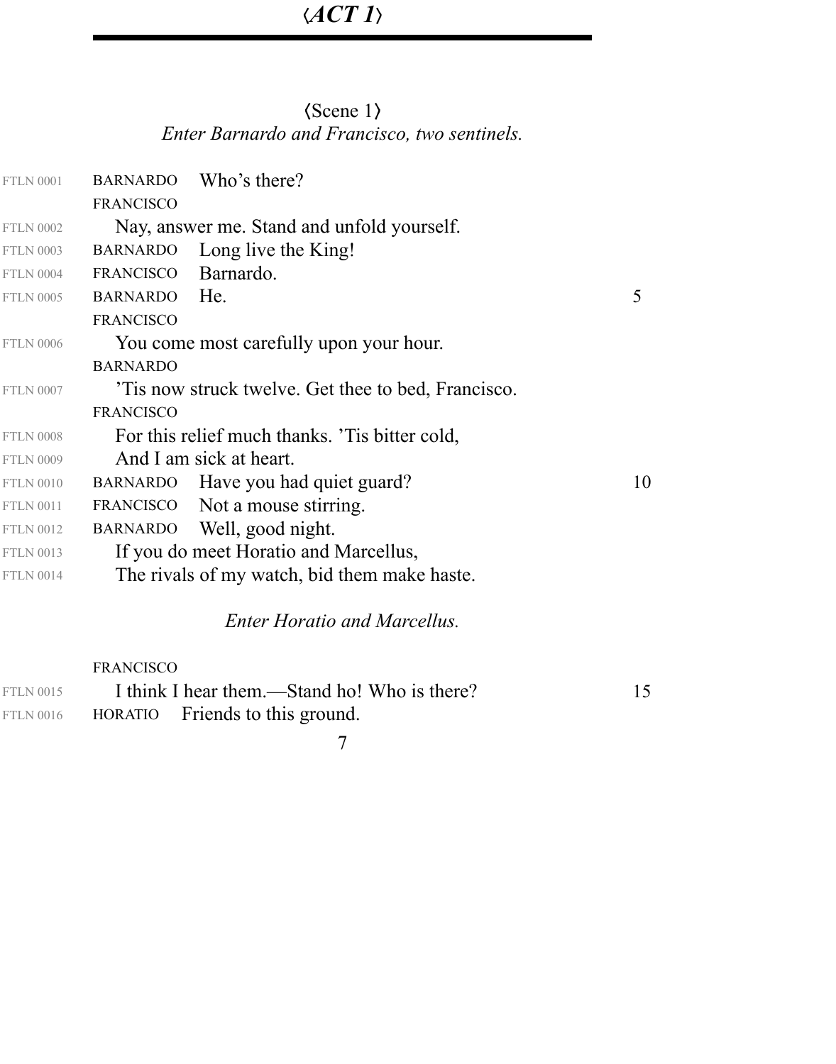# ⟨*ACT 1*⟩

## ⟨Scene 1⟩

*Enter Barnardo and Francisco, two sentinels.*

FTLN 0001 BARNARDO Who's there?

FRANCISCO

FTLN 0002 Nay, answer me. Stand and unfold yourself.

FTLN 0003 BARNARDO Long live the King!

FTLN 0004 FRANCISCO Barnardo.

FTLN 0005 BARNARDO He. 5

FRANCISCO

FTLN 0006 You come most carefully upon your hour.

BARNARDO

FTLN 0007 'Tis now struck twelve. Get thee to bed, Francisco.

FRANCISCO

FTLN 0008 For this relief much thanks. 'Tis bitter cold,

FTLN 0009 And I am sick at heart.

FTLN 0010 BARNARDO Have you had quiet guard? 10

FTLN 0011 FRANCISCO Not a mouse stirring.

FTLN 0012 BARNARDO Well, good night.

FTLN 0013 If you do meet Horatio and Marcellus,

FTLN 0014 The rivals of my watch, bid them make haste.

*Enter Horatio and Marcellus.*

FRANCISCO

FTLN 0015 I think I hear them.—Stand ho! Who is there? 15

FTLN 0016 HORATIO Friends to this ground.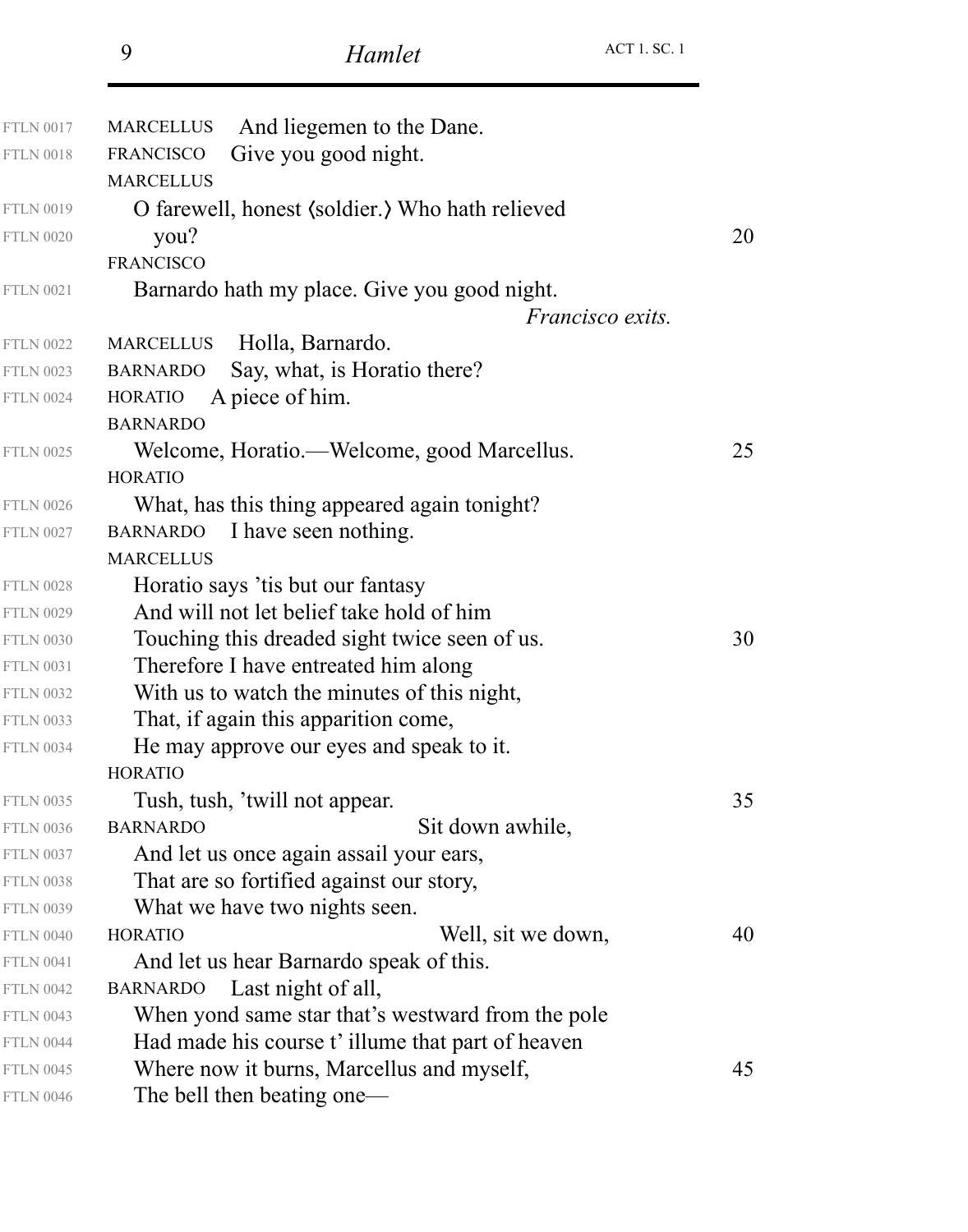MARCELLUS And liegemen to the Dane.

FRANCISCO Give you good night.

MARCELLUS
O farewell, honest ⟨soldier.⟩ Who hath relieved
you?

FRANCISCO
Barnardo hath my place. Give you good night.

*Francisco exits.*

MARCELLUS Holla, Barnardo.

BARNARDO Say, what, is Horatio there?

HORATIO A piece of him.

BARNARDO
Welcome, Horatio.—Welcome, good Marcellus.

HORATIO
What, has this thing appeared again tonight?

BARNARDO I have seen nothing.

MARCELLUS
Horatio says 'tis but our fantasy
And will not let belief take hold of him
Touching this dreaded sight twice seen of us.
Therefore I have entreated him along
With us to watch the minutes of this night,
That, if again this apparition come,
He may approve our eyes and speak to it.

HORATIO
Tush, tush, 'twill not appear.

BARNARDO Sit down awhile,
And let us once again assail your ears,
That are so fortified against our story,
What we have two nights seen.

HORATIO Well, sit we down,
And let us hear Barnardo speak of this.

BARNARDO Last night of all,
When yond same star that's westward from the pole
Had made his course t' illume that part of heaven
Where now it burns, Marcellus and myself,
The bell then beating one—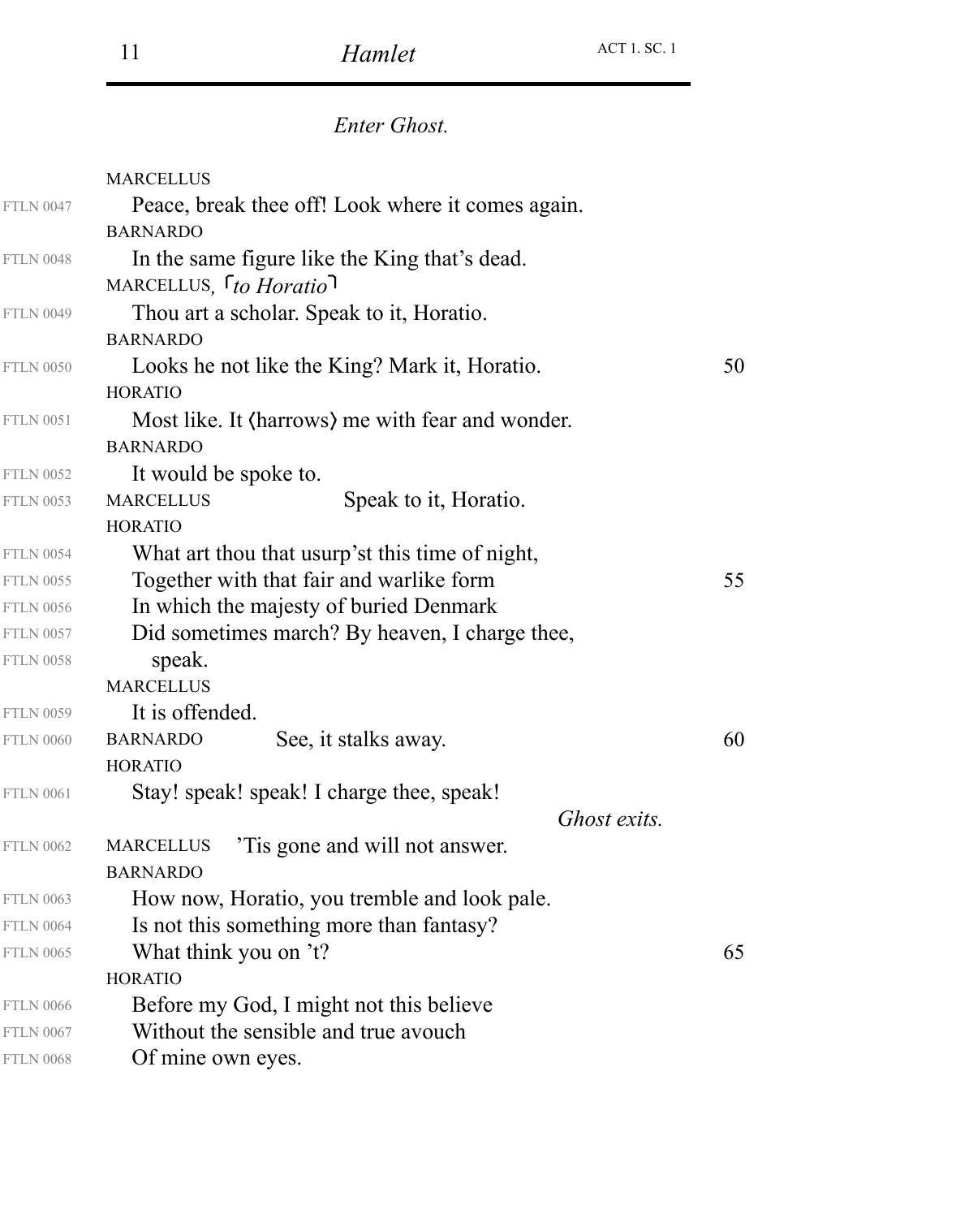*Enter Ghost.*

MARCELLUS
Peace, break thee off! Look where it comes again.

BARNARDO
In the same figure like the King that's dead.

MARCELLUS, ⌜*to Horatio*⌝
Thou art a scholar. Speak to it, Horatio.

BARNARDO
Looks he not like the King? Mark it, Horatio.

HORATIO
Most like. It ⟨harrows⟩ me with fear and wonder.

BARNARDO
It would be spoke to.

MARCELLUS Speak to it, Horatio.

HORATIO
What art thou that usurp'st this time of night,
Together with that fair and warlike form
In which the majesty of buried Denmark
Did sometimes march? By heaven, I charge thee,
speak.

MARCELLUS
It is offended.

BARNARDO See, it stalks away.

HORATIO
Stay! speak! speak! I charge thee, speak!

*Ghost exits.*

MARCELLUS 'Tis gone and will not answer.

BARNARDO
How now, Horatio, you tremble and look pale.
Is not this something more than fantasy?
What think you on 't?

HORATIO
Before my God, I might not this believe
Without the sensible and true avouch
Of mine own eyes.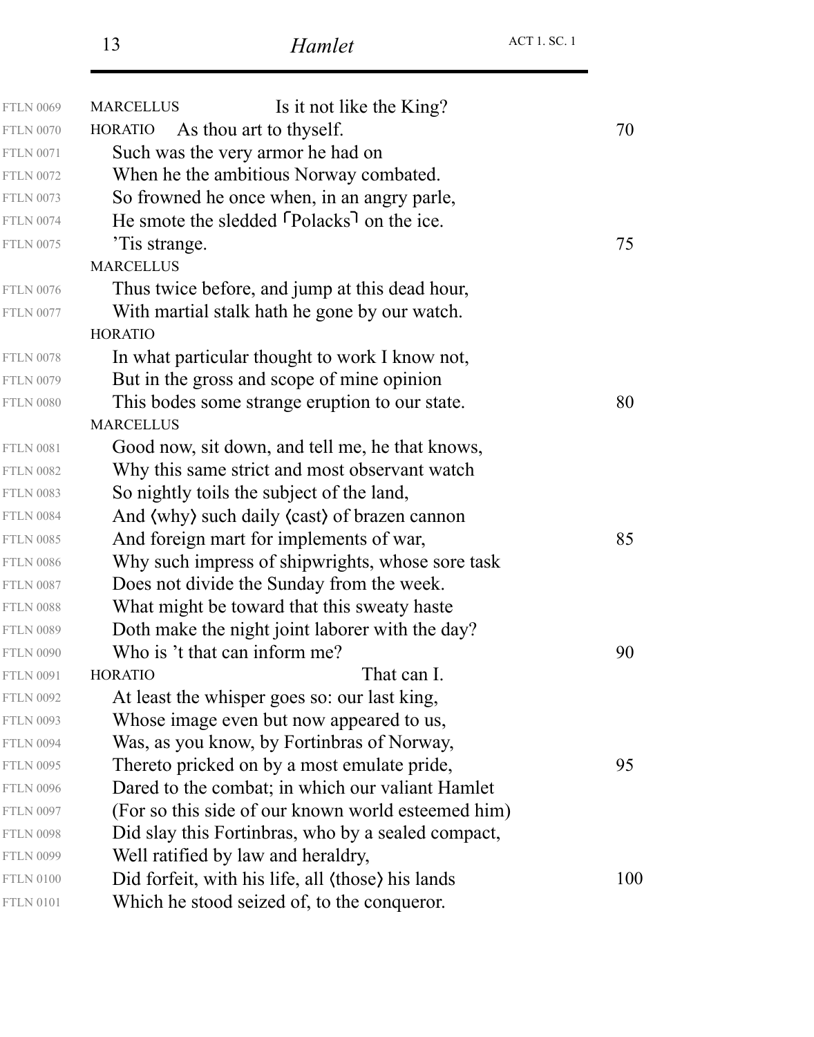MARCELLUS Is it not like the King?

HORATIO As thou art to thyself.
Such was the very armor he had on
When he the ambitious Norway combated.
So frowned he once when, in an angry parle,
He smote the sledded ⌜Polacks⌝ on the ice.
'Tis strange.

MARCELLUS
Thus twice before, and jump at this dead hour,
With martial stalk hath he gone by our watch.

HORATIO
In what particular thought to work I know not,
But in the gross and scope of mine opinion
This bodes some strange eruption to our state.

MARCELLUS
Good now, sit down, and tell me, he that knows,
Why this same strict and most observant watch
So nightly toils the subject of the land,
And ⟨why⟩ such daily ⟨cast⟩ of brazen cannon
And foreign mart for implements of war,
Why such impress of shipwrights, whose sore task
Does not divide the Sunday from the week.
What might be toward that this sweaty haste
Doth make the night joint laborer with the day?
Who is 't that can inform me?

HORATIO That can I.
At least the whisper goes so: our last king,
Whose image even but now appeared to us,
Was, as you know, by Fortinbras of Norway,
Thereto pricked on by a most emulate pride,
Dared to the combat; in which our valiant Hamlet
(For so this side of our known world esteemed him)
Did slay this Fortinbras, who by a sealed compact,
Well ratified by law and heraldry,
Did forfeit, with his life, all ⟨those⟩ his lands
Which he stood seized of, to the conqueror.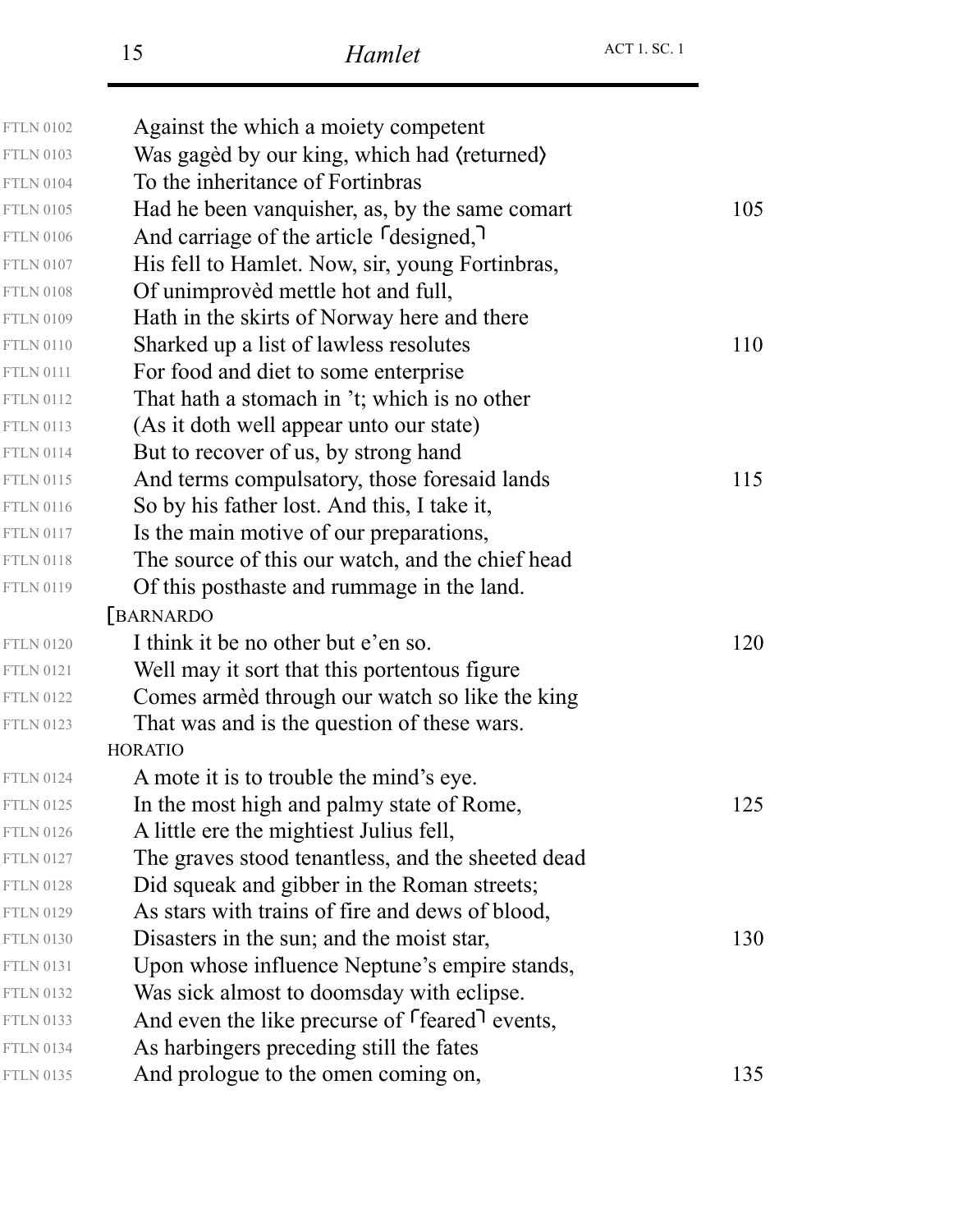Against the which a moiety competent
Was gagèd by our king, which had ⟨returned⟩
To the inheritance of Fortinbras
Had he been vanquisher, as, by the same comart
And carriage of the article ⌜designed,⌝
His fell to Hamlet. Now, sir, young Fortinbras,
Of unimprovèd mettle hot and full,
Hath in the skirts of Norway here and there
Sharked up a list of lawless resolutes
For food and diet to some enterprise
That hath a stomach in ’t; which is no other
(As it doth well appear unto our state)
But to recover of us, by strong hand
And terms compulsatory, those foresaid lands
So by his father lost. And this, I take it,
Is the main motive of our preparations,
The source of this our watch, and the chief head
Of this posthaste and rummage in the land.

[BARNARDO

I think it be no other but e’en so.
Well may it sort that this portentous figure
Comes armèd through our watch so like the king
That was and is the question of these wars.

HORATIO

A mote it is to trouble the mind’s eye.
In the most high and palmy state of Rome,
A little ere the mightiest Julius fell,
The graves stood tenantless, and the sheeted dead
Did squeak and gibber in the Roman streets;
As stars with trains of fire and dews of blood,
Disasters in the sun; and the moist star,
Upon whose influence Neptune’s empire stands,
Was sick almost to doomsday with eclipse.
And even the like precurse of ⌜feared⌝ events,
As harbingers preceding still the fates
And prologue to the omen coming on,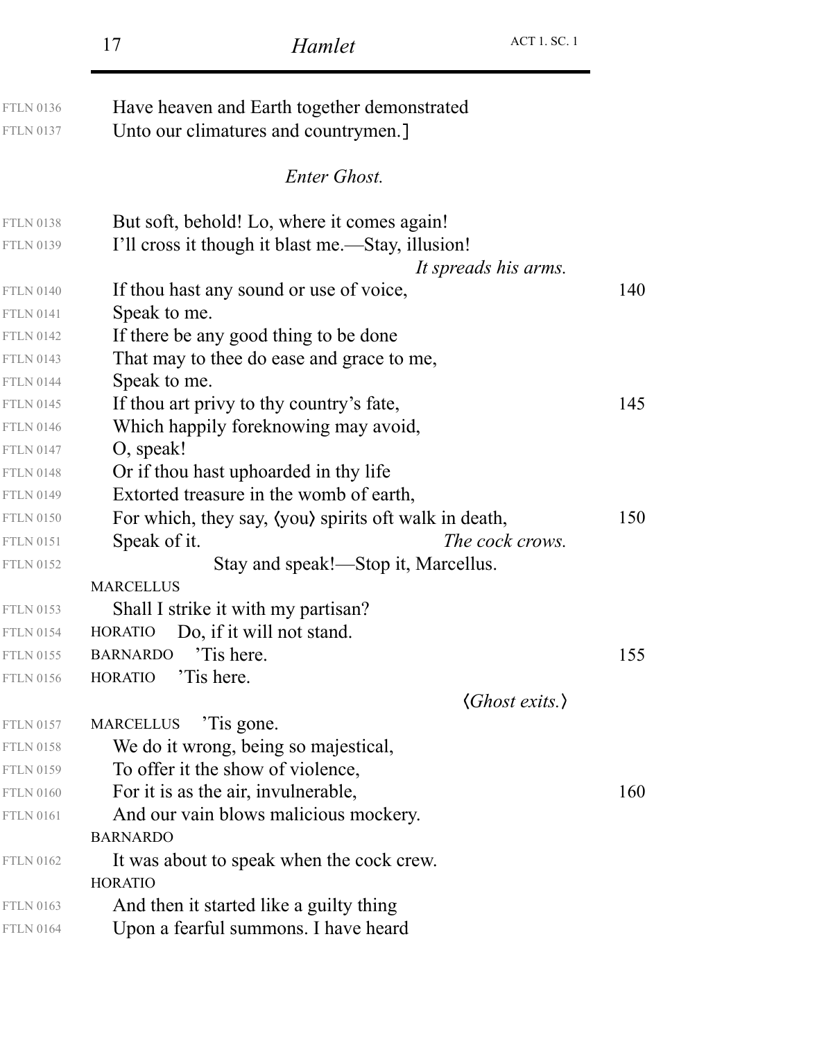Have heaven and Earth together demonstrated
Unto our climatures and countrymen.]

*Enter Ghost.*

But soft, behold! Lo, where it comes again!
I'll cross it though it blast me.—Stay, illusion!

*It spreads his arms.*

If thou hast any sound or use of voice,
Speak to me.
If there be any good thing to be done
That may to thee do ease and grace to me,
Speak to me.
If thou art privy to thy country's fate,
Which happily foreknowing may avoid,
O, speak!
Or if thou hast uphoarded in thy life
Extorted treasure in the womb of earth,
For which, they say, ⟨you⟩ spirits oft walk in death,
Speak of it. *The cock crows.*
Stay and speak!—Stop it, Marcellus.

MARCELLUS
Shall I strike it with my partisan?

HORATIO Do, if it will not stand.

BARNARDO 'Tis here.

HORATIO 'Tis here.

*⟨Ghost exits.⟩*

MARCELLUS 'Tis gone.
We do it wrong, being so majestical,
To offer it the show of violence,
For it is as the air, invulnerable,
And our vain blows malicious mockery.

BARNARDO
It was about to speak when the cock crew.

HORATIO
And then it started like a guilty thing
Upon a fearful summons. I have heard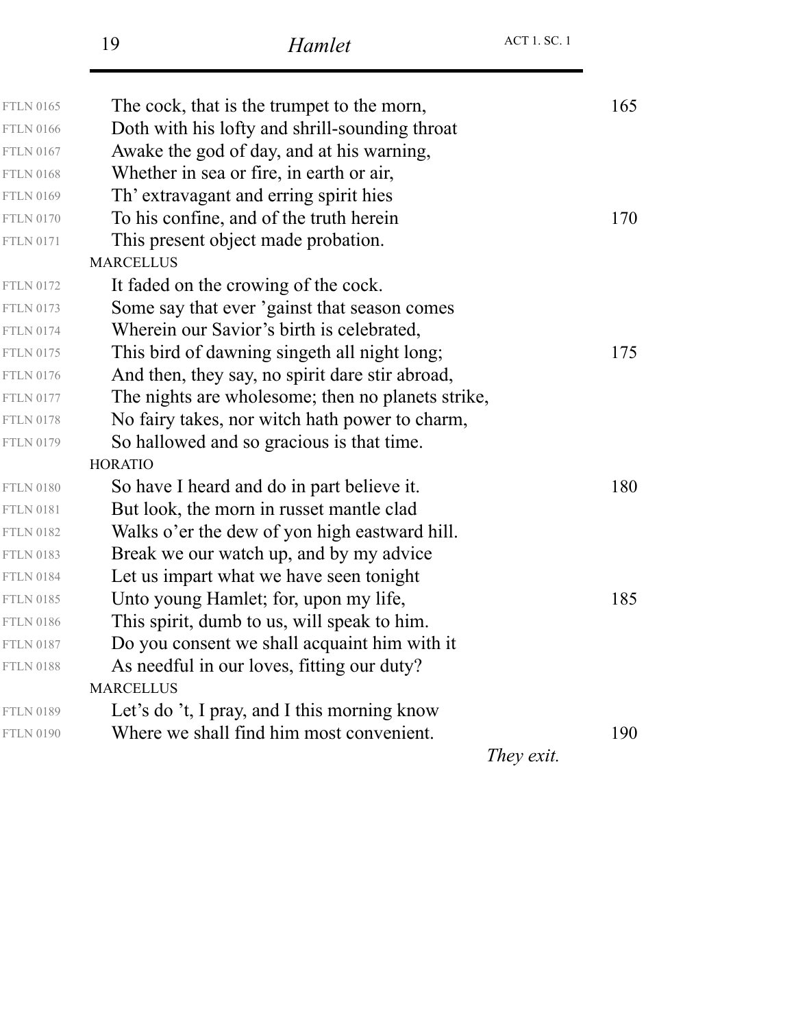The cock, that is the trumpet to the morn,
Doth with his lofty and shrill-sounding throat
Awake the god of day, and at his warning,
Whether in sea or fire, in earth or air,
Th' extravagant and erring spirit hies
To his confine, and of the truth herein
This present object made probation.

MARCELLUS

It faded on the crowing of the cock.
Some say that ever 'gainst that season comes
Wherein our Savior's birth is celebrated,
This bird of dawning singeth all night long;
And then, they say, no spirit dare stir abroad,
The nights are wholesome; then no planets strike,
No fairy takes, nor witch hath power to charm,
So hallowed and so gracious is that time.

HORATIO

So have I heard and do in part believe it.
But look, the morn in russet mantle clad
Walks o'er the dew of yon high eastward hill.
Break we our watch up, and by my advice
Let us impart what we have seen tonight
Unto young Hamlet; for, upon my life,
This spirit, dumb to us, will speak to him.
Do you consent we shall acquaint him with it
As needful in our loves, fitting our duty?

MARCELLUS

Let's do 't, I pray, and I this morning know
Where we shall find him most convenient.

*They exit.*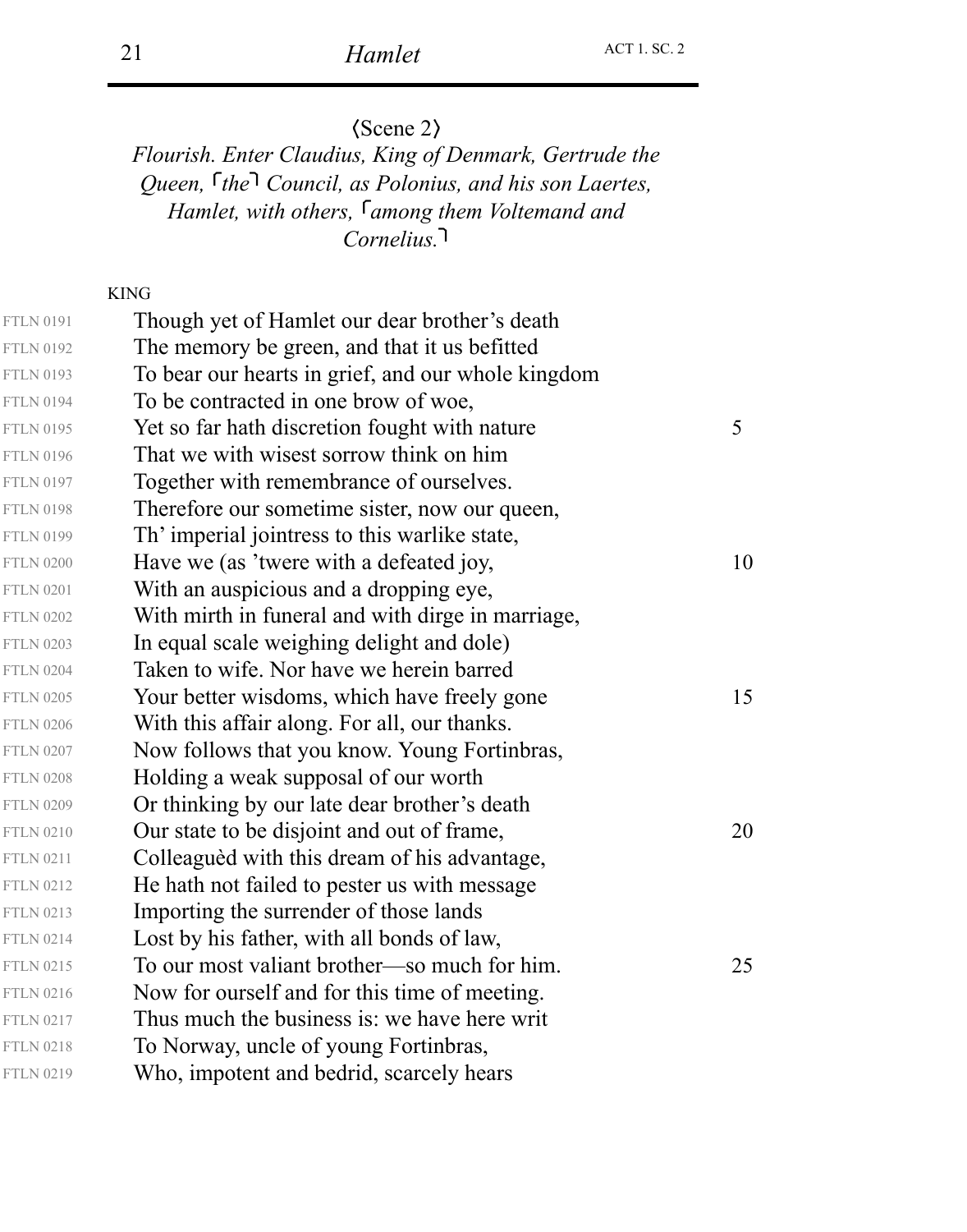⟨Scene 2⟩

*Flourish. Enter Claudius, King of Denmark, Gertrude the Queen,* ⌜*the*⌝ *Council, as Polonius, and his son Laertes, Hamlet, with others,* ⌜*among them Voltemand and Cornelius.*⌝

KING

FTLN 0191 Though yet of Hamlet our dear brother's death
FTLN 0192 The memory be green, and that it us befitted
FTLN 0193 To bear our hearts in grief, and our whole kingdom
FTLN 0194 To be contracted in one brow of woe,
FTLN 0195 Yet so far hath discretion fought with nature 5
FTLN 0196 That we with wisest sorrow think on him
FTLN 0197 Together with remembrance of ourselves.
FTLN 0198 Therefore our sometime sister, now our queen,
FTLN 0199 Th' imperial jointress to this warlike state,
FTLN 0200 Have we (as 'twere with a defeated joy, 10
FTLN 0201 With an auspicious and a dropping eye,
FTLN 0202 With mirth in funeral and with dirge in marriage,
FTLN 0203 In equal scale weighing delight and dole)
FTLN 0204 Taken to wife. Nor have we herein barred
FTLN 0205 Your better wisdoms, which have freely gone 15
FTLN 0206 With this affair along. For all, our thanks.
FTLN 0207 Now follows that you know. Young Fortinbras,
FTLN 0208 Holding a weak supposal of our worth
FTLN 0209 Or thinking by our late dear brother's death
FTLN 0210 Our state to be disjoint and out of frame, 20
FTLN 0211 Colleaguèd with this dream of his advantage,
FTLN 0212 He hath not failed to pester us with message
FTLN 0213 Importing the surrender of those lands
FTLN 0214 Lost by his father, with all bonds of law,
FTLN 0215 To our most valiant brother—so much for him. 25
FTLN 0216 Now for ourself and for this time of meeting.
FTLN 0217 Thus much the business is: we have here writ
FTLN 0218 To Norway, uncle of young Fortinbras,
FTLN 0219 Who, impotent and bedrid, scarcely hears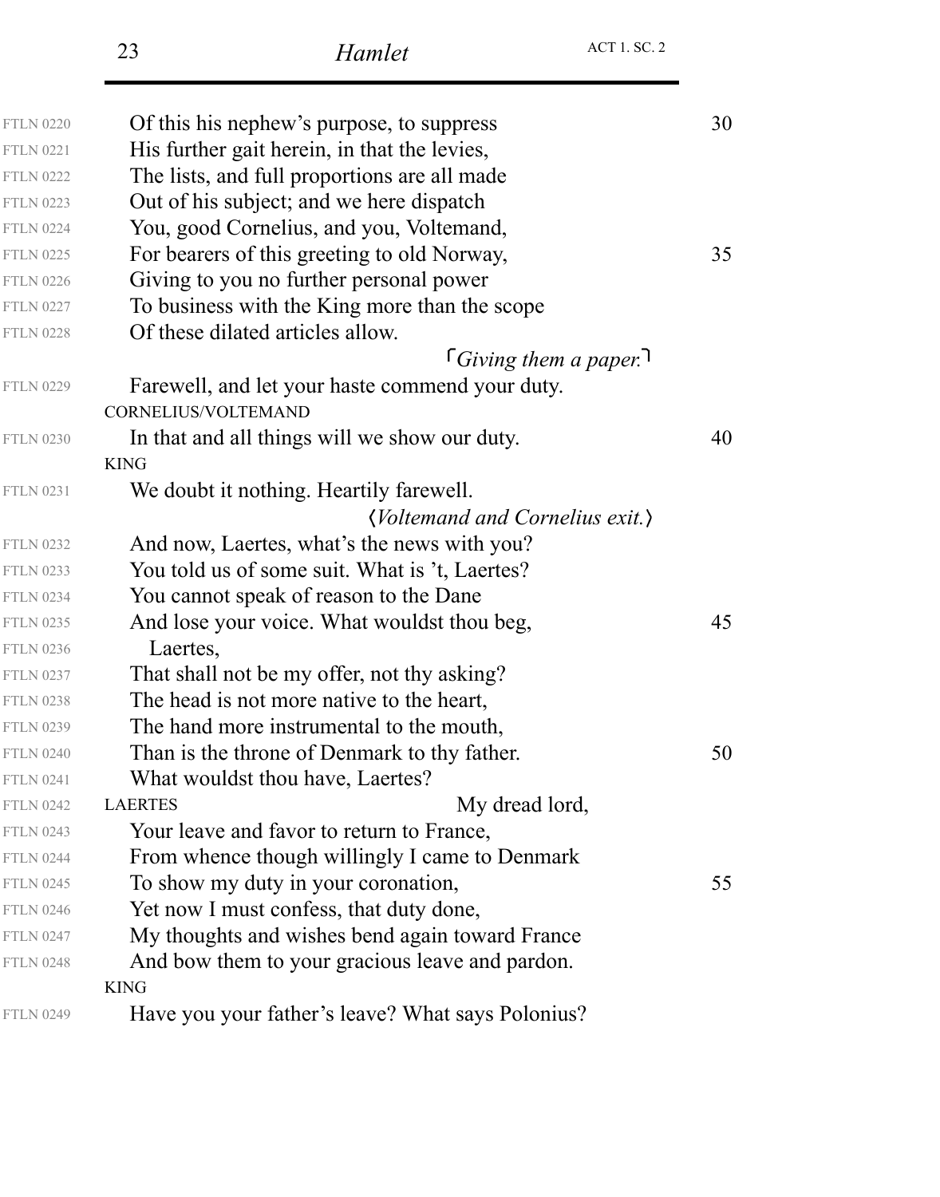Of this his nephew's purpose, to suppress
His further gait herein, in that the levies,
The lists, and full proportions are all made
Out of his subject; and we here dispatch
You, good Cornelius, and you, Voltemand,
For bearers of this greeting to old Norway,
Giving to you no further personal power
To business with the King more than the scope
Of these dilated articles allow.

⌜*Giving them a paper.*⌝

Farewell, and let your haste commend your duty.

CORNELIUS/VOLTEMAND

In that and all things will we show our duty.

KING

We doubt it nothing. Heartily farewell.

⟨*Voltemand and Cornelius exit.*⟩

And now, Laertes, what's the news with you?
You told us of some suit. What is 't, Laertes?
You cannot speak of reason to the Dane
And lose your voice. What wouldst thou beg,
Laertes,
That shall not be my offer, not thy asking?
The head is not more native to the heart,
The hand more instrumental to the mouth,
Than is the throne of Denmark to thy father.
What wouldst thou have, Laertes?

LAERTES

My dread lord,
Your leave and favor to return to France,
From whence though willingly I came to Denmark
To show my duty in your coronation,
Yet now I must confess, that duty done,
My thoughts and wishes bend again toward France
And bow them to your gracious leave and pardon.

KING

Have you your father's leave? What says Polonius?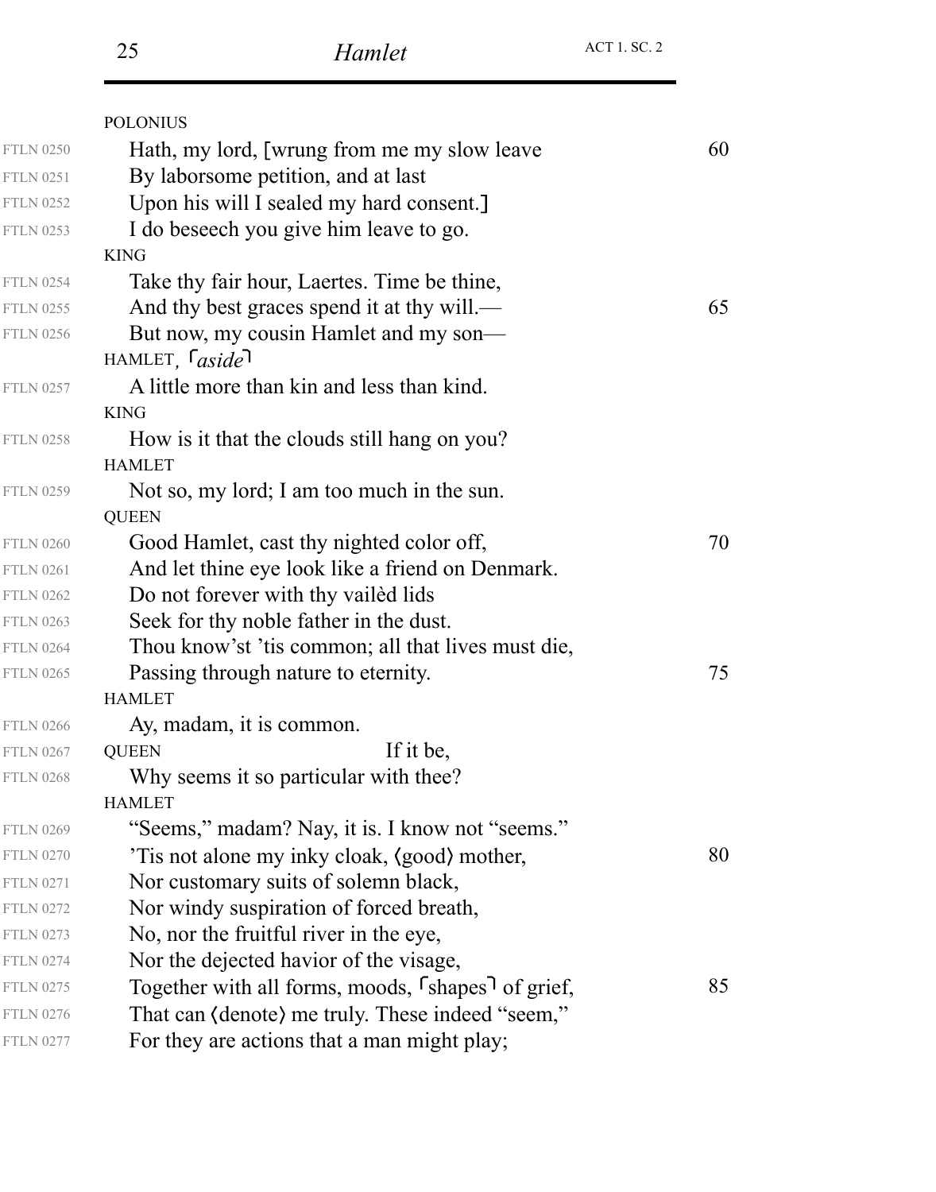POLONIUS

Hath, my lord, [wrung from me my slow leave
By laborsome petition, and at last
Upon his will I sealed my hard consent.]
I do beseech you give him leave to go.

KING

Take thy fair hour, Laertes. Time be thine,
And thy best graces spend it at thy will.—
But now, my cousin Hamlet and my son—

HAMLET, ⌜*aside*⌝

A little more than kin and less than kind.

KING

How is it that the clouds still hang on you?

HAMLET

Not so, my lord; I am too much in the sun.

QUEEN

Good Hamlet, cast thy nighted color off,
And let thine eye look like a friend on Denmark.
Do not forever with thy vailèd lids
Seek for thy noble father in the dust.
Thou know'st 'tis common; all that lives must die,
Passing through nature to eternity.

HAMLET

Ay, madam, it is common.

QUEEN

If it be,
Why seems it so particular with thee?

HAMLET

"Seems," madam? Nay, it is. I know not "seems."
'Tis not alone my inky cloak, ⟨good⟩ mother,
Nor customary suits of solemn black,
Nor windy suspiration of forced breath,
No, nor the fruitful river in the eye,
Nor the dejected havior of the visage,
Together with all forms, moods, ⌜shapes⌝ of grief,
That can ⟨denote⟩ me truly. These indeed "seem,"
For they are actions that a man might play;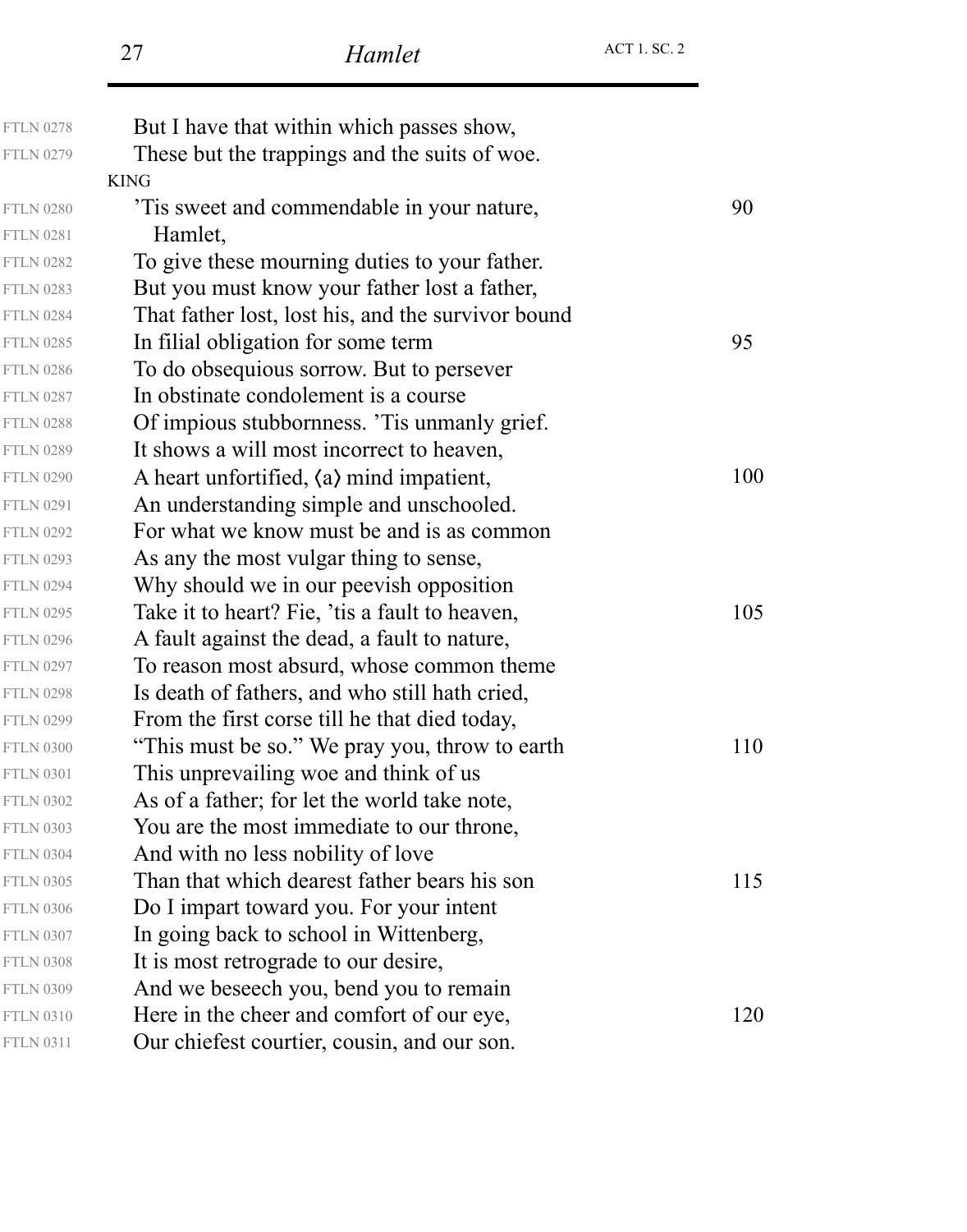But I have that within which passes show,
These but the trappings and the suits of woe.

KING

’Tis sweet and commendable in your nature,
  Hamlet,
To give these mourning duties to your father.
But you must know your father lost a father,
That father lost, lost his, and the survivor bound
In filial obligation for some term
To do obsequious sorrow. But to persever
In obstinate condolement is a course
Of impious stubbornness. ’Tis unmanly grief.
It shows a will most incorrect to heaven,
A heart unfortified, ⟨a⟩ mind impatient,
An understanding simple and unschooled.
For what we know must be and is as common
As any the most vulgar thing to sense,
Why should we in our peevish opposition
Take it to heart? Fie, ’tis a fault to heaven,
A fault against the dead, a fault to nature,
To reason most absurd, whose common theme
Is death of fathers, and who still hath cried,
From the first corse till he that died today,
“This must be so.” We pray you, throw to earth
This unprevailing woe and think of us
As of a father; for let the world take note,
You are the most immediate to our throne,
And with no less nobility of love
Than that which dearest father bears his son
Do I impart toward you. For your intent
In going back to school in Wittenberg,
It is most retrograde to our desire,
And we beseech you, bend you to remain
Here in the cheer and comfort of our eye,
Our chiefest courtier, cousin, and our son.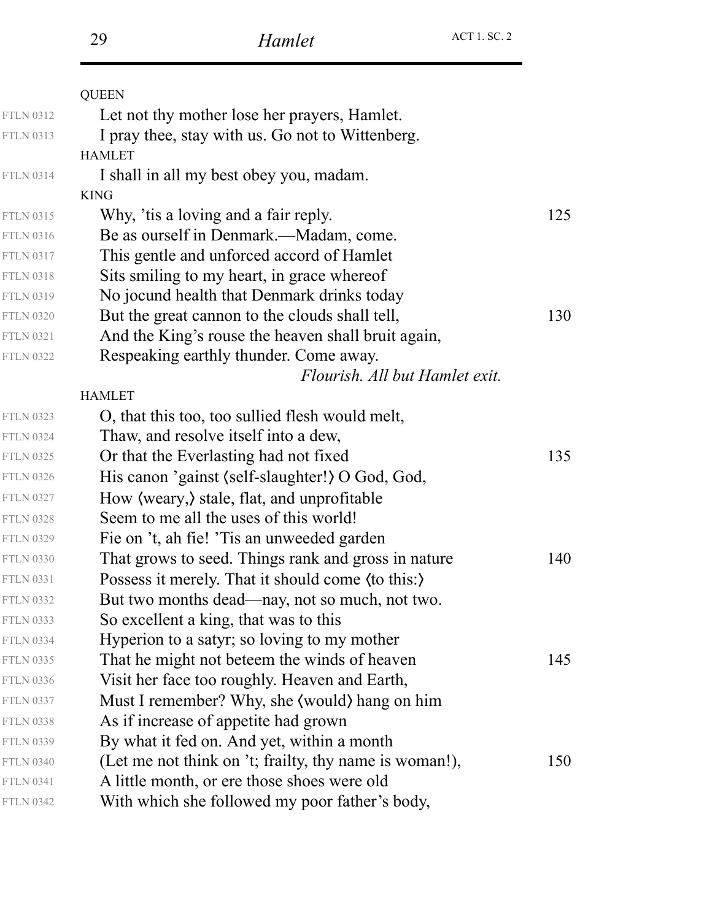QUEEN

Let not thy mother lose her prayers, Hamlet.
I pray thee, stay with us. Go not to Wittenberg.

HAMLET

I shall in all my best obey you, madam.

KING

Why, 'tis a loving and a fair reply. 125
Be as ourself in Denmark.—Madam, come.
This gentle and unforced accord of Hamlet
Sits smiling to my heart, in grace whereof
No jocund health that Denmark drinks today
But the great cannon to the clouds shall tell, 130
And the King's rouse the heaven shall bruit again,
Respeaking earthly thunder. Come away.

*Flourish. All but Hamlet exit.*

HAMLET

O, that this too, too sullied flesh would melt,
Thaw, and resolve itself into a dew,
Or that the Everlasting had not fixed 135
His canon 'gainst ⟨self-slaughter!⟩ O God, God,
How ⟨weary,⟩ stale, flat, and unprofitable
Seem to me all the uses of this world!
Fie on 't, ah fie! 'Tis an unweeded garden
That grows to seed. Things rank and gross in nature 140
Possess it merely. That it should come ⟨to this:⟩
But two months dead—nay, not so much, not two.
So excellent a king, that was to this
Hyperion to a satyr; so loving to my mother
That he might not beteem the winds of heaven 145
Visit her face too roughly. Heaven and Earth,
Must I remember? Why, she ⟨would⟩ hang on him
As if increase of appetite had grown
By what it fed on. And yet, within a month
(Let me not think on 't; frailty, thy name is woman!), 150
A little month, or ere those shoes were old
With which she followed my poor father's body,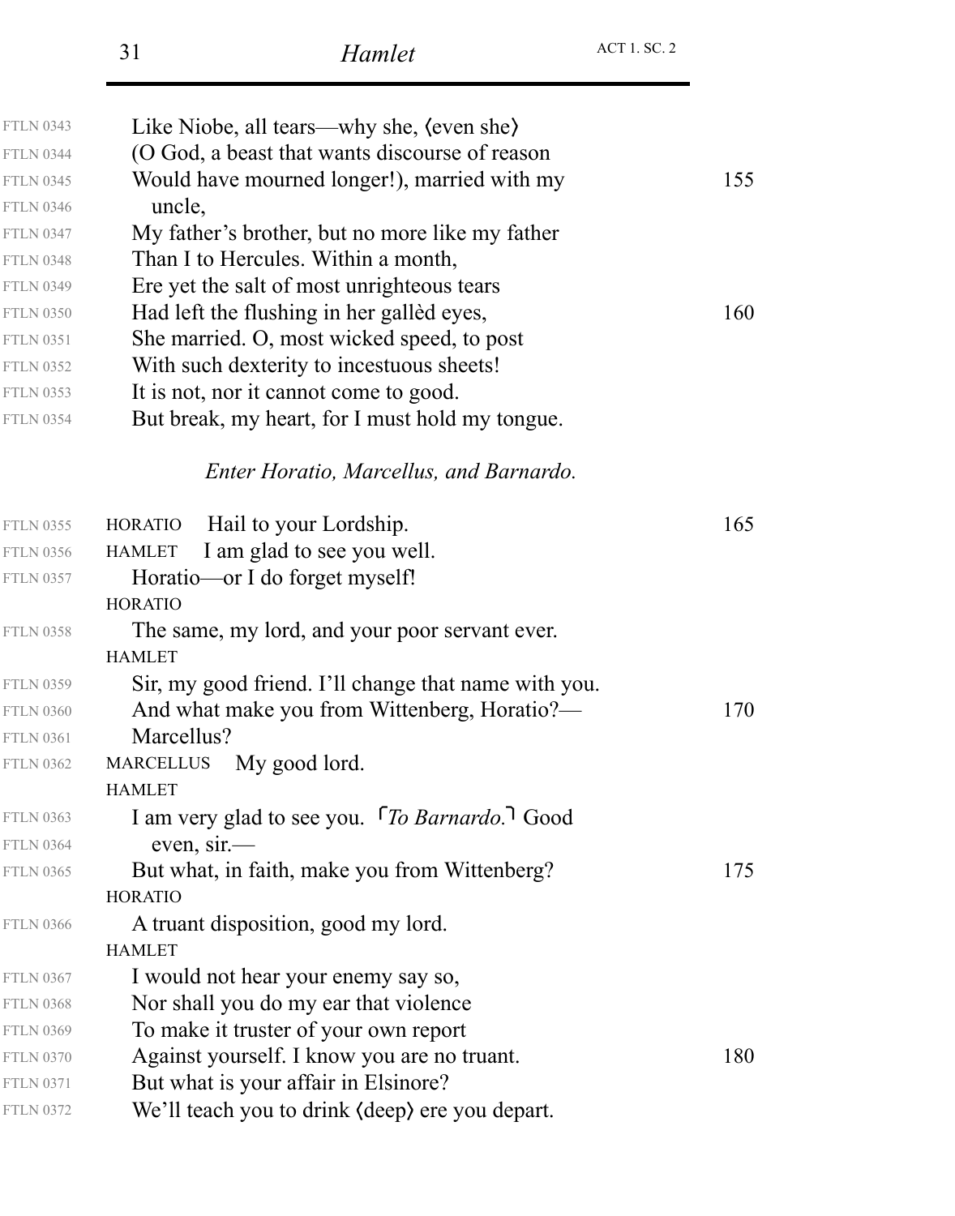Like Niobe, all tears—why she, ⟨even she⟩
(O God, a beast that wants discourse of reason
Would have mourned longer!), married with my
  uncle,
My father's brother, but no more like my father
Than I to Hercules. Within a month,
Ere yet the salt of most unrighteous tears
Had left the flushing in her gallèd eyes,
She married. O, most wicked speed, to post
With such dexterity to incestuous sheets!
It is not, nor it cannot come to good.
But break, my heart, for I must hold my tongue.

*Enter Horatio, Marcellus, and Barnardo.*

HORATIO Hail to your Lordship.

HAMLET I am glad to see you well.
Horatio—or I do forget myself!

HORATIO
The same, my lord, and your poor servant ever.

HAMLET
Sir, my good friend. I'll change that name with you.
And what make you from Wittenberg, Horatio?—
Marcellus?

MARCELLUS My good lord.

HAMLET
I am very glad to see you. ⌜*To Barnardo.*⌝ Good
  even, sir.—
But what, in faith, make you from Wittenberg?

HORATIO
A truant disposition, good my lord.

HAMLET
I would not hear your enemy say so,
Nor shall you do my ear that violence
To make it truster of your own report
Against yourself. I know you are no truant.
But what is your affair in Elsinore?
We'll teach you to drink ⟨deep⟩ ere you depart.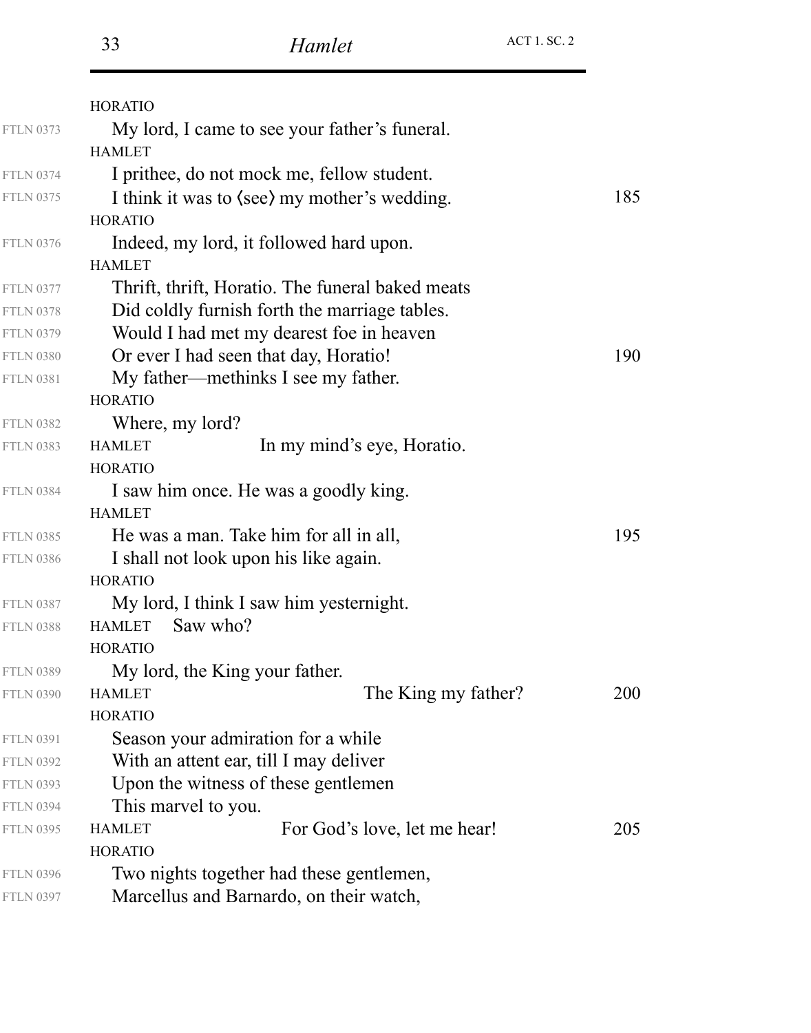HORATIO

My lord, I came to see your father's funeral.

HAMLET

I prithee, do not mock me, fellow student.
I think it was to ⟨see⟩ my mother's wedding.

HORATIO

Indeed, my lord, it followed hard upon.

HAMLET

Thrift, thrift, Horatio. The funeral baked meats
Did coldly furnish forth the marriage tables.
Would I had met my dearest foe in heaven
Or ever I had seen that day, Horatio!
My father—methinks I see my father.

HORATIO

Where, my lord?

HAMLET In my mind's eye, Horatio.

HORATIO

I saw him once. He was a goodly king.

HAMLET

He was a man. Take him for all in all,
I shall not look upon his like again.

HORATIO

My lord, I think I saw him yesternight.

HAMLET Saw who?

HORATIO

My lord, the King your father.

HAMLET The King my father?

HORATIO

Season your admiration for a while
With an attent ear, till I may deliver
Upon the witness of these gentlemen
This marvel to you.

HAMLET For God's love, let me hear!

HORATIO

Two nights together had these gentlemen,
Marcellus and Barnardo, on their watch,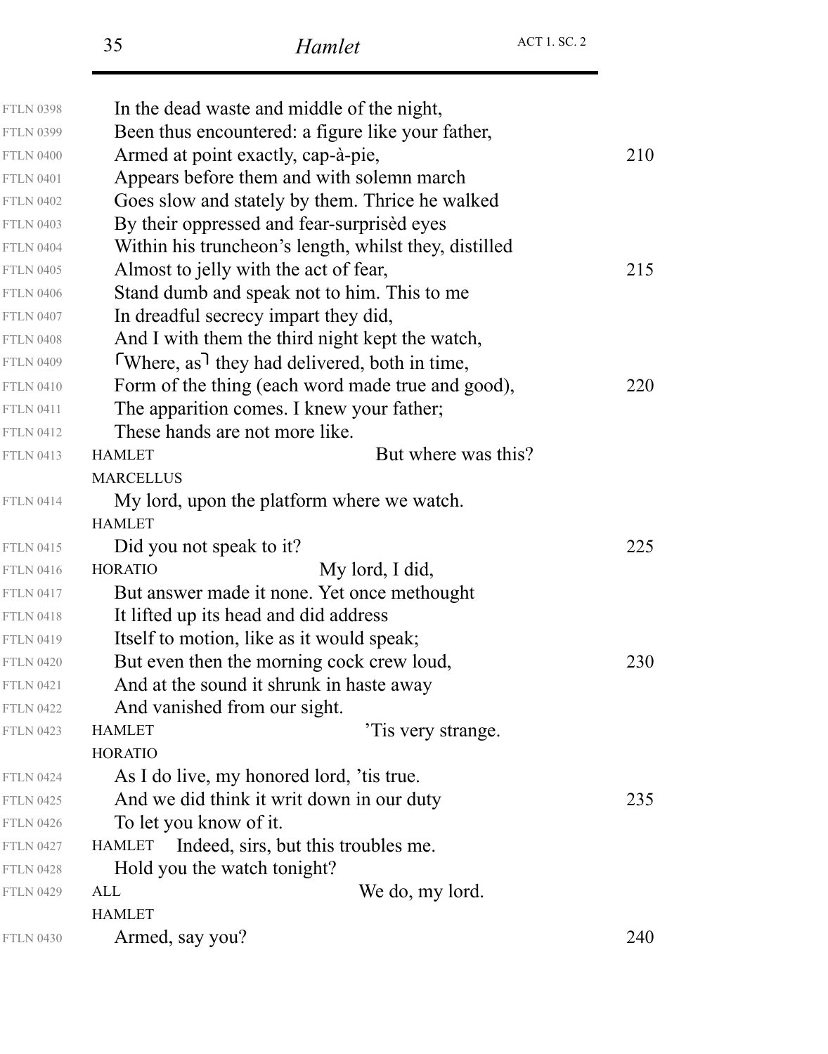In the dead waste and middle of the night,
Been thus encountered: a figure like your father,
Armed at point exactly, cap-à-pie,
Appears before them and with solemn march
Goes slow and stately by them. Thrice he walked
By their oppressed and fear-surprisèd eyes
Within his truncheon's length, whilst they, distilled
Almost to jelly with the act of fear,
Stand dumb and speak not to him. This to me
In dreadful secrecy impart they did,
And I with them the third night kept the watch,
⌜Where, as⌝ they had delivered, both in time,
Form of the thing (each word made true and good),
The apparition comes. I knew your father;
These hands are not more like.

HAMLET But where was this?

MARCELLUS
My lord, upon the platform where we watch.

HAMLET
Did you not speak to it?

HORATIO My lord, I did,
But answer made it none. Yet once methought
It lifted up its head and did address
Itself to motion, like as it would speak;
But even then the morning cock crew loud,
And at the sound it shrunk in haste away
And vanished from our sight.

HAMLET 'Tis very strange.

HORATIO
As I do live, my honored lord, 'tis true.
And we did think it writ down in our duty
To let you know of it.

HAMLET Indeed, sirs, but this troubles me.
Hold you the watch tonight?

ALL We do, my lord.

HAMLET
Armed, say you?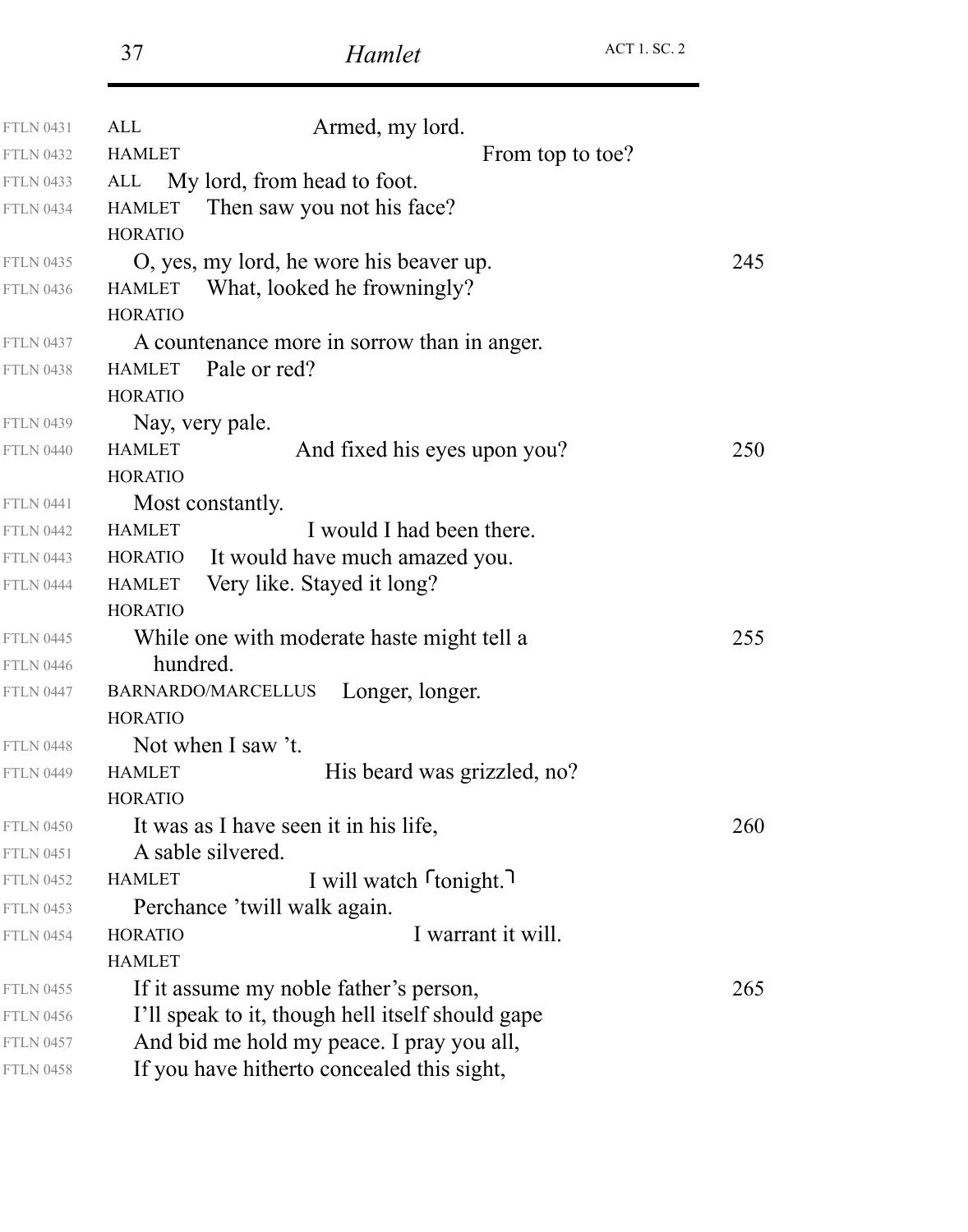ALL Armed, my lord.

HAMLET From top to toe?

ALL My lord, from head to foot.

HAMLET Then saw you not his face?

HORATIO
O, yes, my lord, he wore his beaver up.

HAMLET What, looked he frowningly?

HORATIO
A countenance more in sorrow than in anger.

HAMLET Pale or red?

HORATIO
Nay, very pale.

HAMLET And fixed his eyes upon you?

HORATIO
Most constantly.

HAMLET I would I had been there.

HORATIO It would have much amazed you.

HAMLET Very like. Stayed it long?

HORATIO
While one with moderate haste might tell a
hundred.

BARNARDO/MARCELLUS Longer, longer.

HORATIO
Not when I saw 't.

HAMLET His beard was grizzled, no?

HORATIO
It was as I have seen it in his life,
A sable silvered.

HAMLET I will watch ⌜tonight.⌝
Perchance 'twill walk again.

HORATIO I warrant it will.

HAMLET
If it assume my noble father's person,
I'll speak to it, though hell itself should gape
And bid me hold my peace. I pray you all,
If you have hitherto concealed this sight,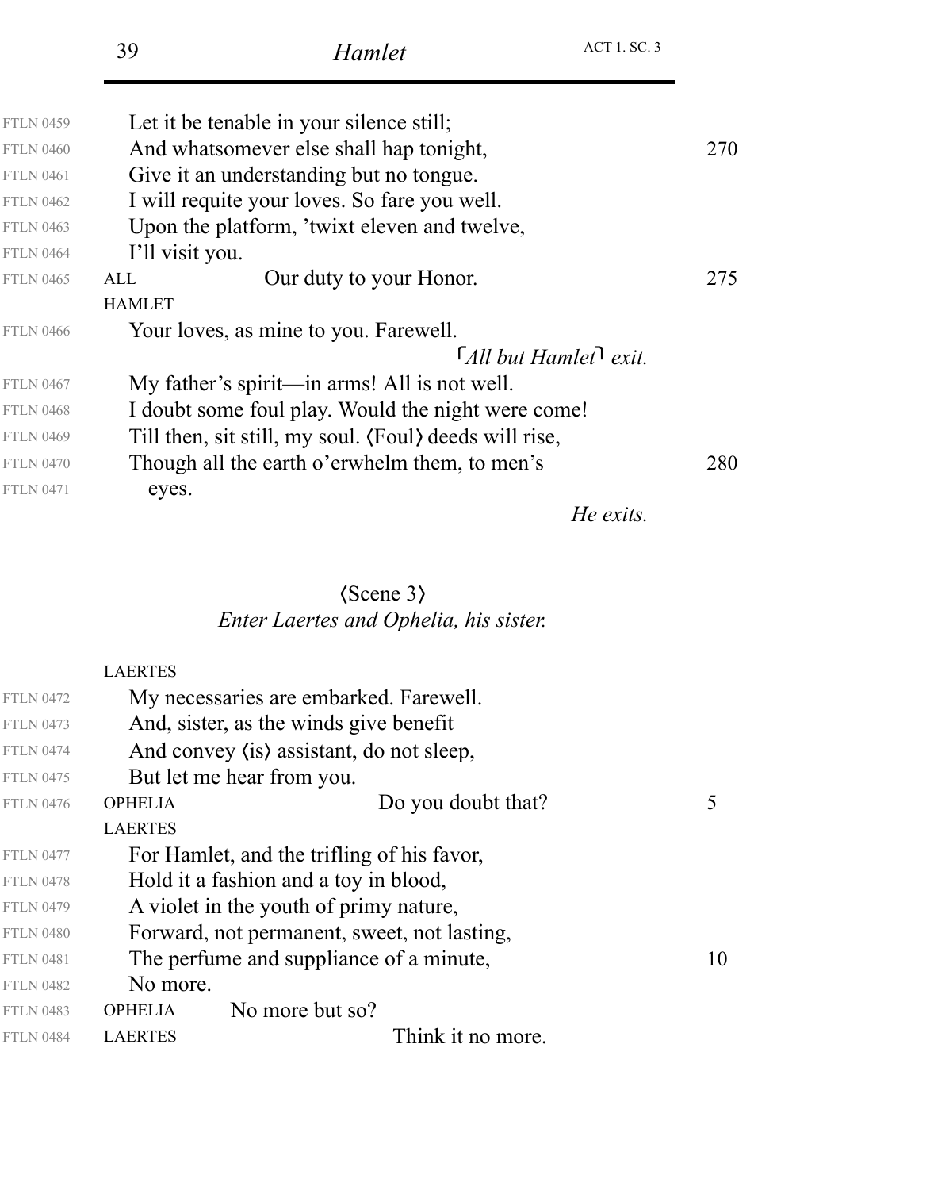Let it be tenable in your silence still;
And whatsomever else shall hap tonight,
Give it an understanding but no tongue.
I will requite your loves. So fare you well.
Upon the platform, 'twixt eleven and twelve,
I'll visit you.

ALL Our duty to your Honor.

HAMLET
Your loves, as mine to you. Farewell.

⌜*All but Hamlet*⌝ *exit.*

My father's spirit—in arms! All is not well.
I doubt some foul play. Would the night were come!
Till then, sit still, my soul. ⟨Foul⟩ deeds will rise,
Though all the earth o'erwhelm them, to men's
eyes.

*He exits.*

## ⟨Scene 3⟩

*Enter Laertes and Ophelia, his sister.*

LAERTES
My necessaries are embarked. Farewell.
And, sister, as the winds give benefit
And convey ⟨is⟩ assistant, do not sleep,
But let me hear from you.

OPHELIA Do you doubt that?

LAERTES
For Hamlet, and the trifling of his favor,
Hold it a fashion and a toy in blood,
A violet in the youth of primy nature,
Forward, not permanent, sweet, not lasting,
The perfume and suppliance of a minute,
No more.

OPHELIA No more but so?

LAERTES Think it no more.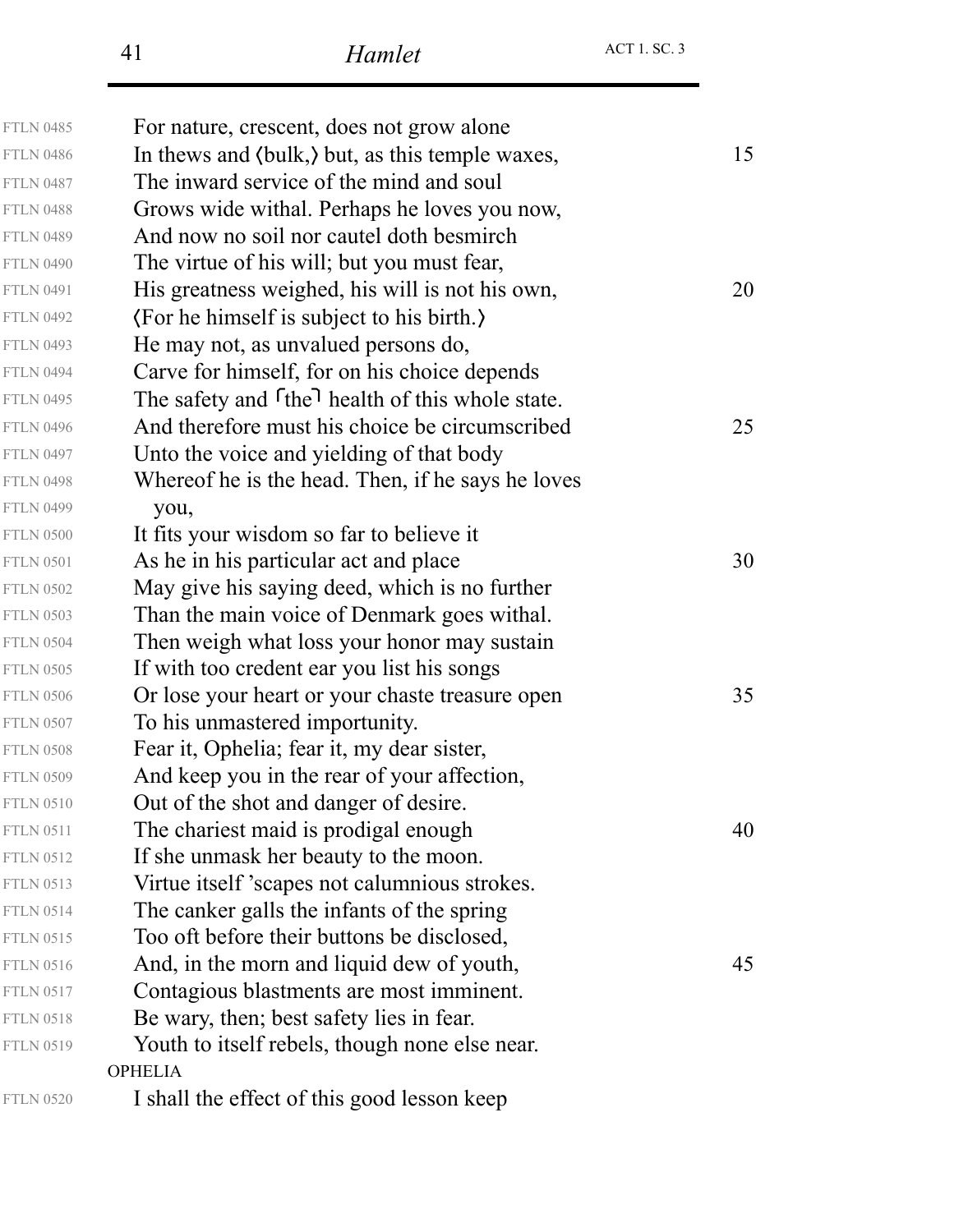For nature, crescent, does not grow alone  
In thews and ⟨bulk,⟩ but, as this temple waxes,  
The inward service of the mind and soul  
Grows wide withal. Perhaps he loves you now,  
And now no soil nor cautel doth besmirch  
The virtue of his will; but you must fear,  
His greatness weighed, his will is not his own,  
⟨For he himself is subject to his birth.⟩  
He may not, as unvalued persons do,  
Carve for himself, for on his choice depends  
The safety and ⌜the⌝ health of this whole state.  
And therefore must his choice be circumscribed  
Unto the voice and yielding of that body  
Whereof he is the head. Then, if he says he loves  
  you,  
It fits your wisdom so far to believe it  
As he in his particular act and place  
May give his saying deed, which is no further  
Than the main voice of Denmark goes withal.  
Then weigh what loss your honor may sustain  
If with too credent ear you list his songs  
Or lose your heart or your chaste treasure open  
To his unmastered importunity.  
Fear it, Ophelia; fear it, my dear sister,  
And keep you in the rear of your affection,  
Out of the shot and danger of desire.  
The chariest maid is prodigal enough  
If she unmask her beauty to the moon.  
Virtue itself 'scapes not calumnious strokes.  
The canker galls the infants of the spring  
Too oft before their buttons be disclosed,  
And, in the morn and liquid dew of youth,  
Contagious blastments are most imminent.  
Be wary, then; best safety lies in fear.  
Youth to itself rebels, though none else near.

OPHELIA

I shall the effect of this good lesson keep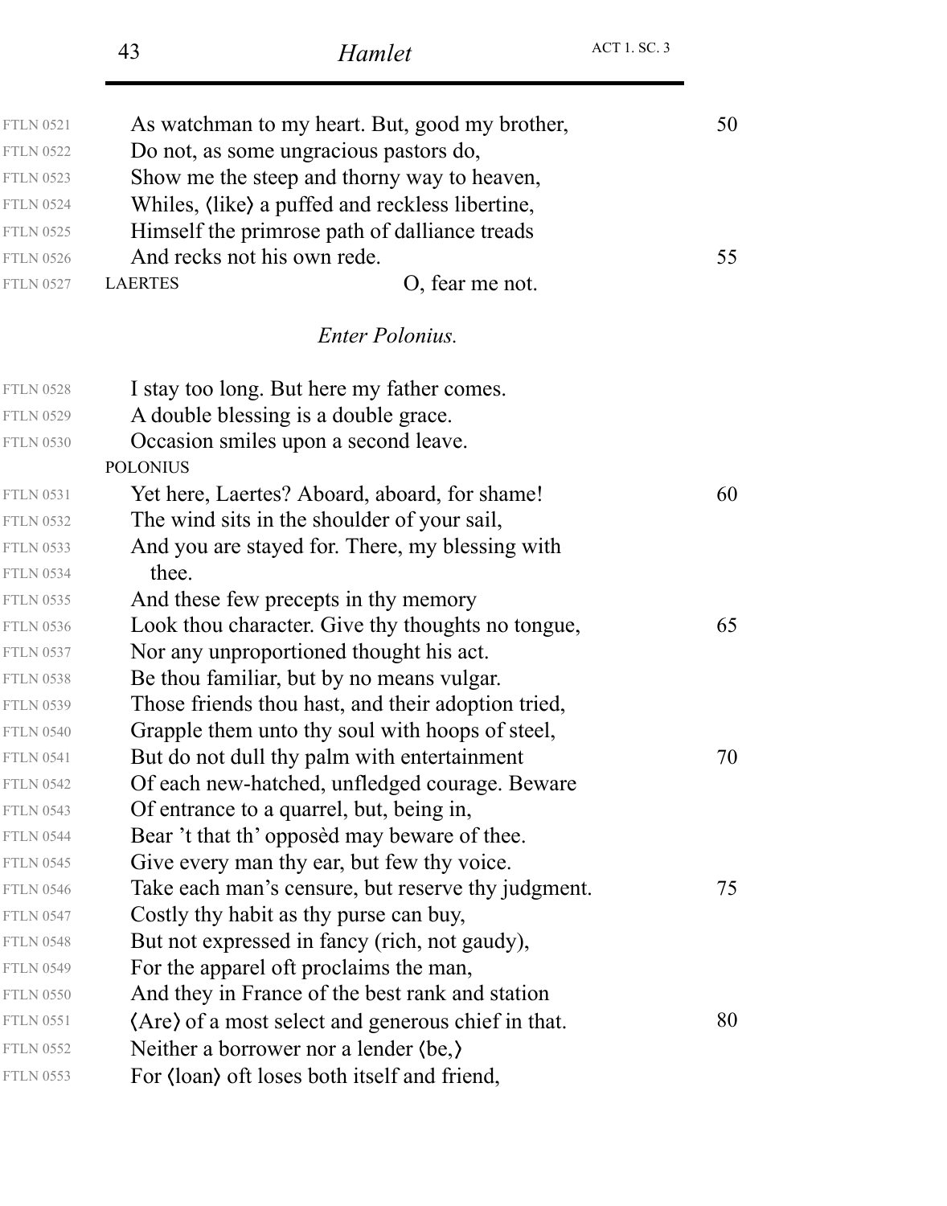As watchman to my heart. But, good my brother,
Do not, as some ungracious pastors do,
Show me the steep and thorny way to heaven,
Whiles, ⟨like⟩ a puffed and reckless libertine,
Himself the primrose path of dalliance treads
And recks not his own rede.

LAERTES O, fear me not.

*Enter Polonius.*

I stay too long. But here my father comes.
A double blessing is a double grace.
Occasion smiles upon a second leave.

POLONIUS

Yet here, Laertes? Aboard, aboard, for shame!
The wind sits in the shoulder of your sail,
And you are stayed for. There, my blessing with
thee.
And these few precepts in thy memory
Look thou character. Give thy thoughts no tongue,
Nor any unproportioned thought his act.
Be thou familiar, but by no means vulgar.
Those friends thou hast, and their adoption tried,
Grapple them unto thy soul with hoops of steel,
But do not dull thy palm with entertainment
Of each new-hatched, unfledged courage. Beware
Of entrance to a quarrel, but, being in,
Bear 't that th' opposèd may beware of thee.
Give every man thy ear, but few thy voice.
Take each man's censure, but reserve thy judgment.
Costly thy habit as thy purse can buy,
But not expressed in fancy (rich, not gaudy),
For the apparel oft proclaims the man,
And they in France of the best rank and station
⟨Are⟩ of a most select and generous chief in that.
Neither a borrower nor a lender ⟨be,⟩
For ⟨loan⟩ oft loses both itself and friend,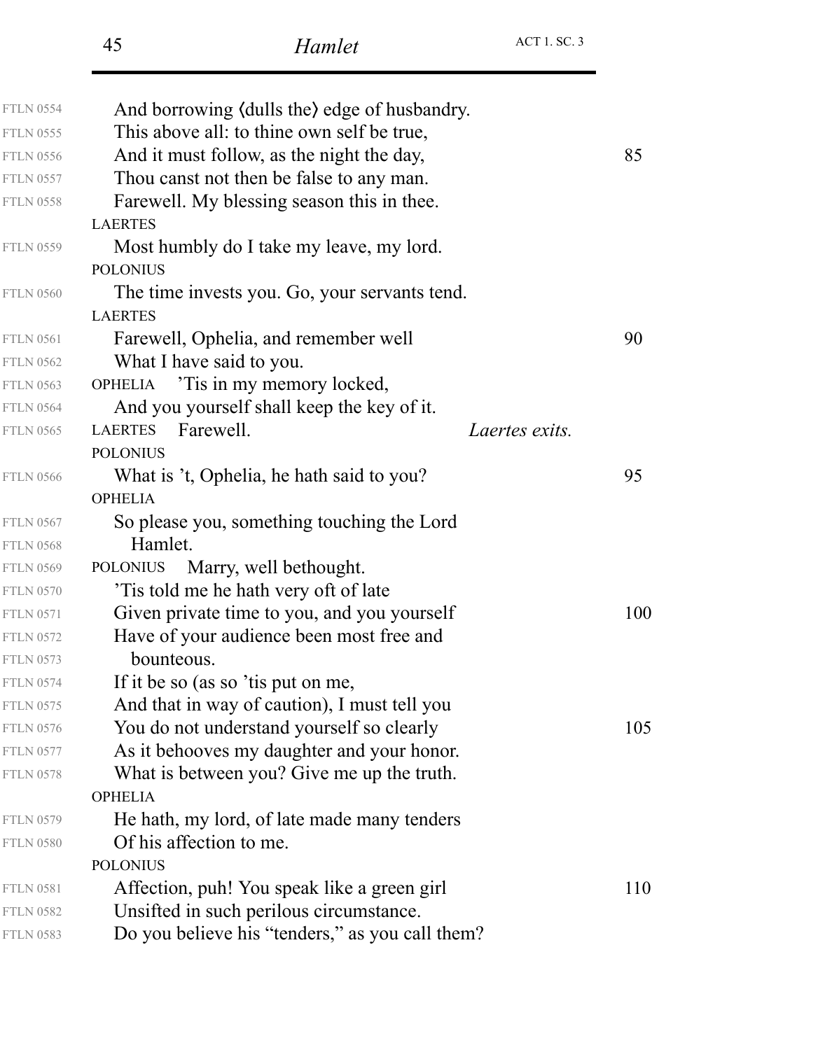And borrowing ⟨dulls the⟩ edge of husbandry.
This above all: to thine own self be true,
And it must follow, as the night the day,
Thou canst not then be false to any man.
Farewell. My blessing season this in thee.

LAERTES

Most humbly do I take my leave, my lord.

POLONIUS

The time invests you. Go, your servants tend.

LAERTES

Farewell, Ophelia, and remember well
What I have said to you.

OPHELIA 'Tis in my memory locked,
And you yourself shall keep the key of it.

LAERTES Farewell. *Laertes exits.*

POLONIUS

What is 't, Ophelia, he hath said to you?

OPHELIA

So please you, something touching the Lord
Hamlet.

POLONIUS Marry, well bethought.
'Tis told me he hath very oft of late
Given private time to you, and you yourself
Have of your audience been most free and
bounteous.
If it be so (as so 'tis put on me,
And that in way of caution), I must tell you
You do not understand yourself so clearly
As it behooves my daughter and your honor.
What is between you? Give me up the truth.

OPHELIA

He hath, my lord, of late made many tenders
Of his affection to me.

POLONIUS

Affection, puh! You speak like a green girl
Unsifted in such perilous circumstance.
Do you believe his "tenders," as you call them?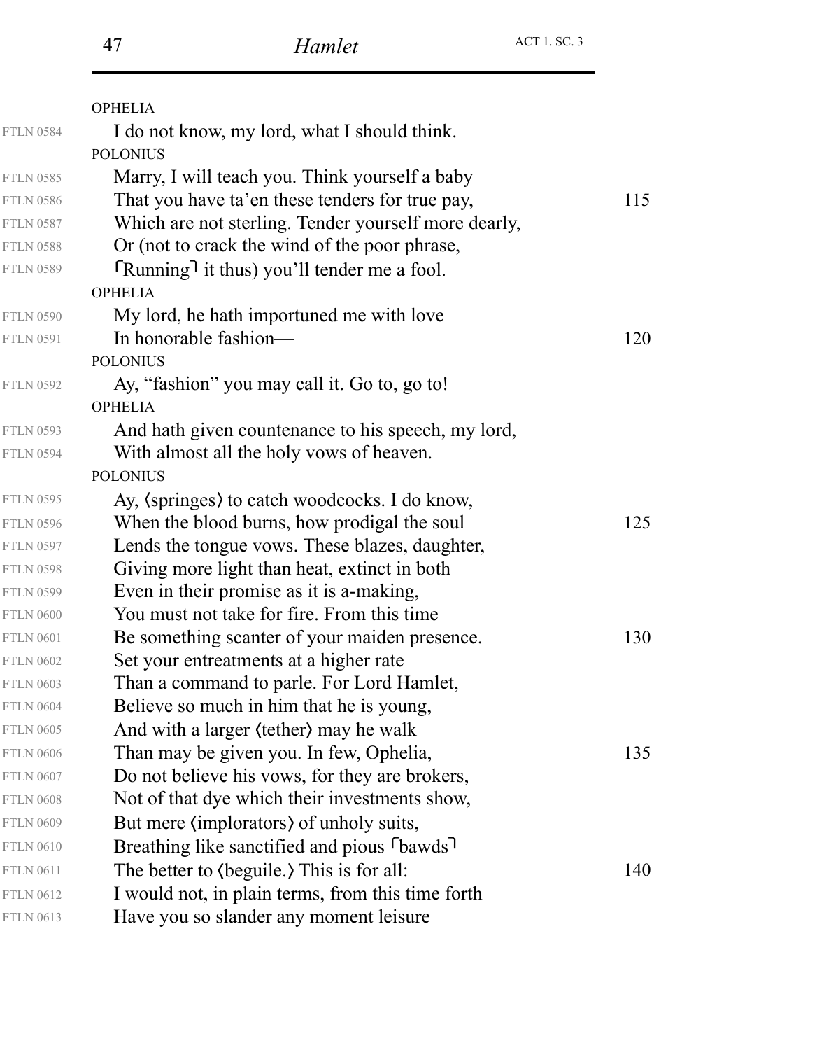OPHELIA

I do not know, my lord, what I should think.

POLONIUS

Marry, I will teach you. Think yourself a baby
That you have ta'en these tenders for true pay,
Which are not sterling. Tender yourself more dearly,
Or (not to crack the wind of the poor phrase,
⌜Running⌝ it thus) you'll tender me a fool.

OPHELIA

My lord, he hath importuned me with love
In honorable fashion—

POLONIUS

Ay, "fashion" you may call it. Go to, go to!

OPHELIA

And hath given countenance to his speech, my lord,
With almost all the holy vows of heaven.

POLONIUS

Ay, ⟨springes⟩ to catch woodcocks. I do know,
When the blood burns, how prodigal the soul
Lends the tongue vows. These blazes, daughter,
Giving more light than heat, extinct in both
Even in their promise as it is a-making,
You must not take for fire. From this time
Be something scanter of your maiden presence.
Set your entreatments at a higher rate
Than a command to parle. For Lord Hamlet,
Believe so much in him that he is young,
And with a larger ⟨tether⟩ may he walk
Than may be given you. In few, Ophelia,
Do not believe his vows, for they are brokers,
Not of that dye which their investments show,
But mere ⟨implorators⟩ of unholy suits,
Breathing like sanctified and pious ⌜bawds⌝
The better to ⟨beguile.⟩ This is for all:
I would not, in plain terms, from this time forth
Have you so slander any moment leisure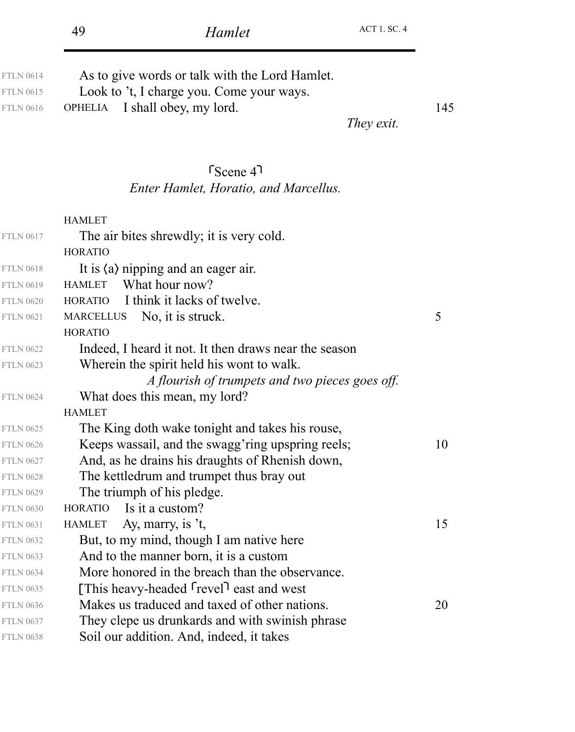As to give words or talk with the Lord Hamlet.
Look to 't, I charge you. Come your ways.

OPHELIA I shall obey, my lord.

*They exit.*

## ⌜Scene 4⌝

*Enter Hamlet, Horatio, and Marcellus.*

HAMLET
The air bites shrewdly; it is very cold.

HORATIO
It is ⟨a⟩ nipping and an eager air.

HAMLET What hour now?

HORATIO I think it lacks of twelve.

MARCELLUS No, it is struck.

HORATIO
Indeed, I heard it not. It then draws near the season
Wherein the spirit held his wont to walk.

*A flourish of trumpets and two pieces goes off.*

What does this mean, my lord?

HAMLET
The King doth wake tonight and takes his rouse,
Keeps wassail, and the swagg'ring upspring reels;
And, as he drains his draughts of Rhenish down,
The kettledrum and trumpet thus bray out
The triumph of his pledge.

HORATIO Is it a custom?

HAMLET Ay, marry, is 't,
But, to my mind, though I am native here
And to the manner born, it is a custom
More honored in the breach than the observance.
[This heavy-headed ⌜revel⌝ east and west
Makes us traduced and taxed of other nations.
They clepe us drunkards and with swinish phrase
Soil our addition. And, indeed, it takes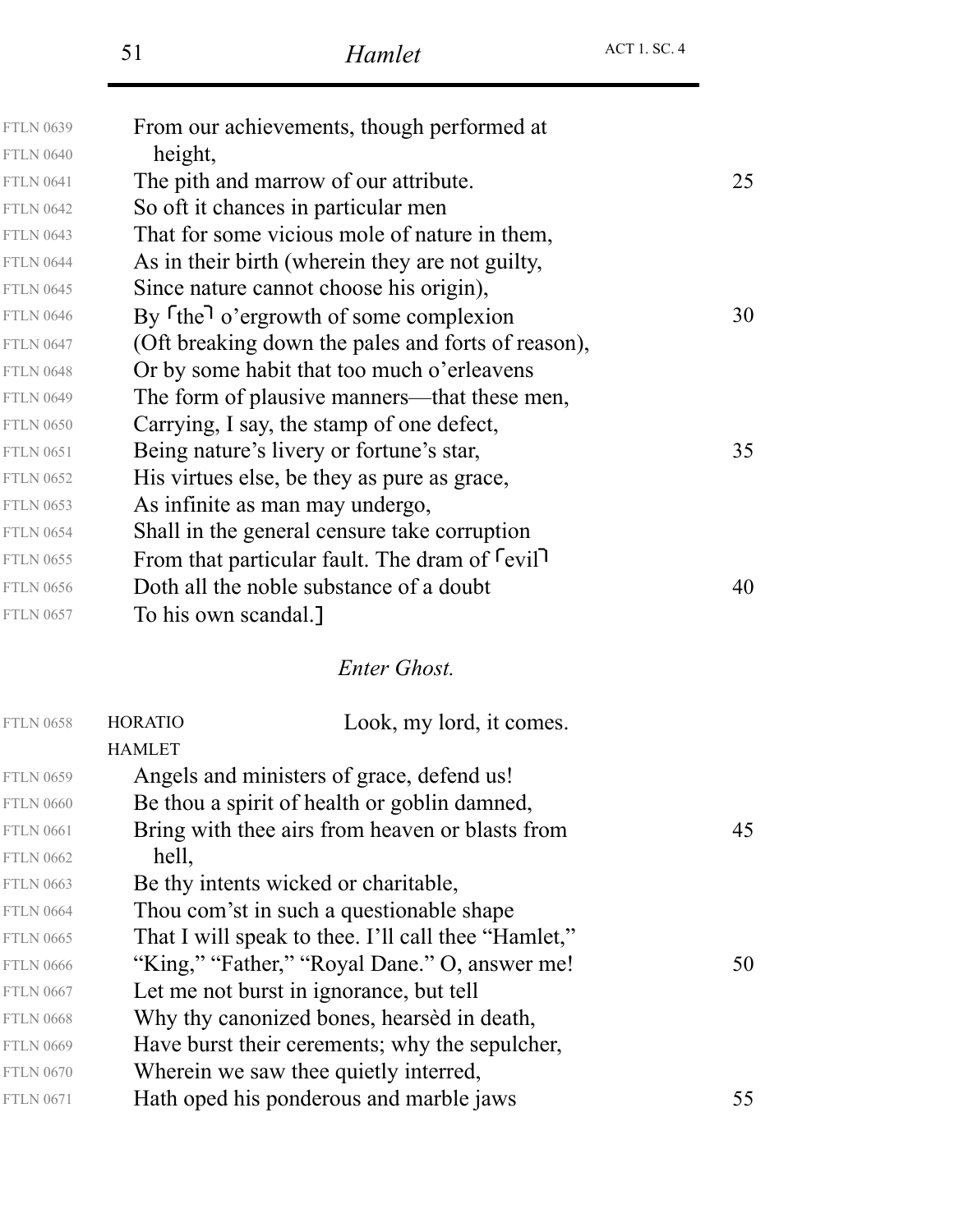From our achievements, though performed at
height,
The pith and marrow of our attribute.
So oft it chances in particular men
That for some vicious mole of nature in them,
As in their birth (wherein they are not guilty,
Since nature cannot choose his origin),
By ⌜the⌝ o'ergrowth of some complexion
(Oft breaking down the pales and forts of reason),
Or by some habit that too much o'erleavens
The form of plausive manners—that these men,
Carrying, I say, the stamp of one defect,
Being nature's livery or fortune's star,
His virtues else, be they as pure as grace,
As infinite as man may undergo,
Shall in the general censure take corruption
From that particular fault. The dram of ⌜evil⌝
Doth all the noble substance of a doubt
To his own scandal.]

*Enter Ghost.*

HORATIO Look, my lord, it comes.

HAMLET

Angels and ministers of grace, defend us!
Be thou a spirit of health or goblin damned,
Bring with thee airs from heaven or blasts from
hell,
Be thy intents wicked or charitable,
Thou com'st in such a questionable shape
That I will speak to thee. I'll call thee "Hamlet,"
"King," "Father," "Royal Dane." O, answer me!
Let me not burst in ignorance, but tell
Why thy canonized bones, hearsèd in death,
Have burst their cerements; why the sepulcher,
Wherein we saw thee quietly interred,
Hath oped his ponderous and marble jaws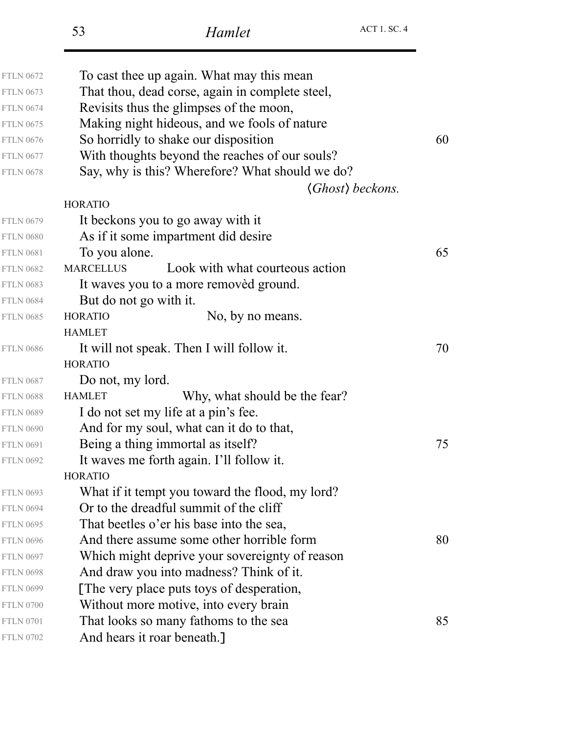To cast thee up again. What may this mean
That thou, dead corse, again in complete steel,
Revisits thus the glimpses of the moon,
Making night hideous, and we fools of nature
So horridly to shake our disposition
With thoughts beyond the reaches of our souls?
Say, why is this? Wherefore? What should we do?

⟨*Ghost*⟩ *beckons.*

HORATIO

It beckons you to go away with it
As if it some impartment did desire
To you alone.

MARCELLUS Look with what courteous action
It waves you to a more removèd ground.
But do not go with it.

HORATIO No, by no means.

HAMLET

It will not speak. Then I will follow it.

HORATIO

Do not, my lord.

HAMLET Why, what should be the fear?
I do not set my life at a pin's fee.
And for my soul, what can it do to that,
Being a thing immortal as itself?
It waves me forth again. I'll follow it.

HORATIO

What if it tempt you toward the flood, my lord?
Or to the dreadful summit of the cliff
That beetles o'er his base into the sea,
And there assume some other horrible form
Which might deprive your sovereignty of reason
And draw you into madness? Think of it.
[The very place puts toys of desperation,
Without more motive, into every brain
That looks so many fathoms to the sea
And hears it roar beneath.]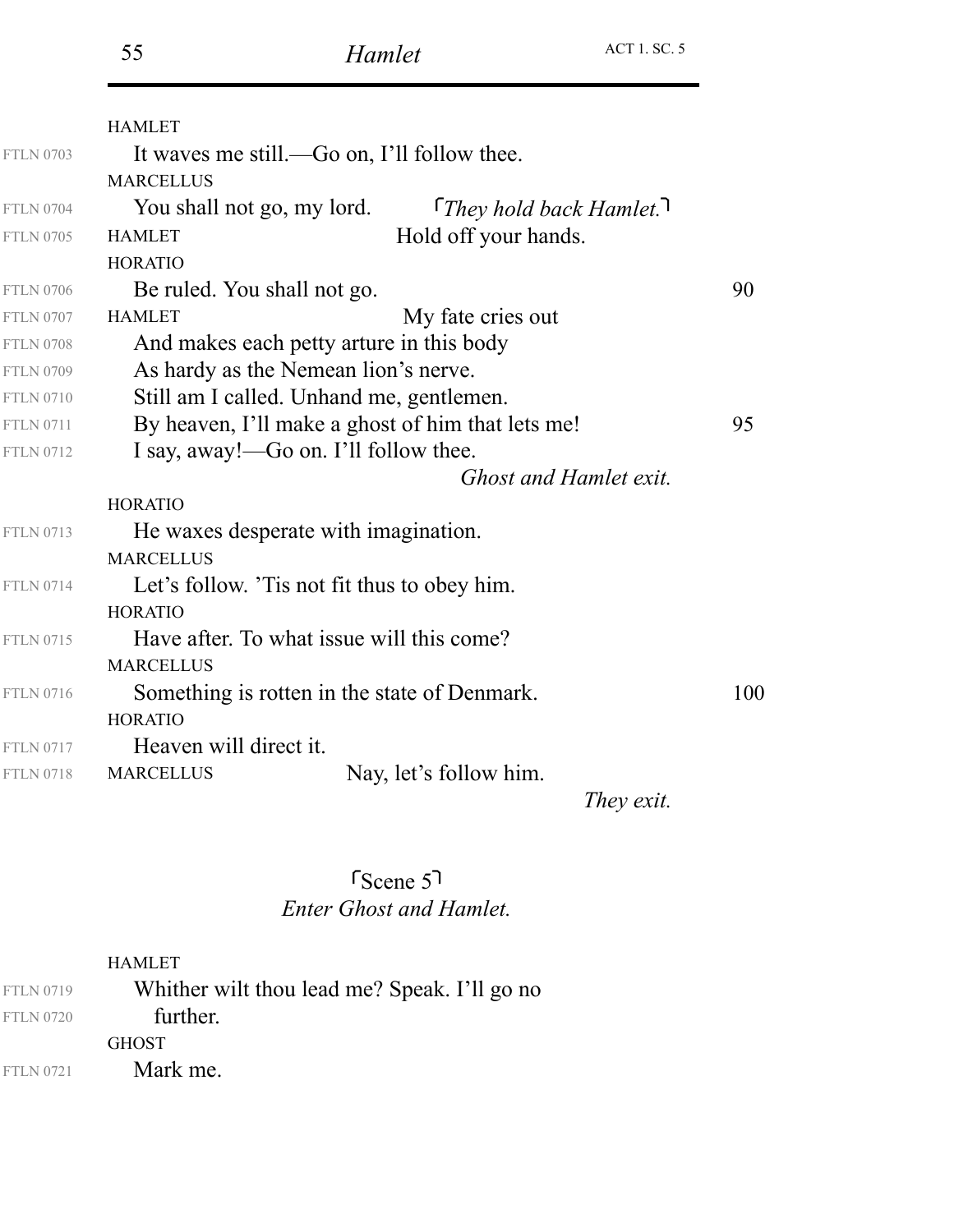HAMLET

It waves me still.—Go on, I'll follow thee.

MARCELLUS

You shall not go, my lord. ⌜*They hold back Hamlet.*⌝

HAMLET

Hold off your hands.

HORATIO

Be ruled. You shall not go.

HAMLET

My fate cries out

And makes each petty arture in this body

As hardy as the Nemean lion's nerve.

Still am I called. Unhand me, gentlemen.

By heaven, I'll make a ghost of him that lets me!

I say, away!—Go on. I'll follow thee.

*Ghost and Hamlet exit.*

HORATIO

He waxes desperate with imagination.

MARCELLUS

Let's follow. 'Tis not fit thus to obey him.

HORATIO

Have after. To what issue will this come?

MARCELLUS

Something is rotten in the state of Denmark.

HORATIO

Heaven will direct it.

MARCELLUS

Nay, let's follow him.

*They exit.*

## ⌜Scene 5⌝

*Enter Ghost and Hamlet.*

HAMLET

Whither wilt thou lead me? Speak. I'll go no further.

GHOST

Mark me.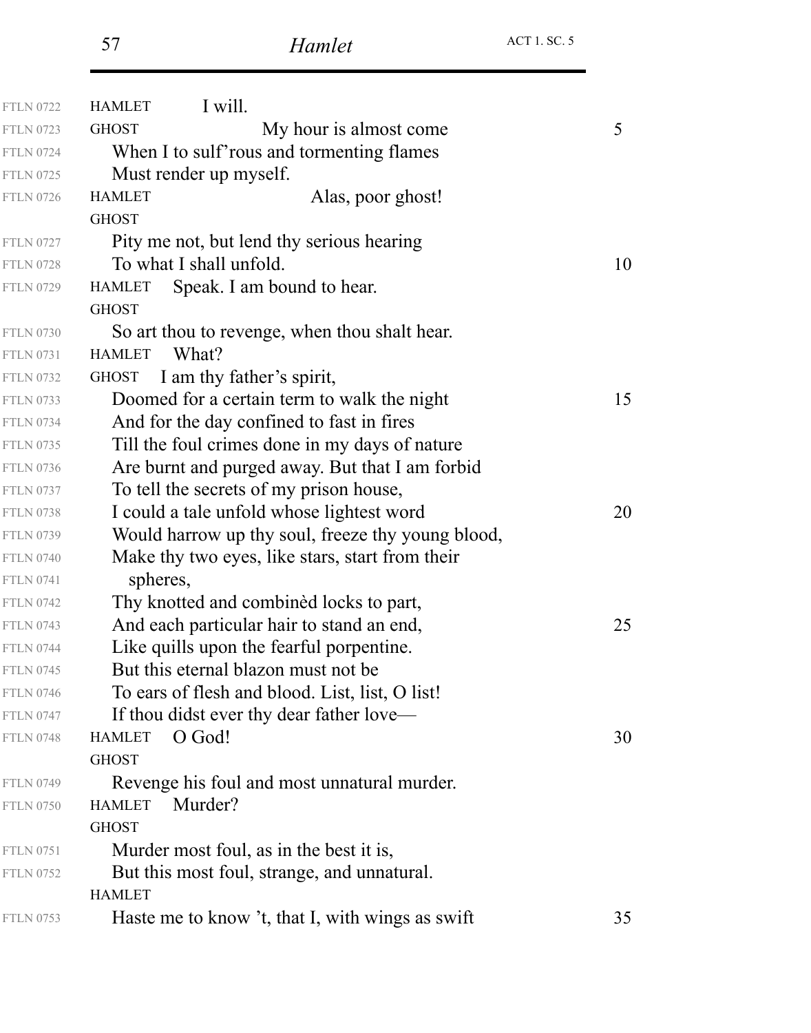HAMLET I will.

GHOST My hour is almost come
When I to sulf'rous and tormenting flames
Must render up myself.

HAMLET Alas, poor ghost!

GHOST
Pity me not, but lend thy serious hearing
To what I shall unfold.

HAMLET Speak. I am bound to hear.

GHOST
So art thou to revenge, when thou shalt hear.

HAMLET What?

GHOST I am thy father's spirit,
Doomed for a certain term to walk the night
And for the day confined to fast in fires
Till the foul crimes done in my days of nature
Are burnt and purged away. But that I am forbid
To tell the secrets of my prison house,
I could a tale unfold whose lightest word
Would harrow up thy soul, freeze thy young blood,
Make thy two eyes, like stars, start from their
spheres,
Thy knotted and combinèd locks to part,
And each particular hair to stand an end,
Like quills upon the fearful porpentine.
But this eternal blazon must not be
To ears of flesh and blood. List, list, O list!
If thou didst ever thy dear father love—

HAMLET O God!

GHOST
Revenge his foul and most unnatural murder.

HAMLET Murder?

GHOST
Murder most foul, as in the best it is,
But this most foul, strange, and unnatural.

HAMLET
Haste me to know 't, that I, with wings as swift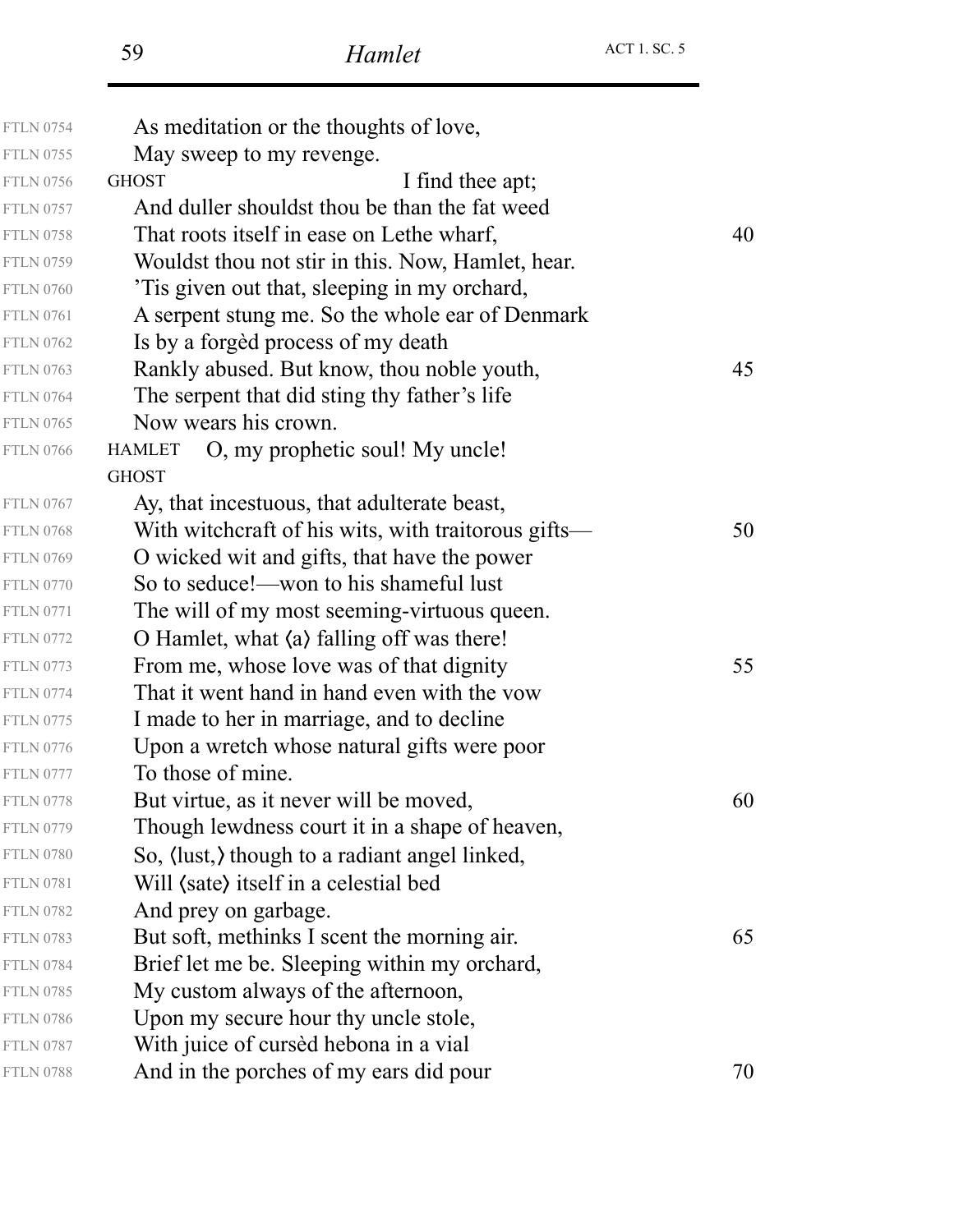As meditation or the thoughts of love,
May sweep to my revenge.

GHOST I find thee apt;
And duller shouldst thou be than the fat weed
That roots itself in ease on Lethe wharf,
Wouldst thou not stir in this. Now, Hamlet, hear.
'Tis given out that, sleeping in my orchard,
A serpent stung me. So the whole ear of Denmark
Is by a forgèd process of my death
Rankly abused. But know, thou noble youth,
The serpent that did sting thy father's life
Now wears his crown.

HAMLET O, my prophetic soul! My uncle!

GHOST
Ay, that incestuous, that adulterate beast,
With witchcraft of his wits, with traitorous gifts—
O wicked wit and gifts, that have the power
So to seduce!—won to his shameful lust
The will of my most seeming-virtuous queen.
O Hamlet, what ⟨a⟩ falling off was there!
From me, whose love was of that dignity
That it went hand in hand even with the vow
I made to her in marriage, and to decline
Upon a wretch whose natural gifts were poor
To those of mine.
But virtue, as it never will be moved,
Though lewdness court it in a shape of heaven,
So, ⟨lust,⟩ though to a radiant angel linked,
Will ⟨sate⟩ itself in a celestial bed
And prey on garbage.
But soft, methinks I scent the morning air.
Brief let me be. Sleeping within my orchard,
My custom always of the afternoon,
Upon my secure hour thy uncle stole,
With juice of cursèd hebona in a vial
And in the porches of my ears did pour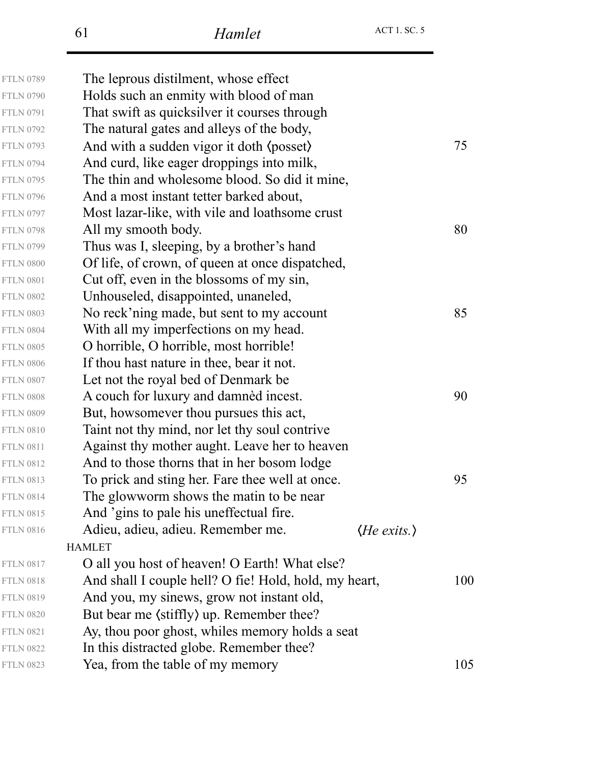The leprous distilment, whose effect
Holds such an enmity with blood of man
That swift as quicksilver it courses through
The natural gates and alleys of the body,
And with a sudden vigor it doth ⟨posset⟩
And curd, like eager droppings into milk,
The thin and wholesome blood. So did it mine,
And a most instant tetter barked about,
Most lazar-like, with vile and loathsome crust
All my smooth body.
Thus was I, sleeping, by a brother's hand
Of life, of crown, of queen at once dispatched,
Cut off, even in the blossoms of my sin,
Unhouseled, disappointed, unaneled,
No reck'ning made, but sent to my account
With all my imperfections on my head.
O horrible, O horrible, most horrible!
If thou hast nature in thee, bear it not.
Let not the royal bed of Denmark be
A couch for luxury and damnèd incest.
But, howsomever thou pursues this act,
Taint not thy mind, nor let thy soul contrive
Against thy mother aught. Leave her to heaven
And to those thorns that in her bosom lodge
To prick and sting her. Fare thee well at once.
The glowworm shows the matin to be near
And 'gins to pale his uneffectual fire.
Adieu, adieu, adieu. Remember me. ⟨*He exits.*⟩

HAMLET

O all you host of heaven! O Earth! What else?
And shall I couple hell? O fie! Hold, hold, my heart,
And you, my sinews, grow not instant old,
But bear me ⟨stiffly⟩ up. Remember thee?
Ay, thou poor ghost, whiles memory holds a seat
In this distracted globe. Remember thee?
Yea, from the table of my memory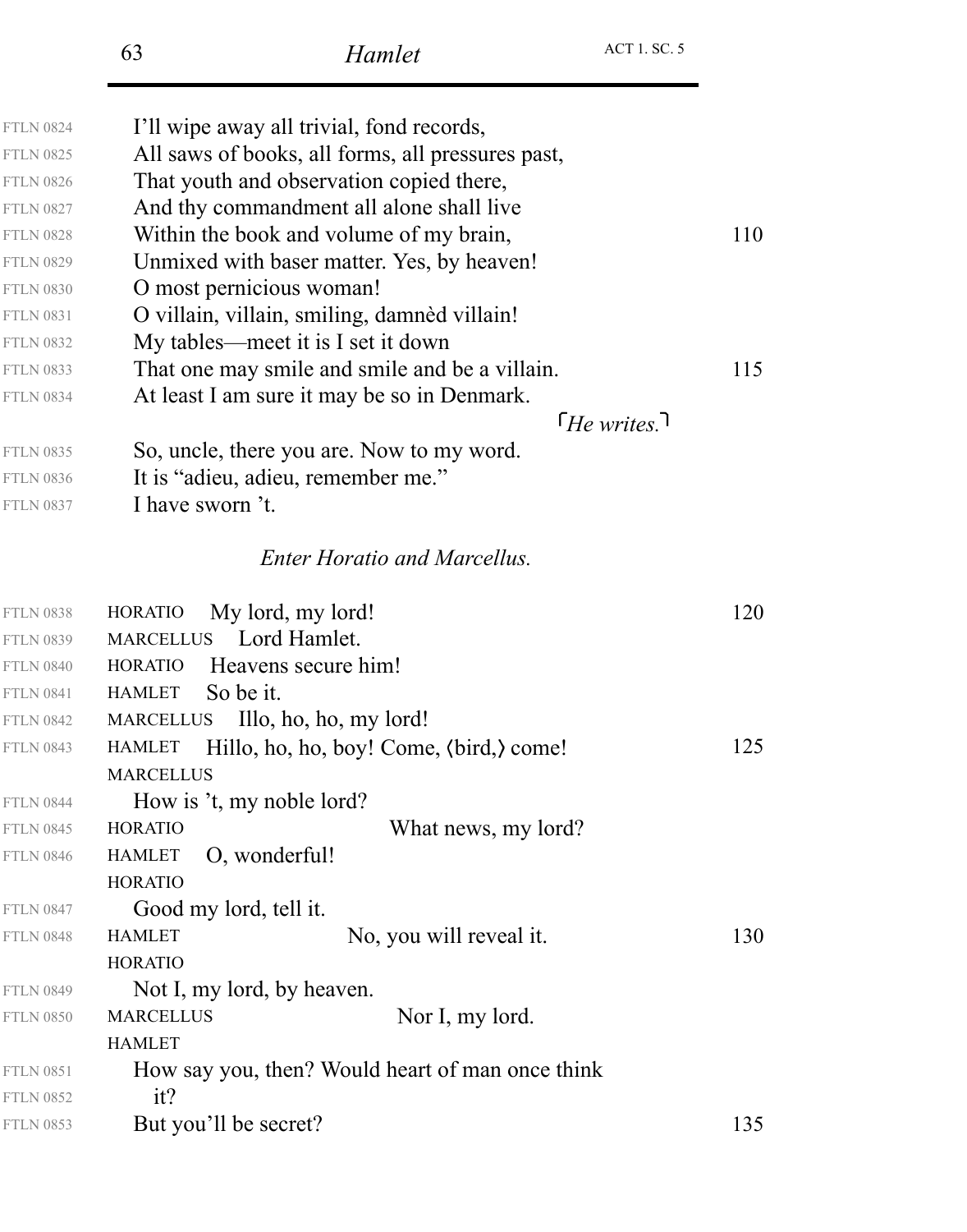I'll wipe away all trivial, fond records,
All saws of books, all forms, all pressures past,
That youth and observation copied there,
And thy commandment all alone shall live
Within the book and volume of my brain, 110
Unmixed with baser matter. Yes, by heaven!
O most pernicious woman!
O villain, villain, smiling, damnèd villain!
My tables—meet it is I set it down
That one may smile and smile and be a villain. 115
At least I am sure it may be so in Denmark.

⌜*He writes.*⌝

So, uncle, there you are. Now to my word.
It is "adieu, adieu, remember me."
I have sworn 't.

*Enter Horatio and Marcellus.*

HORATIO My lord, my lord! 120
MARCELLUS Lord Hamlet.
HORATIO Heavens secure him!
HAMLET So be it.
MARCELLUS Illo, ho, ho, my lord!
HAMLET Hillo, ho, ho, boy! Come, ⟨bird,⟩ come! 125
MARCELLUS
How is 't, my noble lord?
HORATIO What news, my lord?
HAMLET O, wonderful!
HORATIO
Good my lord, tell it.
HAMLET No, you will reveal it. 130
HORATIO
Not I, my lord, by heaven.
MARCELLUS Nor I, my lord.
HAMLET
How say you, then? Would heart of man once think
it?
But you'll be secret? 135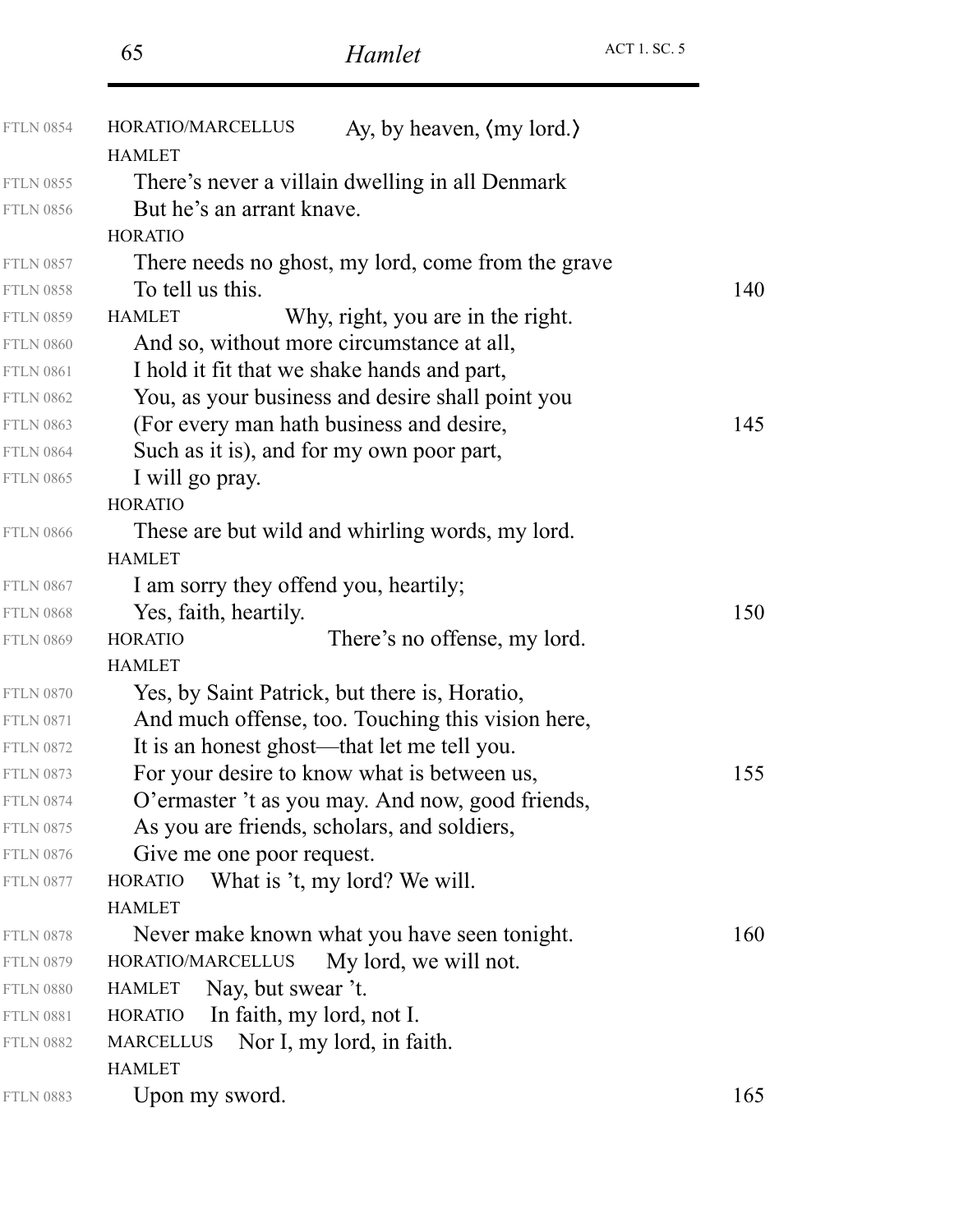HORATIO/MARCELLUS Ay, by heaven, ⟨my lord.⟩

HAMLET

There's never a villain dwelling in all Denmark
But he's an arrant knave.

HORATIO

There needs no ghost, my lord, come from the grave
To tell us this.

HAMLET Why, right, you are in the right.
And so, without more circumstance at all,
I hold it fit that we shake hands and part,
You, as your business and desire shall point you
(For every man hath business and desire,
Such as it is), and for my own poor part,
I will go pray.

HORATIO

These are but wild and whirling words, my lord.

HAMLET

I am sorry they offend you, heartily;
Yes, faith, heartily.

HORATIO There's no offense, my lord.

HAMLET

Yes, by Saint Patrick, but there is, Horatio,
And much offense, too. Touching this vision here,
It is an honest ghost—that let me tell you.
For your desire to know what is between us,
O'ermaster 't as you may. And now, good friends,
As you are friends, scholars, and soldiers,
Give me one poor request.

HORATIO What is 't, my lord? We will.

HAMLET

Never make known what you have seen tonight.

HORATIO/MARCELLUS My lord, we will not.

HAMLET Nay, but swear 't.

HORATIO In faith, my lord, not I.

MARCELLUS Nor I, my lord, in faith.

HAMLET

Upon my sword.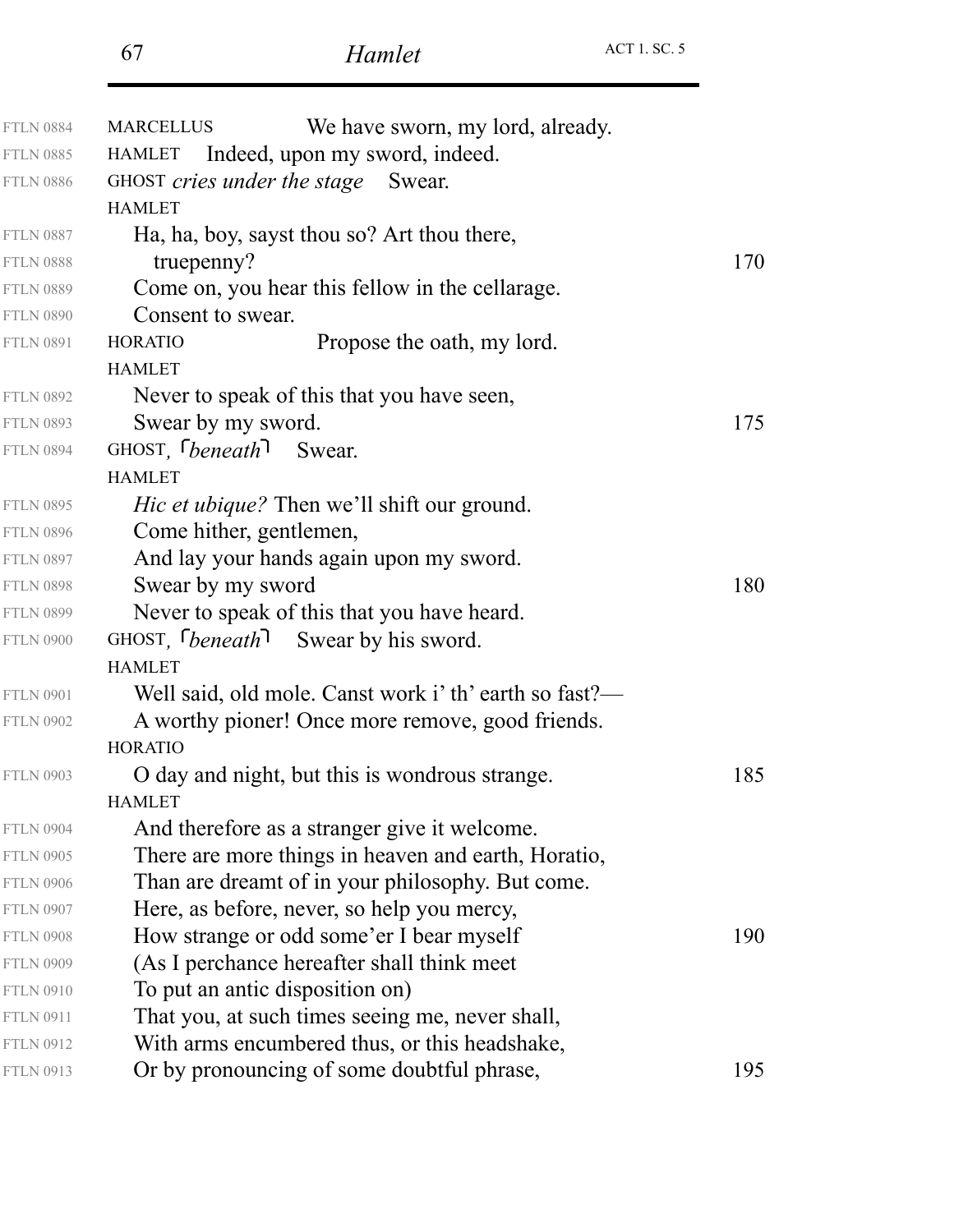FTLN 0884 MARCELLUS We have sworn, my lord, already.

FTLN 0885 HAMLET Indeed, upon my sword, indeed.

FTLN 0886 GHOST *cries under the stage* Swear.

HAMLET

FTLN 0887 Ha, ha, boy, sayst thou so? Art thou there,
FTLN 0888 truepenny? 170
FTLN 0889 Come on, you hear this fellow in the cellarage.
FTLN 0890 Consent to swear.

FTLN 0891 HORATIO Propose the oath, my lord.

HAMLET

FTLN 0892 Never to speak of this that you have seen,
FTLN 0893 Swear by my sword. 175

FTLN 0894 GHOST, ⌜*beneath*⌝ Swear.

HAMLET

FTLN 0895 *Hic et ubique?* Then we'll shift our ground.
FTLN 0896 Come hither, gentlemen,
FTLN 0897 And lay your hands again upon my sword.
FTLN 0898 Swear by my sword 180
FTLN 0899 Never to speak of this that you have heard.

FTLN 0900 GHOST, ⌜*beneath*⌝ Swear by his sword.

HAMLET

FTLN 0901 Well said, old mole. Canst work i' th' earth so fast?—
FTLN 0902 A worthy pioner! Once more remove, good friends.

HORATIO

FTLN 0903 O day and night, but this is wondrous strange. 185

HAMLET

FTLN 0904 And therefore as a stranger give it welcome.
FTLN 0905 There are more things in heaven and earth, Horatio,
FTLN 0906 Than are dreamt of in your philosophy. But come.
FTLN 0907 Here, as before, never, so help you mercy,
FTLN 0908 How strange or odd some'er I bear myself 190
FTLN 0909 (As I perchance hereafter shall think meet
FTLN 0910 To put an antic disposition on)
FTLN 0911 That you, at such times seeing me, never shall,
FTLN 0912 With arms encumbered thus, or this headshake,
FTLN 0913 Or by pronouncing of some doubtful phrase, 195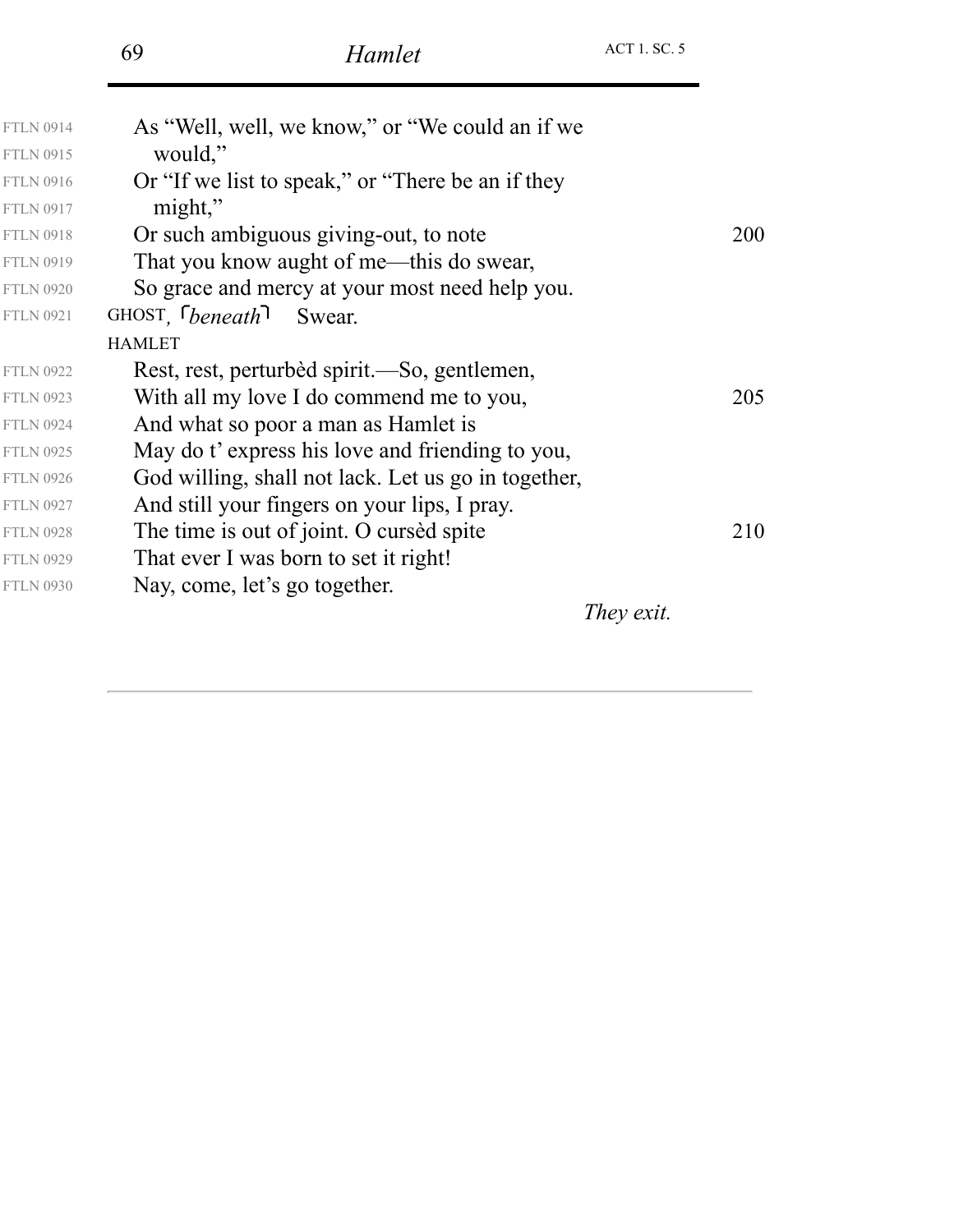As “Well, well, we know,” or “We could an if we
  would,”
Or “If we list to speak,” or “There be an if they
  might,”
Or such ambiguous giving-out, to note 200
That you know aught of me—this do swear,
So grace and mercy at your most need help you.

GHOST, ⌜*beneath*⌝ Swear.

HAMLET
Rest, rest, perturbèd spirit.—So, gentlemen,
With all my love I do commend me to you, 205
And what so poor a man as Hamlet is
May do t’ express his love and friending to you,
God willing, shall not lack. Let us go in together,
And still your fingers on your lips, I pray.
The time is out of joint. O cursèd spite 210
That ever I was born to set it right!
Nay, come, let’s go together.

*They exit.*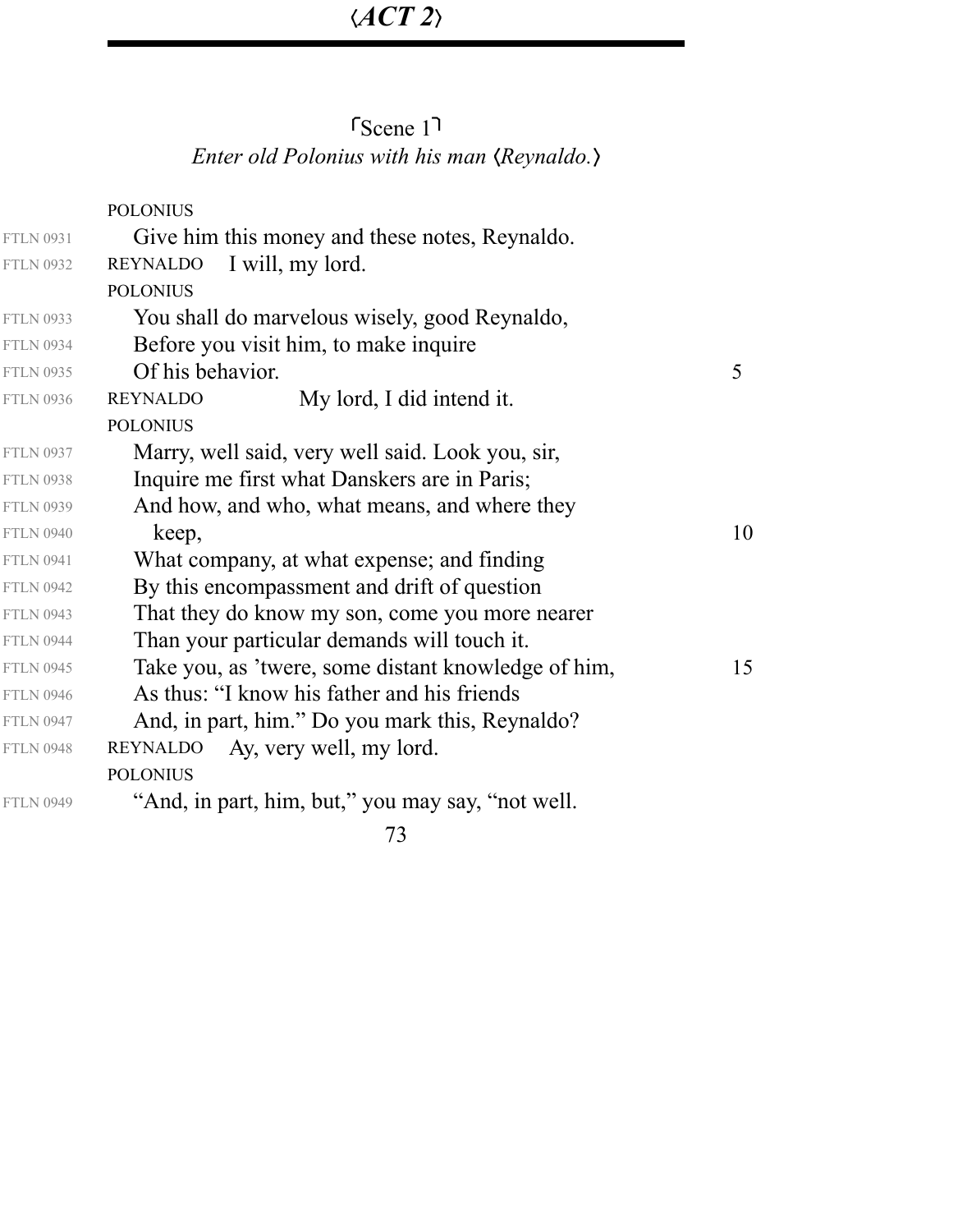# ⟨ACT 2⟩

## ⌜Scene 1⌝

*Enter old Polonius with his man ⟨Reynaldo.⟩*

POLONIUS

FTLN 0931 Give him this money and these notes, Reynaldo.

FTLN 0932 REYNALDO I will, my lord.

POLONIUS

FTLN 0933 You shall do marvelous wisely, good Reynaldo,
FTLN 0934 Before you visit him, to make inquire
FTLN 0935 Of his behavior. 5

FTLN 0936 REYNALDO My lord, I did intend it.

POLONIUS

FTLN 0937 Marry, well said, very well said. Look you, sir,
FTLN 0938 Inquire me first what Danskers are in Paris;
FTLN 0939 And how, and who, what means, and where they
FTLN 0940 keep, 10
FTLN 0941 What company, at what expense; and finding
FTLN 0942 By this encompassment and drift of question
FTLN 0943 That they do know my son, come you more nearer
FTLN 0944 Than your particular demands will touch it.
FTLN 0945 Take you, as 'twere, some distant knowledge of him, 15
FTLN 0946 As thus: "I know his father and his friends
FTLN 0947 And, in part, him." Do you mark this, Reynaldo?

FTLN 0948 REYNALDO Ay, very well, my lord.

POLONIUS

FTLN 0949 "And, in part, him, but," you may say, "not well.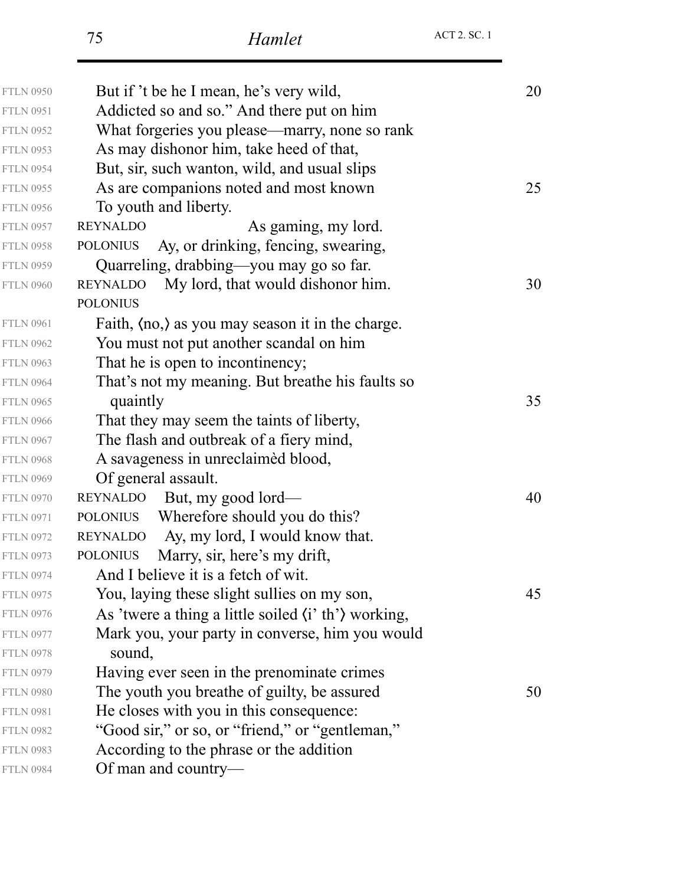But if 't be he I mean, he's very wild,
Addicted so and so." And there put on him
What forgeries you please—marry, none so rank
As may dishonor him, take heed of that,
But, sir, such wanton, wild, and usual slips
As are companions noted and most known
To youth and liberty.

REYNALDO As gaming, my lord.

POLONIUS Ay, or drinking, fencing, swearing,
Quarreling, drabbing—you may go so far.

REYNALDO My lord, that would dishonor him.

POLONIUS
Faith, ⟨no,⟩ as you may season it in the charge.
You must not put another scandal on him
That he is open to incontinency;
That's not my meaning. But breathe his faults so
quaintly
That they may seem the taints of liberty,
The flash and outbreak of a fiery mind,
A savageness in unreclaimèd blood,
Of general assault.

REYNALDO But, my good lord—

POLONIUS Wherefore should you do this?

REYNALDO Ay, my lord, I would know that.

POLONIUS Marry, sir, here's my drift,
And I believe it is a fetch of wit.
You, laying these slight sullies on my son,
As 'twere a thing a little soiled ⟨i' th'⟩ working,
Mark you, your party in converse, him you would
sound,
Having ever seen in the prenominate crimes
The youth you breathe of guilty, be assured
He closes with you in this consequence:
"Good sir," or so, or "friend," or "gentleman,"
According to the phrase or the addition
Of man and country—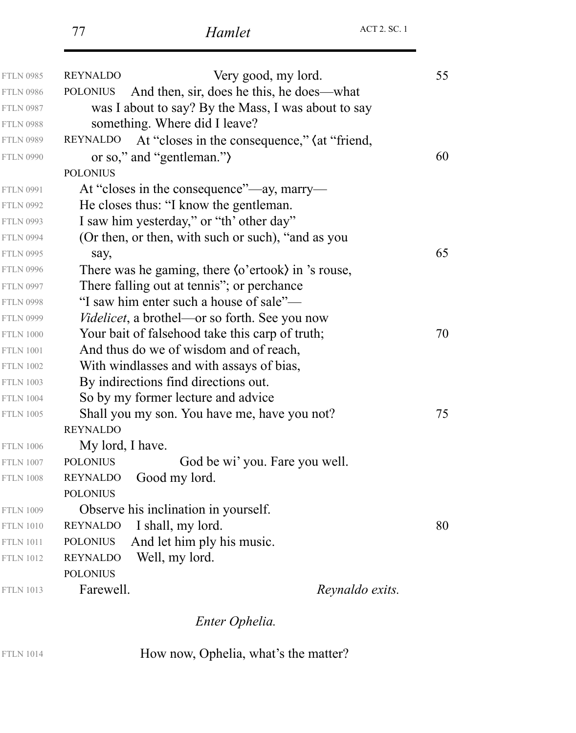REYNALDO Very good, my lord.

POLONIUS And then, sir, does he this, he does—what was I about to say? By the Mass, I was about to say something. Where did I leave?

REYNALDO At "closes in the consequence," ⟨at "friend, or so," and "gentleman."⟩

POLONIUS
At "closes in the consequence"—ay, marry—
He closes thus: "I know the gentleman.
I saw him yesterday," or "th' other day"
(Or then, or then, with such or such), "and as you say,
There was he gaming, there ⟨o'ertook⟩ in 's rouse,
There falling out at tennis"; or perchance
"I saw him enter such a house of sale"—
*Videlicet*, a brothel—or so forth. See you now
Your bait of falsehood take this carp of truth;
And thus do we of wisdom and of reach,
With windlasses and with assays of bias,
By indirections find directions out.
So by my former lecture and advice
Shall you my son. You have me, have you not?

REYNALDO
My lord, I have.

POLONIUS God be wi' you. Fare you well.

REYNALDO Good my lord.

POLONIUS
Observe his inclination in yourself.

REYNALDO I shall, my lord.

POLONIUS And let him ply his music.

REYNALDO Well, my lord.

POLONIUS
Farewell. *Reynaldo exits.*

*Enter Ophelia.*

How now, Ophelia, what's the matter?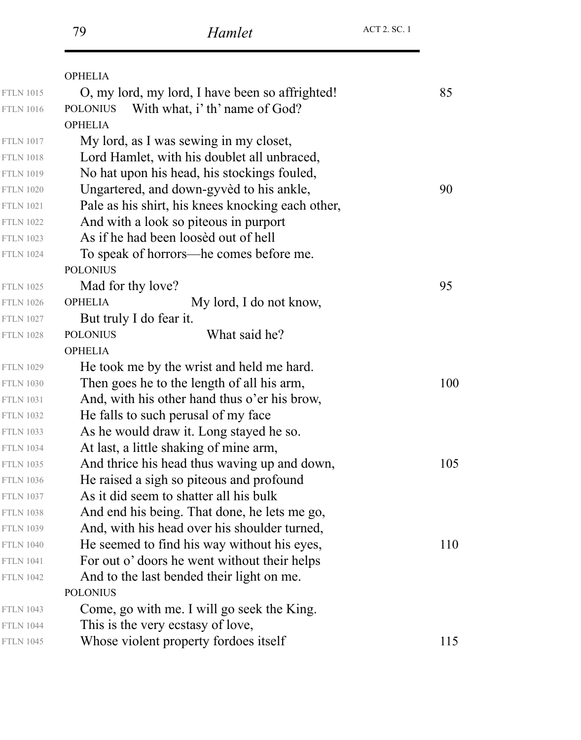OPHELIA

O, my lord, my lord, I have been so affrighted!

POLONIUS With what, i' th' name of God?

OPHELIA

My lord, as I was sewing in my closet,
Lord Hamlet, with his doublet all unbraced,
No hat upon his head, his stockings fouled,
Ungartered, and down-gyvèd to his ankle,
Pale as his shirt, his knees knocking each other,
And with a look so piteous in purport
As if he had been loosèd out of hell
To speak of horrors—he comes before me.

POLONIUS

Mad for thy love?

OPHELIA My lord, I do not know,
But truly I do fear it.

POLONIUS What said he?

OPHELIA

He took me by the wrist and held me hard.
Then goes he to the length of all his arm,
And, with his other hand thus o'er his brow,
He falls to such perusal of my face
As he would draw it. Long stayed he so.
At last, a little shaking of mine arm,
And thrice his head thus waving up and down,
He raised a sigh so piteous and profound
As it did seem to shatter all his bulk
And end his being. That done, he lets me go,
And, with his head over his shoulder turned,
He seemed to find his way without his eyes,
For out o' doors he went without their helps
And to the last bended their light on me.

POLONIUS

Come, go with me. I will go seek the King.
This is the very ecstasy of love,
Whose violent property fordoes itself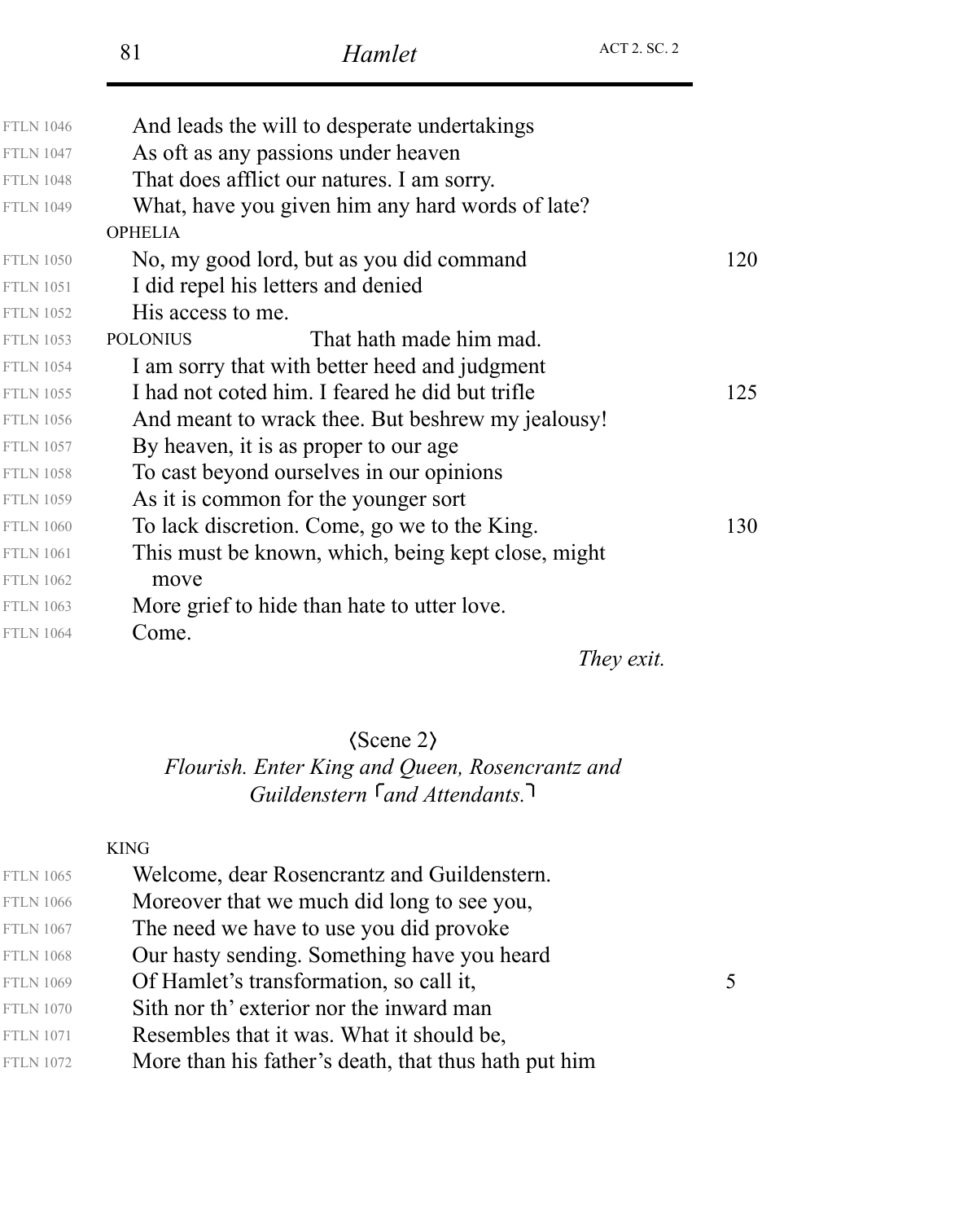And leads the will to desperate undertakings
As oft as any passions under heaven
That does afflict our natures. I am sorry.
What, have you given him any hard words of late?

OPHELIA

No, my good lord, but as you did command
I did repel his letters and denied
His access to me.

POLONIUS That hath made him mad.

I am sorry that with better heed and judgment
I had not coted him. I feared he did but trifle
And meant to wrack thee. But beshrew my jealousy!
By heaven, it is as proper to our age
To cast beyond ourselves in our opinions
As it is common for the younger sort
To lack discretion. Come, go we to the King.
This must be known, which, being kept close, might
move
More grief to hide than hate to utter love.
Come.

*They exit.*

## ⟨Scene 2⟩

*Flourish. Enter King and Queen, Rosencrantz and Guildenstern ⌜and Attendants.⌝*

KING

Welcome, dear Rosencrantz and Guildenstern.
Moreover that we much did long to see you,
The need we have to use you did provoke
Our hasty sending. Something have you heard
Of Hamlet's transformation, so call it,
Sith nor th' exterior nor the inward man
Resembles that it was. What it should be,
More than his father's death, that thus hath put him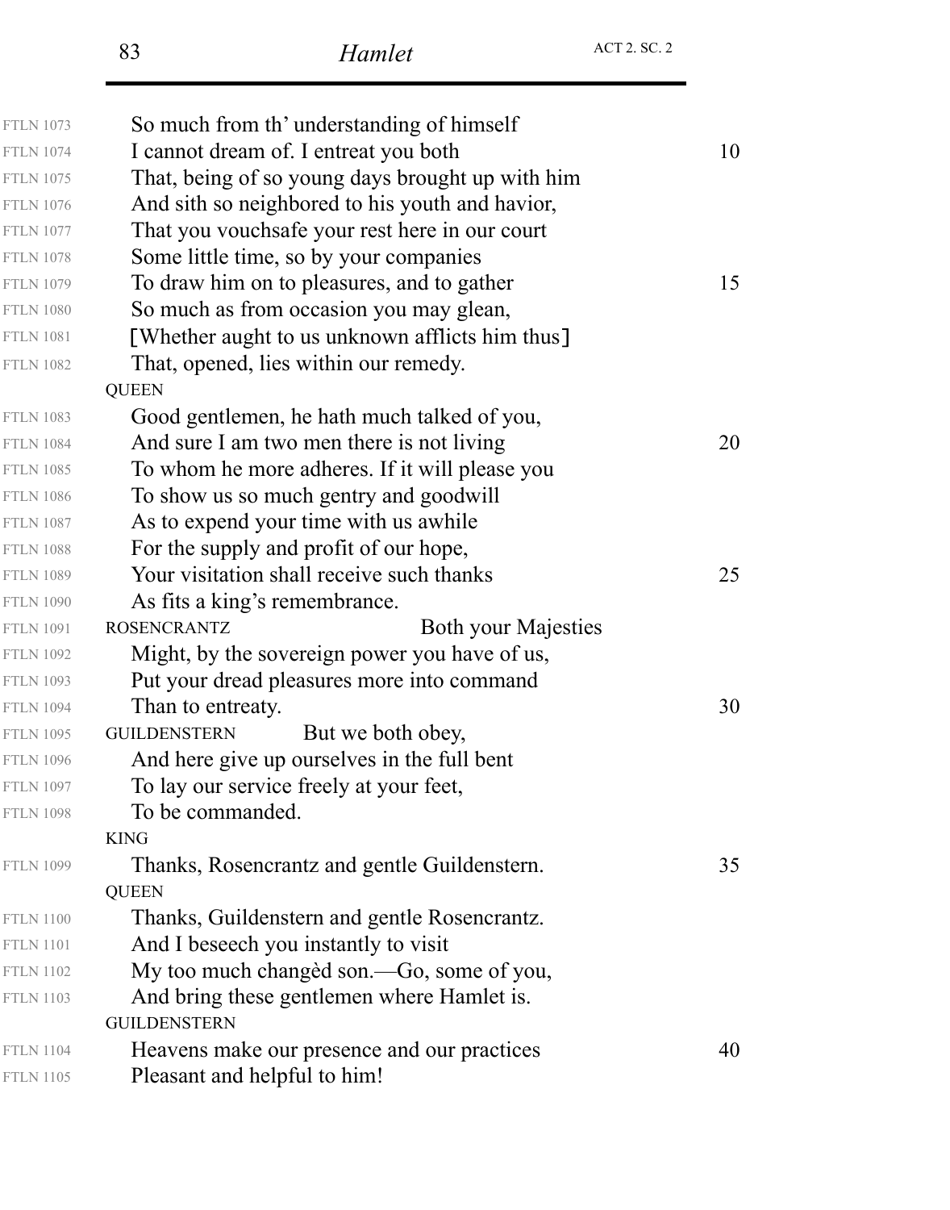So much from th' understanding of himself
I cannot dream of. I entreat you both
That, being of so young days brought up with him
And sith so neighbored to his youth and havior,
That you vouchsafe your rest here in our court
Some little time, so by your companies
To draw him on to pleasures, and to gather
So much as from occasion you may glean,
[Whether aught to us unknown afflicts him thus]
That, opened, lies within our remedy.

QUEEN

Good gentlemen, he hath much talked of you,
And sure I am two men there is not living
To whom he more adheres. If it will please you
To show us so much gentry and goodwill
As to expend your time with us awhile
For the supply and profit of our hope,
Your visitation shall receive such thanks
As fits a king's remembrance.

ROSENCRANTZ Both your Majesties
Might, by the sovereign power you have of us,
Put your dread pleasures more into command
Than to entreaty.

GUILDENSTERN But we both obey,
And here give up ourselves in the full bent
To lay our service freely at your feet,
To be commanded.

KING

Thanks, Rosencrantz and gentle Guildenstern.

QUEEN

Thanks, Guildenstern and gentle Rosencrantz.
And I beseech you instantly to visit
My too much changèd son.—Go, some of you,
And bring these gentlemen where Hamlet is.

GUILDENSTERN

Heavens make our presence and our practices
Pleasant and helpful to him!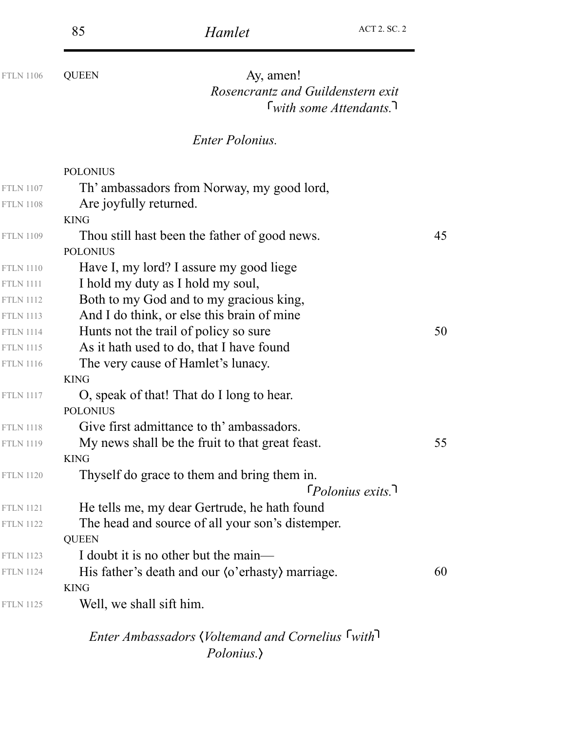QUEEN Ay, amen!

*Rosencrantz and Guildenstern exit ⌜with some Attendants.⌝*

*Enter Polonius.*

POLONIUS
Th' ambassadors from Norway, my good lord,
Are joyfully returned.

KING
Thou still hast been the father of good news.

POLONIUS
Have I, my lord? I assure my good liege
I hold my duty as I hold my soul,
Both to my God and to my gracious king,
And I do think, or else this brain of mine
Hunts not the trail of policy so sure
As it hath used to do, that I have found
The very cause of Hamlet's lunacy.

KING
O, speak of that! That do I long to hear.

POLONIUS
Give first admittance to th' ambassadors.
My news shall be the fruit to that great feast.

KING
Thyself do grace to them and bring them in.

*⌜Polonius exits.⌝*

He tells me, my dear Gertrude, he hath found
The head and source of all your son's distemper.

QUEEN
I doubt it is no other but the main—
His father's death and our ⟨o'erhasty⟩ marriage.

KING
Well, we shall sift him.

*Enter Ambassadors ⟨Voltemand and Cornelius ⌜with⌝ Polonius.⟩*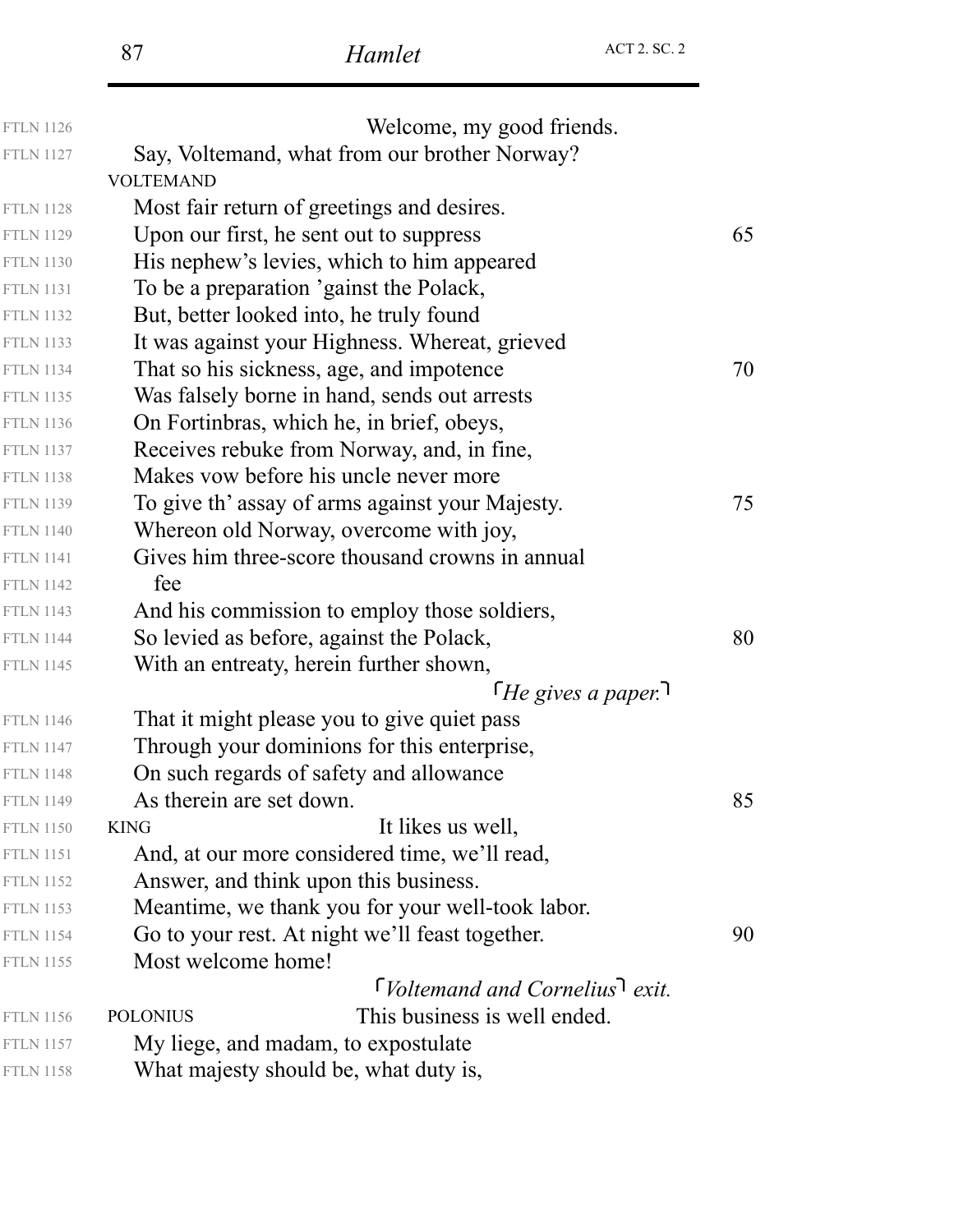Welcome, my good friends.
Say, Voltemand, what from our brother Norway?

VOLTEMAND

Most fair return of greetings and desires.
Upon our first, he sent out to suppress
His nephew's levies, which to him appeared
To be a preparation 'gainst the Polack,
But, better looked into, he truly found
It was against your Highness. Whereat, grieved
That so his sickness, age, and impotence
Was falsely borne in hand, sends out arrests
On Fortinbras, which he, in brief, obeys,
Receives rebuke from Norway, and, in fine,
Makes vow before his uncle never more
To give th' assay of arms against your Majesty.
Whereon old Norway, overcome with joy,
Gives him three-score thousand crowns in annual
fee
And his commission to employ those soldiers,
So levied as before, against the Polack,
With an entreaty, herein further shown,

*⌜He gives a paper.⌝*

That it might please you to give quiet pass
Through your dominions for this enterprise,
On such regards of safety and allowance
As therein are set down.

KING It likes us well,
And, at our more considered time, we'll read,
Answer, and think upon this business.
Meantime, we thank you for your well-took labor.
Go to your rest. At night we'll feast together.
Most welcome home!

*⌜Voltemand and Cornelius⌝ exit.*

POLONIUS This business is well ended.
My liege, and madam, to expostulate
What majesty should be, what duty is,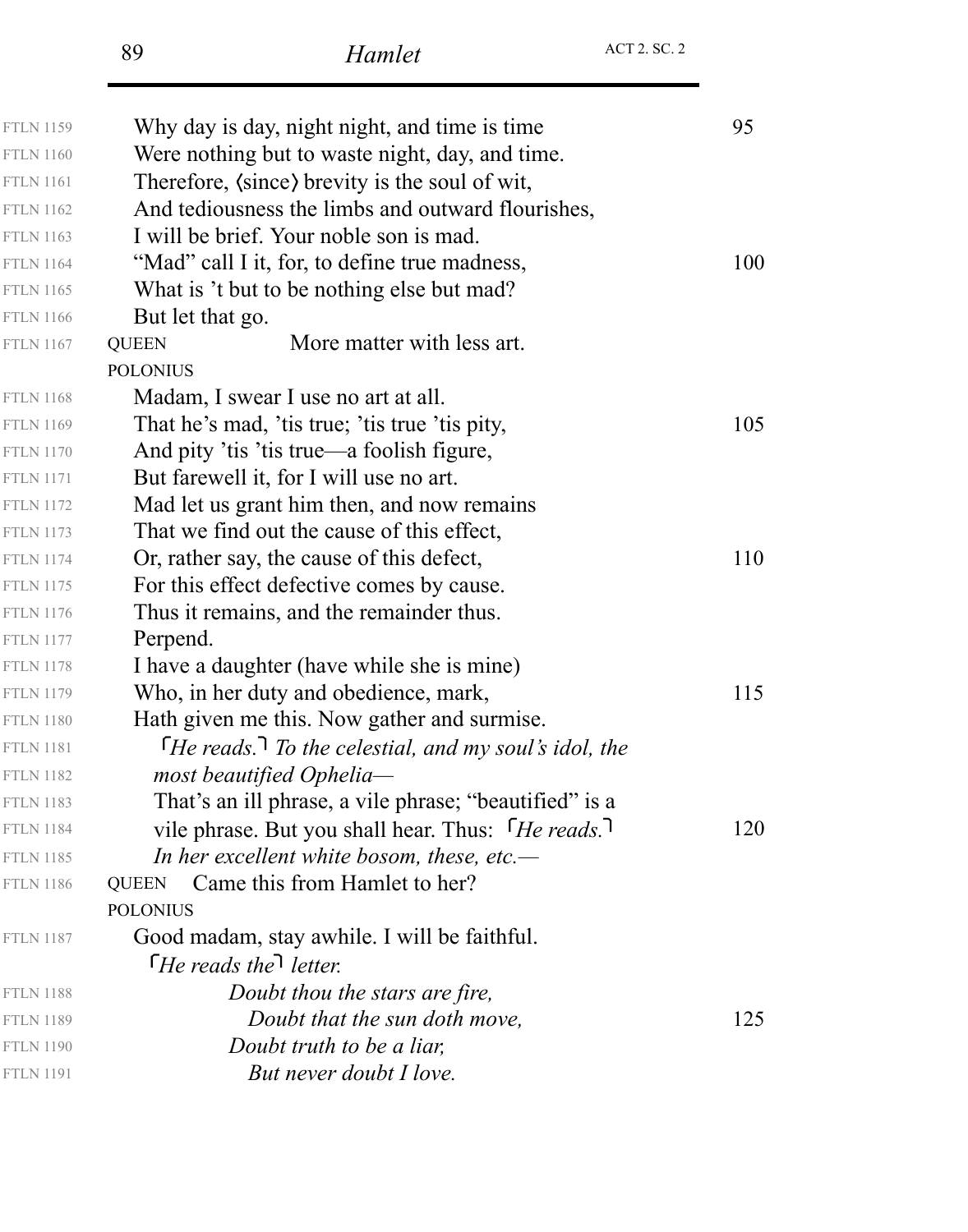Why day is day, night night, and time is time
Were nothing but to waste night, day, and time.
Therefore, ⟨since⟩ brevity is the soul of wit,
And tediousness the limbs and outward flourishes,
I will be brief. Your noble son is mad.
"Mad" call I it, for, to define true madness,
What is 't but to be nothing else but mad?
But let that go.

QUEEN More matter with less art.

POLONIUS
Madam, I swear I use no art at all.
That he's mad, 'tis true; 'tis true 'tis pity,
And pity 'tis 'tis true—a foolish figure,
But farewell it, for I will use no art.
Mad let us grant him then, and now remains
That we find out the cause of this effect,
Or, rather say, the cause of this defect,
For this effect defective comes by cause.
Thus it remains, and the remainder thus.
Perpend.
I have a daughter (have while she is mine)
Who, in her duty and obedience, mark,
Hath given me this. Now gather and surmise.
⌜*He reads.*⌝ *To the celestial, and my soul's idol, the most beautified Ophelia—*
That's an ill phrase, a vile phrase; "beautified" is a vile phrase. But you shall hear. Thus: ⌜*He reads.*⌝
*In her excellent white bosom, these, etc.—*

QUEEN Came this from Hamlet to her?

POLONIUS
Good madam, stay awhile. I will be faithful.
⌜*He reads the*⌝ *letter.*

*Doubt thou the stars are fire,*
*Doubt that the sun doth move,*
*Doubt truth to be a liar,*
*But never doubt I love.*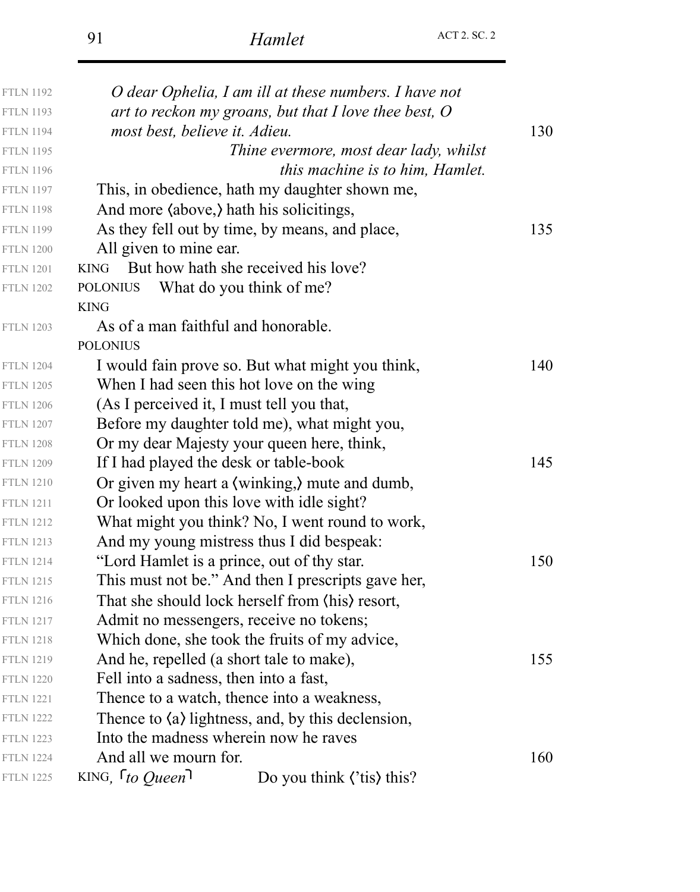*O dear Ophelia, I am ill at these numbers. I have not*
*art to reckon my groans, but that I love thee best, O*
*most best, believe it. Adieu.*
*Thine evermore, most dear lady, whilst*
*this machine is to him, Hamlet.*

This, in obedience, hath my daughter shown me,
And more ⟨above,⟩ hath his solicitings,
As they fell out by time, by means, and place,
All given to mine ear.

KING But how hath she received his love?

POLONIUS What do you think of me?

KING
As of a man faithful and honorable.

POLONIUS
I would fain prove so. But what might you think,
When I had seen this hot love on the wing
(As I perceived it, I must tell you that,
Before my daughter told me), what might you,
Or my dear Majesty your queen here, think,
If I had played the desk or table-book
Or given my heart a ⟨winking,⟩ mute and dumb,
Or looked upon this love with idle sight?
What might you think? No, I went round to work,
And my young mistress thus I did bespeak:
"Lord Hamlet is a prince, out of thy star.
This must not be." And then I prescripts gave her,
That she should lock herself from ⟨his⟩ resort,
Admit no messengers, receive no tokens;
Which done, she took the fruits of my advice,
And he, repelled (a short tale to make),
Fell into a sadness, then into a fast,
Thence to a watch, thence into a weakness,
Thence to ⟨a⟩ lightness, and, by this declension,
Into the madness wherein now he raves
And all we mourn for.

KING, ⌜*to Queen*⌝ Do you think ⟨'tis⟩ this?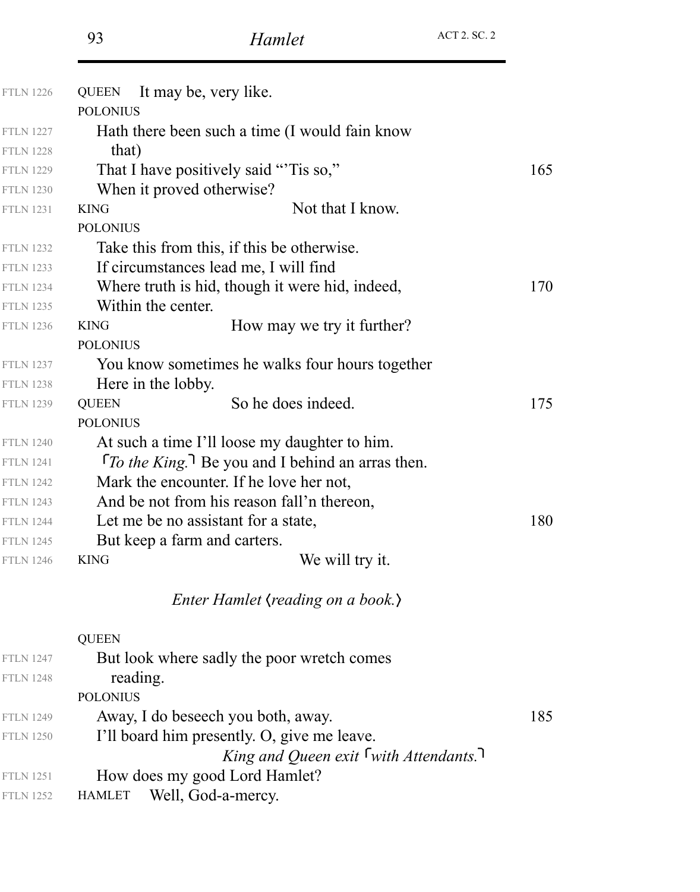FTLN 1226 QUEEN It may be, very like.

POLONIUS

FTLN 1227 Hath there been such a time (I would fain know
FTLN 1228 that)
FTLN 1229 That I have positively said "'Tis so," 165
FTLN 1230 When it proved otherwise?

FTLN 1231 KING Not that I know.

POLONIUS

FTLN 1232 Take this from this, if this be otherwise.
FTLN 1233 If circumstances lead me, I will find
FTLN 1234 Where truth is hid, though it were hid, indeed, 170
FTLN 1235 Within the center.

FTLN 1236 KING How may we try it further?

POLONIUS

FTLN 1237 You know sometimes he walks four hours together
FTLN 1238 Here in the lobby.

FTLN 1239 QUEEN So he does indeed. 175

POLONIUS

FTLN 1240 At such a time I'll loose my daughter to him.
FTLN 1241 ⌜*To the King.*⌝ Be you and I behind an arras then.
FTLN 1242 Mark the encounter. If he love her not,
FTLN 1243 And be not from his reason fall'n thereon,
FTLN 1244 Let me be no assistant for a state, 180
FTLN 1245 But keep a farm and carters.

FTLN 1246 KING We will try it.

*Enter Hamlet* ⟨*reading on a book.*⟩

QUEEN

FTLN 1247 But look where sadly the poor wretch comes
FTLN 1248 reading.

POLONIUS

FTLN 1249 Away, I do beseech you both, away. 185
FTLN 1250 I'll board him presently. O, give me leave.

*King and Queen exit* ⌜*with Attendants.*⌝

FTLN 1251 How does my good Lord Hamlet?

FTLN 1252 HAMLET Well, God-a-mercy.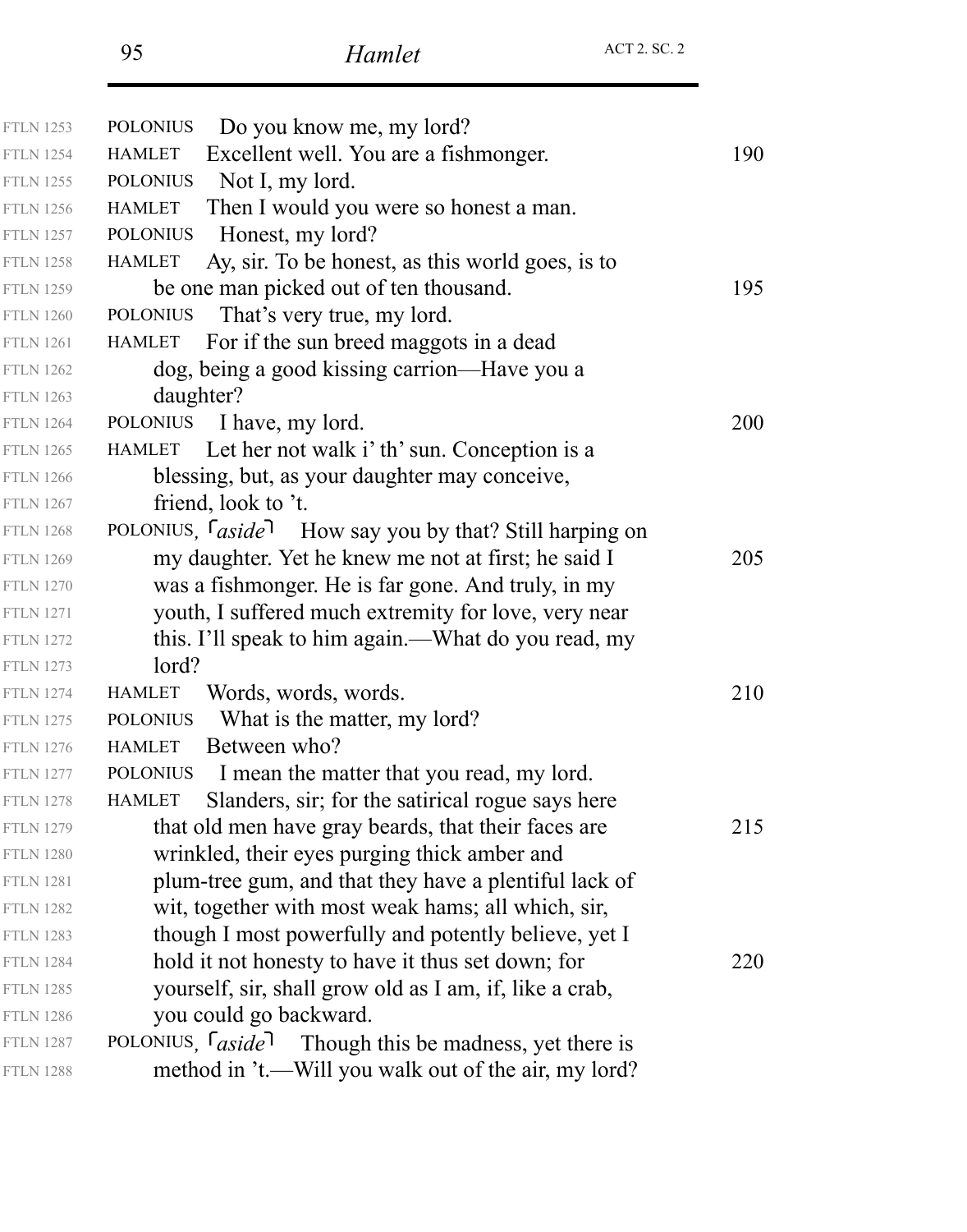POLONIUS Do you know me, my lord?

HAMLET Excellent well. You are a fishmonger.

POLONIUS Not I, my lord.

HAMLET Then I would you were so honest a man.

POLONIUS Honest, my lord?

HAMLET Ay, sir. To be honest, as this world goes, is to be one man picked out of ten thousand.

POLONIUS That's very true, my lord.

HAMLET For if the sun breed maggots in a dead dog, being a good kissing carrion—Have you a daughter?

POLONIUS I have, my lord.

HAMLET Let her not walk i' th' sun. Conception is a blessing, but, as your daughter may conceive, friend, look to 't.

POLONIUS, ⌜*aside*⌝ How say you by that? Still harping on my daughter. Yet he knew me not at first; he said I was a fishmonger. He is far gone. And truly, in my youth, I suffered much extremity for love, very near this. I'll speak to him again.—What do you read, my lord?

HAMLET Words, words, words.

POLONIUS What is the matter, my lord?

HAMLET Between who?

POLONIUS I mean the matter that you read, my lord.

HAMLET Slanders, sir; for the satirical rogue says here that old men have gray beards, that their faces are wrinkled, their eyes purging thick amber and plum-tree gum, and that they have a plentiful lack of wit, together with most weak hams; all which, sir, though I most powerfully and potently believe, yet I hold it not honesty to have it thus set down; for yourself, sir, shall grow old as I am, if, like a crab, you could go backward.

POLONIUS, ⌜*aside*⌝ Though this be madness, yet there is method in 't.—Will you walk out of the air, my lord?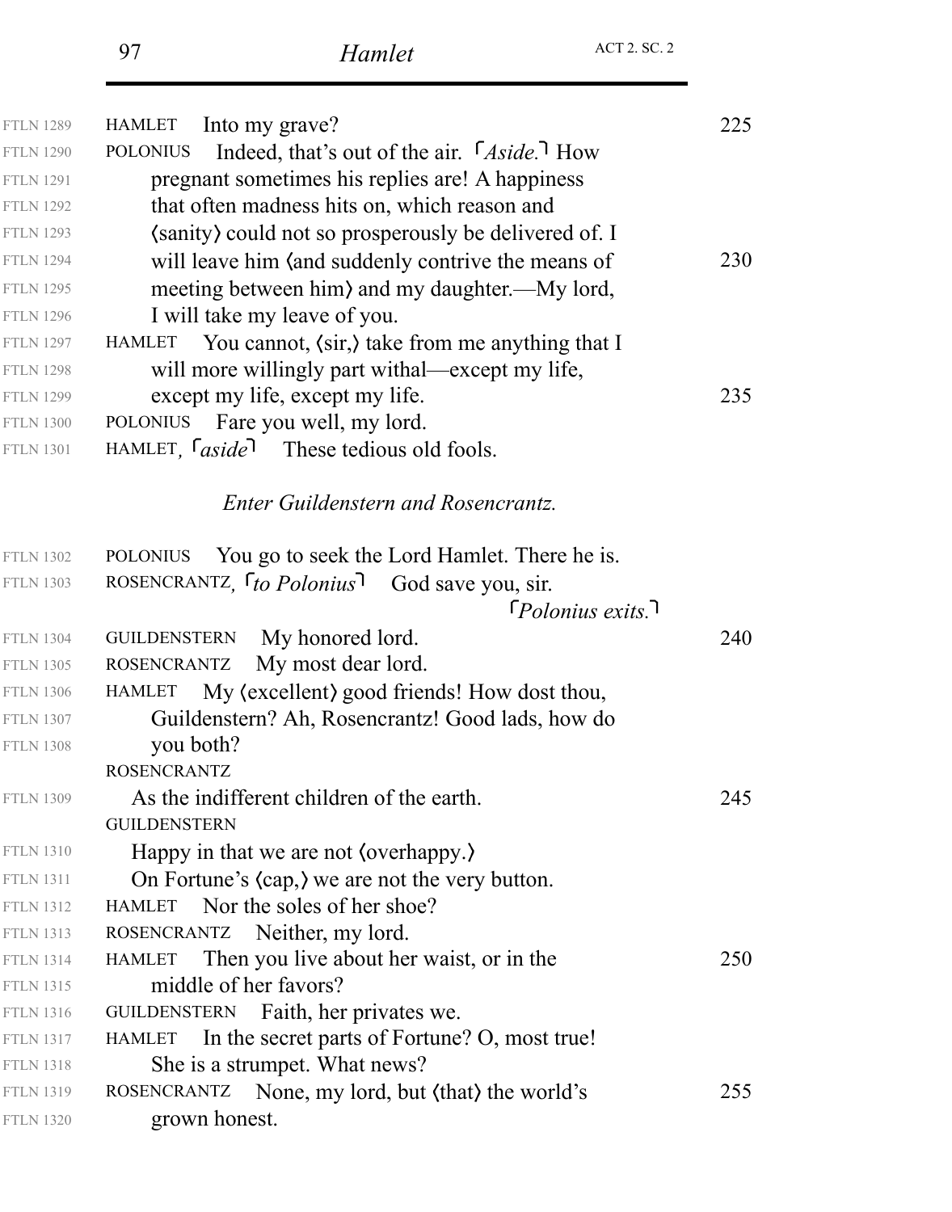FTLN 1289 HAMLET Into my grave? 225

FTLN 1290 POLONIUS Indeed, that's out of the air. ⌜*Aside.*⌝ How
FTLN 1291 pregnant sometimes his replies are! A happiness
FTLN 1292 that often madness hits on, which reason and
FTLN 1293 ⟨sanity⟩ could not so prosperously be delivered of. I
FTLN 1294 will leave him ⟨and suddenly contrive the means of 230
FTLN 1295 meeting between him⟩ and my daughter.—My lord,
FTLN 1296 I will take my leave of you.

FTLN 1297 HAMLET You cannot, ⟨sir,⟩ take from me anything that I
FTLN 1298 will more willingly part withal—except my life,
FTLN 1299 except my life, except my life. 235

FTLN 1300 POLONIUS Fare you well, my lord.

FTLN 1301 HAMLET, ⌜*aside*⌝ These tedious old fools.

*Enter Guildenstern and Rosencrantz.*

FTLN 1302 POLONIUS You go to seek the Lord Hamlet. There he is.

FTLN 1303 ROSENCRANTZ, ⌜*to Polonius*⌝ God save you, sir.

⌜*Polonius exits.*⌝

FTLN 1304 GUILDENSTERN My honored lord. 240

FTLN 1305 ROSENCRANTZ My most dear lord.

FTLN 1306 HAMLET My ⟨excellent⟩ good friends! How dost thou,
FTLN 1307 Guildenstern? Ah, Rosencrantz! Good lads, how do
FTLN 1308 you both?

ROSENCRANTZ
FTLN 1309 As the indifferent children of the earth. 245

GUILDENSTERN
FTLN 1310 Happy in that we are not ⟨overhappy.⟩
FTLN 1311 On Fortune's ⟨cap,⟩ we are not the very button.

FTLN 1312 HAMLET Nor the soles of her shoe?

FTLN 1313 ROSENCRANTZ Neither, my lord.

FTLN 1314 HAMLET Then you live about her waist, or in the 250
FTLN 1315 middle of her favors?

FTLN 1316 GUILDENSTERN Faith, her privates we.

FTLN 1317 HAMLET In the secret parts of Fortune? O, most true!
FTLN 1318 She is a strumpet. What news?

FTLN 1319 ROSENCRANTZ None, my lord, but ⟨that⟩ the world's 255
FTLN 1320 grown honest.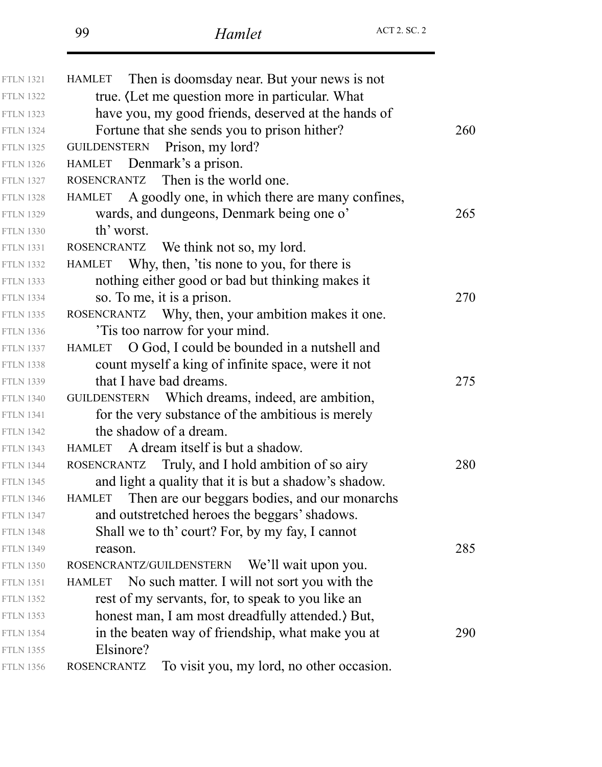HAMLET Then is doomsday near. But your news is not true. ⟨Let me question more in particular. What have you, my good friends, deserved at the hands of Fortune that she sends you to prison hither?

GUILDENSTERN Prison, my lord?

HAMLET Denmark's a prison.

ROSENCRANTZ Then is the world one.

HAMLET A goodly one, in which there are many confines, wards, and dungeons, Denmark being one o' th' worst.

ROSENCRANTZ We think not so, my lord.

HAMLET Why, then, 'tis none to you, for there is nothing either good or bad but thinking makes it so. To me, it is a prison.

ROSENCRANTZ Why, then, your ambition makes it one. 'Tis too narrow for your mind.

HAMLET O God, I could be bounded in a nutshell and count myself a king of infinite space, were it not that I have bad dreams.

GUILDENSTERN Which dreams, indeed, are ambition, for the very substance of the ambitious is merely the shadow of a dream.

HAMLET A dream itself is but a shadow.

ROSENCRANTZ Truly, and I hold ambition of so airy and light a quality that it is but a shadow's shadow.

HAMLET Then are our beggars bodies, and our monarchs and outstretched heroes the beggars' shadows. Shall we to th' court? For, by my fay, I cannot reason.

ROSENCRANTZ/GUILDENSTERN We'll wait upon you.

HAMLET No such matter. I will not sort you with the rest of my servants, for, to speak to you like an honest man, I am most dreadfully attended.⟩ But, in the beaten way of friendship, what make you at Elsinore?

ROSENCRANTZ To visit you, my lord, no other occasion.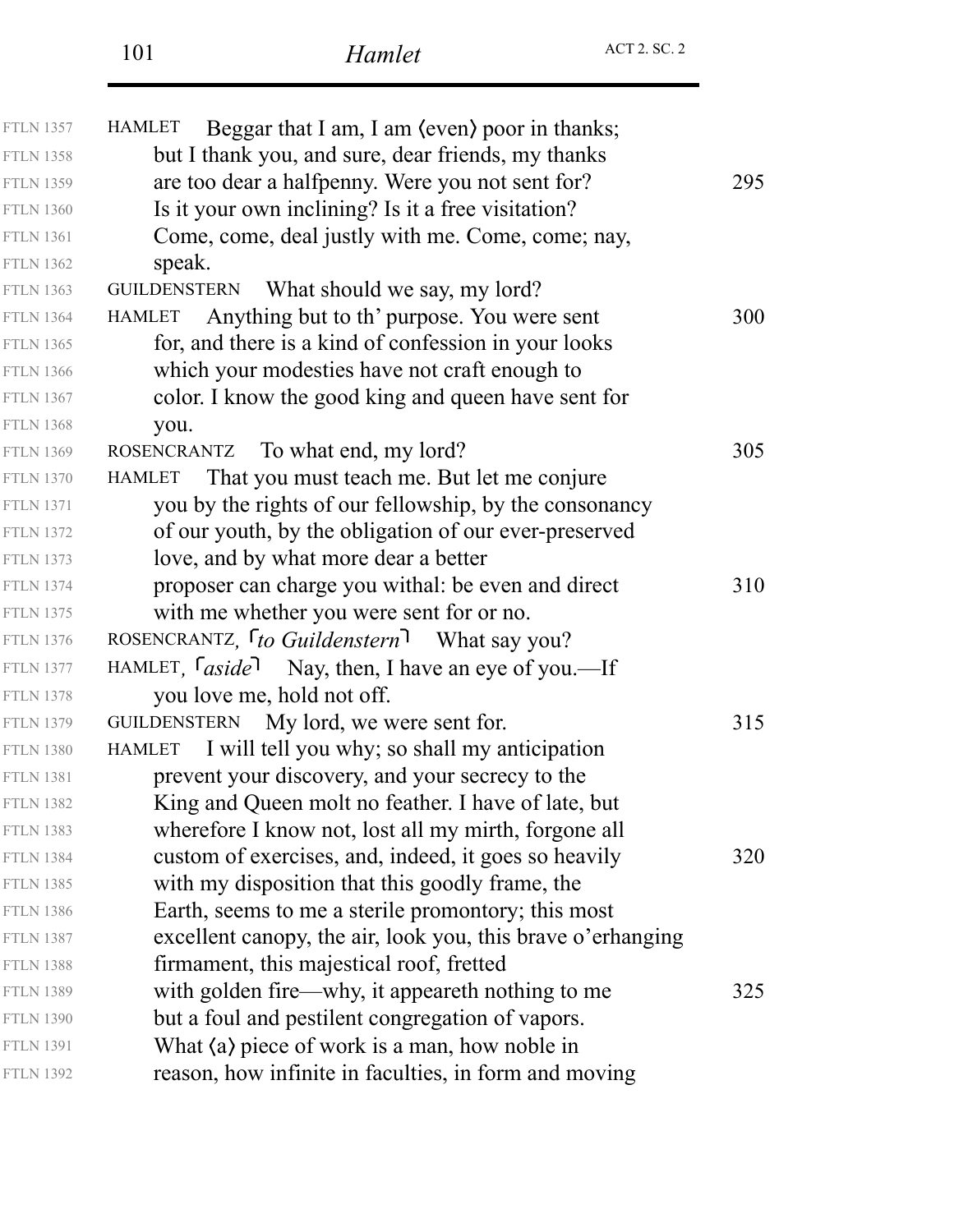HAMLET Beggar that I am, I am ⟨even⟩ poor in thanks;
but I thank you, and sure, dear friends, my thanks
are too dear a halfpenny. Were you not sent for?
Is it your own inclining? Is it a free visitation?
Come, come, deal justly with me. Come, come; nay,
speak.

GUILDENSTERN What should we say, my lord?

HAMLET Anything but to th' purpose. You were sent
for, and there is a kind of confession in your looks
which your modesties have not craft enough to
color. I know the good king and queen have sent for
you.

ROSENCRANTZ To what end, my lord?

HAMLET That you must teach me. But let me conjure
you by the rights of our fellowship, by the consonancy
of our youth, by the obligation of our ever-preserved
love, and by what more dear a better
proposer can charge you withal: be even and direct
with me whether you were sent for or no.

ROSENCRANTZ, ⌜*to Guildenstern*⌝ What say you?

HAMLET, ⌜*aside*⌝ Nay, then, I have an eye of you.—If
you love me, hold not off.

GUILDENSTERN My lord, we were sent for.

HAMLET I will tell you why; so shall my anticipation
prevent your discovery, and your secrecy to the
King and Queen molt no feather. I have of late, but
wherefore I know not, lost all my mirth, forgone all
custom of exercises, and, indeed, it goes so heavily
with my disposition that this goodly frame, the
Earth, seems to me a sterile promontory; this most
excellent canopy, the air, look you, this brave o'erhanging
firmament, this majestical roof, fretted
with golden fire—why, it appeareth nothing to me
but a foul and pestilent congregation of vapors.
What ⟨a⟩ piece of work is a man, how noble in
reason, how infinite in faculties, in form and moving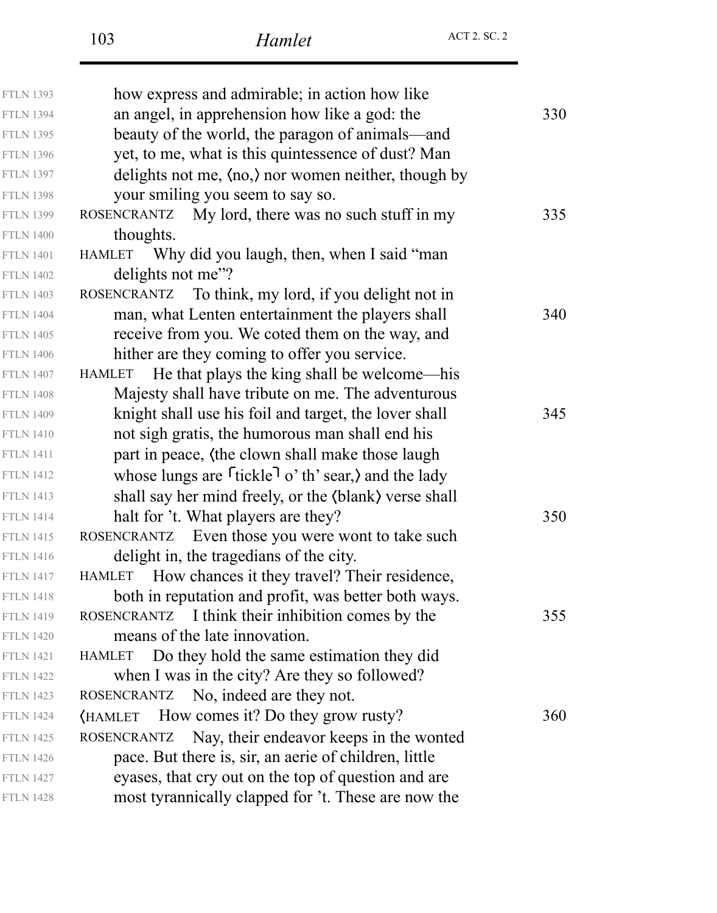how express and admirable; in action how like
an angel, in apprehension how like a god: the
beauty of the world, the paragon of animals—and
yet, to me, what is this quintessence of dust? Man
delights not me, ⟨no,⟩ nor women neither, though by
your smiling you seem to say so.

ROSENCRANTZ My lord, there was no such stuff in my
thoughts.

HAMLET Why did you laugh, then, when I said "man
delights not me"?

ROSENCRANTZ To think, my lord, if you delight not in
man, what Lenten entertainment the players shall
receive from you. We coted them on the way, and
hither are they coming to offer you service.

HAMLET He that plays the king shall be welcome—his
Majesty shall have tribute on me. The adventurous
knight shall use his foil and target, the lover shall
not sigh gratis, the humorous man shall end his
part in peace, ⟨the clown shall make those laugh
whose lungs are ⌜tickle⌝ o' th' sear,⟩ and the lady
shall say her mind freely, or the ⟨blank⟩ verse shall
halt for 't. What players are they?

ROSENCRANTZ Even those you were wont to take such
delight in, the tragedians of the city.

HAMLET How chances it they travel? Their residence,
both in reputation and profit, was better both ways.

ROSENCRANTZ I think their inhibition comes by the
means of the late innovation.

HAMLET Do they hold the same estimation they did
when I was in the city? Are they so followed?

ROSENCRANTZ No, indeed are they not.

⟨HAMLET How comes it? Do they grow rusty?

ROSENCRANTZ Nay, their endeavor keeps in the wonted
pace. But there is, sir, an aerie of children, little
eyases, that cry out on the top of question and are
most tyrannically clapped for 't. These are now the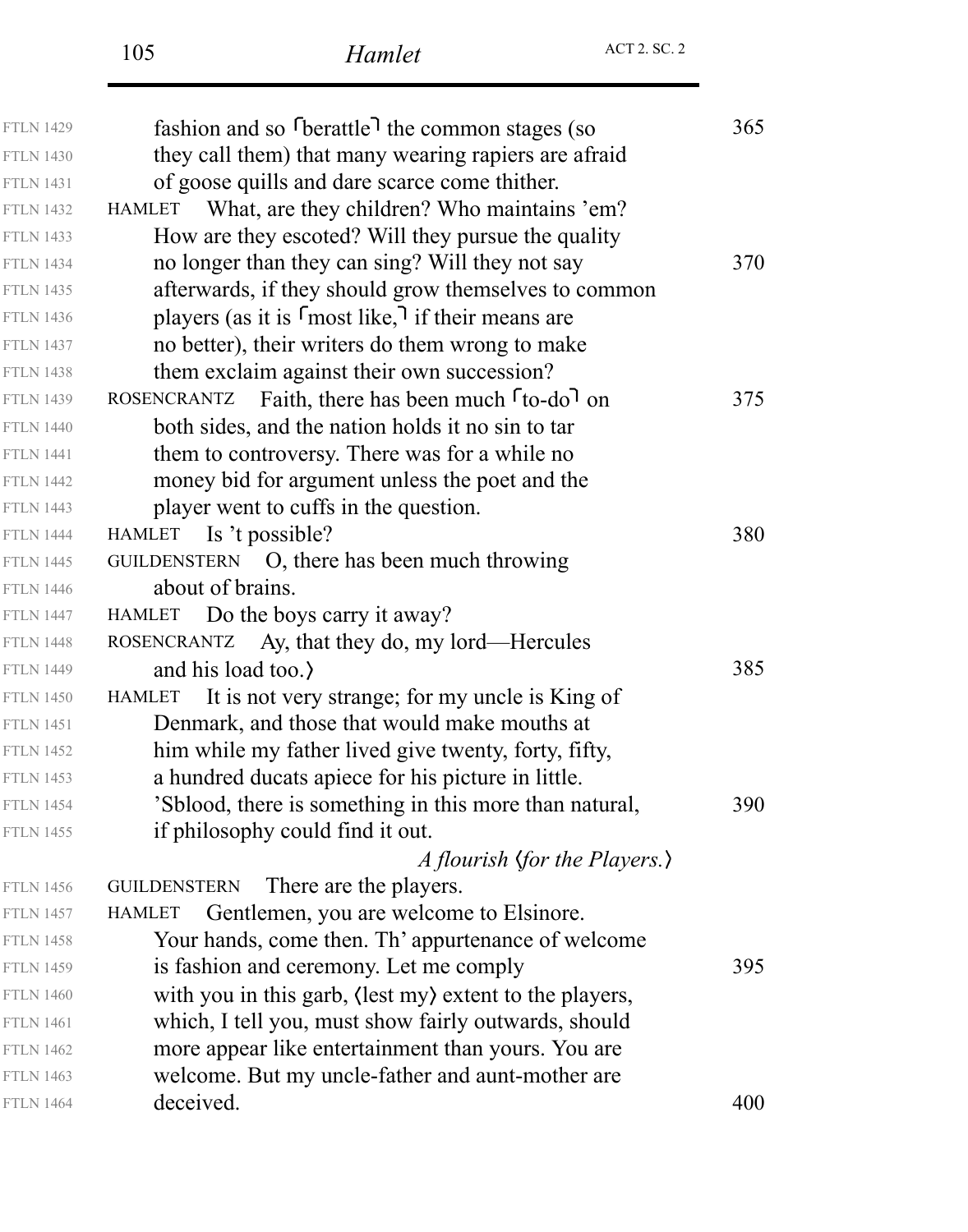fashion and so ⌜berattle⌝ the common stages (so
they call them) that many wearing rapiers are afraid
of goose quills and dare scarce come thither.

HAMLET What, are they children? Who maintains 'em?
How are they escoted? Will they pursue the quality
no longer than they can sing? Will they not say
afterwards, if they should grow themselves to common
players (as it is ⌜most like,⌝ if their means are
no better), their writers do them wrong to make
them exclaim against their own succession?

ROSENCRANTZ Faith, there has been much ⌜to-do⌝ on
both sides, and the nation holds it no sin to tar
them to controversy. There was for a while no
money bid for argument unless the poet and the
player went to cuffs in the question.

HAMLET Is 't possible?

GUILDENSTERN O, there has been much throwing
about of brains.

HAMLET Do the boys carry it away?

ROSENCRANTZ Ay, that they do, my lord—Hercules
and his load too.〉

HAMLET It is not very strange; for my uncle is King of
Denmark, and those that would make mouths at
him while my father lived give twenty, forty, fifty,
a hundred ducats apiece for his picture in little.
'Sblood, there is something in this more than natural,
if philosophy could find it out.

*A flourish 〈for the Players.〉*

GUILDENSTERN There are the players.

HAMLET Gentlemen, you are welcome to Elsinore.
Your hands, come then. Th' appurtenance of welcome
is fashion and ceremony. Let me comply
with you in this garb, 〈lest my〉 extent to the players,
which, I tell you, must show fairly outwards, should
more appear like entertainment than yours. You are
welcome. But my uncle-father and aunt-mother are
deceived.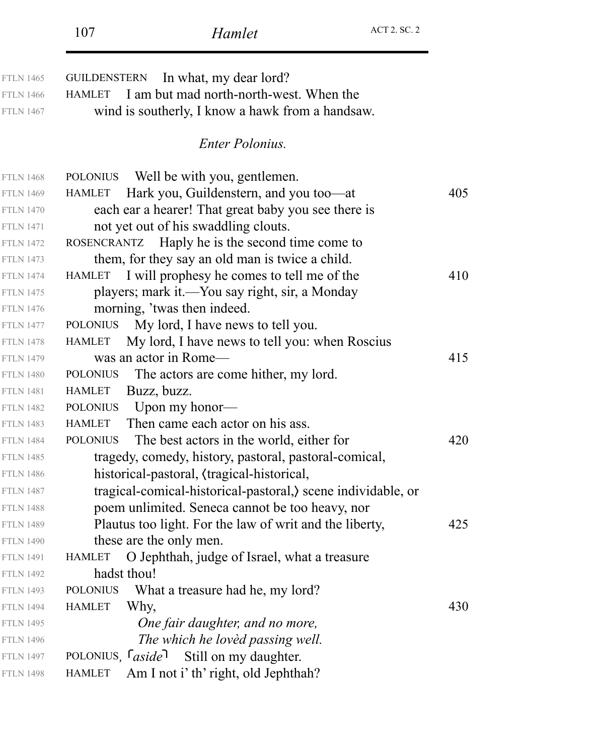GUILDENSTERN In what, my dear lord?

HAMLET I am but mad north-north-west. When the wind is southerly, I know a hawk from a handsaw.

*Enter Polonius.*

POLONIUS Well be with you, gentlemen.

HAMLET Hark you, Guildenstern, and you too—at each ear a hearer! That great baby you see there is not yet out of his swaddling clouts.

ROSENCRANTZ Haply he is the second time come to them, for they say an old man is twice a child.

HAMLET I will prophesy he comes to tell me of the players; mark it.—You say right, sir, a Monday morning, 'twas then indeed.

POLONIUS My lord, I have news to tell you.

HAMLET My lord, I have news to tell you: when Roscius was an actor in Rome—

POLONIUS The actors are come hither, my lord.

HAMLET Buzz, buzz.

POLONIUS Upon my honor—

HAMLET Then came each actor on his ass.

POLONIUS The best actors in the world, either for tragedy, comedy, history, pastoral, pastoral-comical, historical-pastoral, ⟨tragical-historical, tragical-comical-historical-pastoral,⟩ scene individable, or poem unlimited. Seneca cannot be too heavy, nor Plautus too light. For the law of writ and the liberty, these are the only men.

HAMLET O Jephthah, judge of Israel, what a treasure hadst thou!

POLONIUS What a treasure had he, my lord?

HAMLET Why,

*One fair daughter, and no more,*
*The which he lovèd passing well.*

POLONIUS, ⌜*aside*⌝ Still on my daughter.

HAMLET Am I not i' th' right, old Jephthah?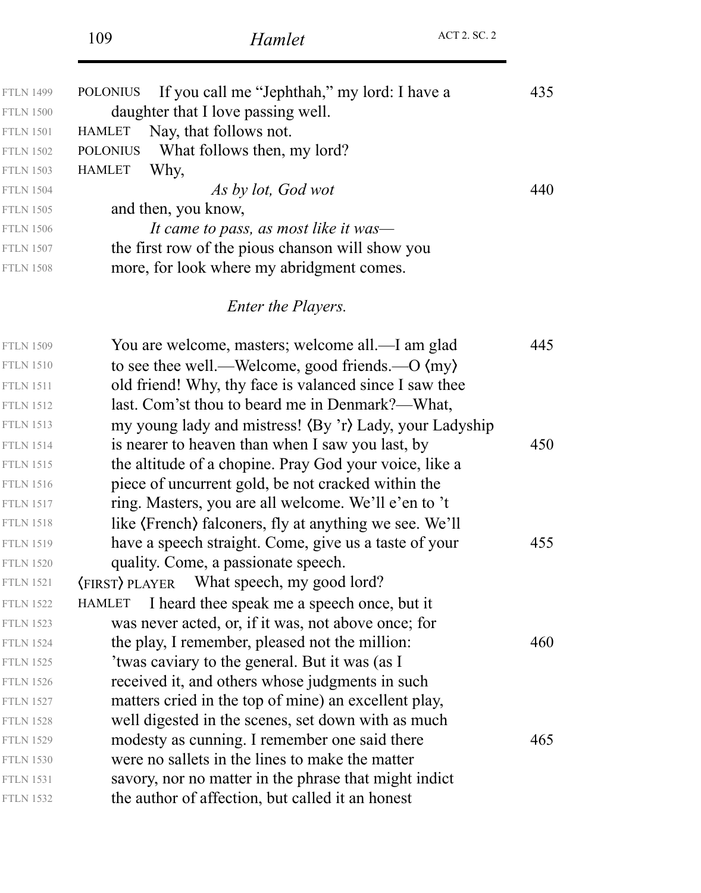POLONIUS If you call me "Jephthah," my lord: I have a daughter that I love passing well.

HAMLET Nay, that follows not.

POLONIUS What follows then, my lord?

HAMLET Why,

*As by lot, God wot*

and then, you know,

*It came to pass, as most like it was—*

the first row of the pious chanson will show you more, for look where my abridgment comes.

*Enter the Players.*

You are welcome, masters; welcome all.—I am glad to see thee well.—Welcome, good friends.—O ⟨my⟩ old friend! Why, thy face is valanced since I saw thee last. Com'st thou to beard me in Denmark?—What, my young lady and mistress! ⟨By 'r⟩ Lady, your Ladyship is nearer to heaven than when I saw you last, by the altitude of a chopine. Pray God your voice, like a piece of uncurrent gold, be not cracked within the ring. Masters, you are all welcome. We'll e'en to 't like ⟨French⟩ falconers, fly at anything we see. We'll have a speech straight. Come, give us a taste of your quality. Come, a passionate speech.

⟨FIRST⟩ PLAYER What speech, my good lord?

HAMLET I heard thee speak me a speech once, but it was never acted, or, if it was, not above once; for the play, I remember, pleased not the million: 'twas caviary to the general. But it was (as I received it, and others whose judgments in such matters cried in the top of mine) an excellent play, well digested in the scenes, set down with as much modesty as cunning. I remember one said there were no sallets in the lines to make the matter savory, nor no matter in the phrase that might indict the author of affection, but called it an honest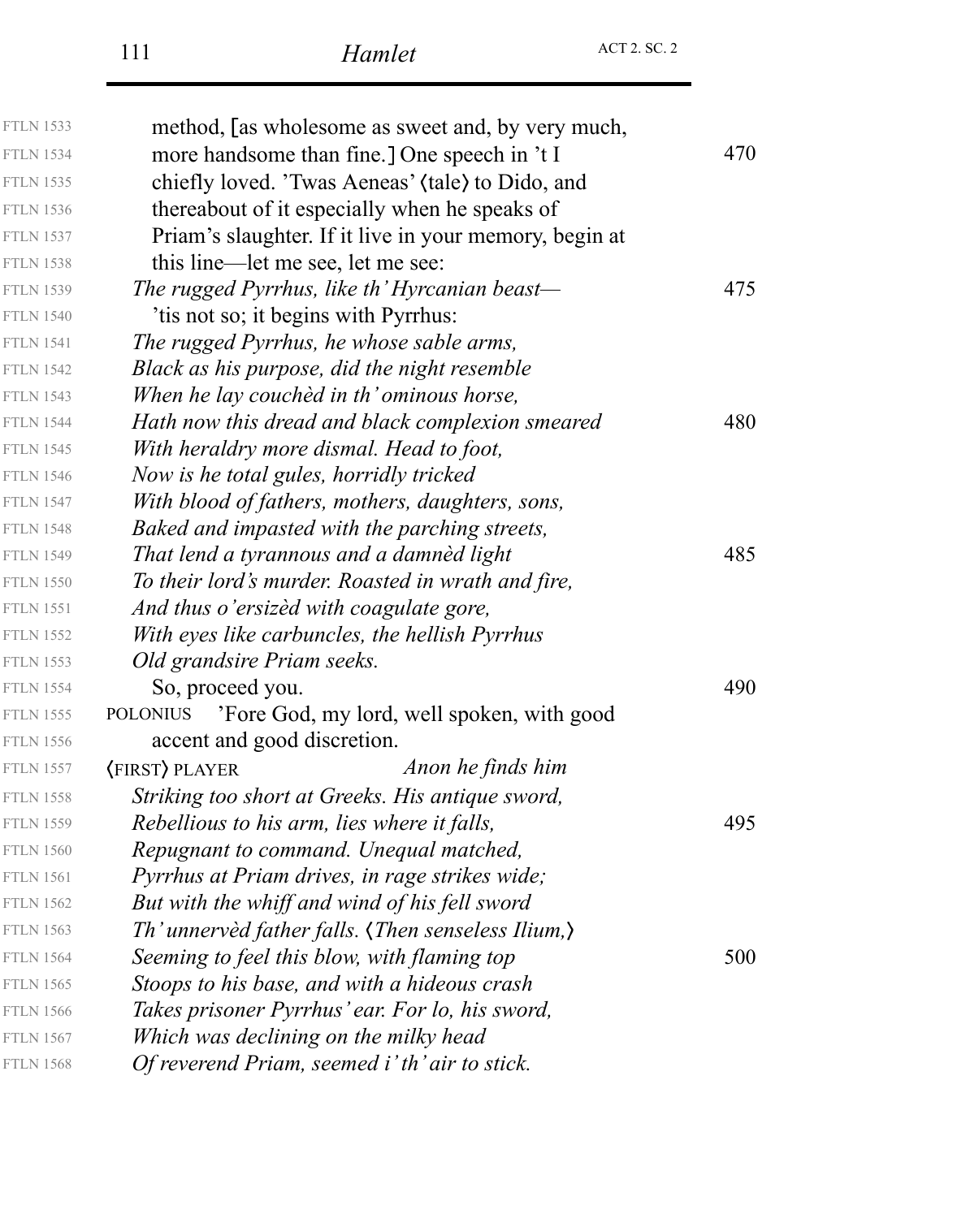method, [as wholesome as sweet and, by very much, more handsome than fine.] One speech in 't I chiefly loved. 'Twas Aeneas' ⟨tale⟩ to Dido, and thereabout of it especially when he speaks of Priam's slaughter. If it live in your memory, begin at this line—let me see, let me see:

*The rugged Pyrrhus, like th' Hyrcanian beast—*

'tis not so; it begins with Pyrrhus:

*The rugged Pyrrhus, he whose sable arms,*
*Black as his purpose, did the night resemble*
*When he lay couchèd in th' ominous horse,*
*Hath now this dread and black complexion smeared*
*With heraldry more dismal. Head to foot,*
*Now is he total gules, horridly tricked*
*With blood of fathers, mothers, daughters, sons,*
*Baked and impasted with the parching streets,*
*That lend a tyrannous and a damnèd light*
*To their lord's murder. Roasted in wrath and fire,*
*And thus o'ersizèd with coagulate gore,*
*With eyes like carbuncles, the hellish Pyrrhus*
*Old grandsire Priam seeks.*

So, proceed you.

POLONIUS 'Fore God, my lord, well spoken, with good accent and good discretion.

⟨FIRST⟩ PLAYER *Anon he finds him*
*Striking too short at Greeks. His antique sword,*
*Rebellious to his arm, lies where it falls,*
*Repugnant to command. Unequal matched,*
*Pyrrhus at Priam drives, in rage strikes wide;*
*But with the whiff and wind of his fell sword*
*Th' unnervèd father falls. ⟨Then senseless Ilium,⟩*
*Seeming to feel this blow, with flaming top*
*Stoops to his base, and with a hideous crash*
*Takes prisoner Pyrrhus' ear. For lo, his sword,*
*Which was declining on the milky head*
*Of reverend Priam, seemed i' th' air to stick.*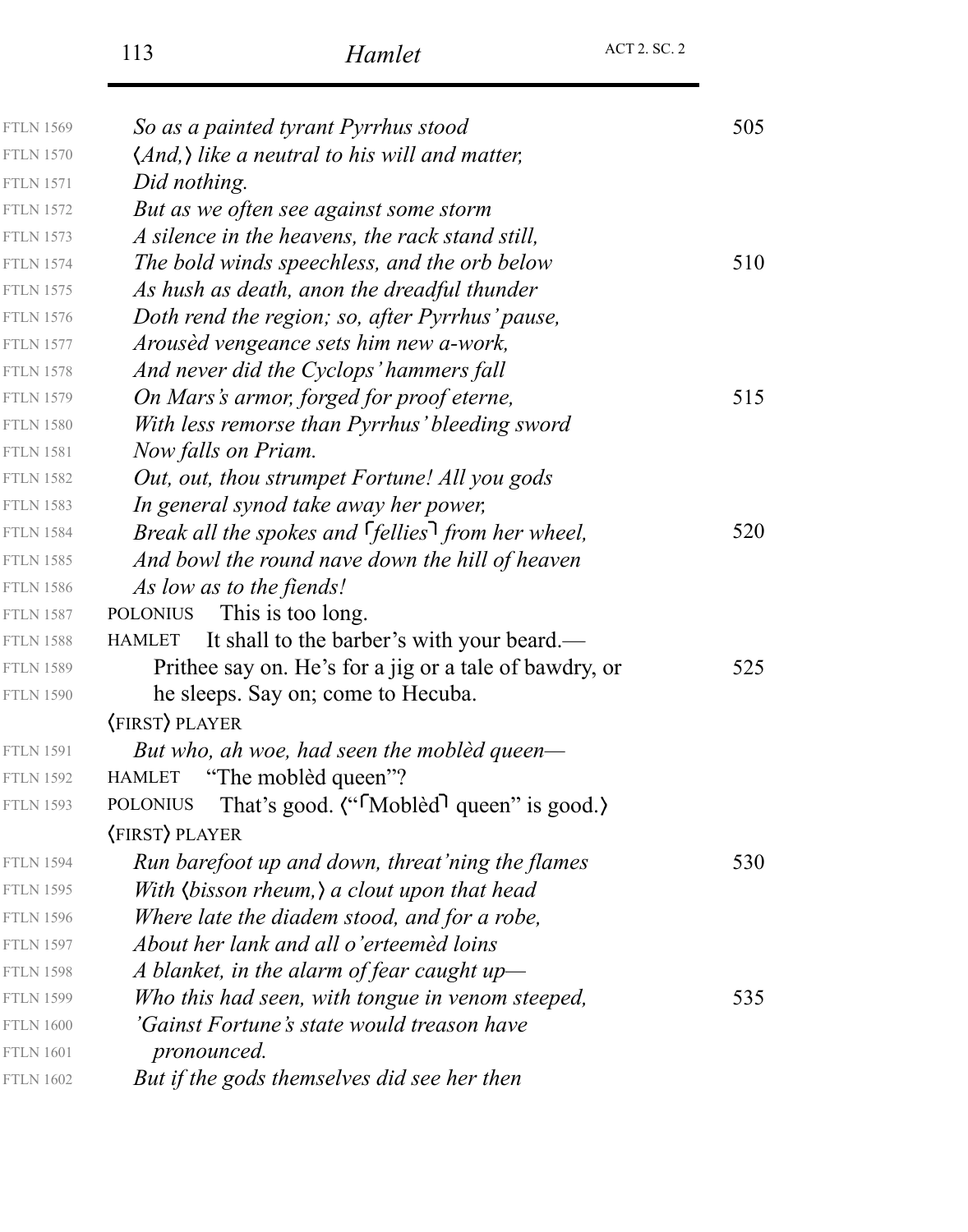*So as a painted tyrant Pyrrhus stood*
*⟨And,⟩ like a neutral to his will and matter,*
*Did nothing.*
*But as we often see against some storm*
*A silence in the heavens, the rack stand still,*
*The bold winds speechless, and the orb below*
*As hush as death, anon the dreadful thunder*
*Doth rend the region; so, after Pyrrhus' pause,*
*Arousèd vengeance sets him new a-work,*
*And never did the Cyclops' hammers fall*
*On Mars's armor, forged for proof eterne,*
*With less remorse than Pyrrhus' bleeding sword*
*Now falls on Priam.*
*Out, out, thou strumpet Fortune! All you gods*
*In general synod take away her power,*
*Break all the spokes and ⌜fellies⌝ from her wheel,*
*And bowl the round nave down the hill of heaven*
*As low as to the fiends!*

POLONIUS This is too long.

HAMLET It shall to the barber's with your beard.—
Prithee say on. He's for a jig or a tale of bawdry, or
he sleeps. Say on; come to Hecuba.

⟨FIRST⟩ PLAYER
*But who, ah woe, had seen the moblèd queen—*

HAMLET "The moblèd queen"?

POLONIUS That's good. ⟨"⌜Moblèd⌝ queen" is good.⟩

⟨FIRST⟩ PLAYER
*Run barefoot up and down, threat'ning the flames*
*With ⟨bisson rheum,⟩ a clout upon that head*
*Where late the diadem stood, and for a robe,*
*About her lank and all o'erteemèd loins*
*A blanket, in the alarm of fear caught up—*
*Who this had seen, with tongue in venom steeped,*
*'Gainst Fortune's state would treason have*
*pronounced.*
*But if the gods themselves did see her then*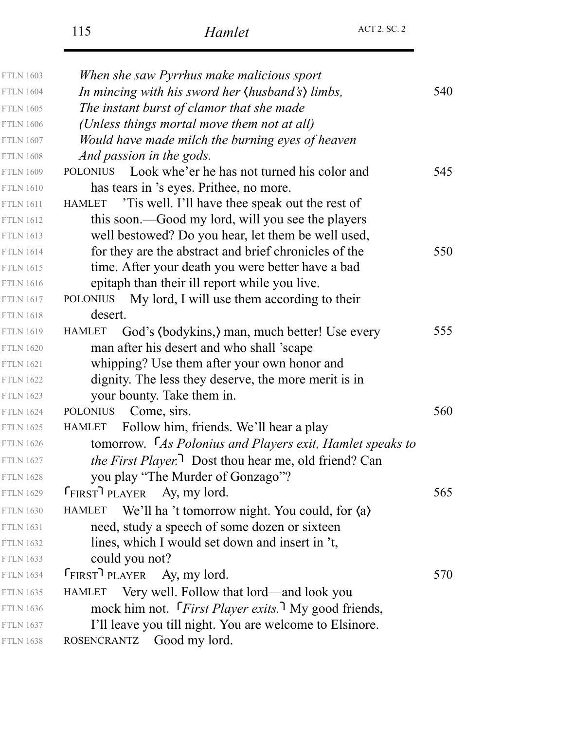*When she saw Pyrrhus make malicious sport*
*In mincing with his sword her ⟨husband's⟩ limbs,*
*The instant burst of clamor that she made*
*(Unless things mortal move them not at all)*
*Would have made milch the burning eyes of heaven*
*And passion in the gods.*

POLONIUS Look whe'er he has not turned his color and has tears in 's eyes. Prithee, no more.

HAMLET 'Tis well. I'll have thee speak out the rest of this soon.—Good my lord, will you see the players well bestowed? Do you hear, let them be well used, for they are the abstract and brief chronicles of the time. After your death you were better have a bad epitaph than their ill report while you live.

POLONIUS My lord, I will use them according to their desert.

HAMLET God's ⟨bodykins,⟩ man, much better! Use every man after his desert and who shall 'scape whipping? Use them after your own honor and dignity. The less they deserve, the more merit is in your bounty. Take them in.

POLONIUS Come, sirs.

HAMLET Follow him, friends. We'll hear a play tomorrow. ⌜*As Polonius and Players exit, Hamlet speaks to the First Player.*⌝ Dost thou hear me, old friend? Can you play "The Murder of Gonzago"?

⌜FIRST⌝ PLAYER Ay, my lord.

HAMLET We'll ha 't tomorrow night. You could, for ⟨a⟩ need, study a speech of some dozen or sixteen lines, which I would set down and insert in 't, could you not?

⌜FIRST⌝ PLAYER Ay, my lord.

HAMLET Very well. Follow that lord—and look you mock him not. ⌜*First Player exits.*⌝ My good friends, I'll leave you till night. You are welcome to Elsinore.

ROSENCRANTZ Good my lord.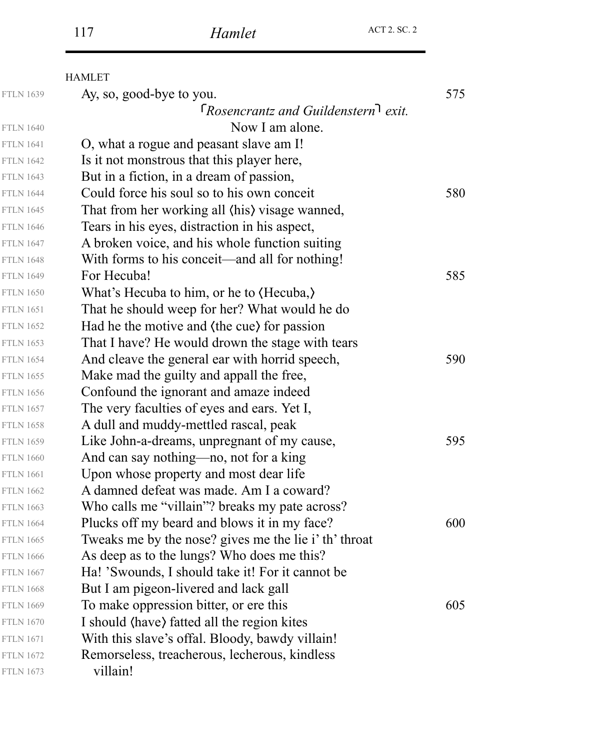HAMLET

Ay, so, good-bye to you.

*⌜Rosencrantz and Guildenstern⌝ exit.*

Now I am alone.
O, what a rogue and peasant slave am I!
Is it not monstrous that this player here,
But in a fiction, in a dream of passion,
Could force his soul so to his own conceit
That from her working all ⟨his⟩ visage wanned,
Tears in his eyes, distraction in his aspect,
A broken voice, and his whole function suiting
With forms to his conceit—and all for nothing!
For Hecuba!
What's Hecuba to him, or he to ⟨Hecuba,⟩
That he should weep for her? What would he do
Had he the motive and ⟨the cue⟩ for passion
That I have? He would drown the stage with tears
And cleave the general ear with horrid speech,
Make mad the guilty and appall the free,
Confound the ignorant and amaze indeed
The very faculties of eyes and ears. Yet I,
A dull and muddy-mettled rascal, peak
Like John-a-dreams, unpregnant of my cause,
And can say nothing—no, not for a king
Upon whose property and most dear life
A damned defeat was made. Am I a coward?
Who calls me "villain"? breaks my pate across?
Plucks off my beard and blows it in my face?
Tweaks me by the nose? gives me the lie i' th' throat
As deep as to the lungs? Who does me this?
Ha! 'Swounds, I should take it! For it cannot be
But I am pigeon-livered and lack gall
To make oppression bitter, or ere this
I should ⟨have⟩ fatted all the region kites
With this slave's offal. Bloody, bawdy villain!
Remorseless, treacherous, lecherous, kindless
villain!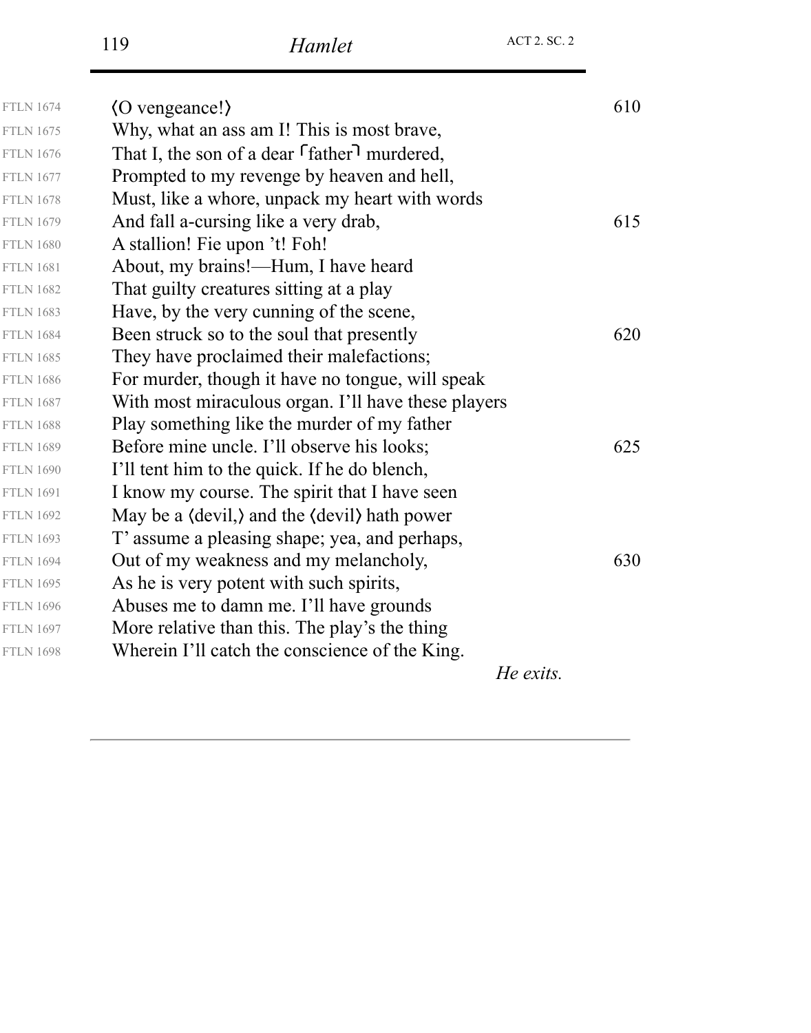⟨O vengeance!⟩

Why, what an ass am I! This is most brave,

That I, the son of a dear ⌜father⌝ murdered,

Prompted to my revenge by heaven and hell,

Must, like a whore, unpack my heart with words

And fall a-cursing like a very drab,

A stallion! Fie upon ’t! Foh!

About, my brains!—Hum, I have heard

That guilty creatures sitting at a play

Have, by the very cunning of the scene,

Been struck so to the soul that presently

They have proclaimed their malefactions;

For murder, though it have no tongue, will speak

With most miraculous organ. I’ll have these players

Play something like the murder of my father

Before mine uncle. I’ll observe his looks;

I’ll tent him to the quick. If he do blench,

I know my course. The spirit that I have seen

May be a ⟨devil,⟩ and the ⟨devil⟩ hath power

T’ assume a pleasing shape; yea, and perhaps,

Out of my weakness and my melancholy,

As he is very potent with such spirits,

Abuses me to damn me. I’ll have grounds

More relative than this. The play’s the thing

Wherein I’ll catch the conscience of the King.

*He exits.*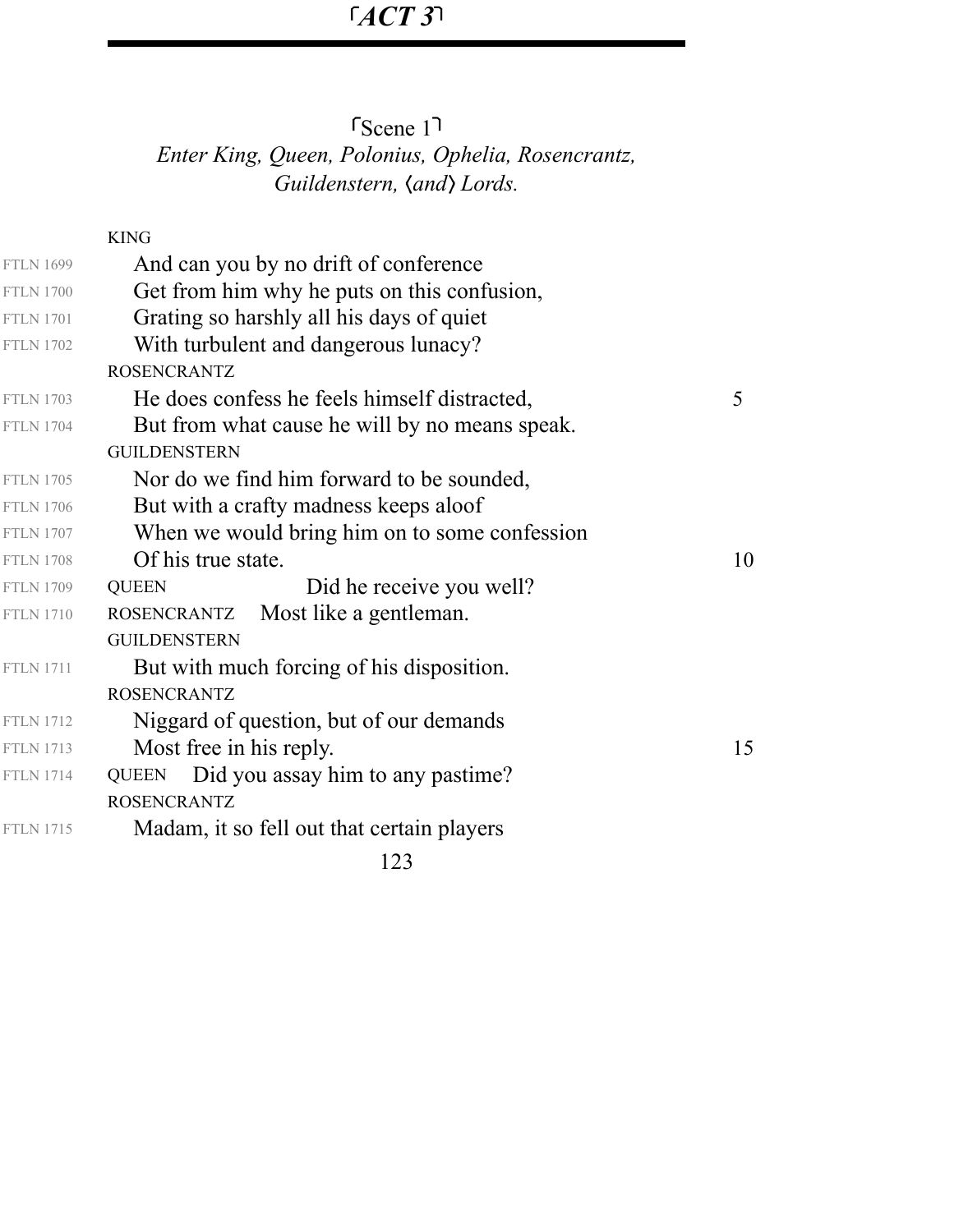# ⌜*ACT 3*⌝

## ⌜Scene 1⌝

*Enter King, Queen, Polonius, Ophelia, Rosencrantz, Guildenstern,* ⟨*and*⟩ *Lords.*

KING

FTLN 1699 And can you by no drift of conference
FTLN 1700 Get from him why he puts on this confusion,
FTLN 1701 Grating so harshly all his days of quiet
FTLN 1702 With turbulent and dangerous lunacy?

ROSENCRANTZ

FTLN 1703 He does confess he feels himself distracted, 5
FTLN 1704 But from what cause he will by no means speak.

GUILDENSTERN

FTLN 1705 Nor do we find him forward to be sounded,
FTLN 1706 But with a crafty madness keeps aloof
FTLN 1707 When we would bring him on to some confession
FTLN 1708 Of his true state. 10

FTLN 1709 QUEEN Did he receive you well?

FTLN 1710 ROSENCRANTZ Most like a gentleman.

GUILDENSTERN

FTLN 1711 But with much forcing of his disposition.

ROSENCRANTZ

FTLN 1712 Niggard of question, but of our demands
FTLN 1713 Most free in his reply. 15

FTLN 1714 QUEEN Did you assay him to any pastime?

ROSENCRANTZ

FTLN 1715 Madam, it so fell out that certain players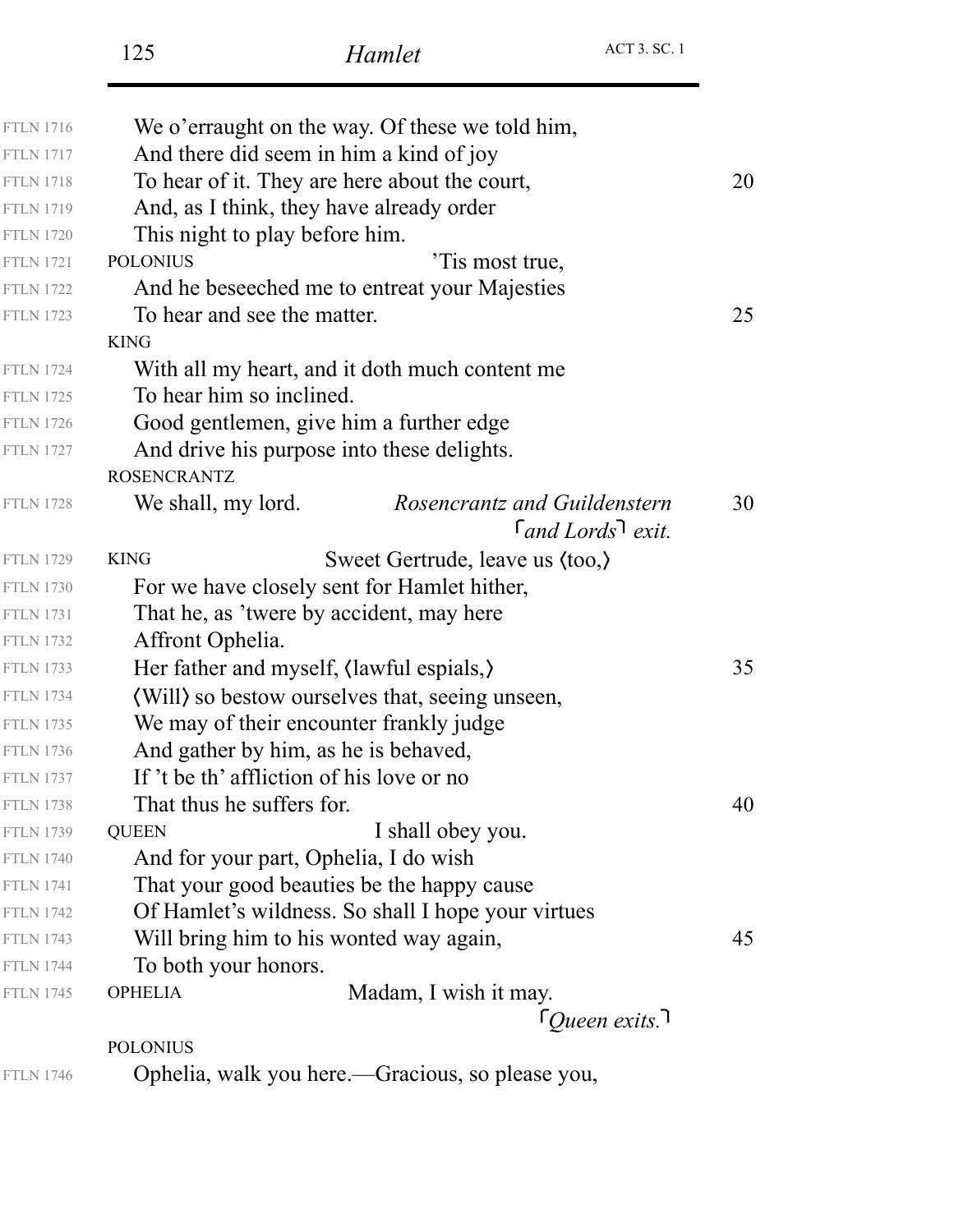We o'erraught on the way. Of these we told him,
And there did seem in him a kind of joy
To hear of it. They are here about the court,
And, as I think, they have already order
This night to play before him.

POLONIUS 'Tis most true,
And he beseeched me to entreat your Majesties
To hear and see the matter.

KING
With all my heart, and it doth much content me
To hear him so inclined.
Good gentlemen, give him a further edge
And drive his purpose into these delights.

ROSENCRANTZ
We shall, my lord. *Rosencrantz and Guildenstern* ⌜*and Lords*⌝ *exit.*

KING Sweet Gertrude, leave us ⟨too,⟩
For we have closely sent for Hamlet hither,
That he, as 'twere by accident, may here
Affront Ophelia.
Her father and myself, ⟨lawful espials,⟩
⟨Will⟩ so bestow ourselves that, seeing unseen,
We may of their encounter frankly judge
And gather by him, as he is behaved,
If 't be th' affliction of his love or no
That thus he suffers for.

QUEEN I shall obey you.
And for your part, Ophelia, I do wish
That your good beauties be the happy cause
Of Hamlet's wildness. So shall I hope your virtues
Will bring him to his wonted way again,
To both your honors.

OPHELIA Madam, I wish it may.
⌜*Queen exits.*⌝

POLONIUS
Ophelia, walk you here.—Gracious, so please you,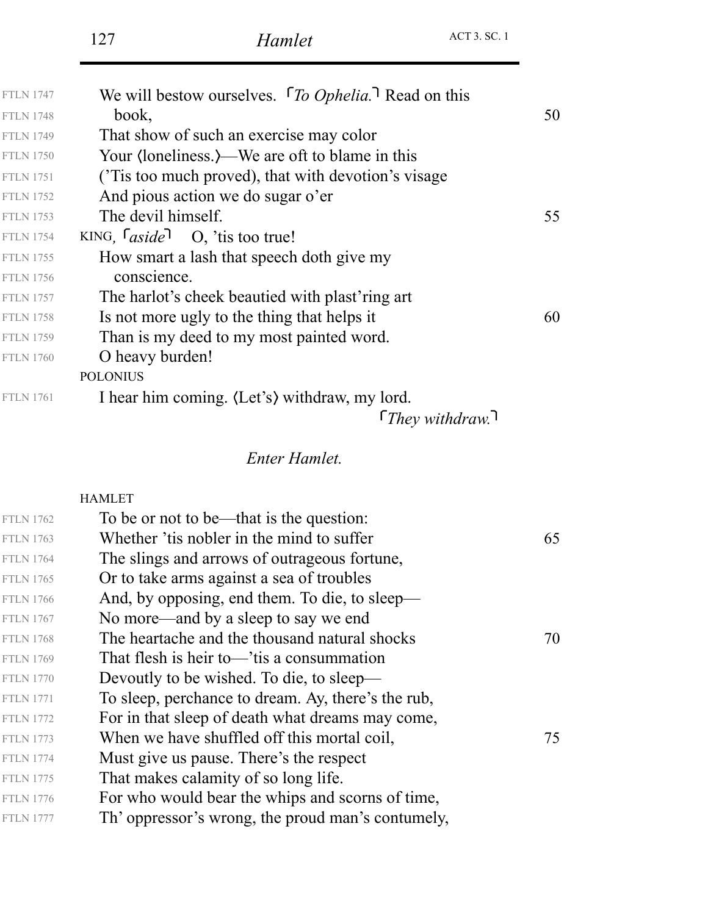We will bestow ourselves. ⌜*To Ophelia.*⌝ Read on this
  book,
That show of such an exercise may color
Your ⟨loneliness.⟩—We are oft to blame in this
('Tis too much proved), that with devotion's visage
And pious action we do sugar o'er
The devil himself.

KING, ⌜*aside*⌝ O, 'tis too true!
How smart a lash that speech doth give my
  conscience.
The harlot's cheek beautied with plast'ring art
Is not more ugly to the thing that helps it
Than is my deed to my most painted word.
O heavy burden!

POLONIUS
I hear him coming. ⟨Let's⟩ withdraw, my lord.
⌜*They withdraw.*⌝

*Enter Hamlet.*

HAMLET
To be or not to be—that is the question:
Whether 'tis nobler in the mind to suffer
The slings and arrows of outrageous fortune,
Or to take arms against a sea of troubles
And, by opposing, end them. To die, to sleep—
No more—and by a sleep to say we end
The heartache and the thousand natural shocks
That flesh is heir to—'tis a consummation
Devoutly to be wished. To die, to sleep—
To sleep, perchance to dream. Ay, there's the rub,
For in that sleep of death what dreams may come,
When we have shuffled off this mortal coil,
Must give us pause. There's the respect
That makes calamity of so long life.
For who would bear the whips and scorns of time,
Th' oppressor's wrong, the proud man's contumely,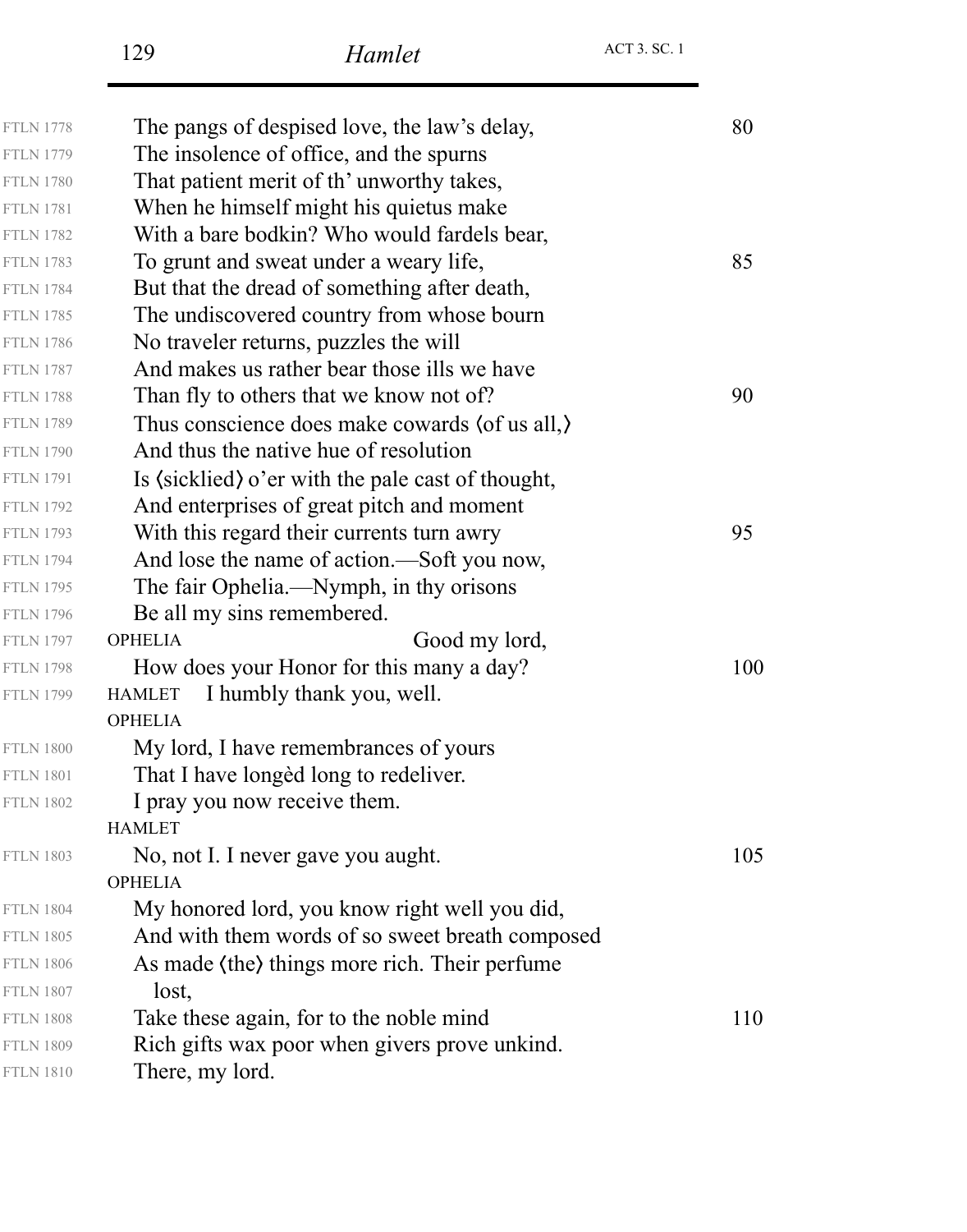The pangs of despised love, the law's delay,
The insolence of office, and the spurns
That patient merit of th' unworthy takes,
When he himself might his quietus make
With a bare bodkin? Who would fardels bear,
To grunt and sweat under a weary life,
But that the dread of something after death,
The undiscovered country from whose bourn
No traveler returns, puzzles the will
And makes us rather bear those ills we have
Than fly to others that we know not of?
Thus conscience does make cowards ⟨of us all,⟩
And thus the native hue of resolution
Is ⟨sicklied⟩ o'er with the pale cast of thought,
And enterprises of great pitch and moment
With this regard their currents turn awry
And lose the name of action.—Soft you now,
The fair Ophelia.—Nymph, in thy orisons
Be all my sins remembered.

OPHELIA Good my lord,
How does your Honor for this many a day?

HAMLET I humbly thank you, well.

OPHELIA
My lord, I have remembrances of yours
That I have longèd long to redeliver.
I pray you now receive them.

HAMLET
No, not I. I never gave you aught.

OPHELIA
My honored lord, you know right well you did,
And with them words of so sweet breath composed
As made ⟨the⟩ things more rich. Their perfume
lost,
Take these again, for to the noble mind
Rich gifts wax poor when givers prove unkind.
There, my lord.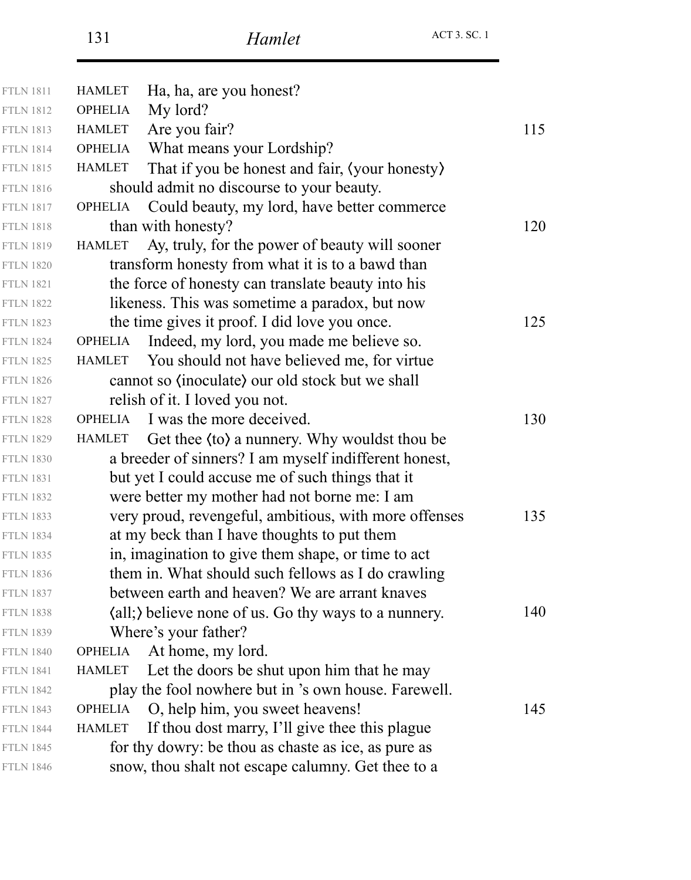HAMLET Ha, ha, are you honest?

OPHELIA My lord?

HAMLET Are you fair?

OPHELIA What means your Lordship?

HAMLET That if you be honest and fair, ⟨your honesty⟩ should admit no discourse to your beauty.

OPHELIA Could beauty, my lord, have better commerce than with honesty?

HAMLET Ay, truly, for the power of beauty will sooner transform honesty from what it is to a bawd than the force of honesty can translate beauty into his likeness. This was sometime a paradox, but now the time gives it proof. I did love you once.

OPHELIA Indeed, my lord, you made me believe so.

HAMLET You should not have believed me, for virtue cannot so ⟨inoculate⟩ our old stock but we shall relish of it. I loved you not.

OPHELIA I was the more deceived.

HAMLET Get thee ⟨to⟩ a nunnery. Why wouldst thou be a breeder of sinners? I am myself indifferent honest, but yet I could accuse me of such things that it were better my mother had not borne me: I am very proud, revengeful, ambitious, with more offenses at my beck than I have thoughts to put them in, imagination to give them shape, or time to act them in. What should such fellows as I do crawling between earth and heaven? We are arrant knaves ⟨all;⟩ believe none of us. Go thy ways to a nunnery. Where's your father?

OPHELIA At home, my lord.

HAMLET Let the doors be shut upon him that he may play the fool nowhere but in 's own house. Farewell.

OPHELIA O, help him, you sweet heavens!

HAMLET If thou dost marry, I'll give thee this plague for thy dowry: be thou as chaste as ice, as pure as snow, thou shalt not escape calumny. Get thee to a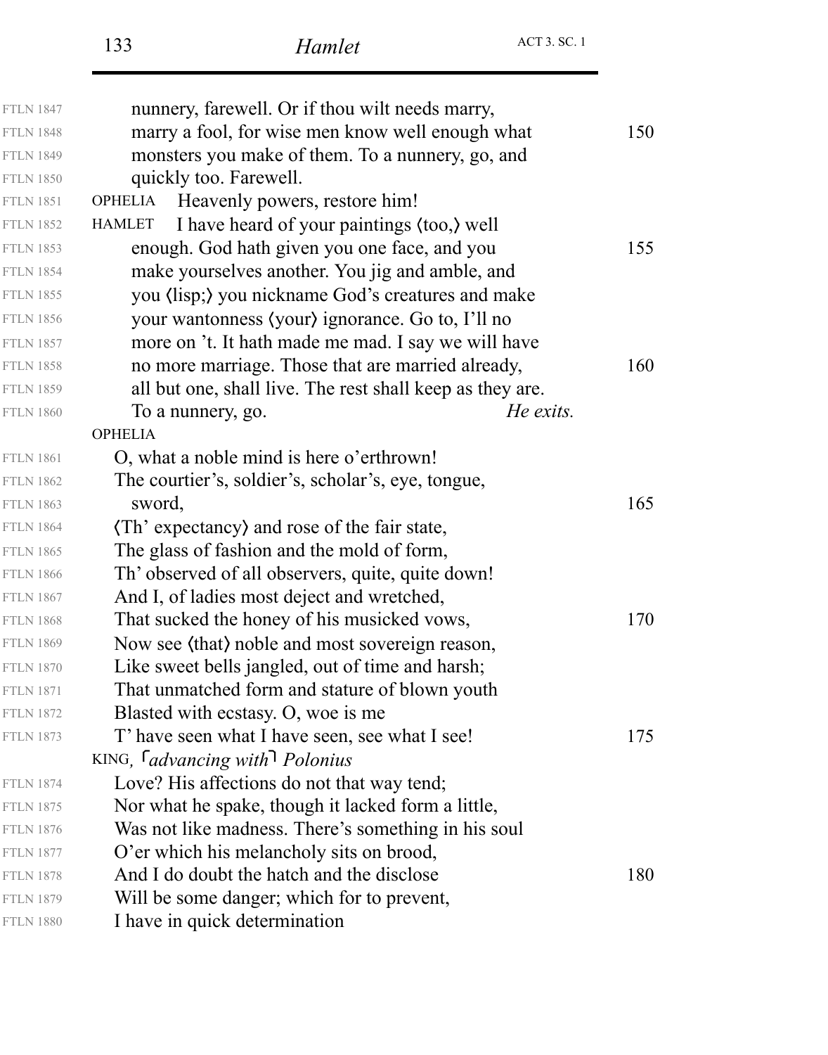nunnery, farewell. Or if thou wilt needs marry,
marry a fool, for wise men know well enough what
monsters you make of them. To a nunnery, go, and
quickly too. Farewell.

OPHELIA Heavenly powers, restore him!

HAMLET I have heard of your paintings ⟨too,⟩ well
enough. God hath given you one face, and you
make yourselves another. You jig and amble, and
you ⟨lisp;⟩ you nickname God's creatures and make
your wantonness ⟨your⟩ ignorance. Go to, I'll no
more on 't. It hath made me mad. I say we will have
no more marriage. Those that are married already,
all but one, shall live. The rest shall keep as they are.
To a nunnery, go. *He exits.*

OPHELIA

O, what a noble mind is here o'erthrown!
The courtier's, soldier's, scholar's, eye, tongue,
sword,
⟨Th' expectancy⟩ and rose of the fair state,
The glass of fashion and the mold of form,
Th' observed of all observers, quite, quite down!
And I, of ladies most deject and wretched,
That sucked the honey of his musicked vows,
Now see ⟨that⟩ noble and most sovereign reason,
Like sweet bells jangled, out of time and harsh;
That unmatched form and stature of blown youth
Blasted with ecstasy. O, woe is me
T' have seen what I have seen, see what I see!

KING, ⌜*advancing with*⌝ *Polonius*

Love? His affections do not that way tend;
Nor what he spake, though it lacked form a little,
Was not like madness. There's something in his soul
O'er which his melancholy sits on brood,
And I do doubt the hatch and the disclose
Will be some danger; which for to prevent,
I have in quick determination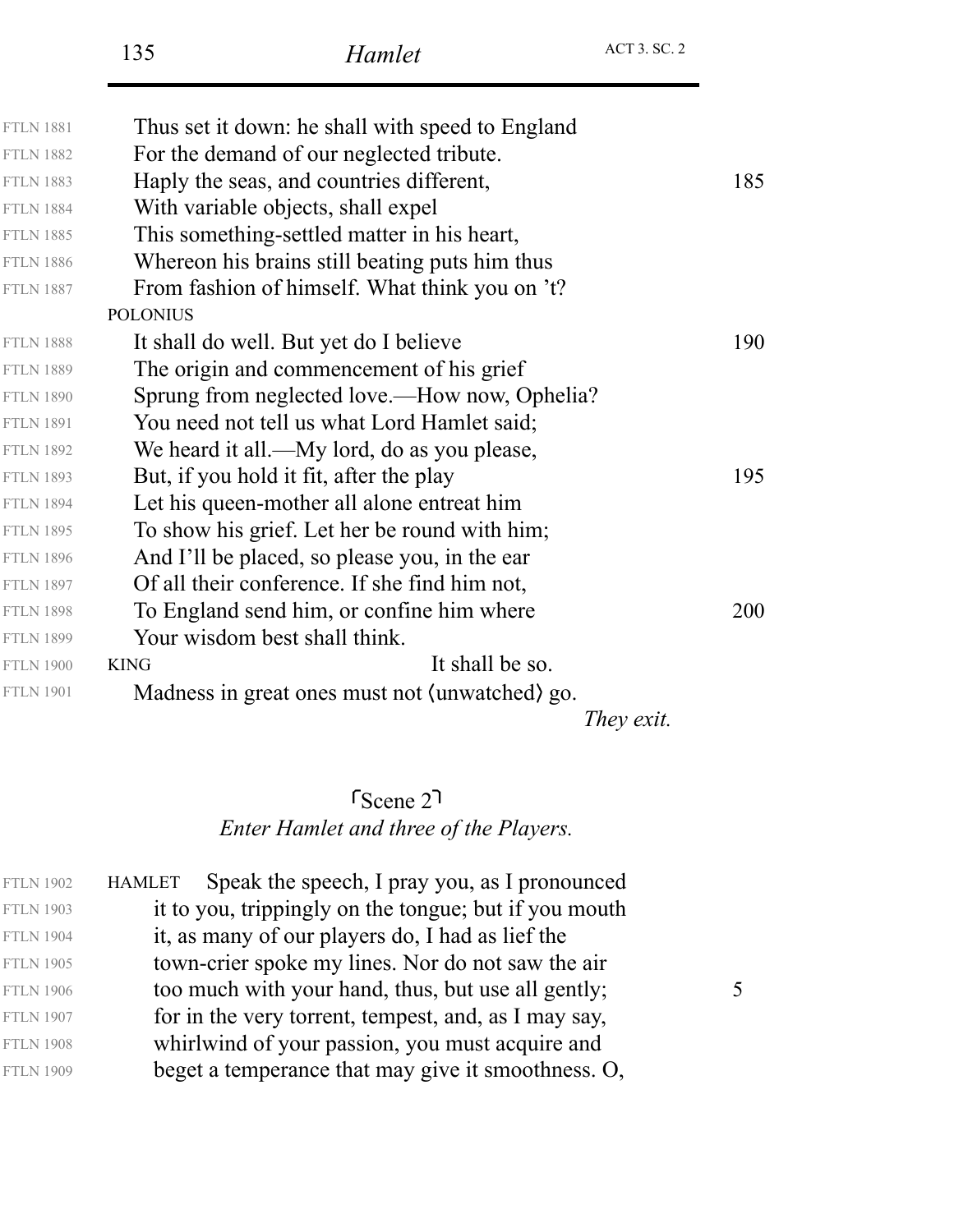FTLN 1881 Thus set it down: he shall with speed to England
FTLN 1882 For the demand of our neglected tribute.
FTLN 1883 Haply the seas, and countries different, 185
FTLN 1884 With variable objects, shall expel
FTLN 1885 This something-settled matter in his heart,
FTLN 1886 Whereon his brains still beating puts him thus
FTLN 1887 From fashion of himself. What think you on 't?

POLONIUS

FTLN 1888 It shall do well. But yet do I believe 190
FTLN 1889 The origin and commencement of his grief
FTLN 1890 Sprung from neglected love.—How now, Ophelia?
FTLN 1891 You need not tell us what Lord Hamlet said;
FTLN 1892 We heard it all.—My lord, do as you please,
FTLN 1893 But, if you hold it fit, after the play 195
FTLN 1894 Let his queen-mother all alone entreat him
FTLN 1895 To show his grief. Let her be round with him;
FTLN 1896 And I'll be placed, so please you, in the ear
FTLN 1897 Of all their conference. If she find him not,
FTLN 1898 To England send him, or confine him where 200
FTLN 1899 Your wisdom best shall think.

FTLN 1900 KING It shall be so.
FTLN 1901 Madness in great ones must not ⟨unwatched⟩ go.

*They exit.*

## ⌜Scene 2⌝

*Enter Hamlet and three of the Players.*

FTLN 1902 HAMLET Speak the speech, I pray you, as I pronounced
FTLN 1903 it to you, trippingly on the tongue; but if you mouth
FTLN 1904 it, as many of our players do, I had as lief the
FTLN 1905 town-crier spoke my lines. Nor do not saw the air
FTLN 1906 too much with your hand, thus, but use all gently; 5
FTLN 1907 for in the very torrent, tempest, and, as I may say,
FTLN 1908 whirlwind of your passion, you must acquire and
FTLN 1909 beget a temperance that may give it smoothness. O,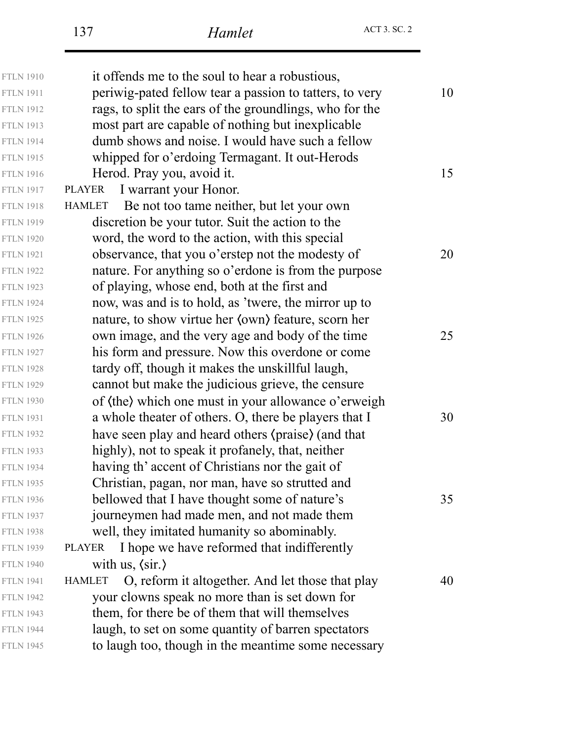it offends me to the soul to hear a robustious,
periwig-pated fellow tear a passion to tatters, to very
rags, to split the ears of the groundlings, who for the
most part are capable of nothing but inexplicable
dumb shows and noise. I would have such a fellow
whipped for o'erdoing Termagant. It out-Herods
Herod. Pray you, avoid it.

PLAYER I warrant your Honor.

HAMLET Be not too tame neither, but let your own
discretion be your tutor. Suit the action to the
word, the word to the action, with this special
observance, that you o'erstep not the modesty of
nature. For anything so o'erdone is from the purpose
of playing, whose end, both at the first and
now, was and is to hold, as 'twere, the mirror up to
nature, to show virtue her ⟨own⟩ feature, scorn her
own image, and the very age and body of the time
his form and pressure. Now this overdone or come
tardy off, though it makes the unskillful laugh,
cannot but make the judicious grieve, the censure
of ⟨the⟩ which one must in your allowance o'erweigh
a whole theater of others. O, there be players that I
have seen play and heard others ⟨praise⟩ (and that
highly), not to speak it profanely, that, neither
having th' accent of Christians nor the gait of
Christian, pagan, nor man, have so strutted and
bellowed that I have thought some of nature's
journeymen had made men, and not made them
well, they imitated humanity so abominably.

PLAYER I hope we have reformed that indifferently
with us, ⟨sir.⟩

HAMLET O, reform it altogether. And let those that play
your clowns speak no more than is set down for
them, for there be of them that will themselves
laugh, to set on some quantity of barren spectators
to laugh too, though in the meantime some necessary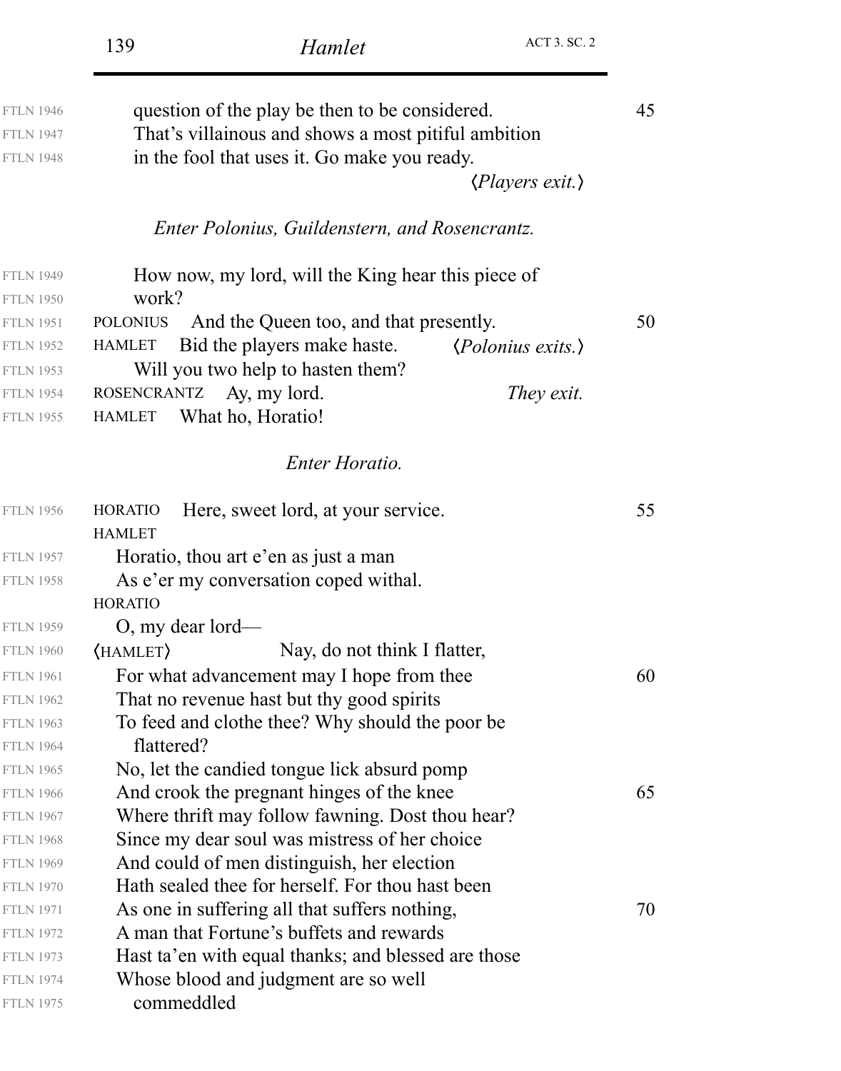question of the play be then to be considered.
That's villainous and shows a most pitiful ambition
in the fool that uses it. Go make you ready.

⟨*Players exit.*⟩

*Enter Polonius, Guildenstern, and Rosencrantz.*

How now, my lord, will the King hear this piece of
work?

POLONIUS And the Queen too, and that presently.

HAMLET Bid the players make haste. ⟨*Polonius exits.*⟩
Will you two help to hasten them?

ROSENCRANTZ Ay, my lord. *They exit.*

HAMLET What ho, Horatio!

*Enter Horatio.*

HORATIO Here, sweet lord, at your service.

HAMLET
Horatio, thou art e'en as just a man
As e'er my conversation coped withal.

HORATIO
O, my dear lord—

⟨HAMLET⟩ Nay, do not think I flatter,
For what advancement may I hope from thee
That no revenue hast but thy good spirits
To feed and clothe thee? Why should the poor be
flattered?
No, let the candied tongue lick absurd pomp
And crook the pregnant hinges of the knee
Where thrift may follow fawning. Dost thou hear?
Since my dear soul was mistress of her choice
And could of men distinguish, her election
Hath sealed thee for herself. For thou hast been
As one in suffering all that suffers nothing,
A man that Fortune's buffets and rewards
Hast ta'en with equal thanks; and blessed are those
Whose blood and judgment are so well
commeddled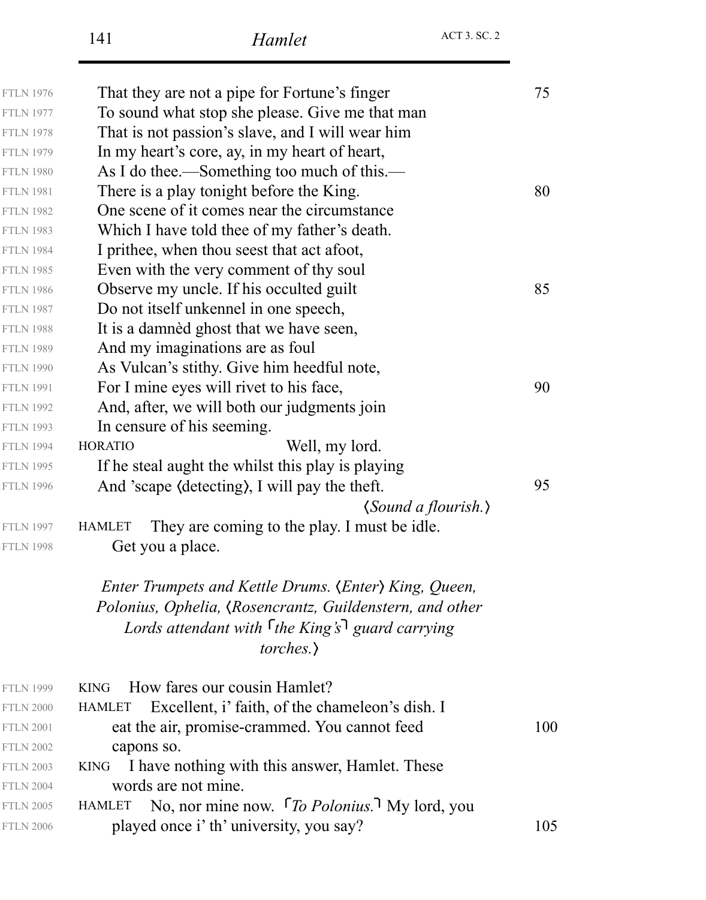That they are not a pipe for Fortune's finger
To sound what stop she please. Give me that man
That is not passion's slave, and I will wear him
In my heart's core, ay, in my heart of heart,
As I do thee.—Something too much of this.—
There is a play tonight before the King.
One scene of it comes near the circumstance
Which I have told thee of my father's death.
I prithee, when thou seest that act afoot,
Even with the very comment of thy soul
Observe my uncle. If his occulted guilt
Do not itself unkennel in one speech,
It is a damnèd ghost that we have seen,
And my imaginations are as foul
As Vulcan's stithy. Give him heedful note,
For I mine eyes will rivet to his face,
And, after, we will both our judgments join
In censure of his seeming.

HORATIO Well, my lord.
If he steal aught the whilst this play is playing
And 'scape ⟨detecting⟩, I will pay the theft.

*⟨Sound a flourish.⟩*

HAMLET They are coming to the play. I must be idle.
Get you a place.

*Enter Trumpets and Kettle Drums. ⟨Enter⟩ King, Queen, Polonius, Ophelia, ⟨Rosencrantz, Guildenstern, and other Lords attendant with ⌜the King's⌝ guard carrying torches.⟩*

KING How fares our cousin Hamlet?

HAMLET Excellent, i' faith, of the chameleon's dish. I
eat the air, promise-crammed. You cannot feed
capons so.

KING I have nothing with this answer, Hamlet. These
words are not mine.

HAMLET No, nor mine now. ⌜*To Polonius.*⌝ My lord, you
played once i' th' university, you say?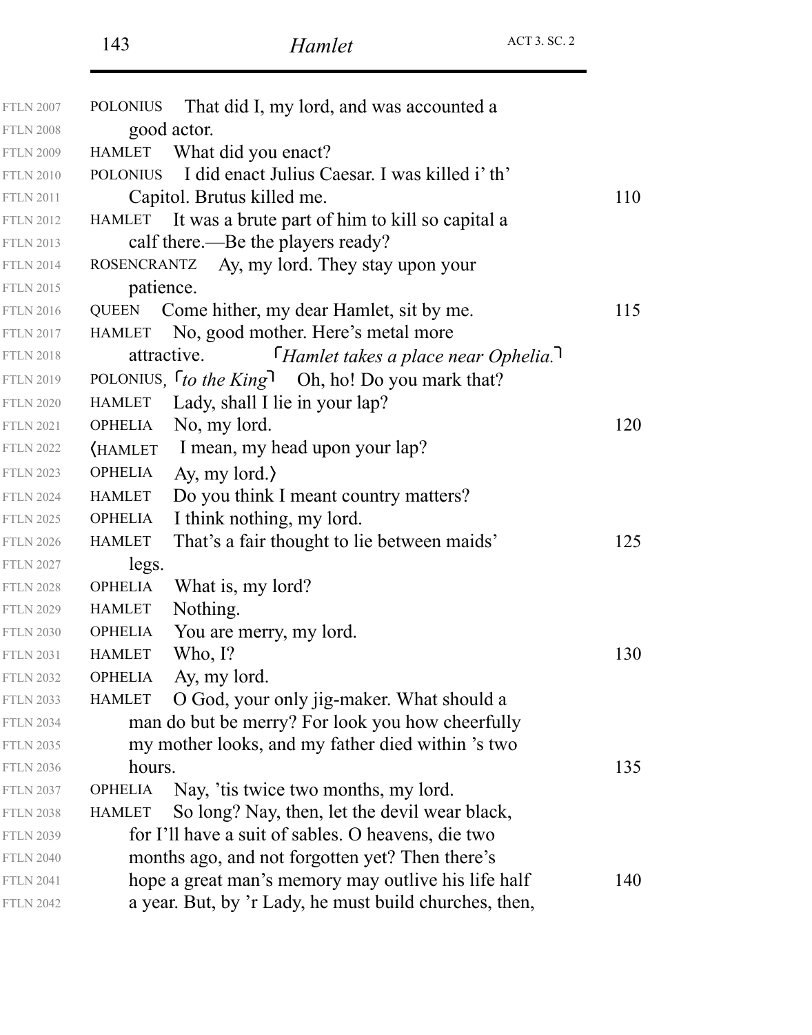POLONIUS That did I, my lord, and was accounted a good actor.

HAMLET What did you enact?

POLONIUS I did enact Julius Caesar. I was killed i' th' Capitol. Brutus killed me.

HAMLET It was a brute part of him to kill so capital a calf there.—Be the players ready?

ROSENCRANTZ Ay, my lord. They stay upon your patience.

QUEEN Come hither, my dear Hamlet, sit by me.

HAMLET No, good mother. Here's metal more attractive. ⌜*Hamlet takes a place near Ophelia.*⌝

POLONIUS, ⌜*to the King*⌝ Oh, ho! Do you mark that?

HAMLET Lady, shall I lie in your lap?

OPHELIA No, my lord.

⟨HAMLET I mean, my head upon your lap?

OPHELIA Ay, my lord.⟩

HAMLET Do you think I meant country matters?

OPHELIA I think nothing, my lord.

HAMLET That's a fair thought to lie between maids' legs.

OPHELIA What is, my lord?

HAMLET Nothing.

OPHELIA You are merry, my lord.

HAMLET Who, I?

OPHELIA Ay, my lord.

HAMLET O God, your only jig-maker. What should a man do but be merry? For look you how cheerfully my mother looks, and my father died within 's two hours.

OPHELIA Nay, 'tis twice two months, my lord.

HAMLET So long? Nay, then, let the devil wear black, for I'll have a suit of sables. O heavens, die two months ago, and not forgotten yet? Then there's hope a great man's memory may outlive his life half a year. But, by 'r Lady, he must build churches, then,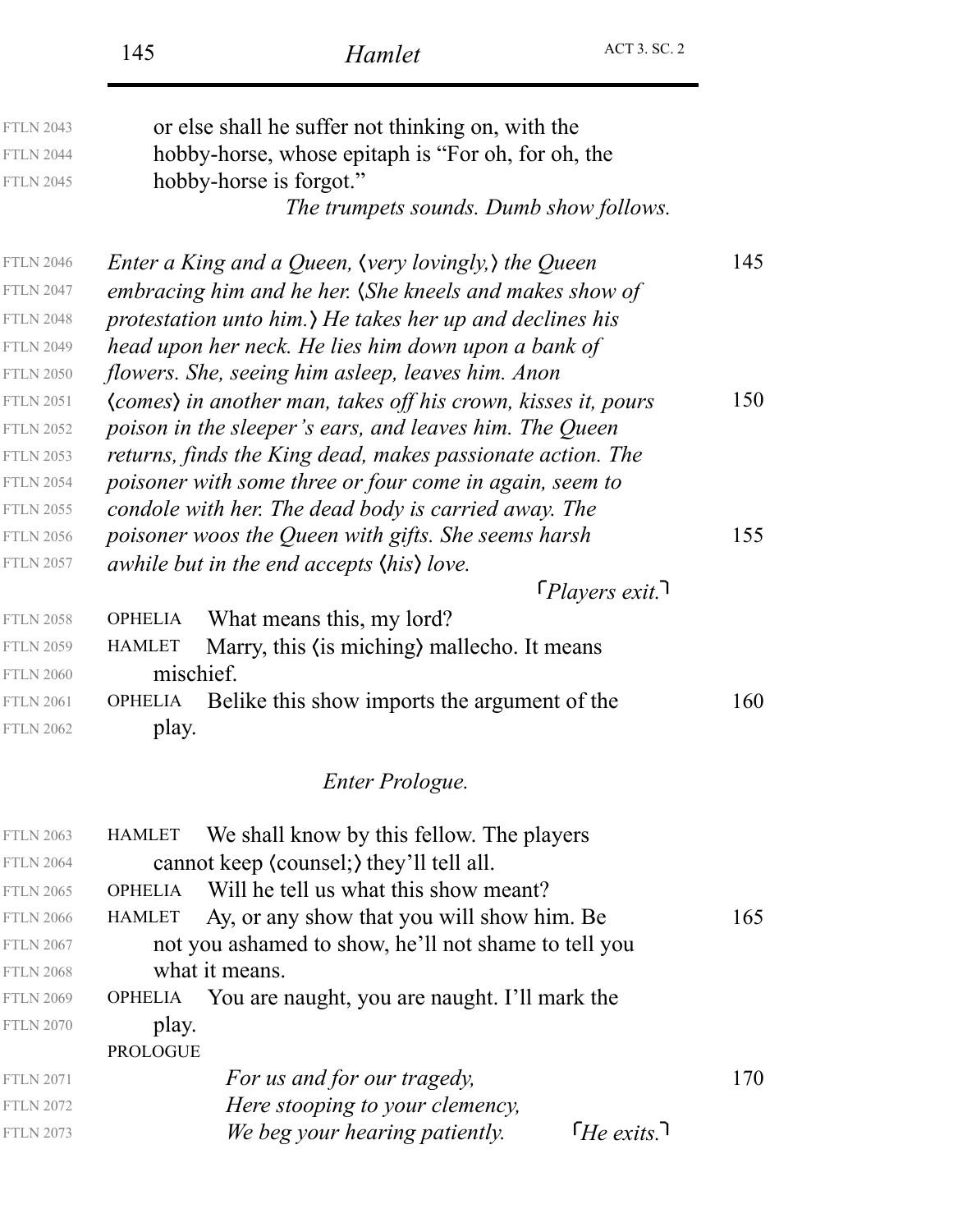or else shall he suffer not thinking on, with the hobby-horse, whose epitaph is "For oh, for oh, the hobby-horse is forgot."

*The trumpets sounds. Dumb show follows.*

*Enter a King and a Queen, ⟨very lovingly,⟩ the Queen embracing him and he her. ⟨She kneels and makes show of protestation unto him.⟩ He takes her up and declines his head upon her neck. He lies him down upon a bank of flowers. She, seeing him asleep, leaves him. Anon ⟨comes⟩ in another man, takes off his crown, kisses it, pours poison in the sleeper's ears, and leaves him. The Queen returns, finds the King dead, makes passionate action. The poisoner with some three or four come in again, seem to condole with her. The dead body is carried away. The poisoner woos the Queen with gifts. She seems harsh awhile but in the end accepts ⟨his⟩ love.*

⌜*Players exit.*⌝

OPHELIA What means this, my lord?

HAMLET Marry, this ⟨is miching⟩ mallecho. It means mischief.

OPHELIA Belike this show imports the argument of the play.

*Enter Prologue.*

HAMLET We shall know by this fellow. The players cannot keep ⟨counsel;⟩ they'll tell all.

OPHELIA Will he tell us what this show meant?

HAMLET Ay, or any show that you will show him. Be not you ashamed to show, he'll not shame to tell you what it means.

OPHELIA You are naught, you are naught. I'll mark the play.

PROLOGUE

*For us and for our tragedy,*
*Here stooping to your clemency,*
*We beg your hearing patiently.* ⌜*He exits.*⌝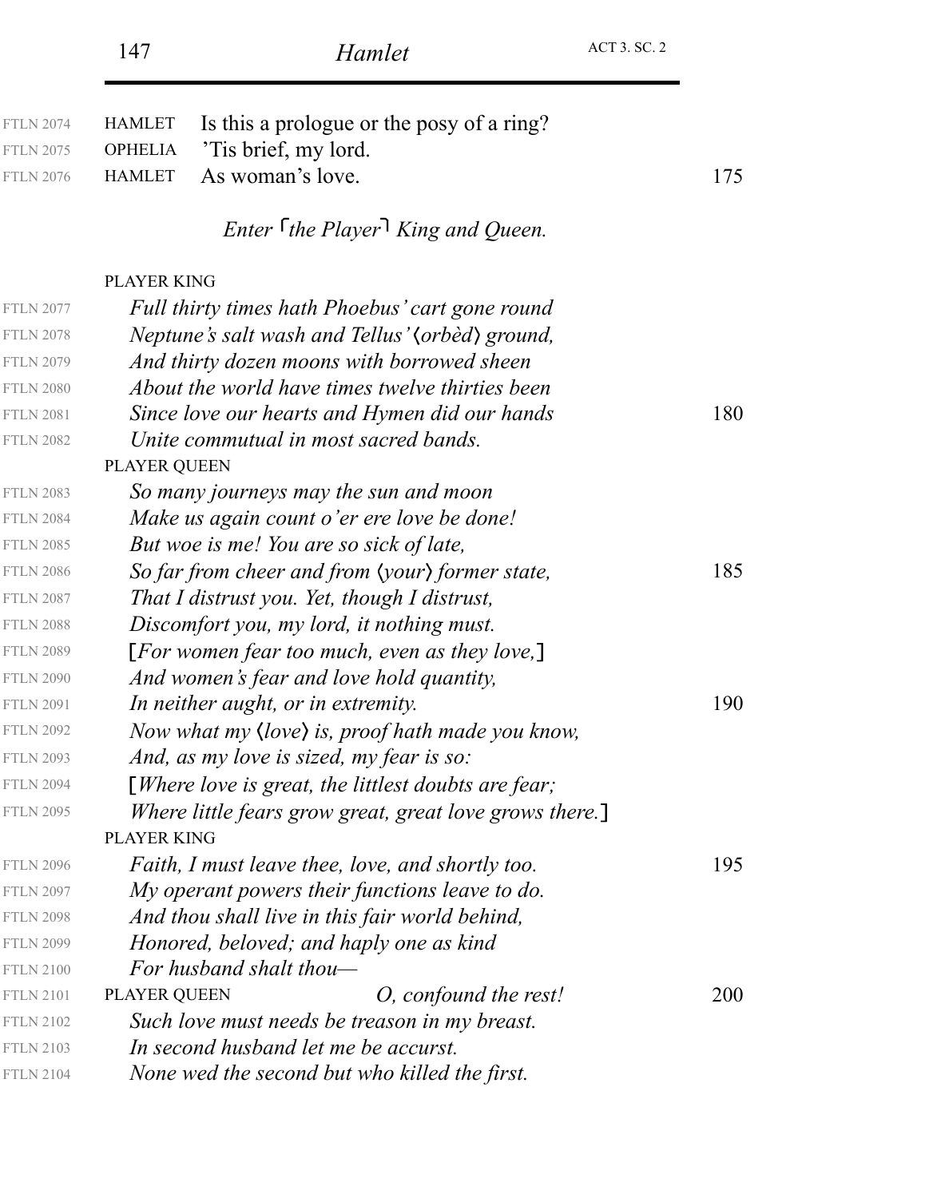HAMLET Is this a prologue or the posy of a ring?

OPHELIA 'Tis brief, my lord.

HAMLET As woman's love.

*Enter* ⌜*the Player*⌝ *King and Queen.*

PLAYER KING

*Full thirty times hath Phoebus' cart gone round*
*Neptune's salt wash and Tellus'* ⟨*orbèd*⟩ *ground,*
*And thirty dozen moons with borrowed sheen*
*About the world have times twelve thirties been*
*Since love our hearts and Hymen did our hands*
*Unite commutual in most sacred bands.*

PLAYER QUEEN

*So many journeys may the sun and moon*
*Make us again count o'er ere love be done!*
*But woe is me! You are so sick of late,*
*So far from cheer and from* ⟨*your*⟩ *former state,*
*That I distrust you. Yet, though I distrust,*
*Discomfort you, my lord, it nothing must.*
[*For women fear too much, even as they love,*]
*And women's fear and love hold quantity,*
*In neither aught, or in extremity.*
*Now what my* ⟨*love*⟩ *is, proof hath made you know,*
*And, as my love is sized, my fear is so:*
[*Where love is great, the littlest doubts are fear;*
*Where little fears grow great, great love grows there.*]

PLAYER KING

*Faith, I must leave thee, love, and shortly too.*
*My operant powers their functions leave to do.*
*And thou shall live in this fair world behind,*
*Honored, beloved; and haply one as kind*
*For husband shalt thou—*

PLAYER QUEEN *O, confound the rest!*
*Such love must needs be treason in my breast.*
*In second husband let me be accurst.*
*None wed the second but who killed the first.*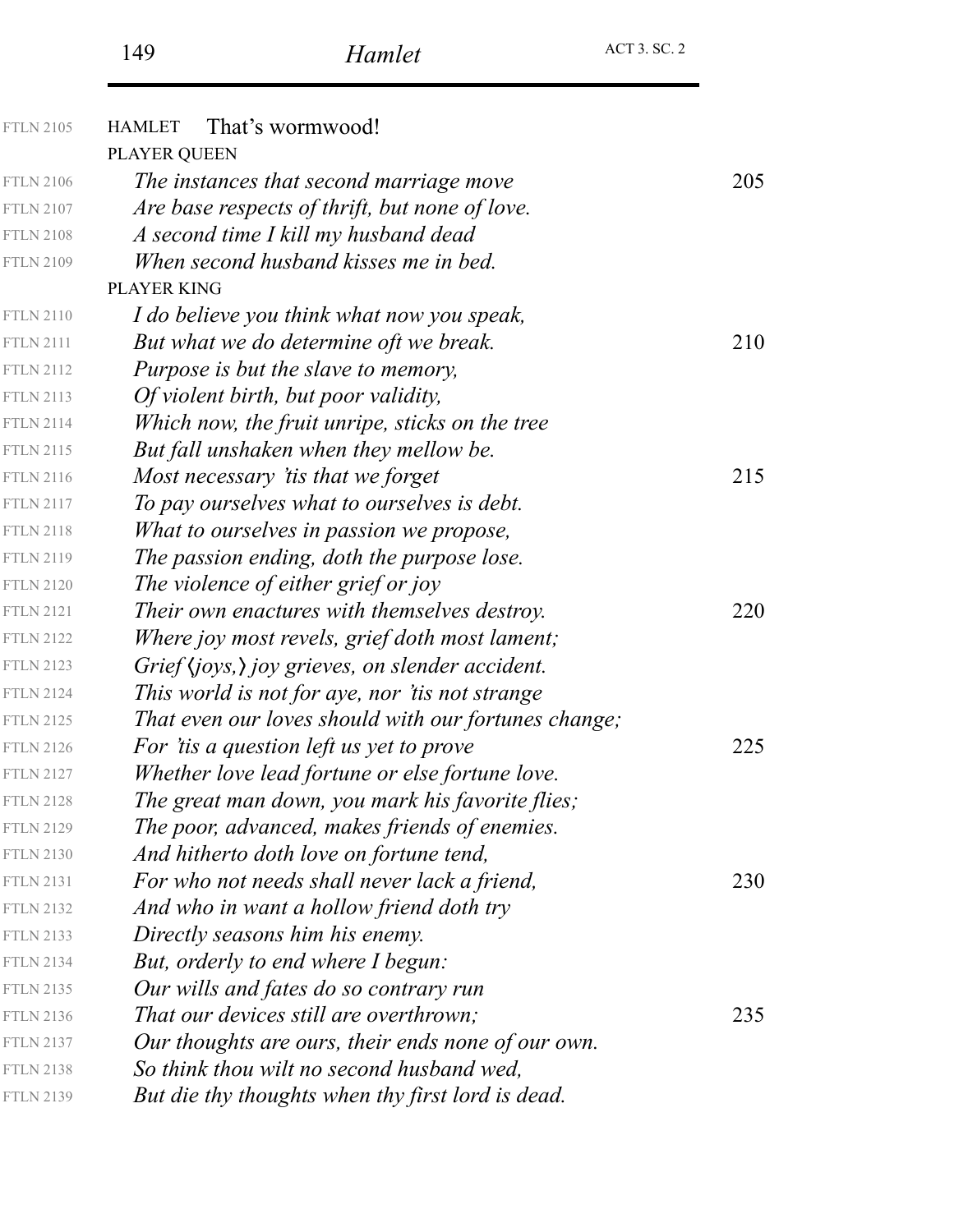HAMLET That's wormwood!

PLAYER QUEEN

*The instances that second marriage move*
*Are base respects of thrift, but none of love.*
*A second time I kill my husband dead*
*When second husband kisses me in bed.*

PLAYER KING

*I do believe you think what now you speak,*
*But what we do determine oft we break.*
*Purpose is but the slave to memory,*
*Of violent birth, but poor validity,*
*Which now, the fruit unripe, sticks on the tree*
*But fall unshaken when they mellow be.*
*Most necessary 'tis that we forget*
*To pay ourselves what to ourselves is debt.*
*What to ourselves in passion we propose,*
*The passion ending, doth the purpose lose.*
*The violence of either grief or joy*
*Their own enactures with themselves destroy.*
*Where joy most revels, grief doth most lament;*
*Grief ⟨joys,⟩ joy grieves, on slender accident.*
*This world is not for aye, nor 'tis not strange*
*That even our loves should with our fortunes change;*
*For 'tis a question left us yet to prove*
*Whether love lead fortune or else fortune love.*
*The great man down, you mark his favorite flies;*
*The poor, advanced, makes friends of enemies.*
*And hitherto doth love on fortune tend,*
*For who not needs shall never lack a friend,*
*And who in want a hollow friend doth try*
*Directly seasons him his enemy.*
*But, orderly to end where I begun:*
*Our wills and fates do so contrary run*
*That our devices still are overthrown;*
*Our thoughts are ours, their ends none of our own.*
*So think thou wilt no second husband wed,*
*But die thy thoughts when thy first lord is dead.*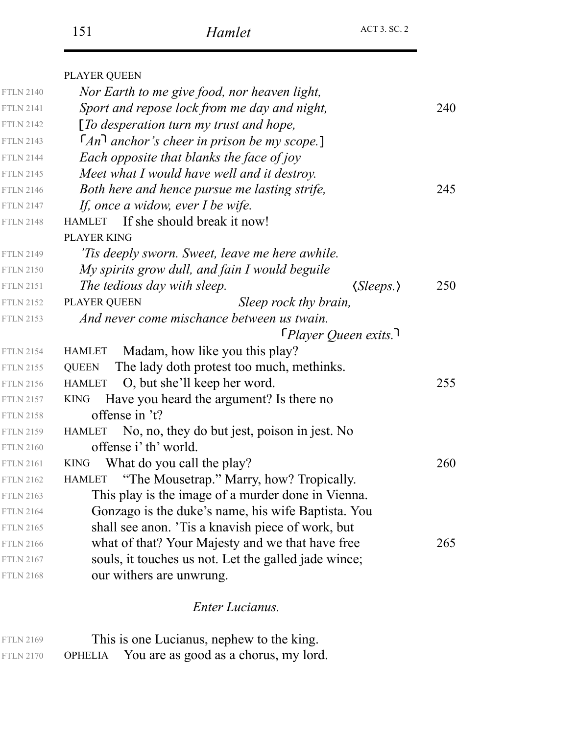PLAYER QUEEN

*Nor Earth to me give food, nor heaven light,*
*Sport and repose lock from me day and night,*
[*To desperation turn my trust and hope,*
⌜*An*⌝ *anchor's cheer in prison be my scope.*]
*Each opposite that blanks the face of joy*
*Meet what I would have well and it destroy.*
*Both here and hence pursue me lasting strife,*
*If, once a widow, ever I be wife.*

HAMLET If she should break it now!

PLAYER KING

*'Tis deeply sworn. Sweet, leave me here awhile.*
*My spirits grow dull, and fain I would beguile*
*The tedious day with sleep.* ⟨*Sleeps.*⟩

PLAYER QUEEN *Sleep rock thy brain,*
*And never come mischance between us twain.*

⌜*Player Queen exits.*⌝

HAMLET Madam, how like you this play?

QUEEN The lady doth protest too much, methinks.

HAMLET O, but she'll keep her word.

KING Have you heard the argument? Is there no offense in 't?

HAMLET No, no, they do but jest, poison in jest. No offense i' th' world.

KING What do you call the play?

HAMLET "The Mousetrap." Marry, how? Tropically. This play is the image of a murder done in Vienna. Gonzago is the duke's name, his wife Baptista. You shall see anon. 'Tis a knavish piece of work, but what of that? Your Majesty and we that have free souls, it touches us not. Let the galled jade wince; our withers are unwrung.

*Enter Lucianus.*

This is one Lucianus, nephew to the king.

OPHELIA You are as good as a chorus, my lord.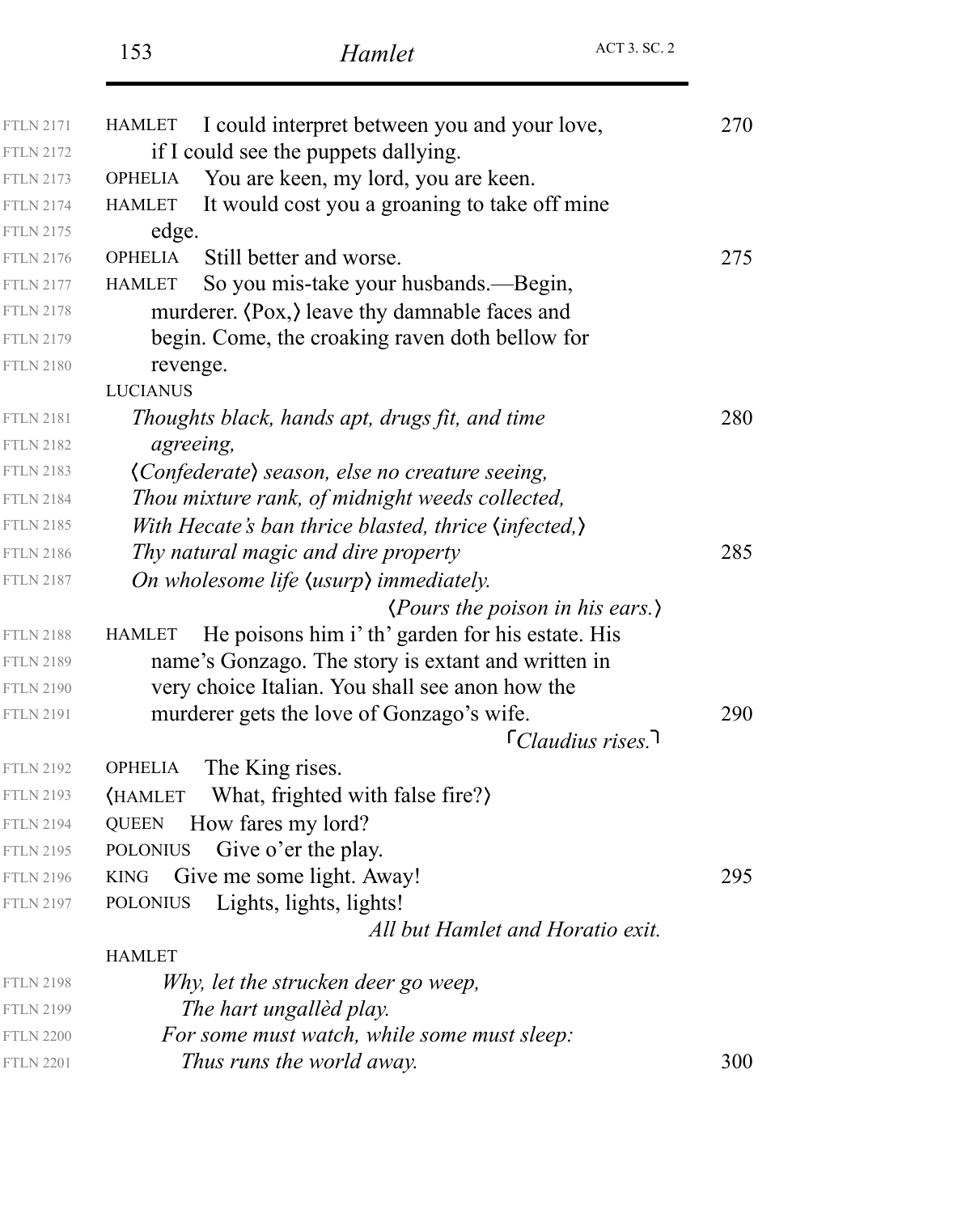FTLN 2171 HAMLET I could interpret between you and your love, 270
FTLN 2172 if I could see the puppets dallying.
FTLN 2173 OPHELIA You are keen, my lord, you are keen.
FTLN 2174 HAMLET It would cost you a groaning to take off mine
FTLN 2175 edge.
FTLN 2176 OPHELIA Still better and worse. 275
FTLN 2177 HAMLET So you mis-take your husbands.—Begin,
FTLN 2178 murderer. ⟨Pox,⟩ leave thy damnable faces and
FTLN 2179 begin. Come, the croaking raven doth bellow for
FTLN 2180 revenge.

LUCIANUS

FTLN 2181 *Thoughts black, hands apt, drugs fit, and time* 280
FTLN 2182 *agreeing,*
FTLN 2183 *⟨Confederate⟩ season, else no creature seeing,*
FTLN 2184 *Thou mixture rank, of midnight weeds collected,*
FTLN 2185 *With Hecate's ban thrice blasted, thrice ⟨infected,⟩*
FTLN 2186 *Thy natural magic and dire property* 285
FTLN 2187 *On wholesome life ⟨usurp⟩ immediately.*

*⟨Pours the poison in his ears.⟩*

FTLN 2188 HAMLET He poisons him i' th' garden for his estate. His
FTLN 2189 name's Gonzago. The story is extant and written in
FTLN 2190 very choice Italian. You shall see anon how the
FTLN 2191 murderer gets the love of Gonzago's wife. 290

⌜*Claudius rises.*⌝

FTLN 2192 OPHELIA The King rises.
FTLN 2193 ⟨HAMLET What, frighted with false fire?⟩
FTLN 2194 QUEEN How fares my lord?
FTLN 2195 POLONIUS Give o'er the play.
FTLN 2196 KING Give me some light. Away! 295
FTLN 2197 POLONIUS Lights, lights, lights!

*All but Hamlet and Horatio exit.*

HAMLET

FTLN 2198 *Why, let the strucken deer go weep,*
FTLN 2199 *The hart ungallèd play.*
FTLN 2200 *For some must watch, while some must sleep:*
FTLN 2201 *Thus runs the world away.* 300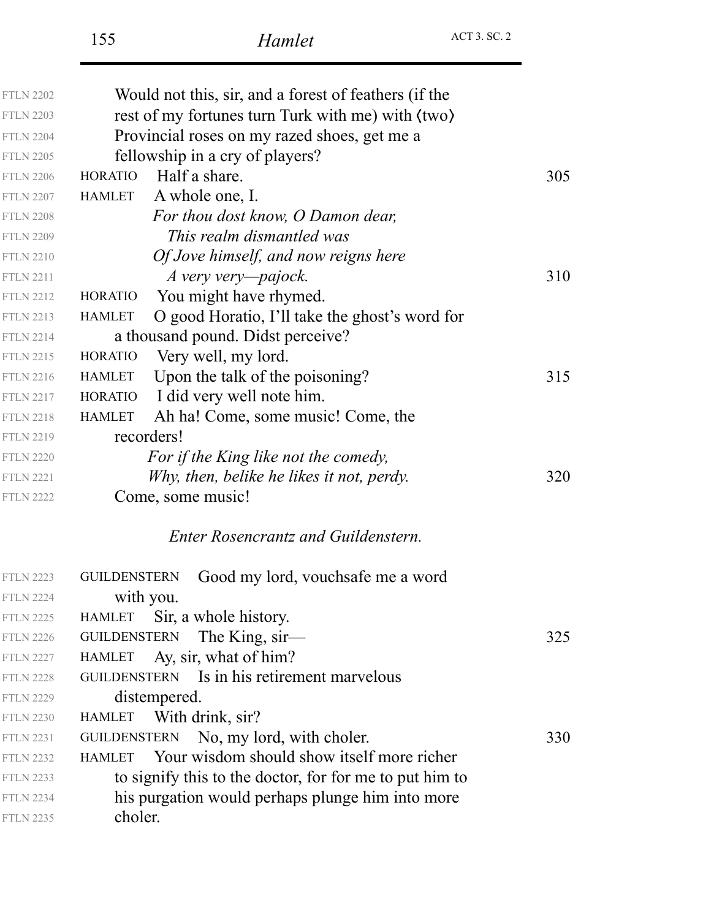Would not this, sir, and a forest of feathers (if the
rest of my fortunes turn Turk with me) with ⟨two⟩
Provincial roses on my razed shoes, get me a
fellowship in a cry of players?

HORATIO Half a share.

HAMLET A whole one, I.

*For thou dost know, O Damon dear,*
*This realm dismantled was*
*Of Jove himself, and now reigns here*
*A very very—pajock.*

HORATIO You might have rhymed.

HAMLET O good Horatio, I'll take the ghost's word for
a thousand pound. Didst perceive?

HORATIO Very well, my lord.

HAMLET Upon the talk of the poisoning?

HORATIO I did very well note him.

HAMLET Ah ha! Come, some music! Come, the
recorders!

*For if the King like not the comedy,*
*Why, then, belike he likes it not, perdy.*

Come, some music!

*Enter Rosencrantz and Guildenstern.*

GUILDENSTERN Good my lord, vouchsafe me a word
with you.

HAMLET Sir, a whole history.

GUILDENSTERN The King, sir—

HAMLET Ay, sir, what of him?

GUILDENSTERN Is in his retirement marvelous
distempered.

HAMLET With drink, sir?

GUILDENSTERN No, my lord, with choler.

HAMLET Your wisdom should show itself more richer
to signify this to the doctor, for for me to put him to
his purgation would perhaps plunge him into more
choler.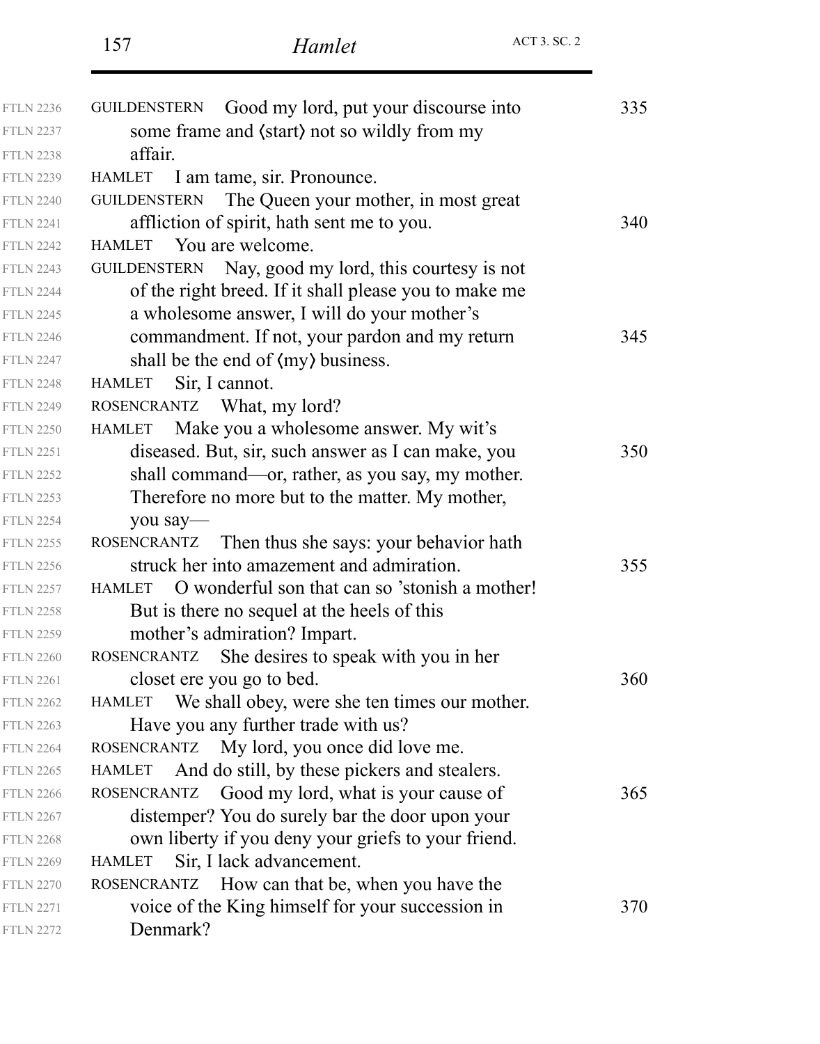GUILDENSTERN Good my lord, put your discourse into some frame and ⟨start⟩ not so wildly from my affair.

HAMLET I am tame, sir. Pronounce.

GUILDENSTERN The Queen your mother, in most great affliction of spirit, hath sent me to you.

HAMLET You are welcome.

GUILDENSTERN Nay, good my lord, this courtesy is not of the right breed. If it shall please you to make me a wholesome answer, I will do your mother's commandment. If not, your pardon and my return shall be the end of ⟨my⟩ business.

HAMLET Sir, I cannot.

ROSENCRANTZ What, my lord?

HAMLET Make you a wholesome answer. My wit's diseased. But, sir, such answer as I can make, you shall command—or, rather, as you say, my mother. Therefore no more but to the matter. My mother, you say—

ROSENCRANTZ Then thus she says: your behavior hath struck her into amazement and admiration.

HAMLET O wonderful son that can so 'stonish a mother! But is there no sequel at the heels of this mother's admiration? Impart.

ROSENCRANTZ She desires to speak with you in her closet ere you go to bed.

HAMLET We shall obey, were she ten times our mother. Have you any further trade with us?

ROSENCRANTZ My lord, you once did love me.

HAMLET And do still, by these pickers and stealers.

ROSENCRANTZ Good my lord, what is your cause of distemper? You do surely bar the door upon your own liberty if you deny your griefs to your friend.

HAMLET Sir, I lack advancement.

ROSENCRANTZ How can that be, when you have the voice of the King himself for your succession in Denmark?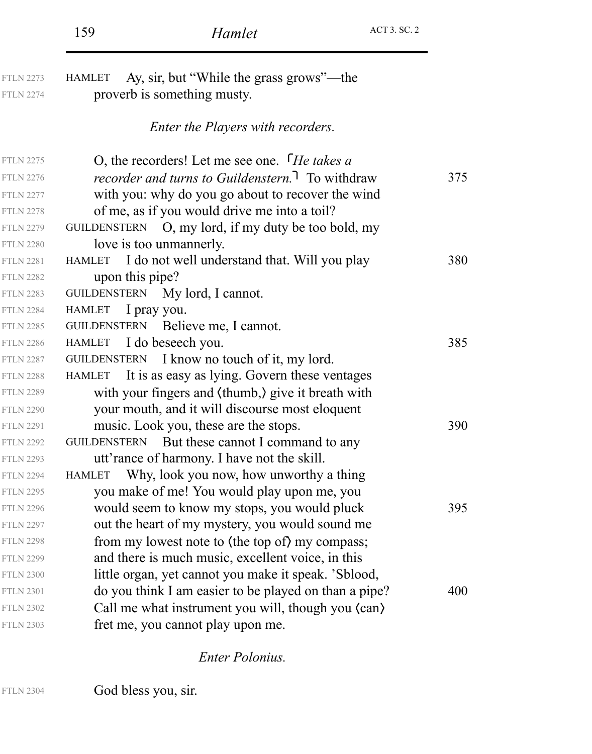HAMLET Ay, sir, but "While the grass grows"—the proverb is something musty.

*Enter the Players with recorders.*

O, the recorders! Let me see one. ⌜*He takes a recorder and turns to Guildenstern.*⌝ To withdraw with you: why do you go about to recover the wind of me, as if you would drive me into a toil?

GUILDENSTERN O, my lord, if my duty be too bold, my love is too unmannerly.

HAMLET I do not well understand that. Will you play upon this pipe?

GUILDENSTERN My lord, I cannot.

HAMLET I pray you.

GUILDENSTERN Believe me, I cannot.

HAMLET I do beseech you.

GUILDENSTERN I know no touch of it, my lord.

HAMLET It is as easy as lying. Govern these ventages with your fingers and ⟨thumb,⟩ give it breath with your mouth, and it will discourse most eloquent music. Look you, these are the stops.

GUILDENSTERN But these cannot I command to any utt'rance of harmony. I have not the skill.

HAMLET Why, look you now, how unworthy a thing you make of me! You would play upon me, you would seem to know my stops, you would pluck out the heart of my mystery, you would sound me from my lowest note to ⟨the top of⟩ my compass; and there is much music, excellent voice, in this little organ, yet cannot you make it speak. 'Sblood, do you think I am easier to be played on than a pipe? Call me what instrument you will, though you ⟨can⟩ fret me, you cannot play upon me.

*Enter Polonius.*

God bless you, sir.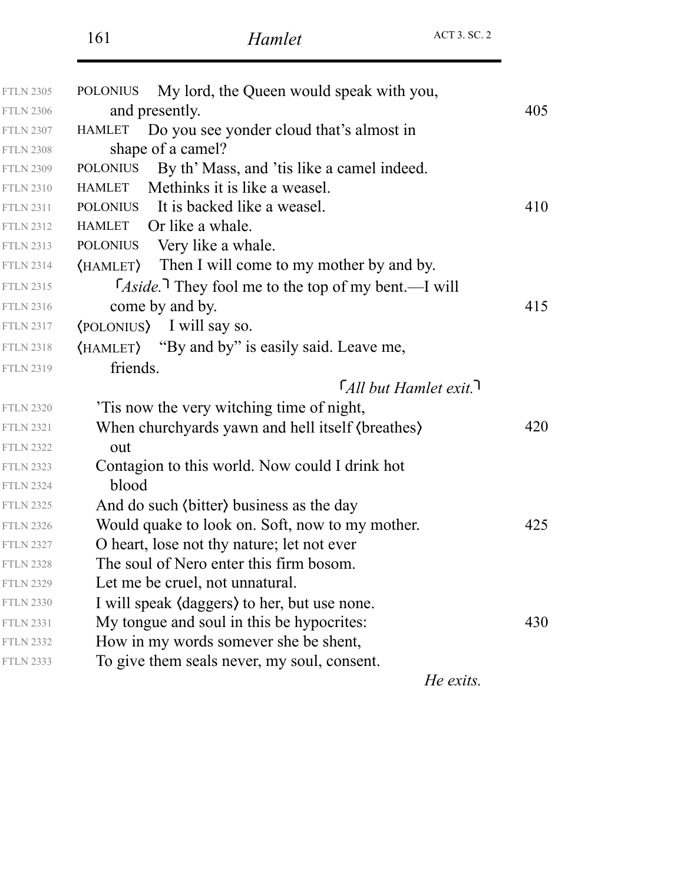POLONIUS My lord, the Queen would speak with you,
and presently.

HAMLET Do you see yonder cloud that's almost in
shape of a camel?

POLONIUS By th' Mass, and 'tis like a camel indeed.

HAMLET Methinks it is like a weasel.

POLONIUS It is backed like a weasel.

HAMLET Or like a whale.

POLONIUS Very like a whale.

⟨HAMLET⟩ Then I will come to my mother by and by.
⌜*Aside.*⌝ They fool me to the top of my bent.—I will
come by and by.

⟨POLONIUS⟩ I will say so.

⟨HAMLET⟩ "By and by" is easily said. Leave me,
friends.

⌜*All but Hamlet exit.*⌝

'Tis now the very witching time of night,
When churchyards yawn and hell itself ⟨breathes⟩
out
Contagion to this world. Now could I drink hot
blood
And do such ⟨bitter⟩ business as the day
Would quake to look on. Soft, now to my mother.
O heart, lose not thy nature; let not ever
The soul of Nero enter this firm bosom.
Let me be cruel, not unnatural.
I will speak ⟨daggers⟩ to her, but use none.
My tongue and soul in this be hypocrites:
How in my words somever she be shent,
To give them seals never, my soul, consent.

*He exits.*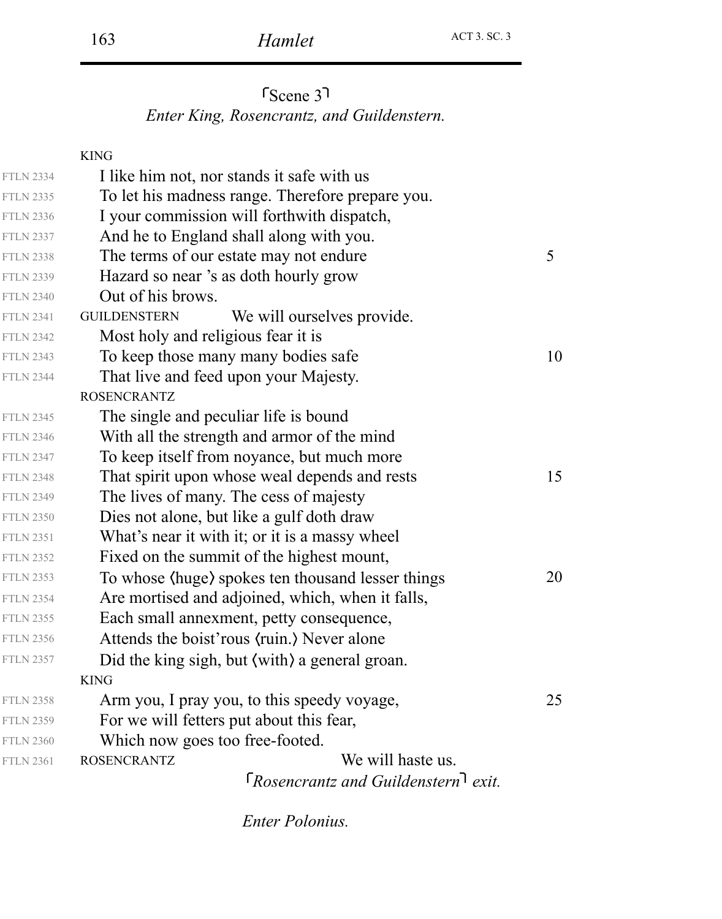## ⌜Scene 3⌝

*Enter King, Rosencrantz, and Guildenstern.*

KING

I like him not, nor stands it safe with us
To let his madness range. Therefore prepare you.
I your commission will forthwith dispatch,
And he to England shall along with you.
The terms of our estate may not endure
Hazard so near 's as doth hourly grow
Out of his brows.

GUILDENSTERN We will ourselves provide.
Most holy and religious fear it is
To keep those many many bodies safe
That live and feed upon your Majesty.

ROSENCRANTZ

The single and peculiar life is bound
With all the strength and armor of the mind
To keep itself from noyance, but much more
That spirit upon whose weal depends and rests
The lives of many. The cess of majesty
Dies not alone, but like a gulf doth draw
What's near it with it; or it is a massy wheel
Fixed on the summit of the highest mount,
To whose ⟨huge⟩ spokes ten thousand lesser things
Are mortised and adjoined, which, when it falls,
Each small annexment, petty consequence,
Attends the boist'rous ⟨ruin.⟩ Never alone
Did the king sigh, but ⟨with⟩ a general groan.

KING

Arm you, I pray you, to this speedy voyage,
For we will fetters put about this fear,
Which now goes too free-footed.

ROSENCRANTZ We will haste us.

*⌜Rosencrantz and Guildenstern⌝ exit.*

*Enter Polonius.*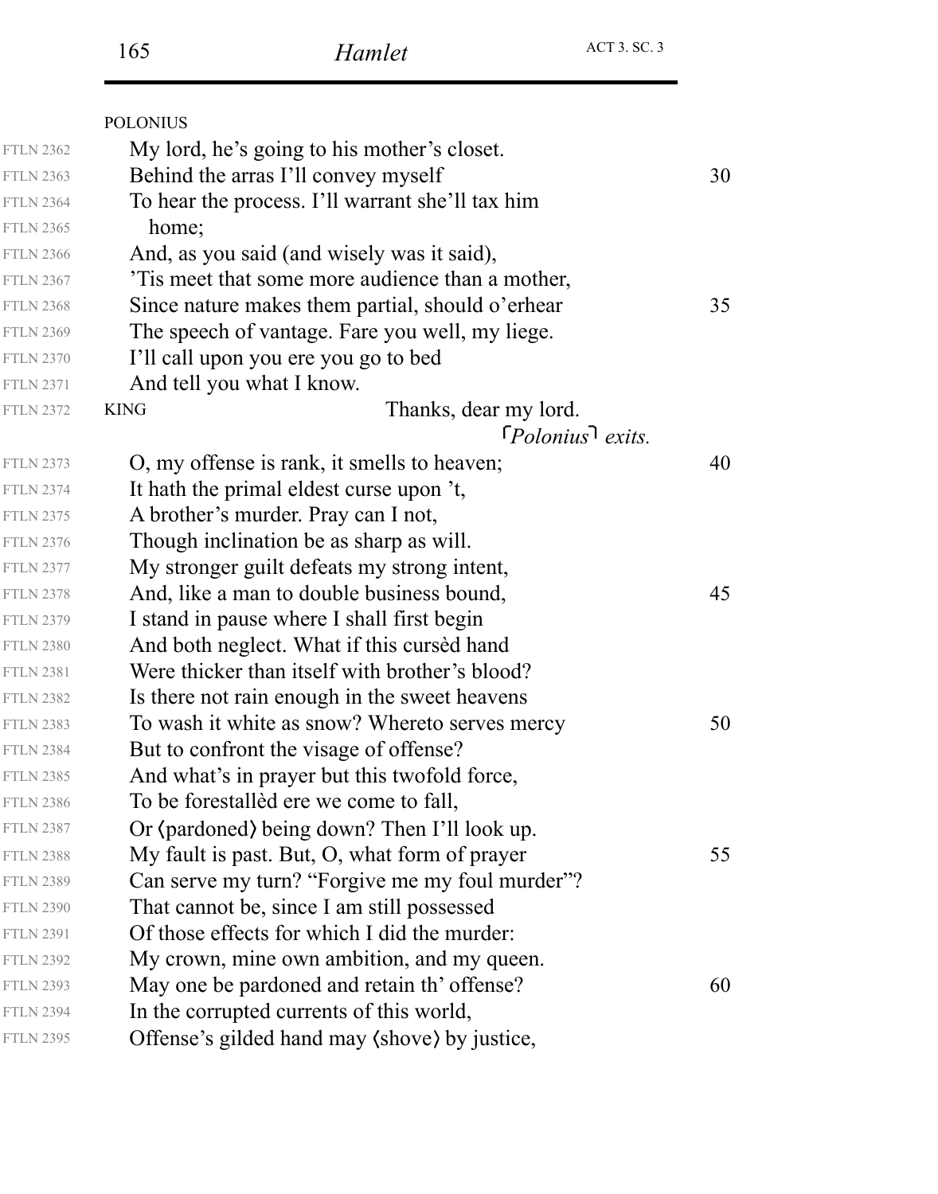POLONIUS

My lord, he's going to his mother's closet.
Behind the arras I'll convey myself
To hear the process. I'll warrant she'll tax him
  home;
And, as you said (and wisely was it said),
'Tis meet that some more audience than a mother,
Since nature makes them partial, should o'erhear
The speech of vantage. Fare you well, my liege.
I'll call upon you ere you go to bed
And tell you what I know.

KING                    Thanks, dear my lord.

⌜*Polonius*⌝ *exits.*

O, my offense is rank, it smells to heaven;
It hath the primal eldest curse upon 't,
A brother's murder. Pray can I not,
Though inclination be as sharp as will.
My stronger guilt defeats my strong intent,
And, like a man to double business bound,
I stand in pause where I shall first begin
And both neglect. What if this cursèd hand
Were thicker than itself with brother's blood?
Is there not rain enough in the sweet heavens
To wash it white as snow? Whereto serves mercy
But to confront the visage of offense?
And what's in prayer but this twofold force,
To be forestallèd ere we come to fall,
Or ⟨pardoned⟩ being down? Then I'll look up.
My fault is past. But, O, what form of prayer
Can serve my turn? "Forgive me my foul murder"?
That cannot be, since I am still possessed
Of those effects for which I did the murder:
My crown, mine own ambition, and my queen.
May one be pardoned and retain th' offense?
In the corrupted currents of this world,
Offense's gilded hand may ⟨shove⟩ by justice,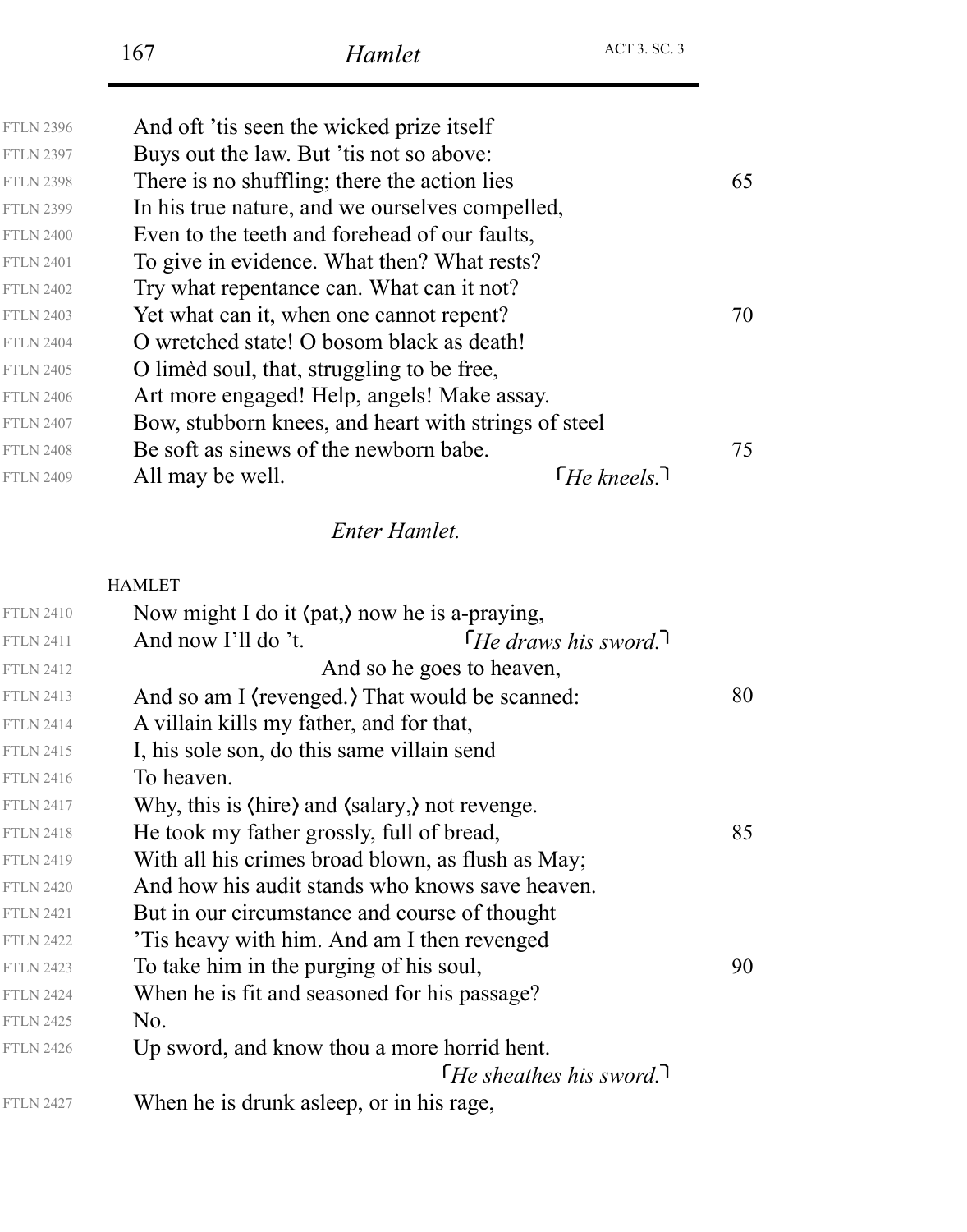FTLN 2396 And oft ’tis seen the wicked prize itself
FTLN 2397 Buys out the law. But ’tis not so above:
FTLN 2398 There is no shuffling; there the action lies 65
FTLN 2399 In his true nature, and we ourselves compelled,
FTLN 2400 Even to the teeth and forehead of our faults,
FTLN 2401 To give in evidence. What then? What rests?
FTLN 2402 Try what repentance can. What can it not?
FTLN 2403 Yet what can it, when one cannot repent? 70
FTLN 2404 O wretched state! O bosom black as death!
FTLN 2405 O limèd soul, that, struggling to be free,
FTLN 2406 Art more engaged! Help, angels! Make assay.
FTLN 2407 Bow, stubborn knees, and heart with strings of steel
FTLN 2408 Be soft as sinews of the newborn babe. 75
FTLN 2409 All may be well. ⌜*He kneels.*⌝

*Enter Hamlet.*

HAMLET

FTLN 2410 Now might I do it ⟨pat,⟩ now he is a-praying,
FTLN 2411 And now I’ll do ’t. ⌜*He draws his sword.*⌝
FTLN 2412 And so he goes to heaven,
FTLN 2413 And so am I ⟨revenged.⟩ That would be scanned: 80
FTLN 2414 A villain kills my father, and for that,
FTLN 2415 I, his sole son, do this same villain send
FTLN 2416 To heaven.
FTLN 2417 Why, this is ⟨hire⟩ and ⟨salary,⟩ not revenge.
FTLN 2418 He took my father grossly, full of bread, 85
FTLN 2419 With all his crimes broad blown, as flush as May;
FTLN 2420 And how his audit stands who knows save heaven.
FTLN 2421 But in our circumstance and course of thought
FTLN 2422 ’Tis heavy with him. And am I then revenged
FTLN 2423 To take him in the purging of his soul, 90
FTLN 2424 When he is fit and seasoned for his passage?
FTLN 2425 No.
FTLN 2426 Up sword, and know thou a more horrid hent.
⌜*He sheathes his sword.*⌝
FTLN 2427 When he is drunk asleep, or in his rage,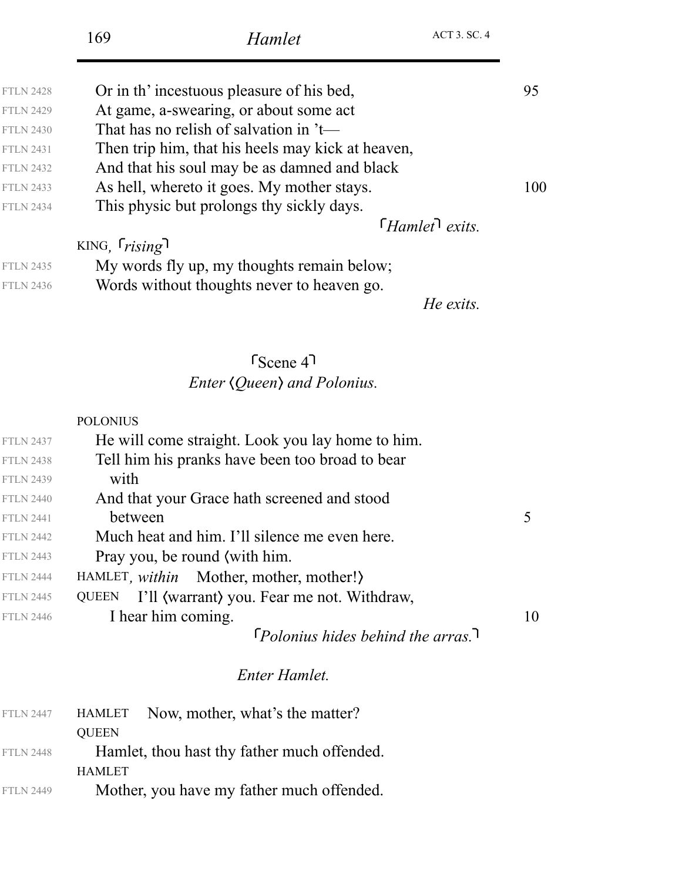Or in th' incestuous pleasure of his bed,
At game, a-swearing, or about some act
That has no relish of salvation in 't—
Then trip him, that his heels may kick at heaven,
And that his soul may be as damned and black
As hell, whereto it goes. My mother stays.
This physic but prolongs thy sickly days.

*⌜Hamlet⌝ exits.*

KING, *⌜rising⌝*

My words fly up, my thoughts remain below;
Words without thoughts never to heaven go.

*He exits.*

## ⌜Scene 4⌝

*Enter ⟨Queen⟩ and Polonius.*

POLONIUS

He will come straight. Look you lay home to him.
Tell him his pranks have been too broad to bear
with
And that your Grace hath screened and stood
between
Much heat and him. I'll silence me even here.
Pray you, be round ⟨with him.

HAMLET, *within* Mother, mother, mother!⟩

QUEEN I'll ⟨warrant⟩ you. Fear me not. Withdraw,
I hear him coming.

*⌜Polonius hides behind the arras.⌝*

*Enter Hamlet.*

HAMLET Now, mother, what's the matter?

QUEEN

Hamlet, thou hast thy father much offended.

HAMLET

Mother, you have my father much offended.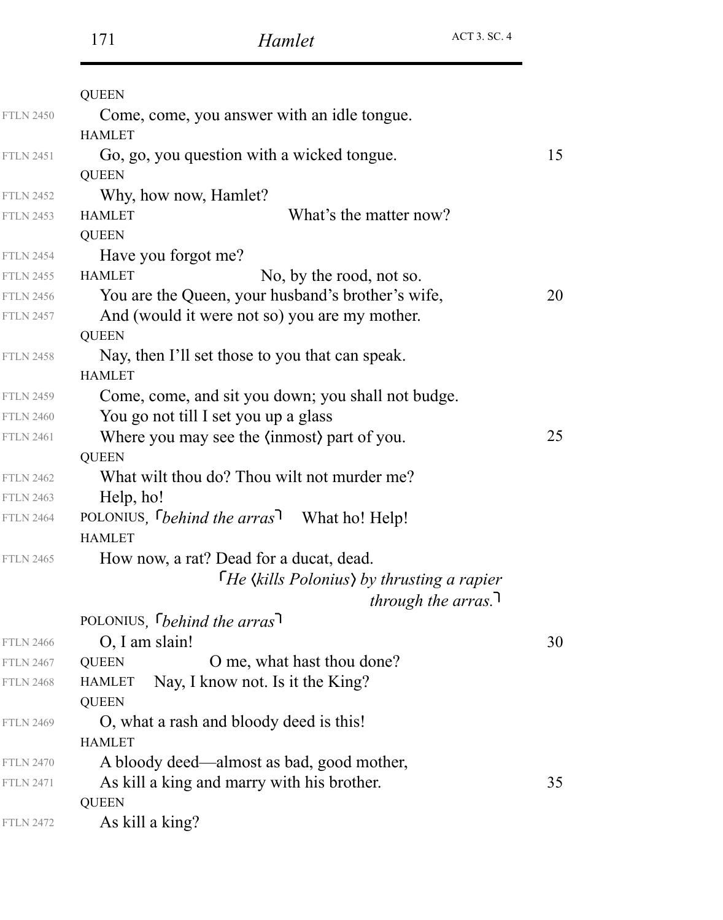QUEEN

Come, come, you answer with an idle tongue.

HAMLET

Go, go, you question with a wicked tongue.

QUEEN

Why, how now, Hamlet?

HAMLET What's the matter now?

QUEEN

Have you forgot me?

HAMLET No, by the rood, not so.

You are the Queen, your husband's brother's wife,

And (would it were not so) you are my mother.

QUEEN

Nay, then I'll set those to you that can speak.

HAMLET

Come, come, and sit you down; you shall not budge.

You go not till I set you up a glass

Where you may see the ⟨inmost⟩ part of you.

QUEEN

What wilt thou do? Thou wilt not murder me?

Help, ho!

POLONIUS, ⌜*behind the arras*⌝ What ho! Help!

HAMLET

How now, a rat? Dead for a ducat, dead.

⌜*He ⟨kills Polonius⟩ by thrusting a rapier through the arras.*⌝

POLONIUS, ⌜*behind the arras*⌝

O, I am slain!

QUEEN O me, what hast thou done?

HAMLET Nay, I know not. Is it the King?

QUEEN

O, what a rash and bloody deed is this!

HAMLET

A bloody deed—almost as bad, good mother,

As kill a king and marry with his brother.

QUEEN

As kill a king?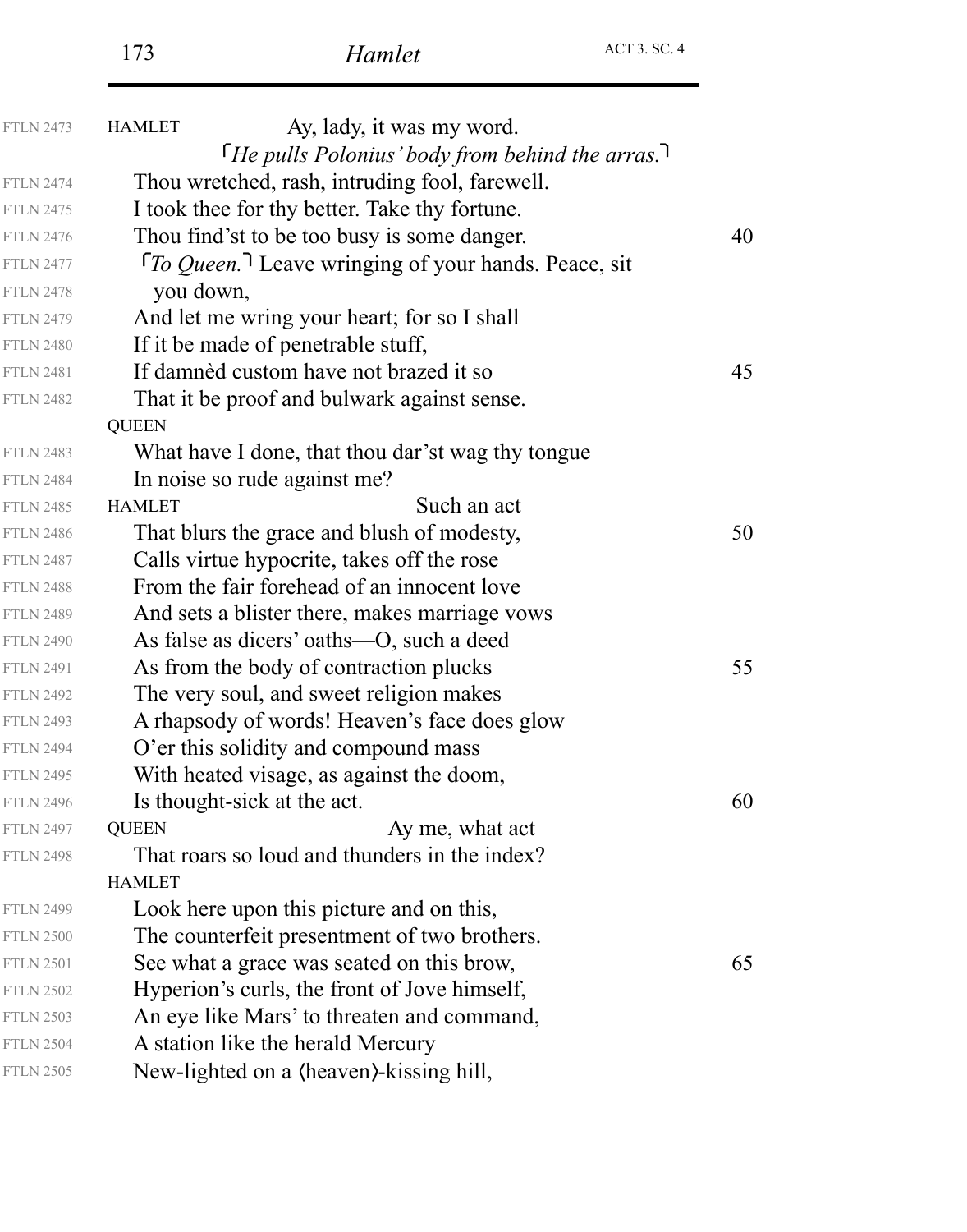HAMLET Ay, lady, it was my word.

⌜*He pulls Polonius' body from behind the arras.*⌝

Thou wretched, rash, intruding fool, farewell.
I took thee for thy better. Take thy fortune.
Thou find'st to be too busy is some danger.
⌜*To Queen.*⌝ Leave wringing of your hands. Peace, sit
you down,
And let me wring your heart; for so I shall
If it be made of penetrable stuff,
If damnèd custom have not brazed it so
That it be proof and bulwark against sense.

QUEEN
What have I done, that thou dar'st wag thy tongue
In noise so rude against me?

HAMLET Such an act
That blurs the grace and blush of modesty,
Calls virtue hypocrite, takes off the rose
From the fair forehead of an innocent love
And sets a blister there, makes marriage vows
As false as dicers' oaths—O, such a deed
As from the body of contraction plucks
The very soul, and sweet religion makes
A rhapsody of words! Heaven's face does glow
O'er this solidity and compound mass
With heated visage, as against the doom,
Is thought-sick at the act.

QUEEN Ay me, what act
That roars so loud and thunders in the index?

HAMLET
Look here upon this picture and on this,
The counterfeit presentment of two brothers.
See what a grace was seated on this brow,
Hyperion's curls, the front of Jove himself,
An eye like Mars' to threaten and command,
A station like the herald Mercury
New-lighted on a ⟨heaven⟩-kissing hill,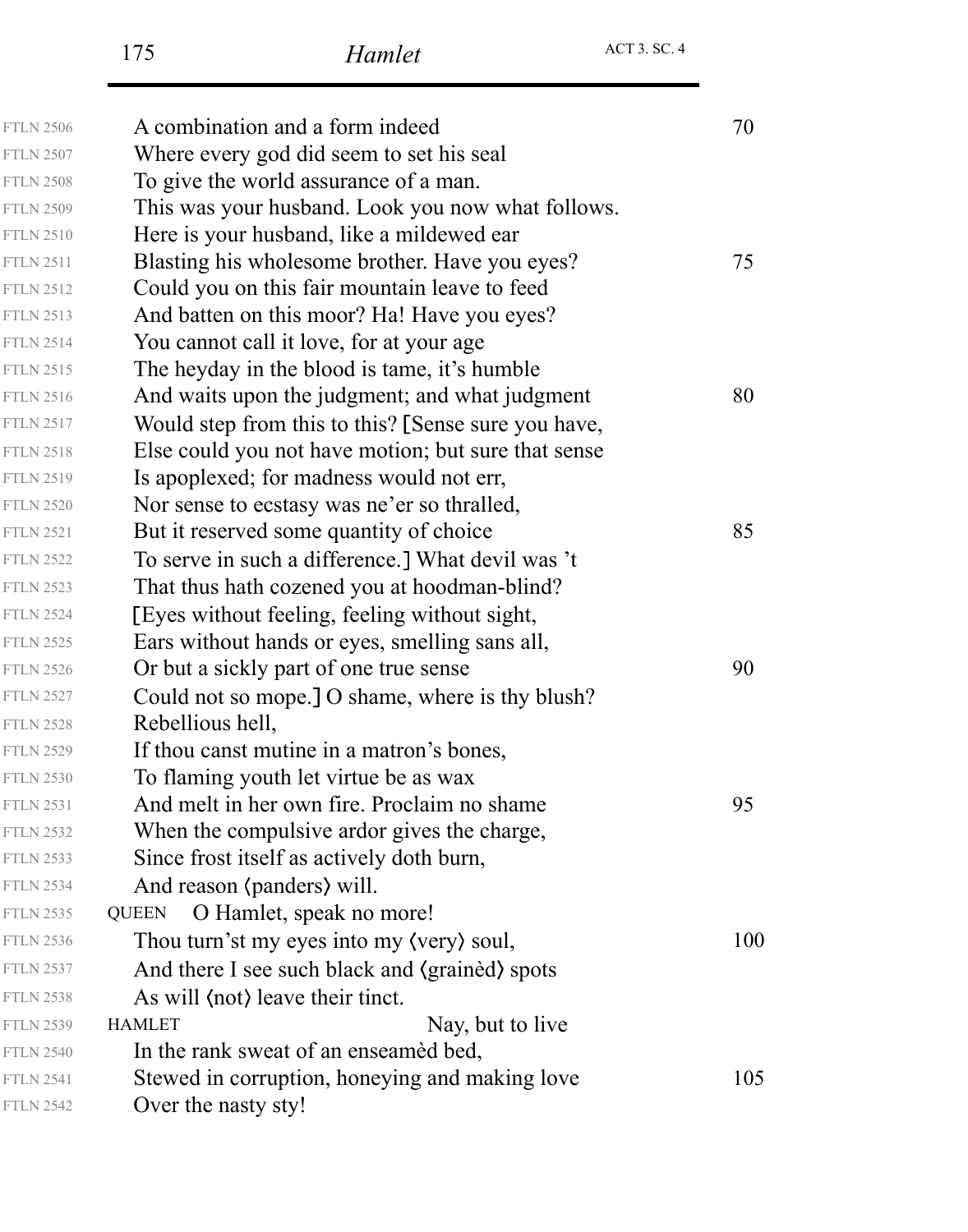A combination and a form indeed
Where every god did seem to set his seal
To give the world assurance of a man.
This was your husband. Look you now what follows.
Here is your husband, like a mildewed ear
Blasting his wholesome brother. Have you eyes?
Could you on this fair mountain leave to feed
And batten on this moor? Ha! Have you eyes?
You cannot call it love, for at your age
The heyday in the blood is tame, it's humble
And waits upon the judgment; and what judgment
Would step from this to this? [Sense sure you have,
Else could you not have motion; but sure that sense
Is apoplexed; for madness would not err,
Nor sense to ecstasy was ne'er so thralled,
But it reserved some quantity of choice
To serve in such a difference.] What devil was 't
That thus hath cozened you at hoodman-blind?
[Eyes without feeling, feeling without sight,
Ears without hands or eyes, smelling sans all,
Or but a sickly part of one true sense
Could not so mope.] O shame, where is thy blush?
Rebellious hell,
If thou canst mutine in a matron's bones,
To flaming youth let virtue be as wax
And melt in her own fire. Proclaim no shame
When the compulsive ardor gives the charge,
Since frost itself as actively doth burn,
And reason ⟨panders⟩ will.

QUEEN O Hamlet, speak no more!
Thou turn'st my eyes into my ⟨very⟩ soul,
And there I see such black and ⟨grainèd⟩ spots
As will ⟨not⟩ leave their tinct.

HAMLET Nay, but to live
In the rank sweat of an enseamèd bed,
Stewed in corruption, honeying and making love
Over the nasty sty!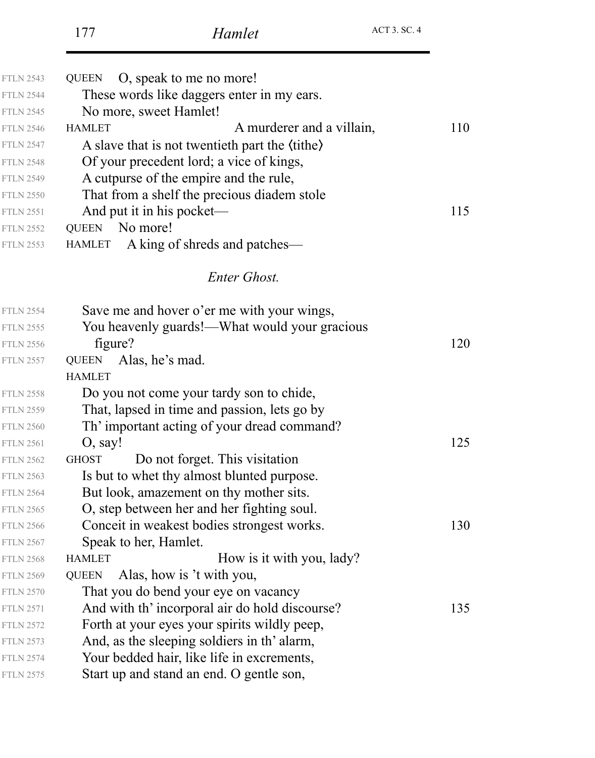QUEEN O, speak to me no more!
These words like daggers enter in my ears.
No more, sweet Hamlet!

HAMLET A murderer and a villain,
A slave that is not twentieth part the ⟨tithe⟩
Of your precedent lord; a vice of kings,
A cutpurse of the empire and the rule,
That from a shelf the precious diadem stole
And put it in his pocket—

QUEEN No more!

HAMLET A king of shreds and patches—

*Enter Ghost.*

Save me and hover o'er me with your wings,
You heavenly guards!—What would your gracious
figure?

QUEEN Alas, he's mad.

HAMLET
Do you not come your tardy son to chide,
That, lapsed in time and passion, lets go by
Th' important acting of your dread command?
O, say!

GHOST Do not forget. This visitation
Is but to whet thy almost blunted purpose.
But look, amazement on thy mother sits.
O, step between her and her fighting soul.
Conceit in weakest bodies strongest works.
Speak to her, Hamlet.

HAMLET How is it with you, lady?

QUEEN Alas, how is 't with you,
That you do bend your eye on vacancy
And with th' incorporal air do hold discourse?
Forth at your eyes your spirits wildly peep,
And, as the sleeping soldiers in th' alarm,
Your bedded hair, like life in excrements,
Start up and stand an end. O gentle son,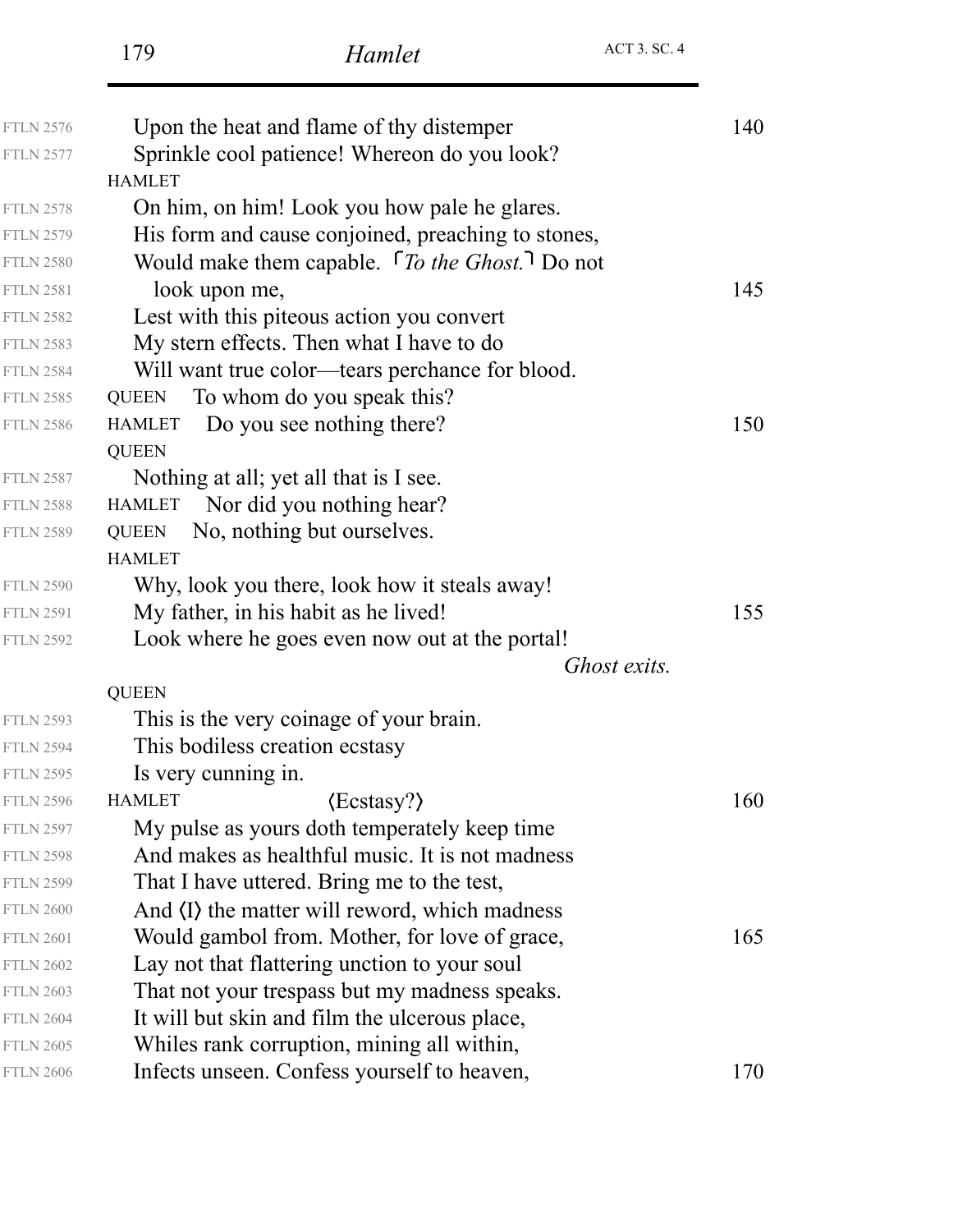Upon the heat and flame of thy distemper
Sprinkle cool patience! Whereon do you look?

HAMLET

On him, on him! Look you how pale he glares.
His form and cause conjoined, preaching to stones,
Would make them capable. ⌜*To the Ghost.*⌝ Do not
look upon me,
Lest with this piteous action you convert
My stern effects. Then what I have to do
Will want true color—tears perchance for blood.

QUEEN To whom do you speak this?

HAMLET Do you see nothing there?

QUEEN

Nothing at all; yet all that is I see.

HAMLET Nor did you nothing hear?

QUEEN No, nothing but ourselves.

HAMLET

Why, look you there, look how it steals away!
My father, in his habit as he lived!
Look where he goes even now out at the portal!

*Ghost exits.*

QUEEN

This is the very coinage of your brain.
This bodiless creation ecstasy
Is very cunning in.

HAMLET ⟨Ecstasy?⟩

My pulse as yours doth temperately keep time
And makes as healthful music. It is not madness
That I have uttered. Bring me to the test,
And ⟨I⟩ the matter will reword, which madness
Would gambol from. Mother, for love of grace,
Lay not that flattering unction to your soul
That not your trespass but my madness speaks.
It will but skin and film the ulcerous place,
Whiles rank corruption, mining all within,
Infects unseen. Confess yourself to heaven,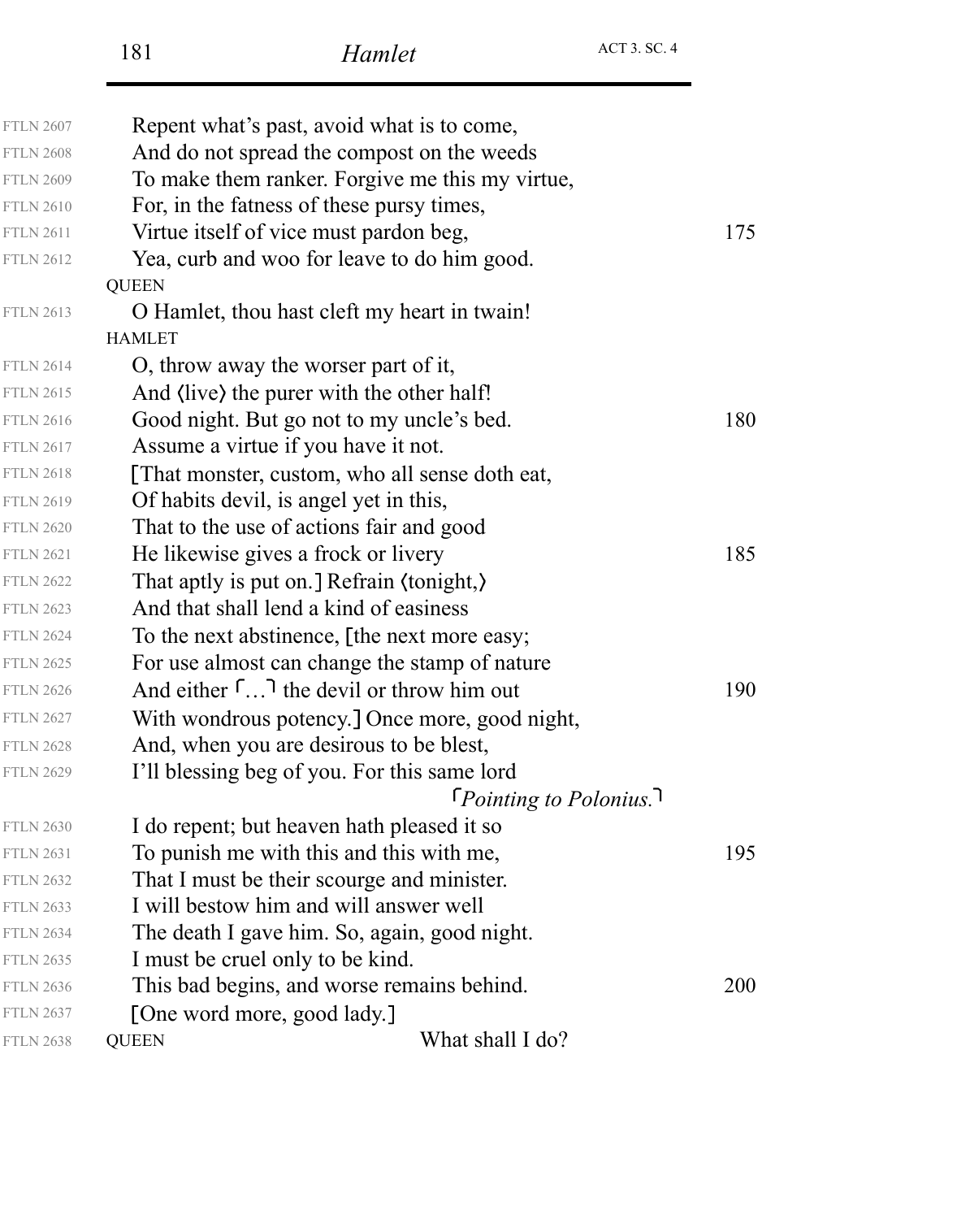Repent what's past, avoid what is to come,
And do not spread the compost on the weeds
To make them ranker. Forgive me this my virtue,
For, in the fatness of these pursy times,
Virtue itself of vice must pardon beg, 175
Yea, curb and woo for leave to do him good.

QUEEN

O Hamlet, thou hast cleft my heart in twain!

HAMLET

O, throw away the worser part of it,
And ⟨live⟩ the purer with the other half!
Good night. But go not to my uncle's bed. 180
Assume a virtue if you have it not.
[That monster, custom, who all sense doth eat,
Of habits devil, is angel yet in this,
That to the use of actions fair and good
He likewise gives a frock or livery 185
That aptly is put on.] Refrain ⟨tonight,⟩
And that shall lend a kind of easiness
To the next abstinence, [the next more easy;
For use almost can change the stamp of nature
And either ⌜…⌝ the devil or throw him out 190
With wondrous potency.] Once more, good night,
And, when you are desirous to be blest,
I'll blessing beg of you. For this same lord

⌜*Pointing to Polonius.*⌝

I do repent; but heaven hath pleased it so
To punish me with this and this with me, 195
That I must be their scourge and minister.
I will bestow him and will answer well
The death I gave him. So, again, good night.
I must be cruel only to be kind.
This bad begins, and worse remains behind. 200
[One word more, good lady.]

QUEEN

What shall I do?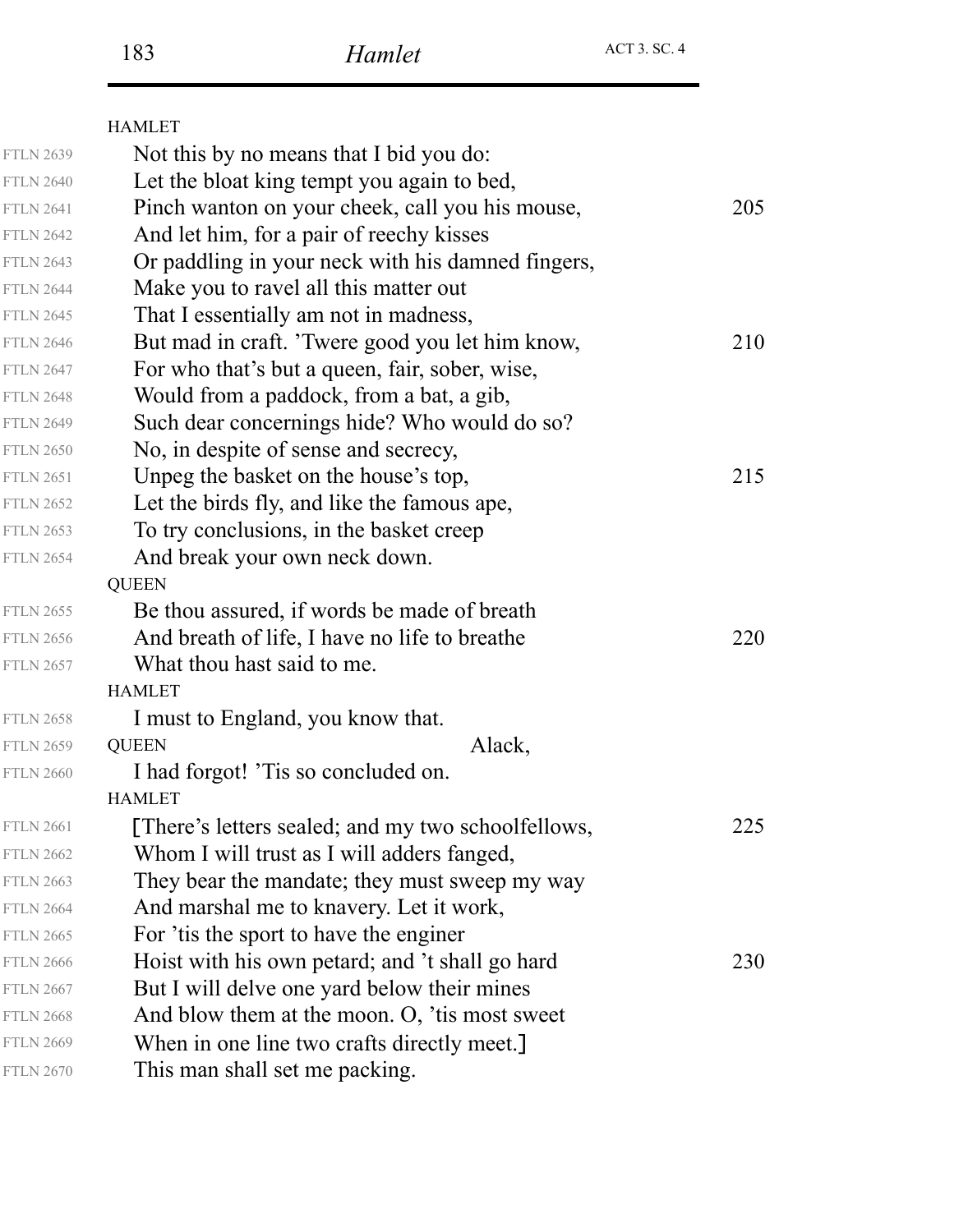HAMLET

Not this by no means that I bid you do:
Let the bloat king tempt you again to bed,
Pinch wanton on your cheek, call you his mouse, 205
And let him, for a pair of reechy kisses
Or paddling in your neck with his damned fingers,
Make you to ravel all this matter out
That I essentially am not in madness,
But mad in craft. 'Twere good you let him know, 210
For who that's but a queen, fair, sober, wise,
Would from a paddock, from a bat, a gib,
Such dear concernings hide? Who would do so?
No, in despite of sense and secrecy,
Unpeg the basket on the house's top, 215
Let the birds fly, and like the famous ape,
To try conclusions, in the basket creep
And break your own neck down.

QUEEN

Be thou assured, if words be made of breath
And breath of life, I have no life to breathe 220
What thou hast said to me.

HAMLET

I must to England, you know that.

QUEEN Alack,
I had forgot! 'Tis so concluded on.

HAMLET

[There's letters sealed; and my two schoolfellows, 225
Whom I will trust as I will adders fanged,
They bear the mandate; they must sweep my way
And marshal me to knavery. Let it work,
For 'tis the sport to have the enginer
Hoist with his own petard; and 't shall go hard 230
But I will delve one yard below their mines
And blow them at the moon. O, 'tis most sweet
When in one line two crafts directly meet.]
This man shall set me packing.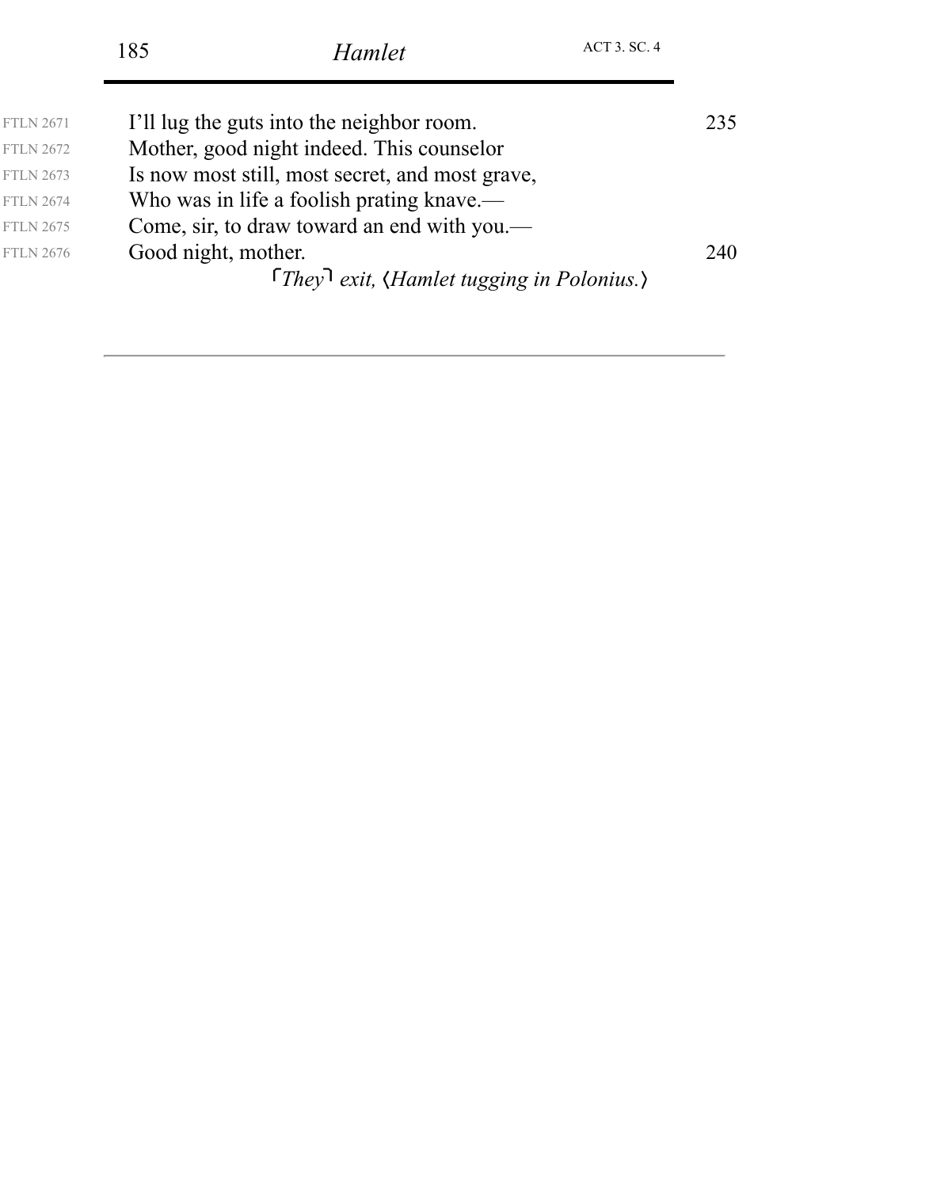FTLN 2671 I'll lug the guts into the neighbor room. 235
FTLN 2672 Mother, good night indeed. This counselor
FTLN 2673 Is now most still, most secret, and most grave,
FTLN 2674 Who was in life a foolish prating knave.—
FTLN 2675 Come, sir, to draw toward an end with you.—
FTLN 2676 Good night, mother. 240

*⌜They⌝ exit, ⟨Hamlet tugging in Polonius.⟩*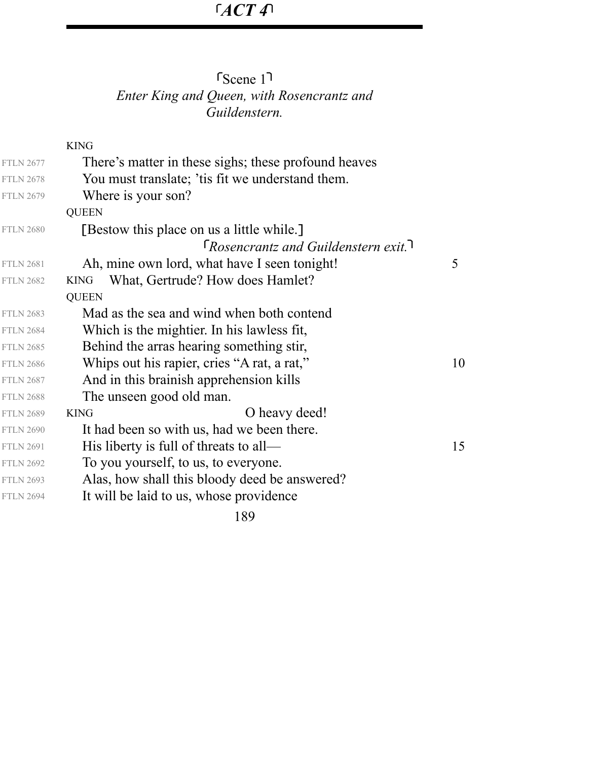# ⌜ACT 4⌝

## ⌜Scene 1⌝

*Enter King and Queen, with Rosencrantz and Guildenstern.*

KING

FTLN 2677 There's matter in these sighs; these profound heaves
FTLN 2678 You must translate; 'tis fit we understand them.
FTLN 2679 Where is your son?

QUEEN

FTLN 2680 [Bestow this place on us a little while.]

⌜*Rosencrantz and Guildenstern exit.*⌝

FTLN 2681 Ah, mine own lord, what have I seen tonight! 5

FTLN 2682 KING What, Gertrude? How does Hamlet?

QUEEN

FTLN 2683 Mad as the sea and wind when both contend
FTLN 2684 Which is the mightier. In his lawless fit,
FTLN 2685 Behind the arras hearing something stir,
FTLN 2686 Whips out his rapier, cries "A rat, a rat," 10
FTLN 2687 And in this brainish apprehension kills
FTLN 2688 The unseen good old man.

FTLN 2689 KING O heavy deed!
FTLN 2690 It had been so with us, had we been there.
FTLN 2691 His liberty is full of threats to all— 15
FTLN 2692 To you yourself, to us, to everyone.
FTLN 2693 Alas, how shall this bloody deed be answered?
FTLN 2694 It will be laid to us, whose providence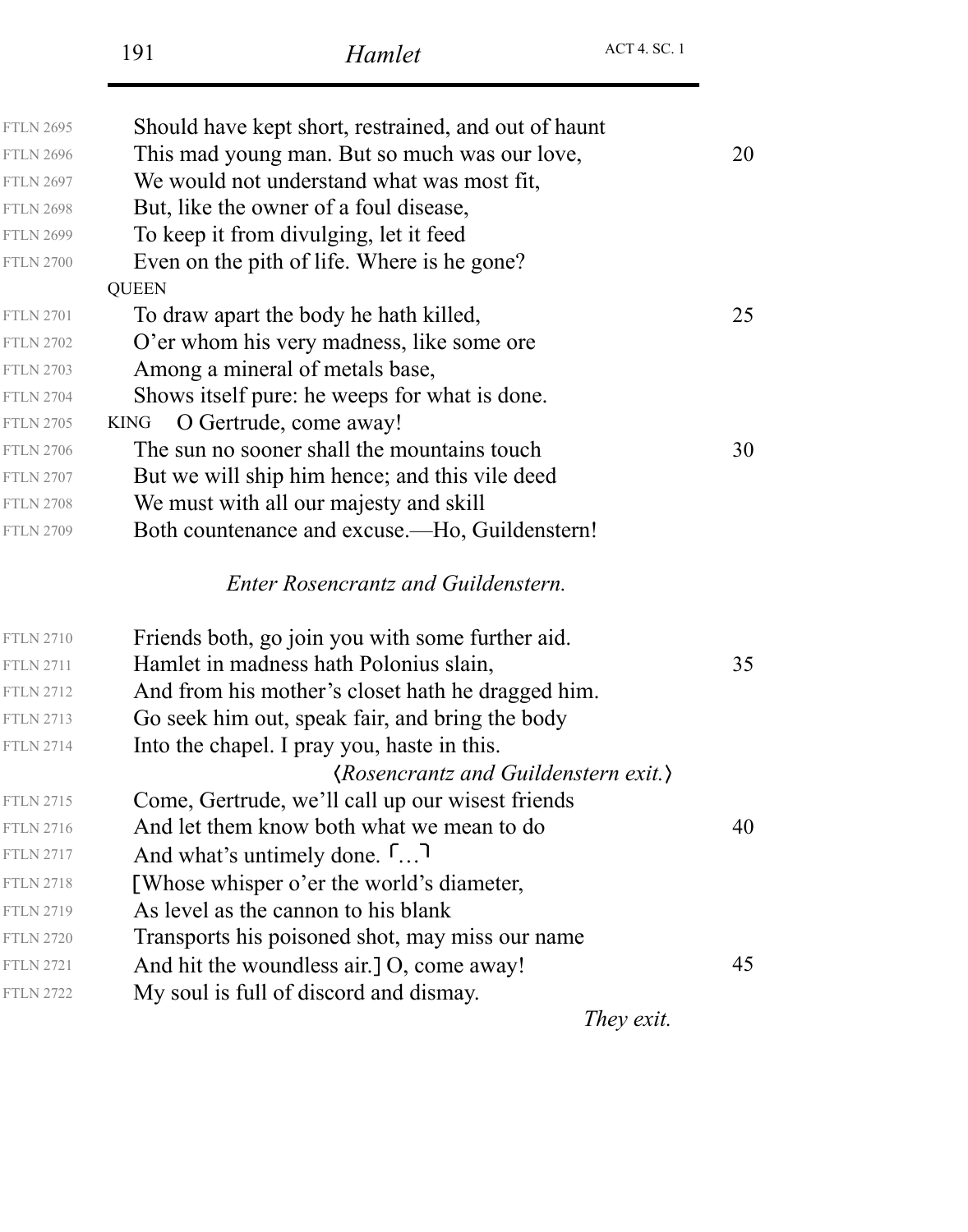Should have kept short, restrained, and out of haunt  
This mad young man. But so much was our love,  
We would not understand what was most fit,  
But, like the owner of a foul disease,  
To keep it from divulging, let it feed  
Even on the pith of life. Where is he gone?

QUEEN

To draw apart the body he hath killed,  
O'er whom his very madness, like some ore  
Among a mineral of metals base,  
Shows itself pure: he weeps for what is done.

KING O Gertrude, come away!  
The sun no sooner shall the mountains touch  
But we will ship him hence; and this vile deed  
We must with all our majesty and skill  
Both countenance and excuse.—Ho, Guildenstern!

*Enter Rosencrantz and Guildenstern.*

Friends both, go join you with some further aid.  
Hamlet in madness hath Polonius slain,  
And from his mother's closet hath he dragged him.  
Go seek him out, speak fair, and bring the body  
Into the chapel. I pray you, haste in this.

〈*Rosencrantz and Guildenstern exit.*〉

Come, Gertrude, we'll call up our wisest friends  
And let them know both what we mean to do  
And what's untimely done. ⌜…⌝  
[Whose whisper o'er the world's diameter,  
As level as the cannon to his blank  
Transports his poisoned shot, may miss our name  
And hit the woundless air.] O, come away!  
My soul is full of discord and dismay.

*They exit.*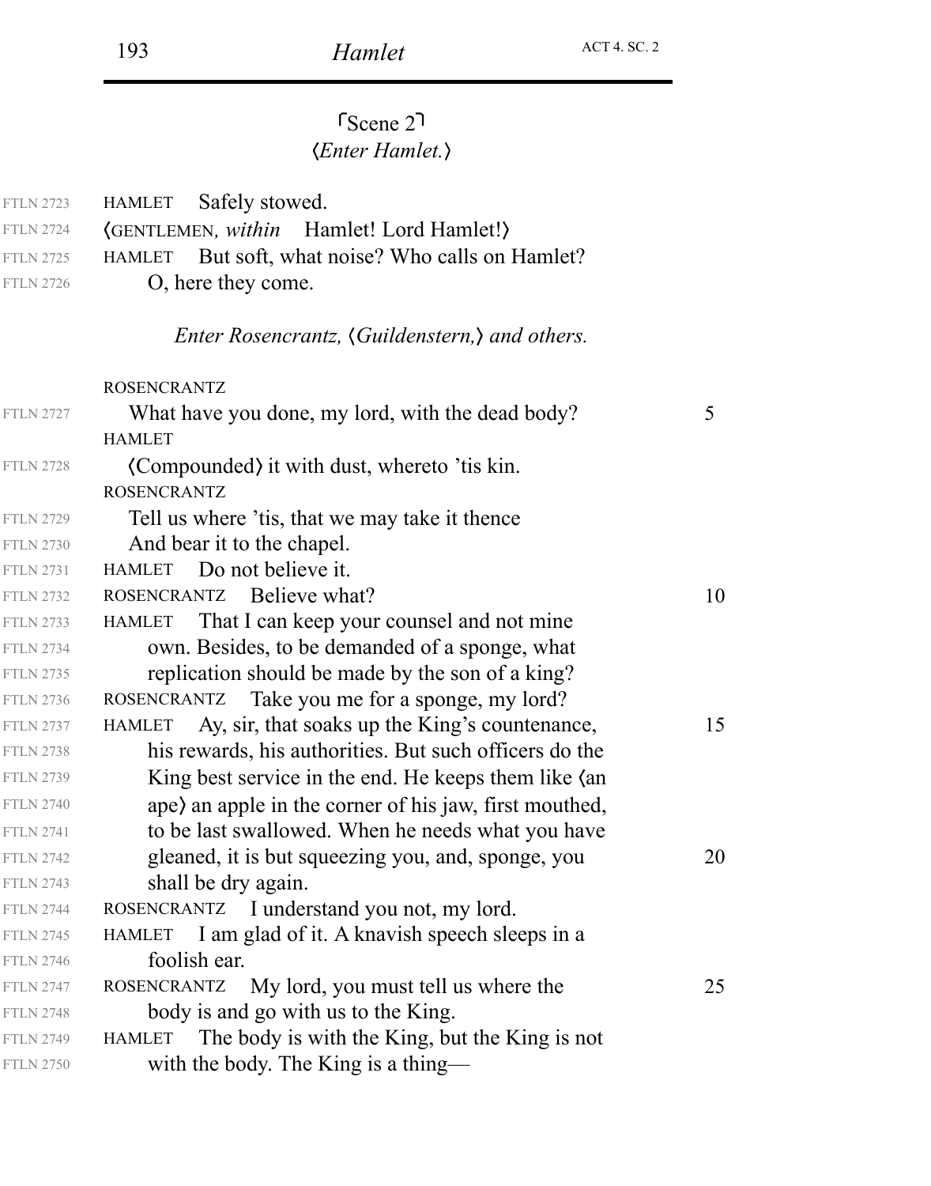## ⌜Scene 2⌝
⟨*Enter Hamlet.*⟩

FTLN 2723 HAMLET Safely stowed.

FTLN 2724 ⟨GENTLEMEN, *within* Hamlet! Lord Hamlet!⟩

FTLN 2725 HAMLET But soft, what noise? Who calls on Hamlet?
FTLN 2726 O, here they come.

*Enter Rosencrantz, ⟨Guildenstern,⟩ and others.*

ROSENCRANTZ
FTLN 2727 What have you done, my lord, with the dead body? 5

HAMLET
FTLN 2728 ⟨Compounded⟩ it with dust, whereto 'tis kin.

ROSENCRANTZ
FTLN 2729 Tell us where 'tis, that we may take it thence
FTLN 2730 And bear it to the chapel.

FTLN 2731 HAMLET Do not believe it.

FTLN 2732 ROSENCRANTZ Believe what? 10

FTLN 2733 HAMLET That I can keep your counsel and not mine
FTLN 2734 own. Besides, to be demanded of a sponge, what
FTLN 2735 replication should be made by the son of a king?

FTLN 2736 ROSENCRANTZ Take you me for a sponge, my lord?

FTLN 2737 HAMLET Ay, sir, that soaks up the King's countenance, 15
FTLN 2738 his rewards, his authorities. But such officers do the
FTLN 2739 King best service in the end. He keeps them like ⟨an
FTLN 2740 ape⟩ an apple in the corner of his jaw, first mouthed,
FTLN 2741 to be last swallowed. When he needs what you have
FTLN 2742 gleaned, it is but squeezing you, and, sponge, you 20
FTLN 2743 shall be dry again.

FTLN 2744 ROSENCRANTZ I understand you not, my lord.

FTLN 2745 HAMLET I am glad of it. A knavish speech sleeps in a
FTLN 2746 foolish ear.

FTLN 2747 ROSENCRANTZ My lord, you must tell us where the 25
FTLN 2748 body is and go with us to the King.

FTLN 2749 HAMLET The body is with the King, but the King is not
FTLN 2750 with the body. The King is a thing—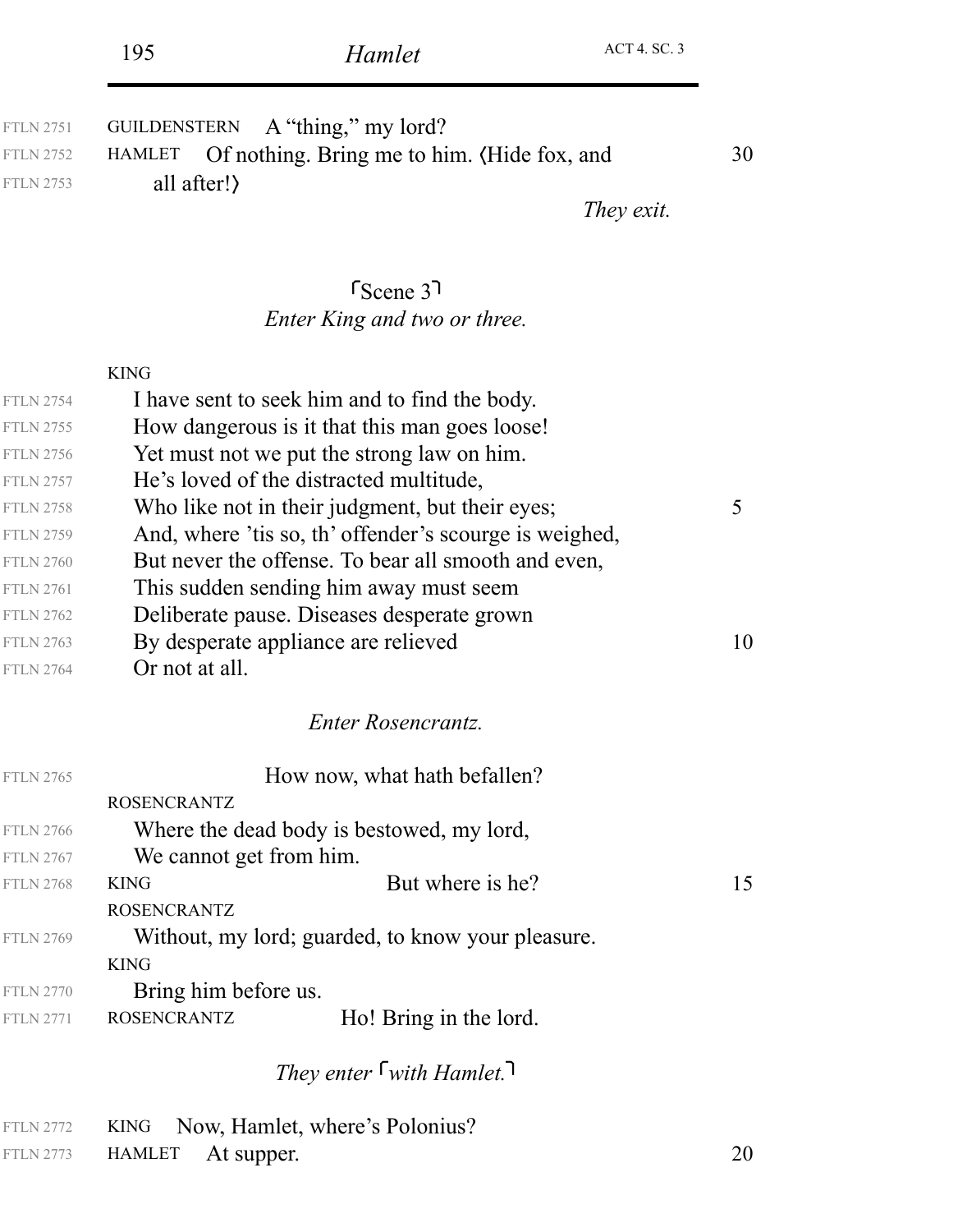GUILDENSTERN A "thing," my lord?

HAMLET Of nothing. Bring me to him. ⟨Hide fox, and all after!⟩

*They exit.*

## ⌜Scene 3⌝

*Enter King and two or three.*

KING

I have sent to seek him and to find the body.
How dangerous is it that this man goes loose!
Yet must not we put the strong law on him.
He's loved of the distracted multitude,
Who like not in their judgment, but their eyes;
And, where 'tis so, th' offender's scourge is weighed,
But never the offense. To bear all smooth and even,
This sudden sending him away must seem
Deliberate pause. Diseases desperate grown
By desperate appliance are relieved
Or not at all.

*Enter Rosencrantz.*

How now, what hath befallen?

ROSENCRANTZ

Where the dead body is bestowed, my lord,
We cannot get from him.

KING But where is he?

ROSENCRANTZ

Without, my lord; guarded, to know your pleasure.

KING

Bring him before us.

ROSENCRANTZ Ho! Bring in the lord.

*They enter ⌜with Hamlet.⌝*

KING Now, Hamlet, where's Polonius?

HAMLET At supper.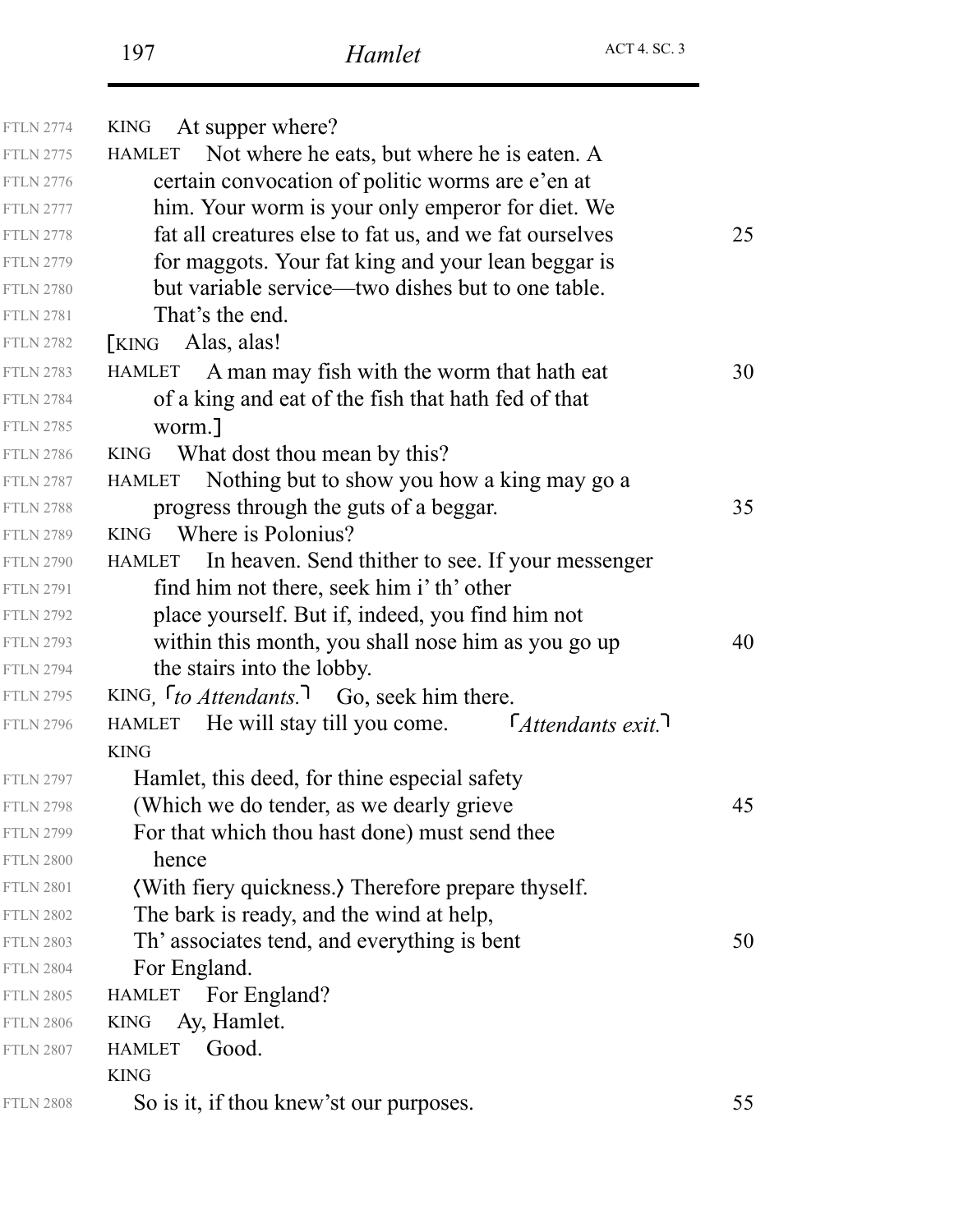KING At supper where?

HAMLET Not where he eats, but where he is eaten. A
certain convocation of politic worms are e'en at
him. Your worm is your only emperor for diet. We
fat all creatures else to fat us, and we fat ourselves
for maggots. Your fat king and your lean beggar is
but variable service—two dishes but to one table.
That's the end.

[KING Alas, alas!

HAMLET A man may fish with the worm that hath eat
of a king and eat of the fish that hath fed of that
worm.]

KING What dost thou mean by this?

HAMLET Nothing but to show you how a king may go a
progress through the guts of a beggar.

KING Where is Polonius?

HAMLET In heaven. Send thither to see. If your messenger
find him not there, seek him i' th' other
place yourself. But if, indeed, you find him not
within this month, you shall nose him as you go up
the stairs into the lobby.

KING, ⌜*to Attendants.*⌝ Go, seek him there.

HAMLET He will stay till you come. ⌜*Attendants exit.*⌝

KING

Hamlet, this deed, for thine especial safety
(Which we do tender, as we dearly grieve
For that which thou hast done) must send thee
hence
⟨With fiery quickness.⟩ Therefore prepare thyself.
The bark is ready, and the wind at help,
Th' associates tend, and everything is bent
For England.

HAMLET For England?

KING Ay, Hamlet.

HAMLET Good.

KING

So is it, if thou knew'st our purposes.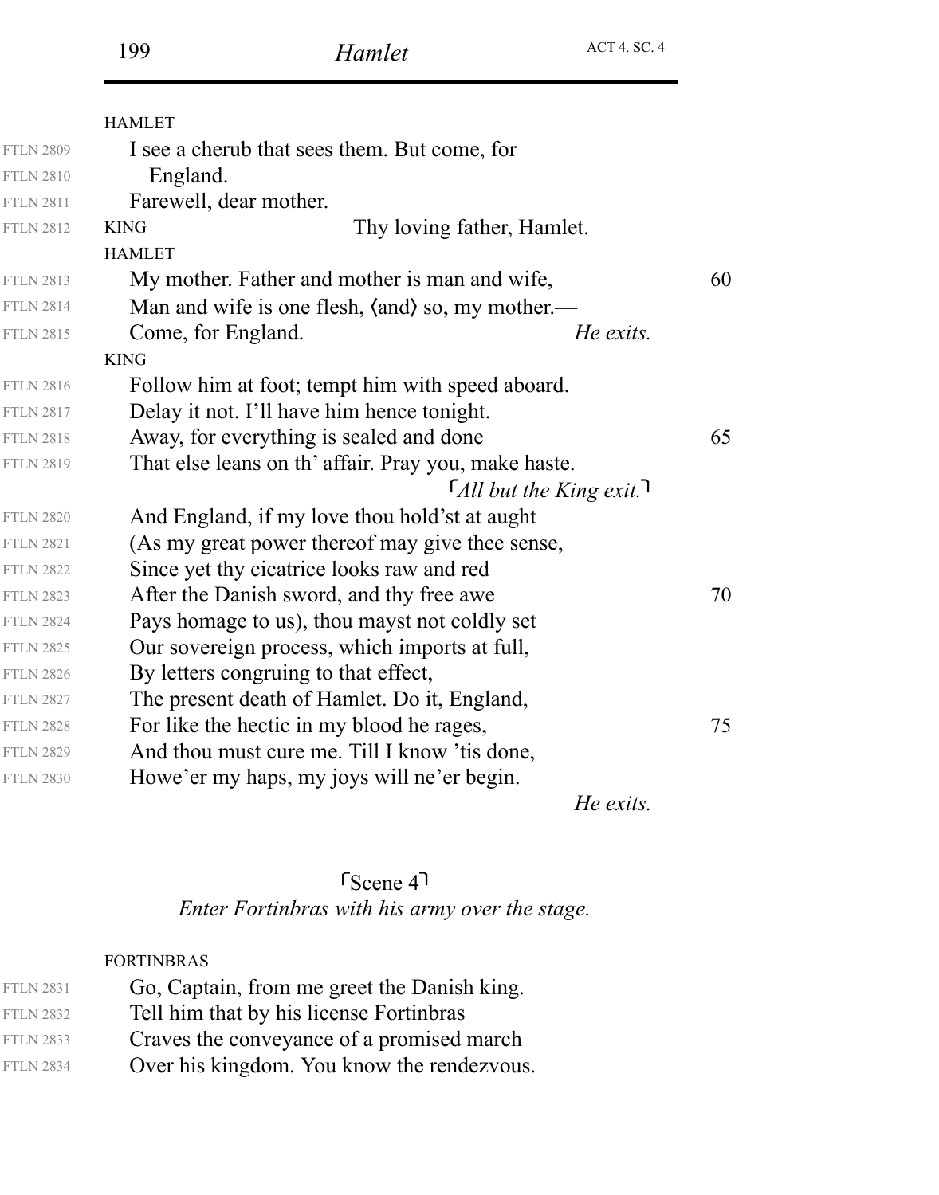HAMLET

I see a cherub that sees them. But come, for
England.
Farewell, dear mother.

KING Thy loving father, Hamlet.

HAMLET

My mother. Father and mother is man and wife, 60
Man and wife is one flesh, ⟨and⟩ so, my mother.—
Come, for England. *He exits.*

KING

Follow him at foot; tempt him with speed aboard.
Delay it not. I'll have him hence tonight.
Away, for everything is sealed and done 65
That else leans on th' affair. Pray you, make haste.

*⌜All but the King exit.⌝*

And England, if my love thou hold'st at aught
(As my great power thereof may give thee sense,
Since yet thy cicatrice looks raw and red
After the Danish sword, and thy free awe 70
Pays homage to us), thou mayst not coldly set
Our sovereign process, which imports at full,
By letters congruing to that effect,
The present death of Hamlet. Do it, England,
For like the hectic in my blood he rages, 75
And thou must cure me. Till I know 'tis done,
Howe'er my haps, my joys will ne'er begin.

*He exits.*

## ⌜Scene 4⌝

*Enter Fortinbras with his army over the stage.*

FORTINBRAS

Go, Captain, from me greet the Danish king.
Tell him that by his license Fortinbras
Craves the conveyance of a promised march
Over his kingdom. You know the rendezvous.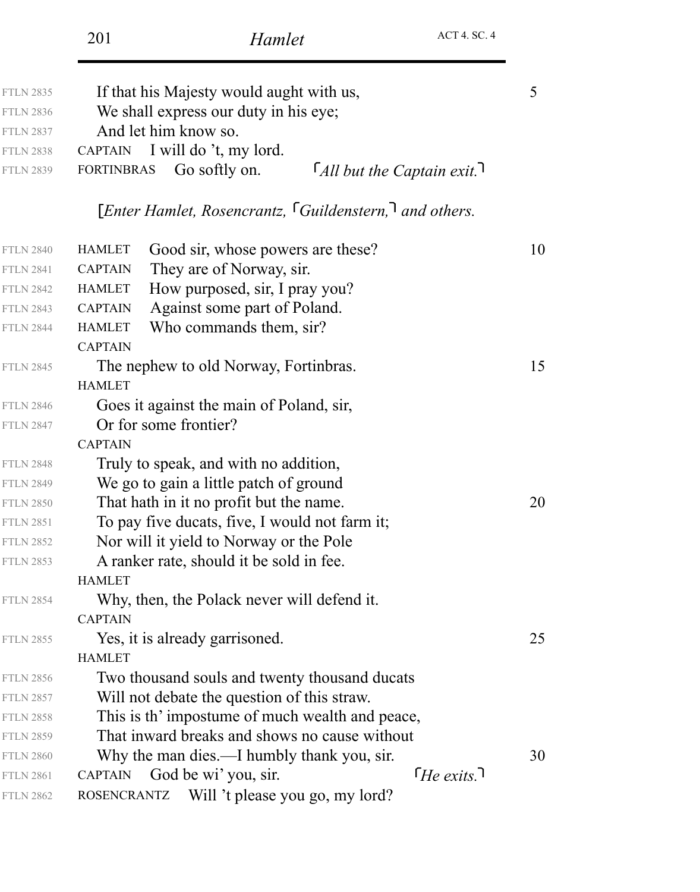If that his Majesty would aught with us,
We shall express our duty in his eye;
And let him know so.

CAPTAIN I will do 't, my lord.

FORTINBRAS Go softly on. ⌜*All but the Captain exit.*⌝

[*Enter Hamlet, Rosencrantz,* ⌜*Guildenstern,*⌝ *and others.*

HAMLET Good sir, whose powers are these?

CAPTAIN They are of Norway, sir.

HAMLET How purposed, sir, I pray you?

CAPTAIN Against some part of Poland.

HAMLET Who commands them, sir?

CAPTAIN
The nephew to old Norway, Fortinbras.

HAMLET
Goes it against the main of Poland, sir,
Or for some frontier?

CAPTAIN
Truly to speak, and with no addition,
We go to gain a little patch of ground
That hath in it no profit but the name.
To pay five ducats, five, I would not farm it;
Nor will it yield to Norway or the Pole
A ranker rate, should it be sold in fee.

HAMLET
Why, then, the Polack never will defend it.

CAPTAIN
Yes, it is already garrisoned.

HAMLET
Two thousand souls and twenty thousand ducats
Will not debate the question of this straw.
This is th' impostume of much wealth and peace,
That inward breaks and shows no cause without
Why the man dies.—I humbly thank you, sir.

CAPTAIN God be wi' you, sir. ⌜*He exits.*⌝

ROSENCRANTZ Will 't please you go, my lord?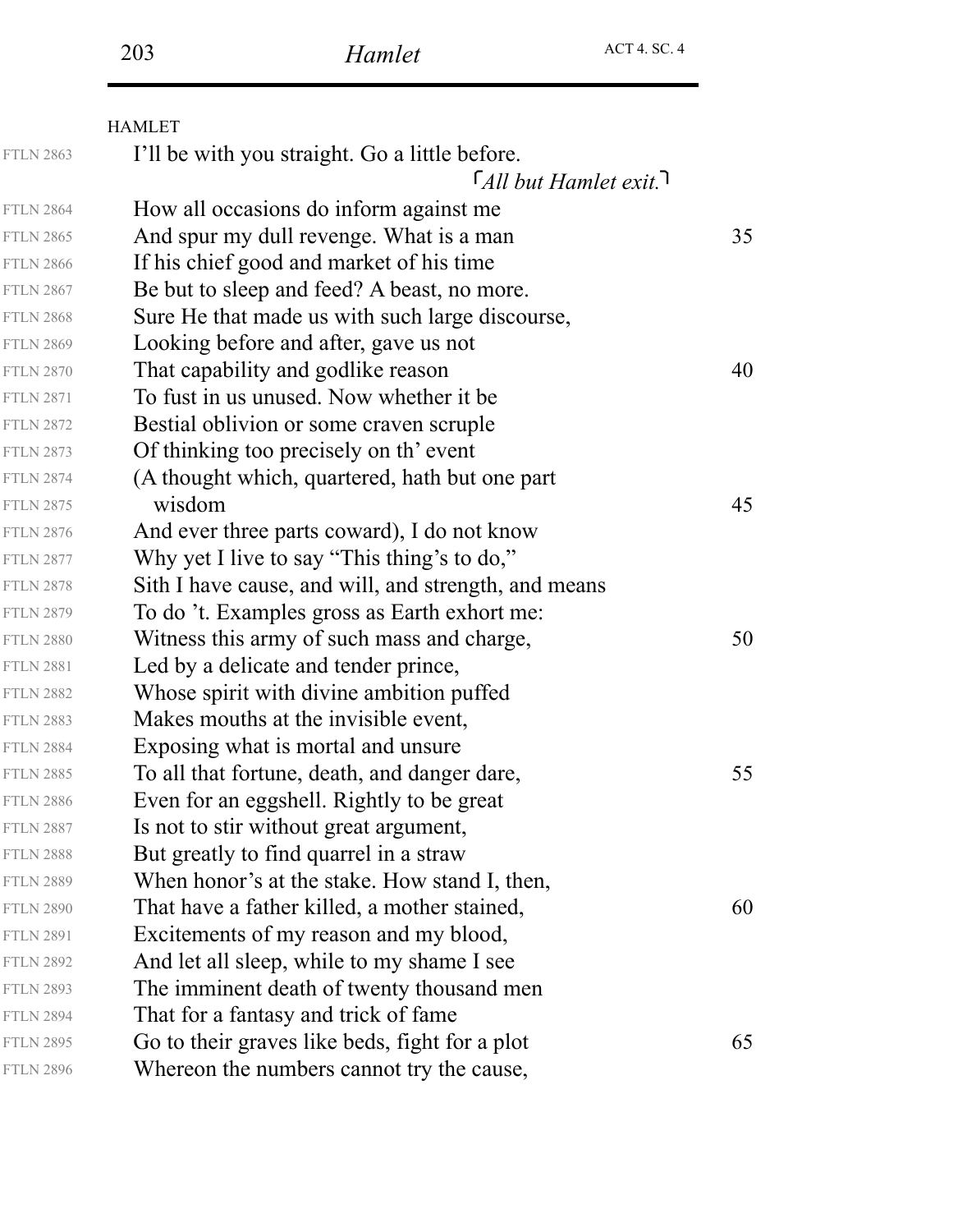HAMLET

I'll be with you straight. Go a little before.

⌜*All but Hamlet exit.*⌝

How all occasions do inform against me
And spur my dull revenge. What is a man
If his chief good and market of his time
Be but to sleep and feed? A beast, no more.
Sure He that made us with such large discourse,
Looking before and after, gave us not
That capability and godlike reason
To fust in us unused. Now whether it be
Bestial oblivion or some craven scruple
Of thinking too precisely on th' event
(A thought which, quartered, hath but one part
  wisdom
And ever three parts coward), I do not know
Why yet I live to say "This thing's to do,"
Sith I have cause, and will, and strength, and means
To do 't. Examples gross as Earth exhort me:
Witness this army of such mass and charge,
Led by a delicate and tender prince,
Whose spirit with divine ambition puffed
Makes mouths at the invisible event,
Exposing what is mortal and unsure
To all that fortune, death, and danger dare,
Even for an eggshell. Rightly to be great
Is not to stir without great argument,
But greatly to find quarrel in a straw
When honor's at the stake. How stand I, then,
That have a father killed, a mother stained,
Excitements of my reason and my blood,
And let all sleep, while to my shame I see
The imminent death of twenty thousand men
That for a fantasy and trick of fame
Go to their graves like beds, fight for a plot
Whereon the numbers cannot try the cause,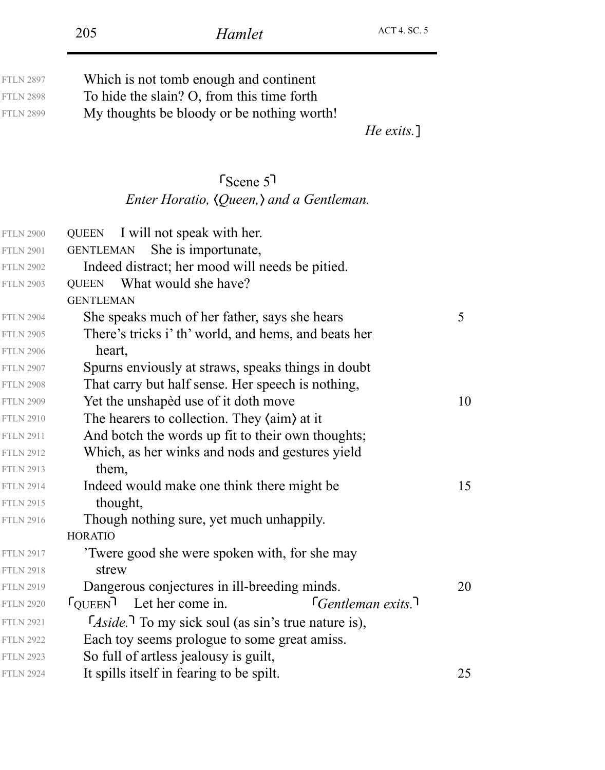Which is not tomb enough and continent
To hide the slain? O, from this time forth
My thoughts be bloody or be nothing worth!

*He exits.*]

## ⌜Scene 5⌝

*Enter Horatio, ⟨Queen,⟩ and a Gentleman.*

QUEEN I will not speak with her.

GENTLEMAN She is importunate,
Indeed distract; her mood will needs be pitied.

QUEEN What would she have?

GENTLEMAN
She speaks much of her father, says she hears
There's tricks i' th' world, and hems, and beats her heart,
Spurns enviously at straws, speaks things in doubt
That carry but half sense. Her speech is nothing,
Yet the unshapèd use of it doth move
The hearers to collection. They ⟨aim⟩ at it
And botch the words up fit to their own thoughts;
Which, as her winks and nods and gestures yield them,
Indeed would make one think there might be thought,
Though nothing sure, yet much unhappily.

HORATIO
'Twere good she were spoken with, for she may strew
Dangerous conjectures in ill-breeding minds.

⌜QUEEN⌝ Let her come in. ⌜*Gentleman exits.*⌝
⌜*Aside.*⌝ To my sick soul (as sin's true nature is),
Each toy seems prologue to some great amiss.
So full of artless jealousy is guilt,
It spills itself in fearing to be spilt.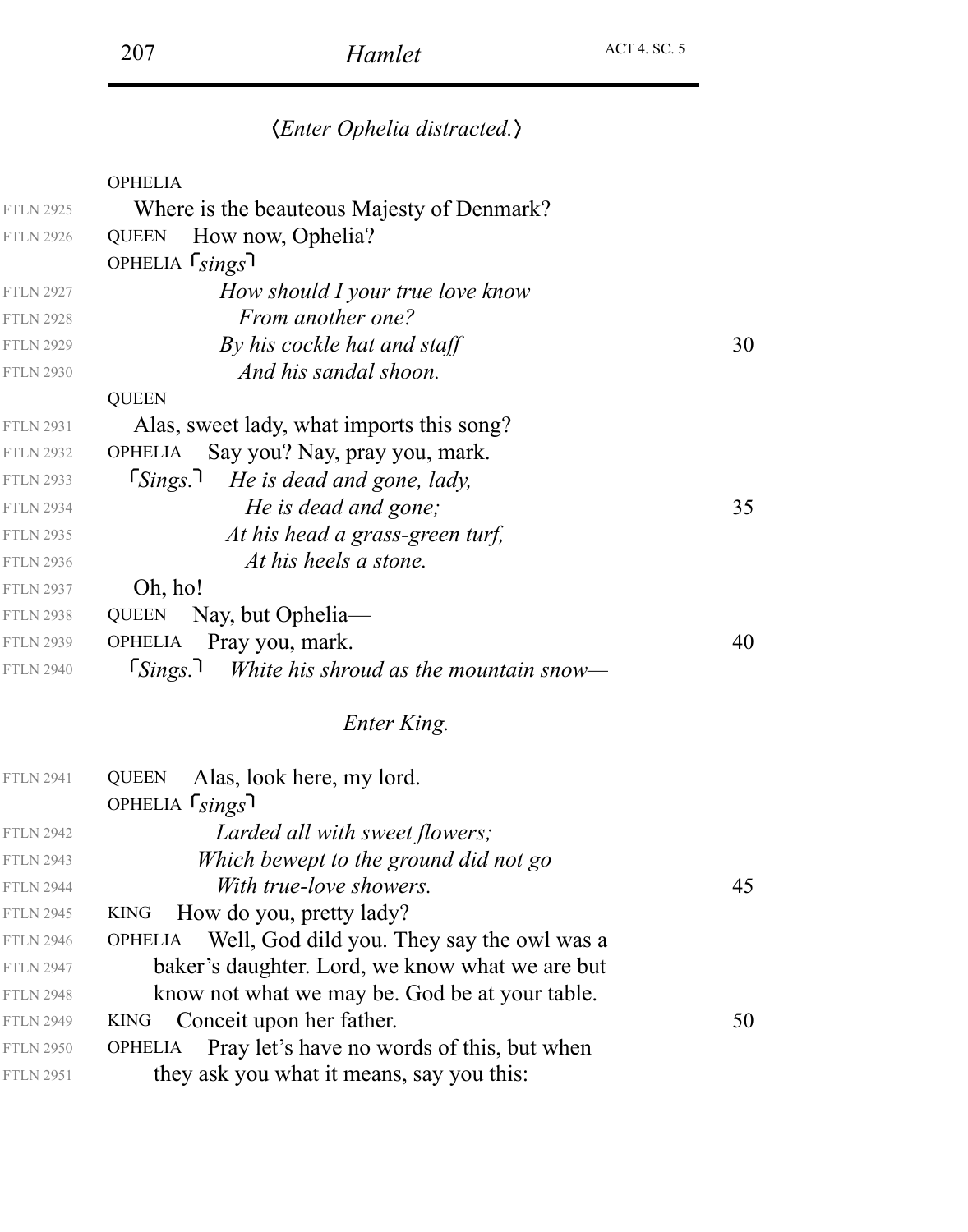⟨*Enter Ophelia distracted.*⟩

OPHELIA
Where is the beauteous Majesty of Denmark?

QUEEN How now, Ophelia?

OPHELIA ⌜*sings*⌝

*How should I your true love know*
*From another one?*
*By his cockle hat and staff* 30
*And his sandal shoon.*

QUEEN
Alas, sweet lady, what imports this song?

OPHELIA Say you? Nay, pray you, mark.
⌜*Sings.*⌝ *He is dead and gone, lady,*
*He is dead and gone;* 35
*At his head a grass-green turf,*
*At his heels a stone.*

Oh, ho!

QUEEN Nay, but Ophelia—

OPHELIA Pray you, mark. 40
⌜*Sings.*⌝ *White his shroud as the mountain snow—*

*Enter King.*

QUEEN Alas, look here, my lord.

OPHELIA ⌜*sings*⌝

*Larded all with sweet flowers;*
*Which bewept to the ground did not go*
*With true-love showers.* 45

KING How do you, pretty lady?

OPHELIA Well, God dild you. They say the owl was a baker's daughter. Lord, we know what we are but know not what we may be. God be at your table.

KING Conceit upon her father. 50

OPHELIA Pray let's have no words of this, but when they ask you what it means, say you this: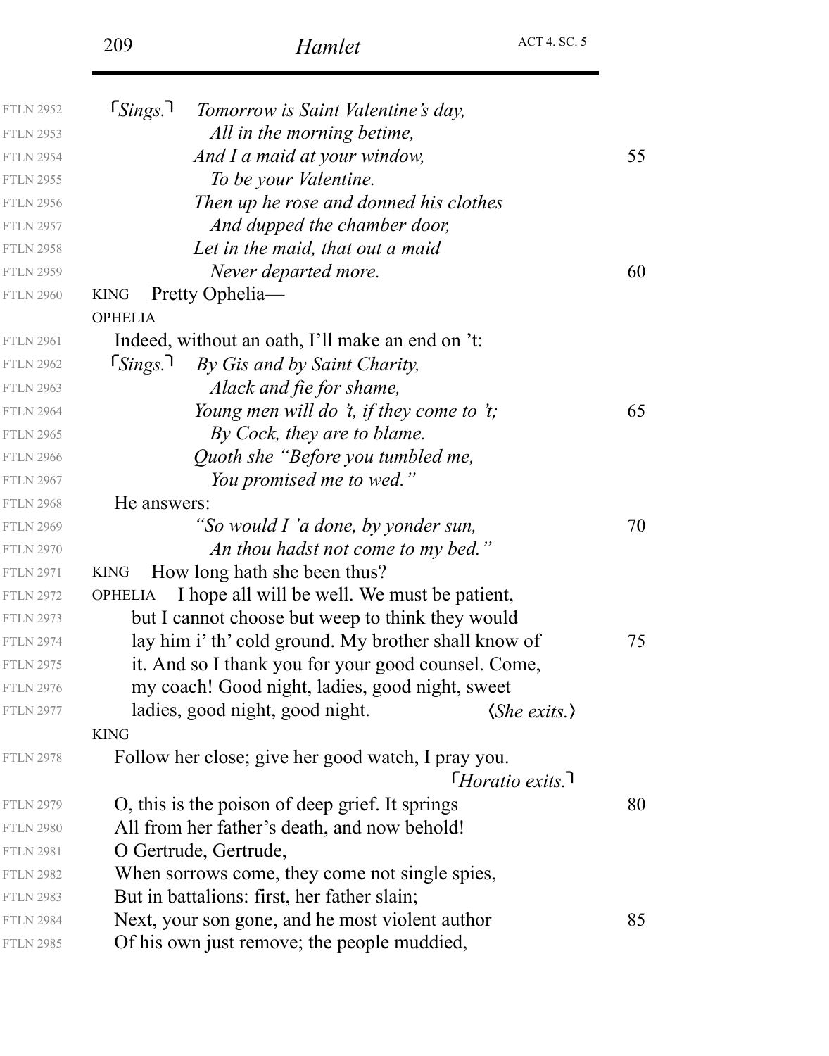⌈*Sings.*⌉ *Tomorrow is Saint Valentine's day,*
*All in the morning betime,*
*And I a maid at your window,*
*To be your Valentine.*
*Then up he rose and donned his clothes*
*And dupped the chamber door,*
*Let in the maid, that out a maid*
*Never departed more.*

KING Pretty Ophelia—

OPHELIA
Indeed, without an oath, I'll make an end on 't:
⌈*Sings.*⌉ *By Gis and by Saint Charity,*
*Alack and fie for shame,*
*Young men will do 't, if they come to 't;*
*By Cock, they are to blame.*
*Quoth she "Before you tumbled me,*
*You promised me to wed."*
He answers:
*"So would I 'a done, by yonder sun,*
*An thou hadst not come to my bed."*

KING How long hath she been thus?

OPHELIA I hope all will be well. We must be patient, but I cannot choose but weep to think they would lay him i' th' cold ground. My brother shall know of it. And so I thank you for your good counsel. Come, my coach! Good night, ladies, good night, sweet ladies, good night, good night. 〈*She exits.*〉

KING
Follow her close; give her good watch, I pray you.
⌈*Horatio exits.*⌉
O, this is the poison of deep grief. It springs
All from her father's death, and now behold!
O Gertrude, Gertrude,
When sorrows come, they come not single spies,
But in battalions: first, her father slain;
Next, your son gone, and he most violent author
Of his own just remove; the people muddied,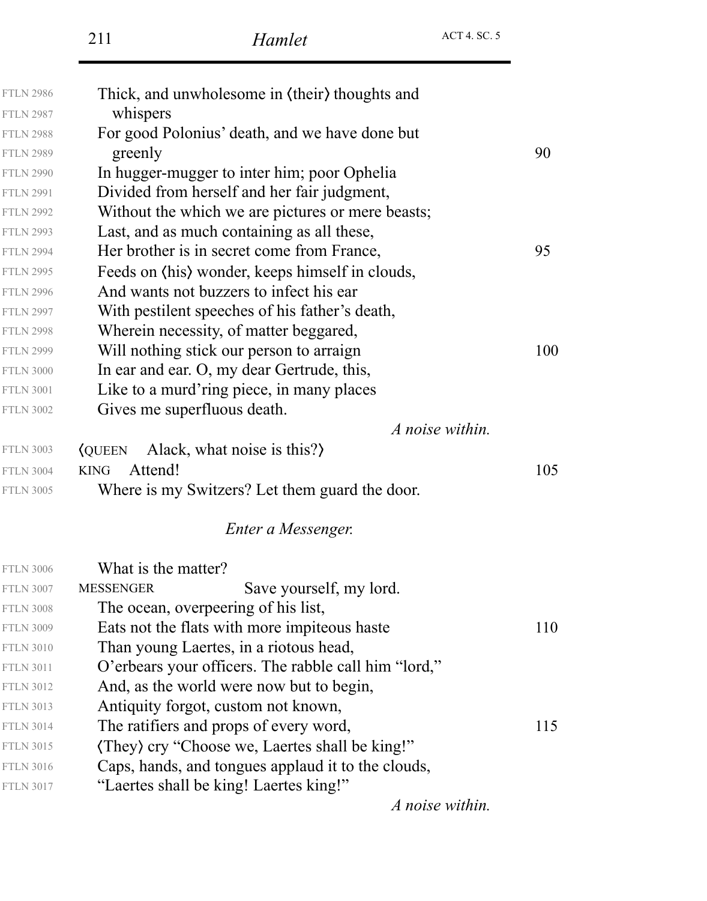Thick, and unwholesome in ⟨their⟩ thoughts and
  whispers
For good Polonius' death, and we have done but
  greenly
In hugger-mugger to inter him; poor Ophelia
Divided from herself and her fair judgment,
Without the which we are pictures or mere beasts;
Last, and as much containing as all these,
Her brother is in secret come from France,
Feeds on ⟨his⟩ wonder, keeps himself in clouds,
And wants not buzzers to infect his ear
With pestilent speeches of his father's death,
Wherein necessity, of matter beggared,
Will nothing stick our person to arraign
In ear and ear. O, my dear Gertrude, this,
Like to a murd'ring piece, in many places
Gives me superfluous death.

*A noise within.*

⟨QUEEN Alack, what noise is this?⟩

KING Attend!
Where is my Switzers? Let them guard the door.

*Enter a Messenger.*

What is the matter?

MESSENGER Save yourself, my lord.
The ocean, overpeering of his list,
Eats not the flats with more impiteous haste
Than young Laertes, in a riotous head,
O'erbears your officers. The rabble call him "lord,"
And, as the world were now but to begin,
Antiquity forgot, custom not known,
The ratifiers and props of every word,
⟨They⟩ cry "Choose we, Laertes shall be king!"
Caps, hands, and tongues applaud it to the clouds,
"Laertes shall be king! Laertes king!"

*A noise within.*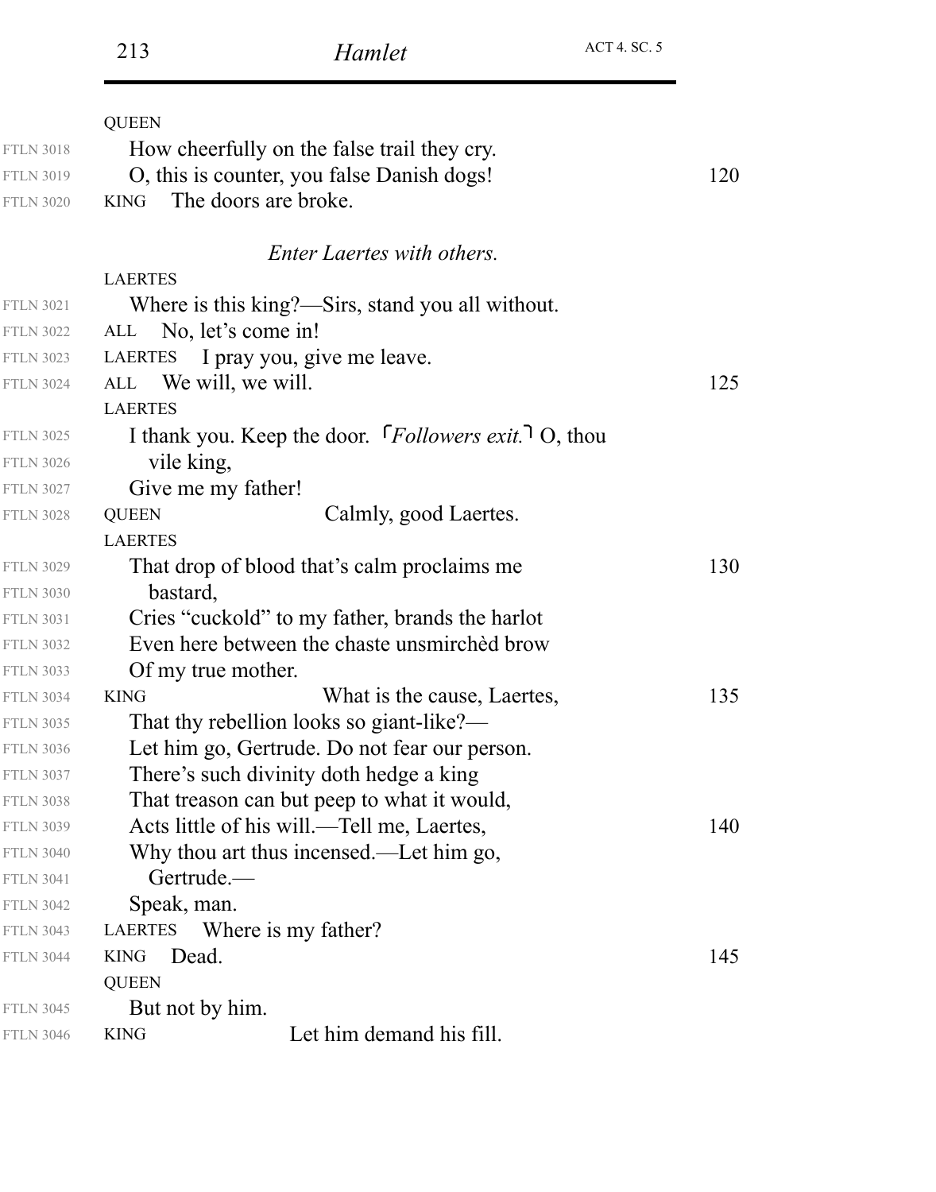QUEEN

How cheerfully on the false trail they cry.

O, this is counter, you false Danish dogs!

KING The doors are broke.

*Enter Laertes with others.*

LAERTES

Where is this king?—Sirs, stand you all without.

ALL No, let's come in!

LAERTES I pray you, give me leave.

ALL We will, we will.

LAERTES

I thank you. Keep the door. ⌜*Followers exit.*⌝ O, thou vile king,

Give me my father!

QUEEN Calmly, good Laertes.

LAERTES

That drop of blood that's calm proclaims me bastard,

Cries "cuckold" to my father, brands the harlot

Even here between the chaste unsmirchèd brow

Of my true mother.

KING What is the cause, Laertes,

That thy rebellion looks so giant-like?—

Let him go, Gertrude. Do not fear our person.

There's such divinity doth hedge a king

That treason can but peep to what it would,

Acts little of his will.—Tell me, Laertes,

Why thou art thus incensed.—Let him go, Gertrude.—

Speak, man.

LAERTES Where is my father?

KING Dead.

QUEEN

But not by him.

KING Let him demand his fill.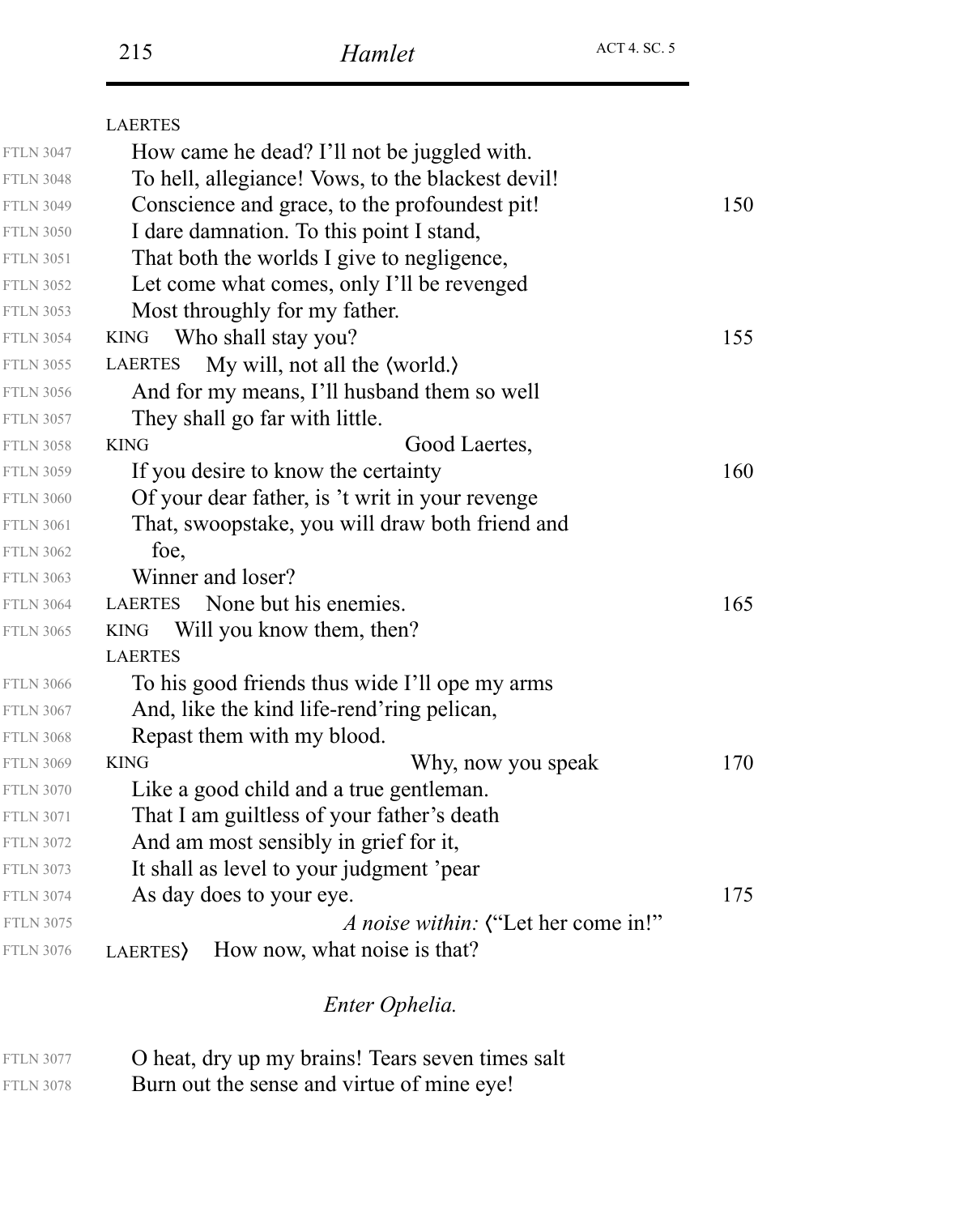LAERTES

How came he dead? I'll not be juggled with.
To hell, allegiance! Vows, to the blackest devil!
Conscience and grace, to the profoundest pit! 150
I dare damnation. To this point I stand,
That both the worlds I give to negligence,
Let come what comes, only I'll be revenged
Most throughly for my father.

KING Who shall stay you? 155

LAERTES My will, not all the ⟨world.⟩
And for my means, I'll husband them so well
They shall go far with little.

KING Good Laertes,
If you desire to know the certainty 160
Of your dear father, is 't writ in your revenge
That, swoopstake, you will draw both friend and
foe,
Winner and loser?

LAERTES None but his enemies. 165

KING Will you know them, then?

LAERTES

To his good friends thus wide I'll ope my arms
And, like the kind life-rend'ring pelican,
Repast them with my blood.

KING Why, now you speak 170
Like a good child and a true gentleman.
That I am guiltless of your father's death
And am most sensibly in grief for it,
It shall as level to your judgment 'pear
As day does to your eye. 175

*A noise within:* ⟨"Let her come in!"

LAERTES⟩ How now, what noise is that?

*Enter Ophelia.*

O heat, dry up my brains! Tears seven times salt
Burn out the sense and virtue of mine eye!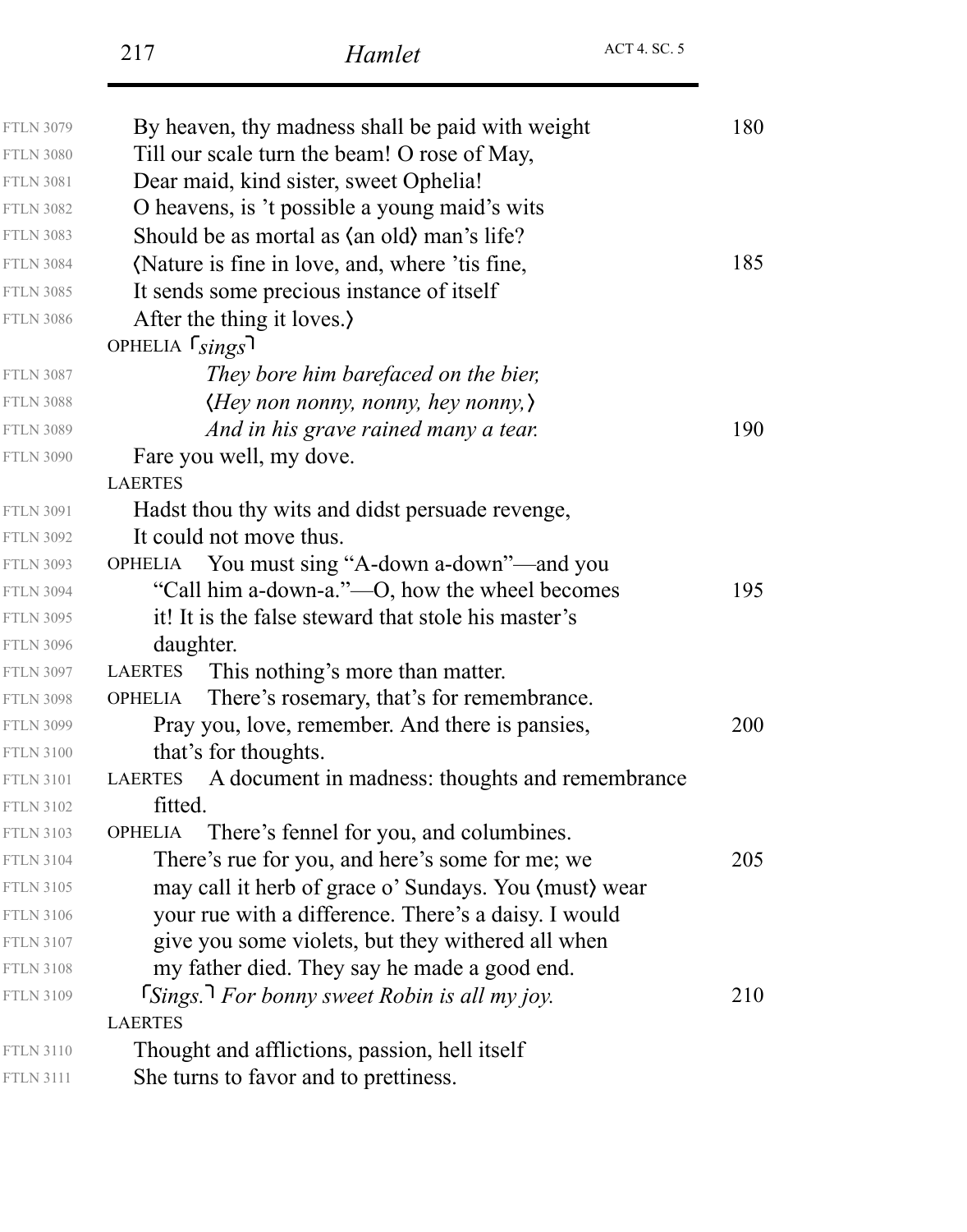By heaven, thy madness shall be paid with weight
Till our scale turn the beam! O rose of May,
Dear maid, kind sister, sweet Ophelia!
O heavens, is 't possible a young maid's wits
Should be as mortal as ⟨an old⟩ man's life?
⟨Nature is fine in love, and, where 'tis fine,
It sends some precious instance of itself
After the thing it loves.⟩

OPHELIA ⌜*sings*⌝

*They bore him barefaced on the bier,*
*⟨Hey non nonny, nonny, hey nonny,⟩*
*And in his grave rained many a tear.*

Fare you well, my dove.

LAERTES

Hadst thou thy wits and didst persuade revenge,
It could not move thus.

OPHELIA You must sing "A-down a-down"—and you "Call him a-down-a."—O, how the wheel becomes it! It is the false steward that stole his master's daughter.

LAERTES This nothing's more than matter.

OPHELIA There's rosemary, that's for remembrance. Pray you, love, remember. And there is pansies, that's for thoughts.

LAERTES A document in madness: thoughts and remembrance fitted.

OPHELIA There's fennel for you, and columbines. There's rue for you, and here's some for me; we may call it herb of grace o' Sundays. You ⟨must⟩ wear your rue with a difference. There's a daisy. I would give you some violets, but they withered all when my father died. They say he made a good end.
⌜*Sings.*⌝ *For bonny sweet Robin is all my joy.*

LAERTES

Thought and afflictions, passion, hell itself
She turns to favor and to prettiness.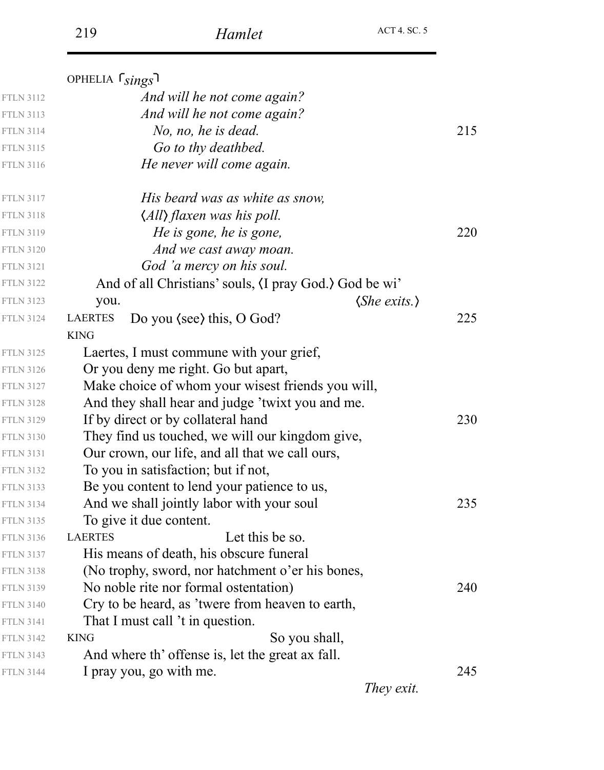OPHELIA ⌜*sings*⌝

*And will he not come again?*
*And will he not come again?*
*No, no, he is dead.*
*Go to thy deathbed.*
*He never will come again.*

*His beard was as white as snow,*
*⟨All⟩ flaxen was his poll.*
*He is gone, he is gone,*
*And we cast away moan.*
*God 'a mercy on his soul.*

And of all Christians' souls, ⟨I pray God.⟩ God be wi' you. ⟨*She exits.*⟩

LAERTES Do you ⟨see⟩ this, O God?

KING

Laertes, I must commune with your grief,
Or you deny me right. Go but apart,
Make choice of whom your wisest friends you will,
And they shall hear and judge 'twixt you and me.
If by direct or by collateral hand
They find us touched, we will our kingdom give,
Our crown, our life, and all that we call ours,
To you in satisfaction; but if not,
Be you content to lend your patience to us,
And we shall jointly labor with your soul
To give it due content.

LAERTES Let this be so.
His means of death, his obscure funeral
(No trophy, sword, nor hatchment o'er his bones,
No noble rite nor formal ostentation)
Cry to be heard, as 'twere from heaven to earth,
That I must call 't in question.

KING So you shall,
And where th' offense is, let the great ax fall.
I pray you, go with me.

*They exit.*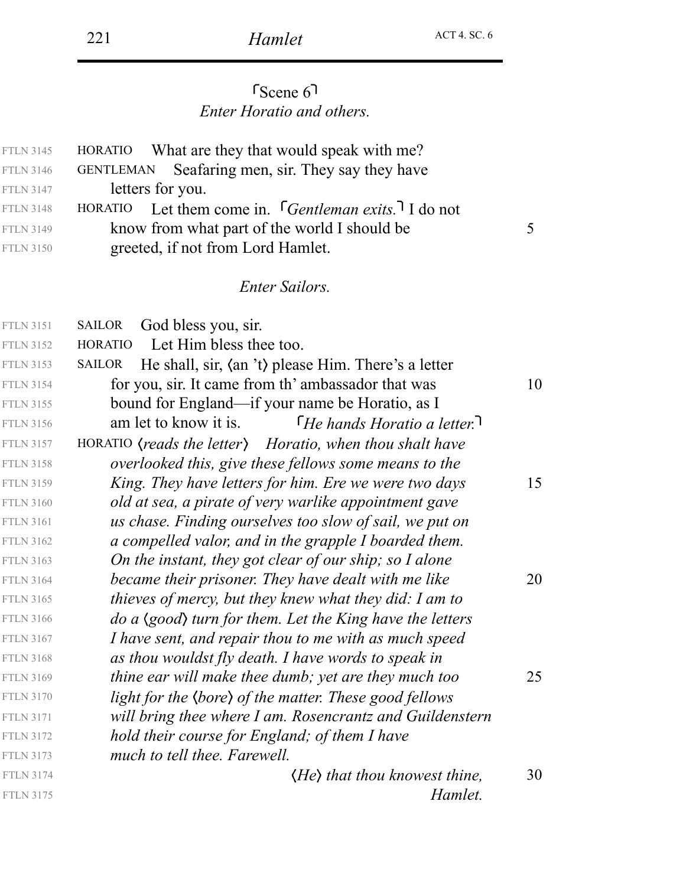## ⌜Scene 6⌝

*Enter Horatio and others.*

FTLN 3145 HORATIO What are they that would speak with me?

FTLN 3146 GENTLEMAN Seafaring men, sir. They say they have
FTLN 3147 letters for you.

FTLN 3148 HORATIO Let them come in. ⌜*Gentleman exits.*⌝ I do not
FTLN 3149 know from what part of the world I should be 5
FTLN 3150 greeted, if not from Lord Hamlet.

*Enter Sailors.*

FTLN 3151 SAILOR God bless you, sir.

FTLN 3152 HORATIO Let Him bless thee too.

FTLN 3153 SAILOR He shall, sir, ⟨an 't⟩ please Him. There's a letter
FTLN 3154 for you, sir. It came from th' ambassador that was 10
FTLN 3155 bound for England—if your name be Horatio, as I
FTLN 3156 am let to know it is. ⌜*He hands Horatio a letter.*⌝

FTLN 3157 HORATIO ⟨*reads the letter*⟩ *Horatio, when thou shalt have*
FTLN 3158 *overlooked this, give these fellows some means to the*
FTLN 3159 *King. They have letters for him. Ere we were two days* 15
FTLN 3160 *old at sea, a pirate of very warlike appointment gave*
FTLN 3161 *us chase. Finding ourselves too slow of sail, we put on*
FTLN 3162 *a compelled valor, and in the grapple I boarded them.*
FTLN 3163 *On the instant, they got clear of our ship; so I alone*
FTLN 3164 *became their prisoner. They have dealt with me like* 20
FTLN 3165 *thieves of mercy, but they knew what they did: I am to*
FTLN 3166 *do a ⟨good⟩ turn for them. Let the King have the letters*
FTLN 3167 *I have sent, and repair thou to me with as much speed*
FTLN 3168 *as thou wouldst fly death. I have words to speak in*
FTLN 3169 *thine ear will make thee dumb; yet are they much too* 25
FTLN 3170 *light for the ⟨bore⟩ of the matter. These good fellows*
FTLN 3171 *will bring thee where I am. Rosencrantz and Guildenstern*
FTLN 3172 *hold their course for England; of them I have*
FTLN 3173 *much to tell thee. Farewell.*
FTLN 3174 *⟨He⟩ that thou knowest thine,* 30
FTLN 3175 *Hamlet.*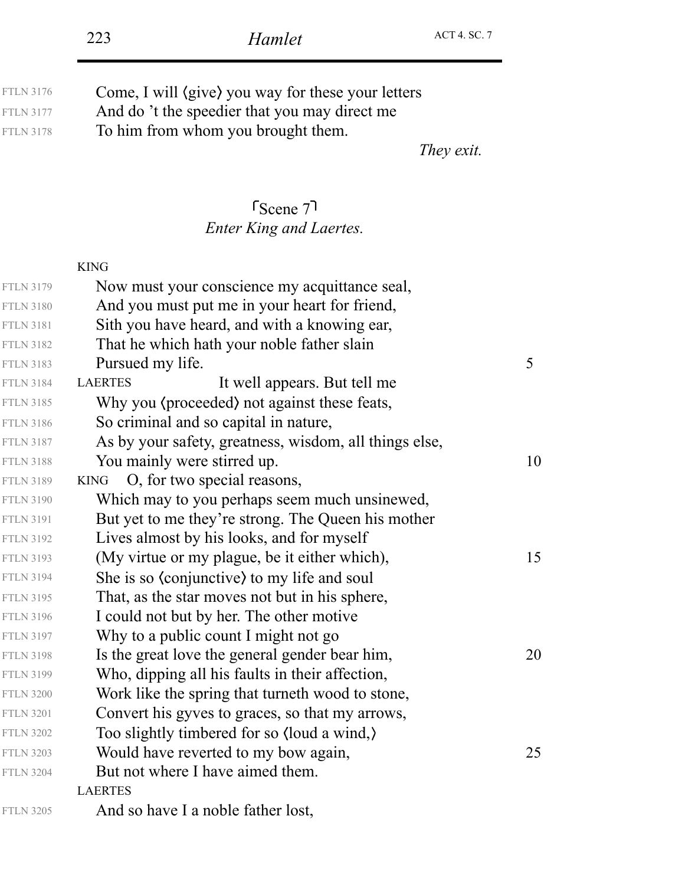Come, I will ⟨give⟩ you way for these your letters
And do 't the speedier that you may direct me
To him from whom you brought them.

*They exit.*

## ⌜Scene 7⌝

*Enter King and Laertes.*

KING

Now must your conscience my acquittance seal,
And you must put me in your heart for friend,
Sith you have heard, and with a knowing ear,
That he which hath your noble father slain
Pursued my life.

LAERTES It well appears. But tell me
Why you ⟨proceeded⟩ not against these feats,
So criminal and so capital in nature,
As by your safety, greatness, wisdom, all things else,
You mainly were stirred up.

KING O, for two special reasons,
Which may to you perhaps seem much unsinewed,
But yet to me they're strong. The Queen his mother
Lives almost by his looks, and for myself
(My virtue or my plague, be it either which),
She is so ⟨conjunctive⟩ to my life and soul
That, as the star moves not but in his sphere,
I could not but by her. The other motive
Why to a public count I might not go
Is the great love the general gender bear him,
Who, dipping all his faults in their affection,
Work like the spring that turneth wood to stone,
Convert his gyves to graces, so that my arrows,
Too slightly timbered for so ⟨loud a wind,⟩
Would have reverted to my bow again,
But not where I have aimed them.

LAERTES

And so have I a noble father lost,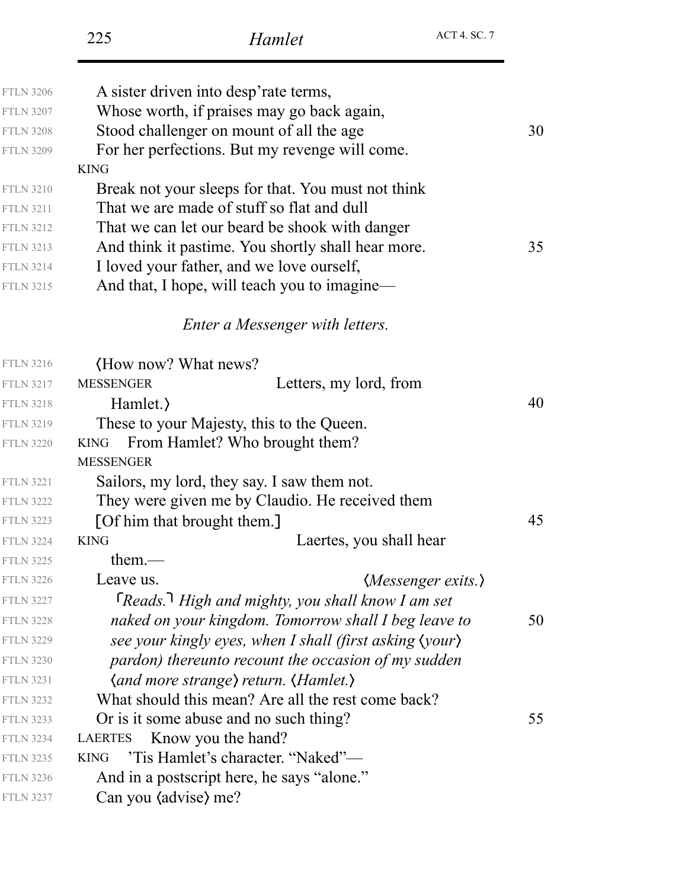A sister driven into desp'rate terms,
Whose worth, if praises may go back again,
Stood challenger on mount of all the age
For her perfections. But my revenge will come.

KING

Break not your sleeps for that. You must not think
That we are made of stuff so flat and dull
That we can let our beard be shook with danger
And think it pastime. You shortly shall hear more.
I loved your father, and we love ourself,
And that, I hope, will teach you to imagine—

*Enter a Messenger with letters.*

⟨How now? What news?

MESSENGER Letters, my lord, from
Hamlet.⟩
These to your Majesty, this to the Queen.

KING From Hamlet? Who brought them?

MESSENGER

Sailors, my lord, they say. I saw them not.
They were given me by Claudio. He received them
[Of him that brought them.]

KING Laertes, you shall hear
them.—
Leave us. ⟨*Messenger exits.*⟩

⌜*Reads.*⌝ *High and mighty, you shall know I am set naked on your kingdom. Tomorrow shall I beg leave to see your kingly eyes, when I shall (first asking* ⟨*your*⟩ *pardon) thereunto recount the occasion of my sudden* ⟨*and more strange*⟩ *return.* ⟨*Hamlet.*⟩

What should this mean? Are all the rest come back?
Or is it some abuse and no such thing?

LAERTES Know you the hand?

KING 'Tis Hamlet's character. "Naked"—
And in a postscript here, he says "alone."
Can you ⟨advise⟩ me?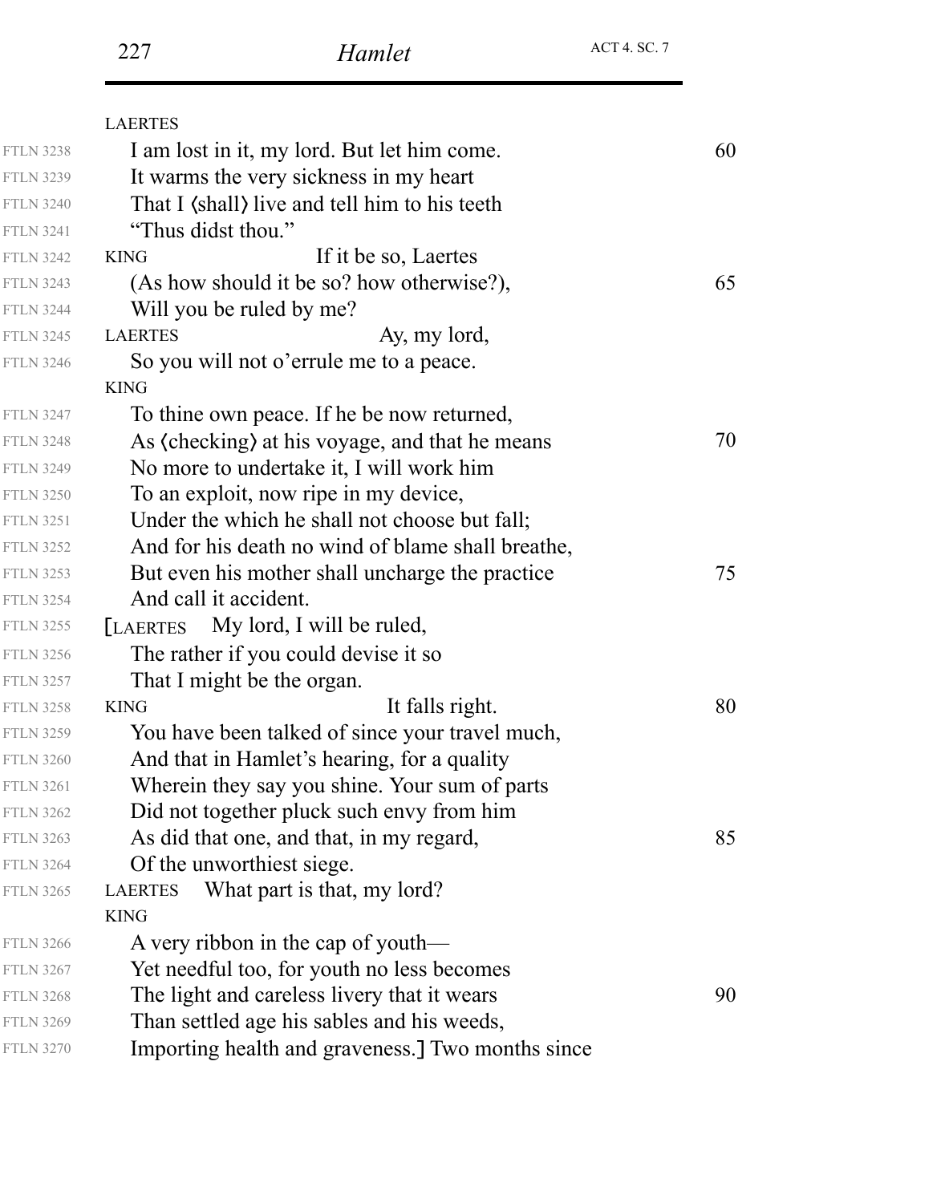LAERTES

I am lost in it, my lord. But let him come.
It warms the very sickness in my heart
That I ⟨shall⟩ live and tell him to his teeth
"Thus didst thou."

KING If it be so, Laertes
(As how should it be so? how otherwise?),
Will you be ruled by me?

LAERTES Ay, my lord,
So you will not o'errule me to a peace.

KING

To thine own peace. If he be now returned,
As ⟨checking⟩ at his voyage, and that he means
No more to undertake it, I will work him
To an exploit, now ripe in my device,
Under the which he shall not choose but fall;
And for his death no wind of blame shall breathe,
But even his mother shall uncharge the practice
And call it accident.

[LAERTES My lord, I will be ruled,
The rather if you could devise it so
That I might be the organ.

KING It falls right.
You have been talked of since your travel much,
And that in Hamlet's hearing, for a quality
Wherein they say you shine. Your sum of parts
Did not together pluck such envy from him
As did that one, and that, in my regard,
Of the unworthiest siege.

LAERTES What part is that, my lord?

KING

A very ribbon in the cap of youth—
Yet needful too, for youth no less becomes
The light and careless livery that it wears
Than settled age his sables and his weeds,
Importing health and graveness.] Two months since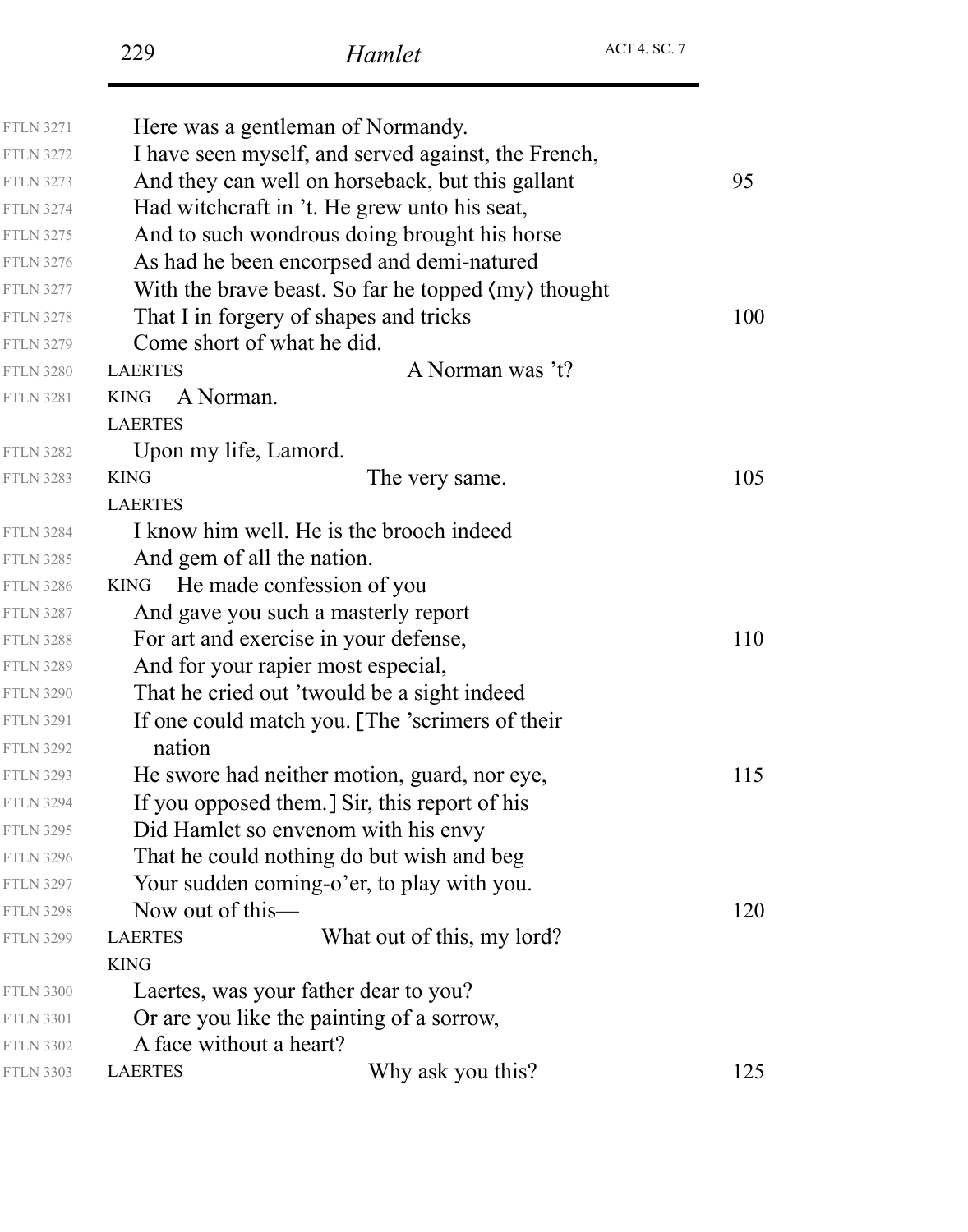Here was a gentleman of Normandy.
I have seen myself, and served against, the French,
And they can well on horseback, but this gallant
Had witchcraft in ’t. He grew unto his seat,
And to such wondrous doing brought his horse
As had he been encorpsed and demi-natured
With the brave beast. So far he topped ⟨my⟩ thought
That I in forgery of shapes and tricks
Come short of what he did.

LAERTES A Norman was ’t?

KING A Norman.

LAERTES
Upon my life, Lamord.

KING The very same.

LAERTES
I know him well. He is the brooch indeed
And gem of all the nation.

KING He made confession of you
And gave you such a masterly report
For art and exercise in your defense,
And for your rapier most especial,
That he cried out ’twould be a sight indeed
If one could match you. [The ’scrimers of their
nation
He swore had neither motion, guard, nor eye,
If you opposed them.] Sir, this report of his
Did Hamlet so envenom with his envy
That he could nothing do but wish and beg
Your sudden coming-o’er, to play with you.
Now out of this—

LAERTES What out of this, my lord?

KING
Laertes, was your father dear to you?
Or are you like the painting of a sorrow,
A face without a heart?

LAERTES Why ask you this?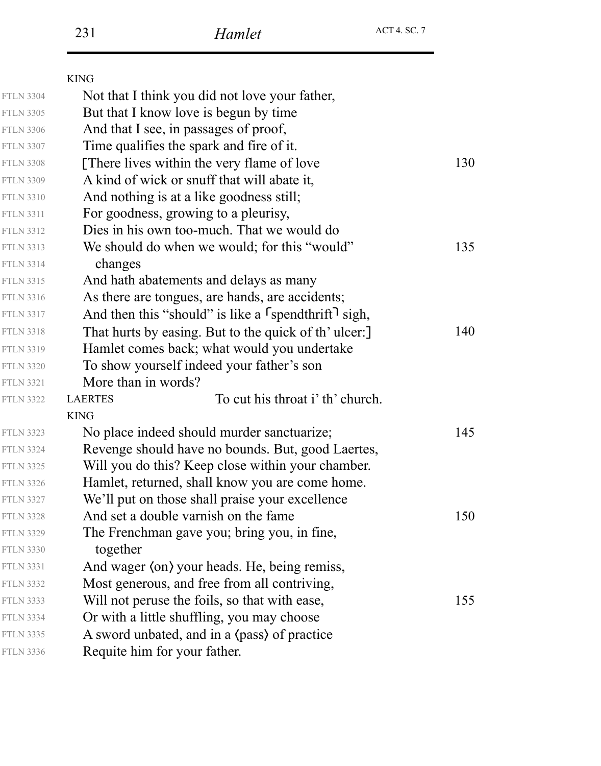KING

Not that I think you did not love your father,
But that I know love is begun by time
And that I see, in passages of proof,
Time qualifies the spark and fire of it.
[There lives within the very flame of love
A kind of wick or snuff that will abate it,
And nothing is at a like goodness still;
For goodness, growing to a pleurisy,
Dies in his own too-much. That we would do
We should do when we would; for this "would"
changes
And hath abatements and delays as many
As there are tongues, are hands, are accidents;
And then this "should" is like a ⌜spendthrift⌝ sigh,
That hurts by easing. But to the quick of th' ulcer:]
Hamlet comes back; what would you undertake
To show yourself indeed your father's son
More than in words?

LAERTES

To cut his throat i' th' church.

KING

No place indeed should murder sanctuarize;
Revenge should have no bounds. But, good Laertes,
Will you do this? Keep close within your chamber.
Hamlet, returned, shall know you are come home.
We'll put on those shall praise your excellence
And set a double varnish on the fame
The Frenchman gave you; bring you, in fine,
together
And wager ⟨on⟩ your heads. He, being remiss,
Most generous, and free from all contriving,
Will not peruse the foils, so that with ease,
Or with a little shuffling, you may choose
A sword unbated, and in a ⟨pass⟩ of practice
Requite him for your father.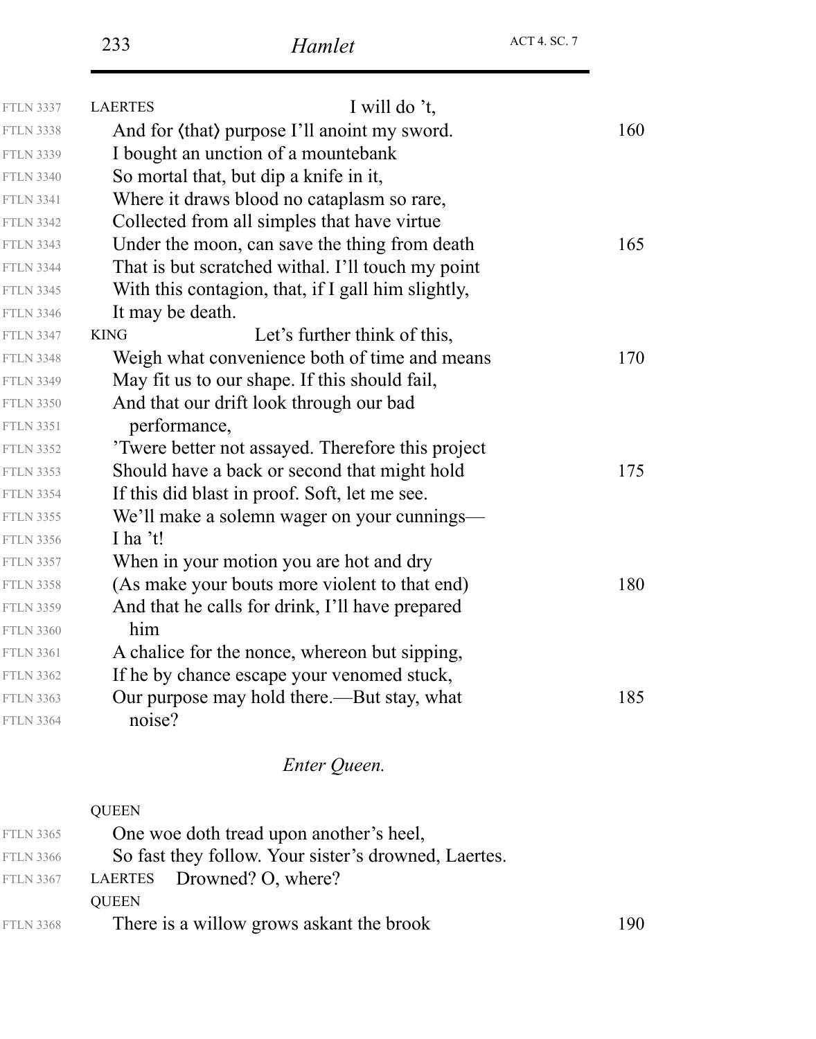LAERTES I will do 't,
And for ⟨that⟩ purpose I'll anoint my sword.
I bought an unction of a mountebank
So mortal that, but dip a knife in it,
Where it draws blood no cataplasm so rare,
Collected from all simples that have virtue
Under the moon, can save the thing from death
That is but scratched withal. I'll touch my point
With this contagion, that, if I gall him slightly,
It may be death.

KING Let's further think of this,
Weigh what convenience both of time and means
May fit us to our shape. If this should fail,
And that our drift look through our bad
performance,
'Twere better not assayed. Therefore this project
Should have a back or second that might hold
If this did blast in proof. Soft, let me see.
We'll make a solemn wager on your cunnings—
I ha 't!
When in your motion you are hot and dry
(As make your bouts more violent to that end)
And that he calls for drink, I'll have prepared
him
A chalice for the nonce, whereon but sipping,
If he by chance escape your venomed stuck,
Our purpose may hold there.—But stay, what
noise?

*Enter Queen.*

QUEEN
One woe doth tread upon another's heel,
So fast they follow. Your sister's drowned, Laertes.

LAERTES Drowned? O, where?

QUEEN
There is a willow grows askant the brook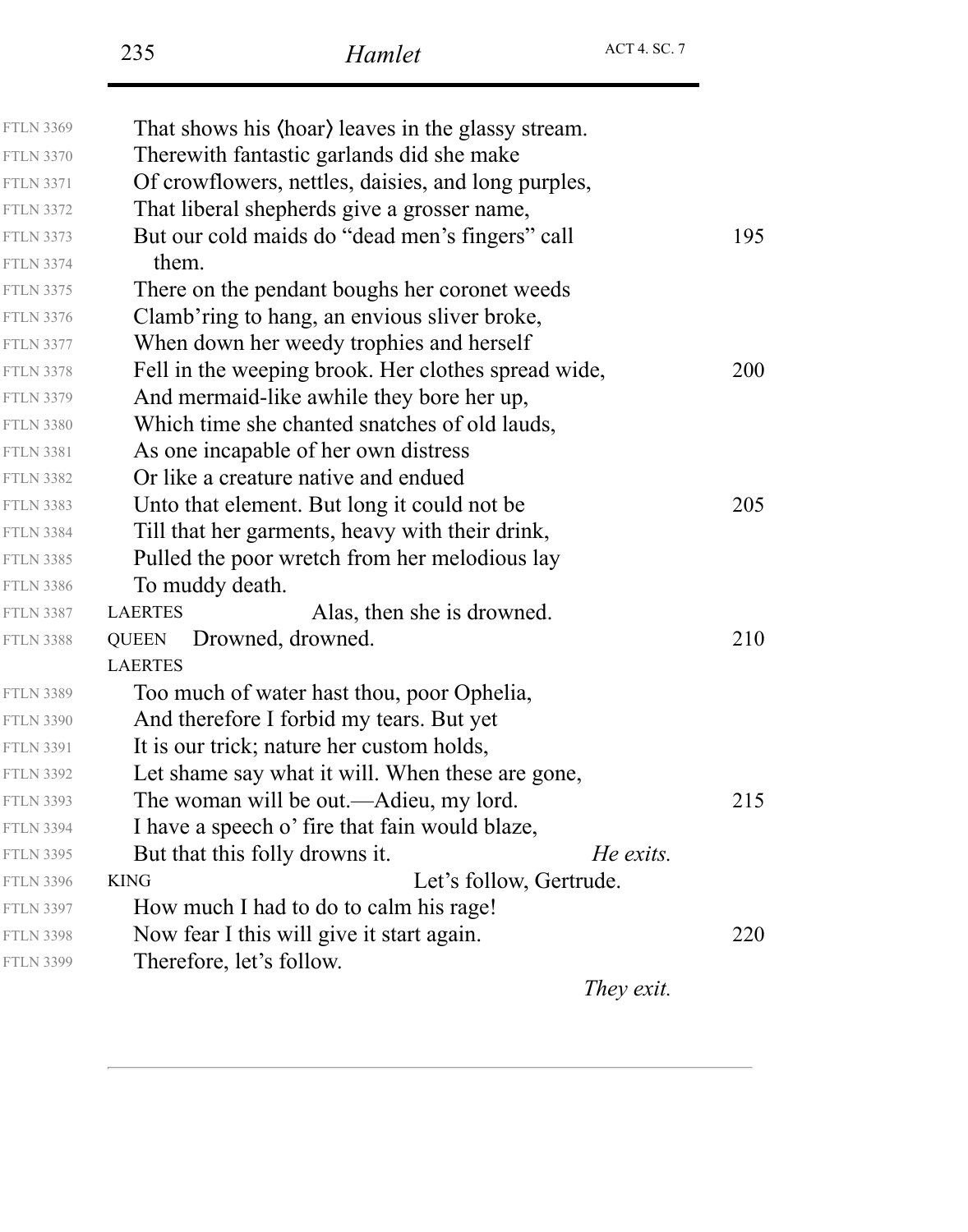That shows his ⟨hoar⟩ leaves in the glassy stream.
Therewith fantastic garlands did she make
Of crowflowers, nettles, daisies, and long purples,
That liberal shepherds give a grosser name,
But our cold maids do "dead men's fingers" call
them.
There on the pendant boughs her coronet weeds
Clamb'ring to hang, an envious sliver broke,
When down her weedy trophies and herself
Fell in the weeping brook. Her clothes spread wide,
And mermaid-like awhile they bore her up,
Which time she chanted snatches of old lauds,
As one incapable of her own distress
Or like a creature native and endued
Unto that element. But long it could not be
Till that her garments, heavy with their drink,
Pulled the poor wretch from her melodious lay
To muddy death.

LAERTES Alas, then she is drowned.

QUEEN Drowned, drowned.

LAERTES
Too much of water hast thou, poor Ophelia,
And therefore I forbid my tears. But yet
It is our trick; nature her custom holds,
Let shame say what it will. When these are gone,
The woman will be out.—Adieu, my lord.
I have a speech o' fire that fain would blaze,
But that this folly drowns it. *He exits.*

KING Let's follow, Gertrude.
How much I had to do to calm his rage!
Now fear I this will give it start again.
Therefore, let's follow.

*They exit.*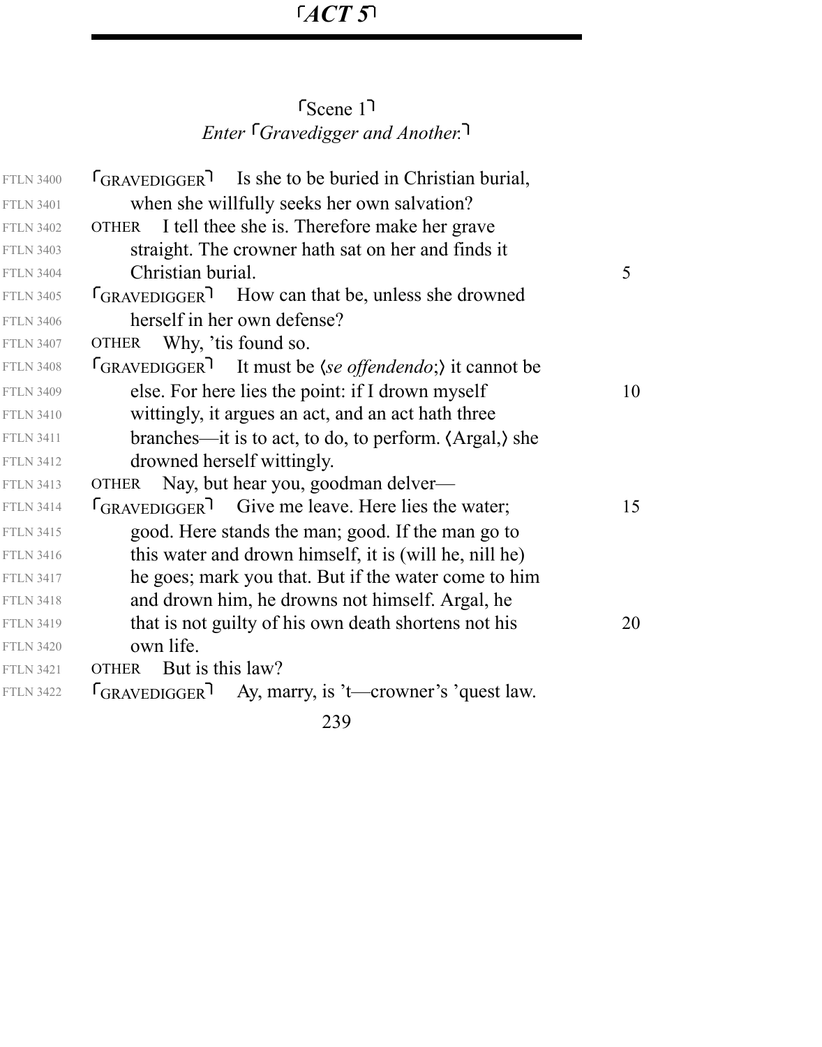# ⌜ACT 5⌝

## ⌜Scene 1⌝

*Enter ⌜Gravedigger and Another.⌝*

FTLN 3400 ⌜GRAVEDIGGER⌝ Is she to be buried in Christian burial,
FTLN 3401 when she willfully seeks her own salvation?
FTLN 3402 OTHER I tell thee she is. Therefore make her grave
FTLN 3403 straight. The crowner hath sat on her and finds it
FTLN 3404 Christian burial. 5
FTLN 3405 ⌜GRAVEDIGGER⌝ How can that be, unless she drowned
FTLN 3406 herself in her own defense?
FTLN 3407 OTHER Why, 'tis found so.
FTLN 3408 ⌜GRAVEDIGGER⌝ It must be ⟨*se offendendo*;⟩ it cannot be
FTLN 3409 else. For here lies the point: if I drown myself 10
FTLN 3410 wittingly, it argues an act, and an act hath three
FTLN 3411 branches—it is to act, to do, to perform. ⟨Argal,⟩ she
FTLN 3412 drowned herself wittingly.
FTLN 3413 OTHER Nay, but hear you, goodman delver—
FTLN 3414 ⌜GRAVEDIGGER⌝ Give me leave. Here lies the water; 15
FTLN 3415 good. Here stands the man; good. If the man go to
FTLN 3416 this water and drown himself, it is (will he, nill he)
FTLN 3417 he goes; mark you that. But if the water come to him
FTLN 3418 and drown him, he drowns not himself. Argal, he
FTLN 3419 that is not guilty of his own death shortens not his 20
FTLN 3420 own life.
FTLN 3421 OTHER But is this law?
FTLN 3422 ⌜GRAVEDIGGER⌝ Ay, marry, is 't—crowner's 'quest law.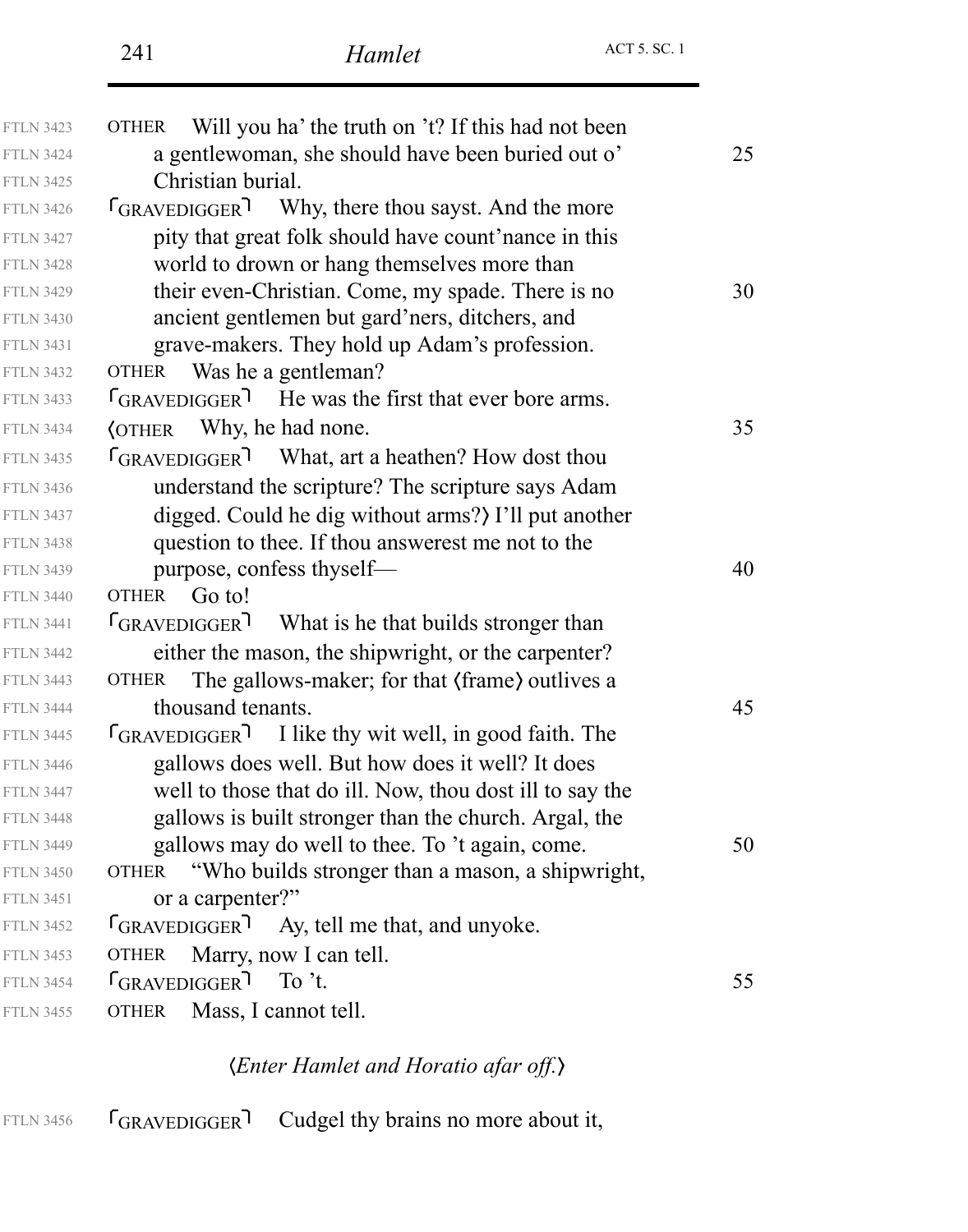FTLN 3423 OTHER Will you ha' the truth on 't? If this had not been
FTLN 3424 a gentlewoman, she should have been buried out o' 25
FTLN 3425 Christian burial.

FTLN 3426 ⌜GRAVEDIGGER⌝ Why, there thou sayst. And the more
FTLN 3427 pity that great folk should have count'nance in this
FTLN 3428 world to drown or hang themselves more than
FTLN 3429 their even-Christian. Come, my spade. There is no 30
FTLN 3430 ancient gentlemen but gard'ners, ditchers, and
FTLN 3431 grave-makers. They hold up Adam's profession.

FTLN 3432 OTHER Was he a gentleman?

FTLN 3433 ⌜GRAVEDIGGER⌝ He was the first that ever bore arms.

FTLN 3434 ⟨OTHER Why, he had none. 35

FTLN 3435 ⌜GRAVEDIGGER⌝ What, art a heathen? How dost thou
FTLN 3436 understand the scripture? The scripture says Adam
FTLN 3437 digged. Could he dig without arms?⟩ I'll put another
FTLN 3438 question to thee. If thou answerest me not to the
FTLN 3439 purpose, confess thyself— 40

FTLN 3440 OTHER Go to!

FTLN 3441 ⌜GRAVEDIGGER⌝ What is he that builds stronger than
FTLN 3442 either the mason, the shipwright, or the carpenter?

FTLN 3443 OTHER The gallows-maker; for that ⟨frame⟩ outlives a
FTLN 3444 thousand tenants. 45

FTLN 3445 ⌜GRAVEDIGGER⌝ I like thy wit well, in good faith. The
FTLN 3446 gallows does well. But how does it well? It does
FTLN 3447 well to those that do ill. Now, thou dost ill to say the
FTLN 3448 gallows is built stronger than the church. Argal, the
FTLN 3449 gallows may do well to thee. To 't again, come. 50

FTLN 3450 OTHER "Who builds stronger than a mason, a shipwright,
FTLN 3451 or a carpenter?"

FTLN 3452 ⌜GRAVEDIGGER⌝ Ay, tell me that, and unyoke.

FTLN 3453 OTHER Marry, now I can tell.

FTLN 3454 ⌜GRAVEDIGGER⌝ To 't. 55

FTLN 3455 OTHER Mass, I cannot tell.

⟨*Enter Hamlet and Horatio afar off.*⟩

FTLN 3456 ⌜GRAVEDIGGER⌝ Cudgel thy brains no more about it,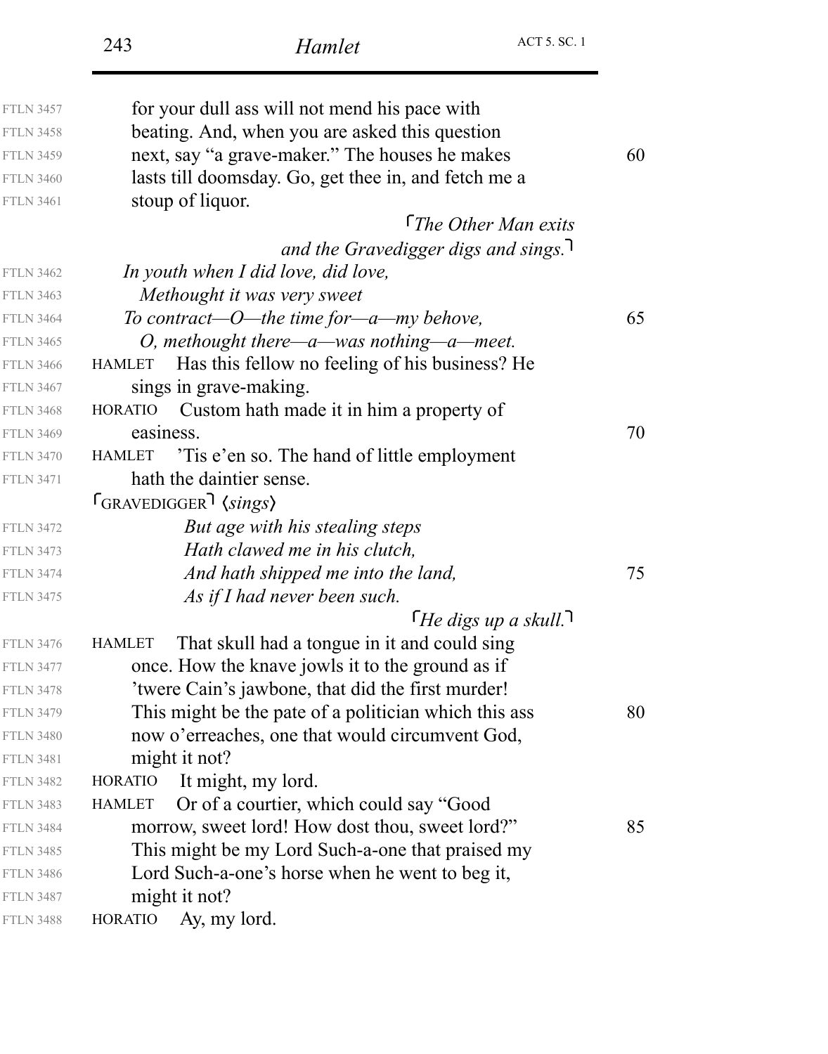for your dull ass will not mend his pace with
beating. And, when you are asked this question
next, say "a grave-maker." The houses he makes
lasts till doomsday. Go, get thee in, and fetch me a
stoup of liquor.

⌈*The Other Man exits*
*and the Gravedigger digs and sings.*⌉

*In youth when I did love, did love,*
*Methought it was very sweet*
*To contract—O—the time for—a—my behove,*
*O, methought there—a—was nothing—a—meet.*

HAMLET Has this fellow no feeling of his business? He
sings in grave-making.

HORATIO Custom hath made it in him a property of
easiness.

HAMLET 'Tis e'en so. The hand of little employment
hath the daintier sense.

⌈GRAVEDIGGER⌉ ⟨*sings*⟩

*But age with his stealing steps*
*Hath clawed me in his clutch,*
*And hath shipped me into the land,*
*As if I had never been such.*

⌈*He digs up a skull.*⌉

HAMLET That skull had a tongue in it and could sing
once. How the knave jowls it to the ground as if
'twere Cain's jawbone, that did the first murder!
This might be the pate of a politician which this ass
now o'erreaches, one that would circumvent God,
might it not?

HORATIO It might, my lord.

HAMLET Or of a courtier, which could say "Good
morrow, sweet lord! How dost thou, sweet lord?"
This might be my Lord Such-a-one that praised my
Lord Such-a-one's horse when he went to beg it,
might it not?

HORATIO Ay, my lord.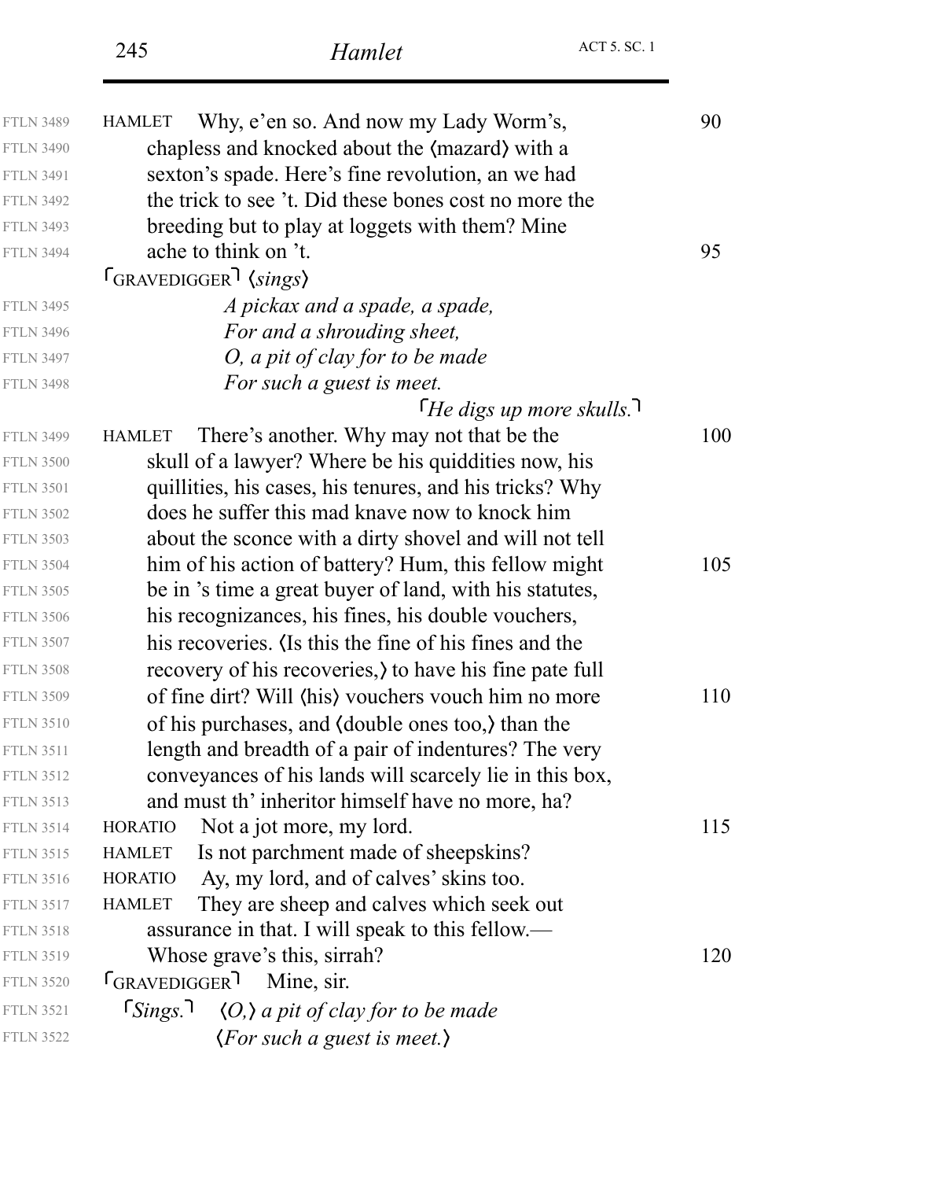HAMLET Why, e'en so. And now my Lady Worm's,
chapless and knocked about the ⟨mazard⟩ with a
sexton's spade. Here's fine revolution, an we had
the trick to see 't. Did these bones cost no more the
breeding but to play at loggets with them? Mine
ache to think on 't.

⌜GRAVEDIGGER⌝ ⟨*sings*⟩

*A pickax and a spade, a spade,*
*For and a shrouding sheet,*
*O, a pit of clay for to be made*
*For such a guest is meet.*

⌜*He digs up more skulls.*⌝

HAMLET There's another. Why may not that be the
skull of a lawyer? Where be his quiddities now, his
quillities, his cases, his tenures, and his tricks? Why
does he suffer this mad knave now to knock him
about the sconce with a dirty shovel and will not tell
him of his action of battery? Hum, this fellow might
be in 's time a great buyer of land, with his statutes,
his recognizances, his fines, his double vouchers,
his recoveries. ⟨Is this the fine of his fines and the
recovery of his recoveries,⟩ to have his fine pate full
of fine dirt? Will ⟨his⟩ vouchers vouch him no more
of his purchases, and ⟨double ones too,⟩ than the
length and breadth of a pair of indentures? The very
conveyances of his lands will scarcely lie in this box,
and must th' inheritor himself have no more, ha?

HORATIO Not a jot more, my lord.

HAMLET Is not parchment made of sheepskins?

HORATIO Ay, my lord, and of calves' skins too.

HAMLET They are sheep and calves which seek out
assurance in that. I will speak to this fellow.—
Whose grave's this, sirrah?

⌜GRAVEDIGGER⌝ Mine, sir.

⌜*Sings.*⌝ ⟨*O,*⟩ *a pit of clay for to be made*
⟨*For such a guest is meet.*⟩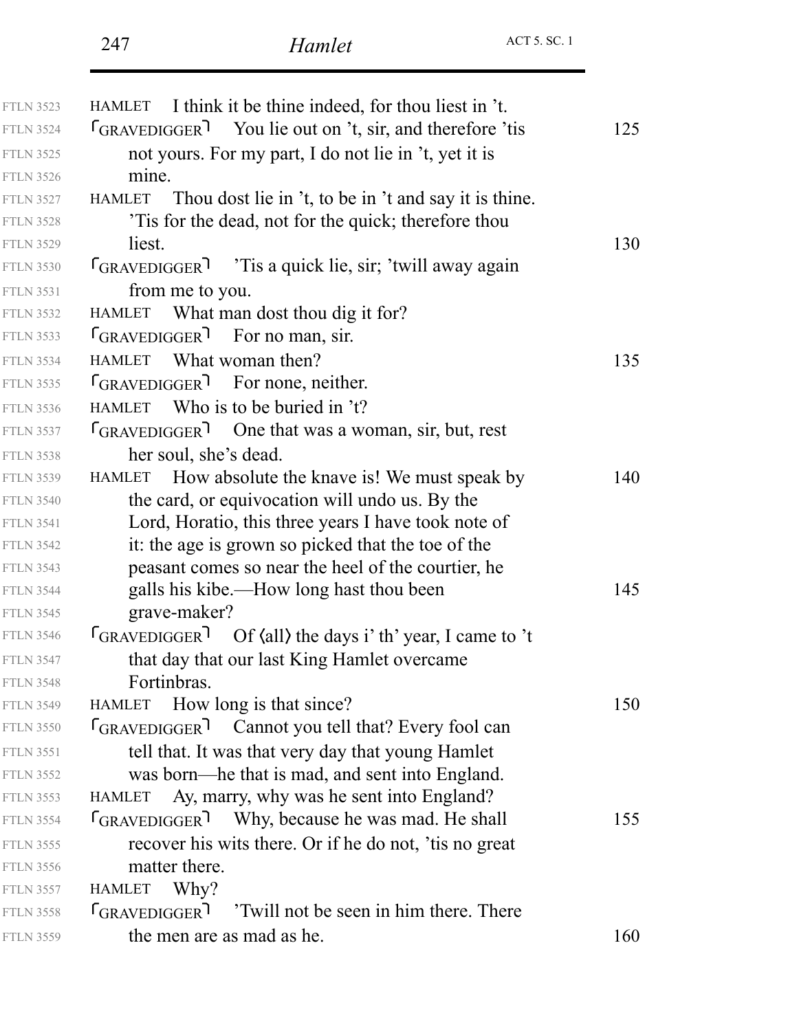HAMLET I think it be thine indeed, for thou liest in 't.

⌜GRAVEDIGGER⌝ You lie out on 't, sir, and therefore 'tis not yours. For my part, I do not lie in 't, yet it is mine.

HAMLET Thou dost lie in 't, to be in 't and say it is thine. 'Tis for the dead, not for the quick; therefore thou liest.

⌜GRAVEDIGGER⌝ 'Tis a quick lie, sir; 'twill away again from me to you.

HAMLET What man dost thou dig it for?

⌜GRAVEDIGGER⌝ For no man, sir.

HAMLET What woman then?

⌜GRAVEDIGGER⌝ For none, neither.

HAMLET Who is to be buried in 't?

⌜GRAVEDIGGER⌝ One that was a woman, sir, but, rest her soul, she's dead.

HAMLET How absolute the knave is! We must speak by the card, or equivocation will undo us. By the Lord, Horatio, this three years I have took note of it: the age is grown so picked that the toe of the peasant comes so near the heel of the courtier, he galls his kibe.—How long hast thou been grave-maker?

⌜GRAVEDIGGER⌝ Of ⟨all⟩ the days i' th' year, I came to 't that day that our last King Hamlet overcame Fortinbras.

HAMLET How long is that since?

⌜GRAVEDIGGER⌝ Cannot you tell that? Every fool can tell that. It was that very day that young Hamlet was born—he that is mad, and sent into England.

HAMLET Ay, marry, why was he sent into England?

⌜GRAVEDIGGER⌝ Why, because he was mad. He shall recover his wits there. Or if he do not, 'tis no great matter there.

HAMLET Why?

⌜GRAVEDIGGER⌝ 'Twill not be seen in him there. There the men are as mad as he.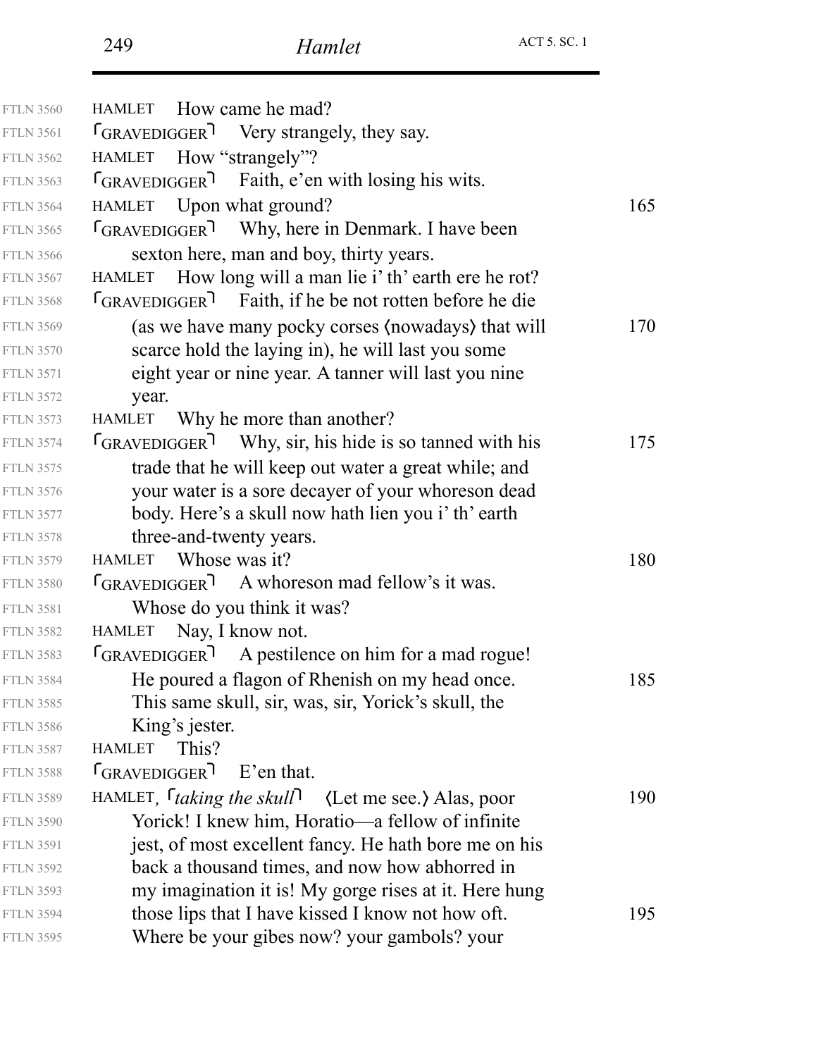HAMLET How came he mad?

⌜GRAVEDIGGER⌝ Very strangely, they say.

HAMLET How "strangely"?

⌜GRAVEDIGGER⌝ Faith, e'en with losing his wits.

HAMLET Upon what ground?

⌜GRAVEDIGGER⌝ Why, here in Denmark. I have been sexton here, man and boy, thirty years.

HAMLET How long will a man lie i' th' earth ere he rot?

⌜GRAVEDIGGER⌝ Faith, if he be not rotten before he die (as we have many pocky corses ⟨nowadays⟩ that will scarce hold the laying in), he will last you some eight year or nine year. A tanner will last you nine year.

HAMLET Why he more than another?

⌜GRAVEDIGGER⌝ Why, sir, his hide is so tanned with his trade that he will keep out water a great while; and your water is a sore decayer of your whoreson dead body. Here's a skull now hath lien you i' th' earth three-and-twenty years.

HAMLET Whose was it?

⌜GRAVEDIGGER⌝ A whoreson mad fellow's it was. Whose do you think it was?

HAMLET Nay, I know not.

⌜GRAVEDIGGER⌝ A pestilence on him for a mad rogue! He poured a flagon of Rhenish on my head once. This same skull, sir, was, sir, Yorick's skull, the King's jester.

HAMLET This?

⌜GRAVEDIGGER⌝ E'en that.

HAMLET, ⌜*taking the skull*⌝ ⟨Let me see.⟩ Alas, poor Yorick! I knew him, Horatio—a fellow of infinite jest, of most excellent fancy. He hath bore me on his back a thousand times, and now how abhorred in my imagination it is! My gorge rises at it. Here hung those lips that I have kissed I know not how oft. Where be your gibes now? your gambols? your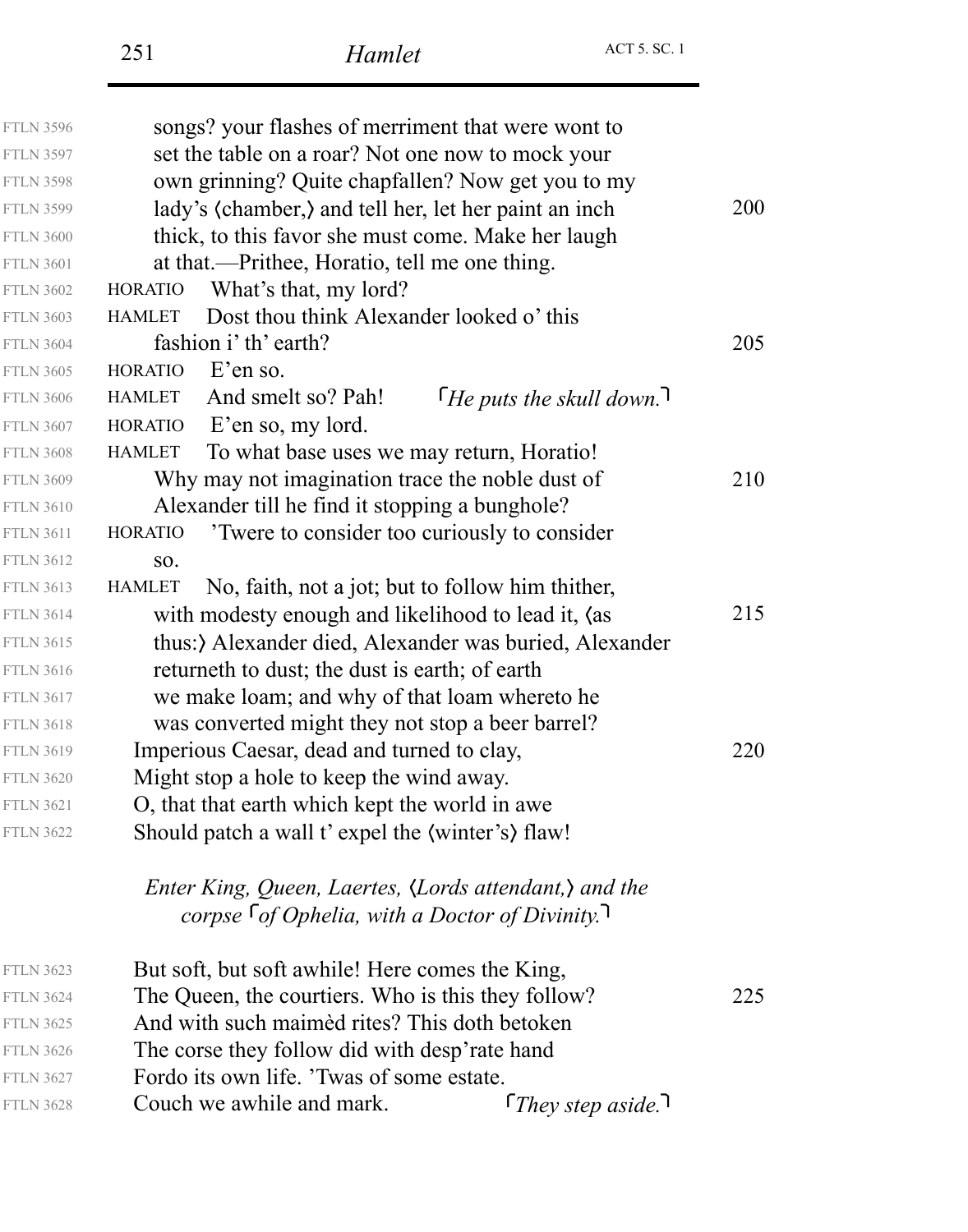songs? your flashes of merriment that were wont to
set the table on a roar? Not one now to mock your
own grinning? Quite chapfallen? Now get you to my
lady's ⟨chamber,⟩ and tell her, let her paint an inch
thick, to this favor she must come. Make her laugh
at that.—Prithee, Horatio, tell me one thing.

HORATIO What's that, my lord?

HAMLET Dost thou think Alexander looked o' this
fashion i' th' earth?

HORATIO E'en so.

HAMLET And smelt so? Pah! ⌜*He puts the skull down.*⌝

HORATIO E'en so, my lord.

HAMLET To what base uses we may return, Horatio!
Why may not imagination trace the noble dust of
Alexander till he find it stopping a bunghole?

HORATIO 'Twere to consider too curiously to consider
so.

HAMLET No, faith, not a jot; but to follow him thither,
with modesty enough and likelihood to lead it, ⟨as
thus:⟩ Alexander died, Alexander was buried, Alexander
returneth to dust; the dust is earth; of earth
we make loam; and why of that loam whereto he
was converted might they not stop a beer barrel?
Imperious Caesar, dead and turned to clay,
Might stop a hole to keep the wind away.
O, that that earth which kept the world in awe
Should patch a wall t' expel the ⟨winter's⟩ flaw!

*Enter King, Queen, Laertes, ⟨Lords attendant,⟩ and the corpse ⌜of Ophelia, with a Doctor of Divinity.⌝*

But soft, but soft awhile! Here comes the King,
The Queen, the courtiers. Who is this they follow?
And with such maimèd rites? This doth betoken
The corse they follow did with desp'rate hand
Fordo its own life. 'Twas of some estate.
Couch we awhile and mark. ⌜*They step aside.*⌝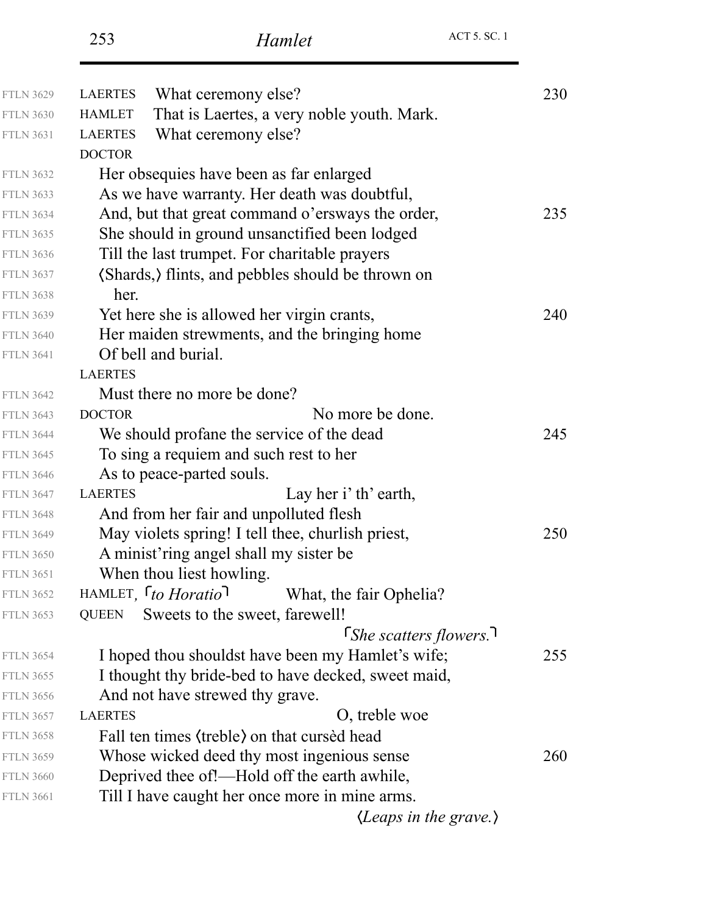LAERTES What ceremony else?

HAMLET That is Laertes, a very noble youth. Mark.

LAERTES What ceremony else?

DOCTOR

Her obsequies have been as far enlarged
As we have warranty. Her death was doubtful,
And, but that great command o'ersways the order,
She should in ground unsanctified been lodged
Till the last trumpet. For charitable prayers
⟨Shards,⟩ flints, and pebbles should be thrown on
her.
Yet here she is allowed her virgin crants,
Her maiden strewments, and the bringing home
Of bell and burial.

LAERTES

Must there no more be done?

DOCTOR No more be done.
We should profane the service of the dead
To sing a requiem and such rest to her
As to peace-parted souls.

LAERTES Lay her i' th' earth,
And from her fair and unpolluted flesh
May violets spring! I tell thee, churlish priest,
A minist'ring angel shall my sister be
When thou liest howling.

HAMLET, ⌜*to Horatio*⌝ What, the fair Ophelia?

QUEEN Sweets to the sweet, farewell!

⌜*She scatters flowers.*⌝

I hoped thou shouldst have been my Hamlet's wife;
I thought thy bride-bed to have decked, sweet maid,
And not have strewed thy grave.

LAERTES O, treble woe
Fall ten times ⟨treble⟩ on that cursèd head
Whose wicked deed thy most ingenious sense
Deprived thee of!—Hold off the earth awhile,
Till I have caught her once more in mine arms.

⟨*Leaps in the grave.*⟩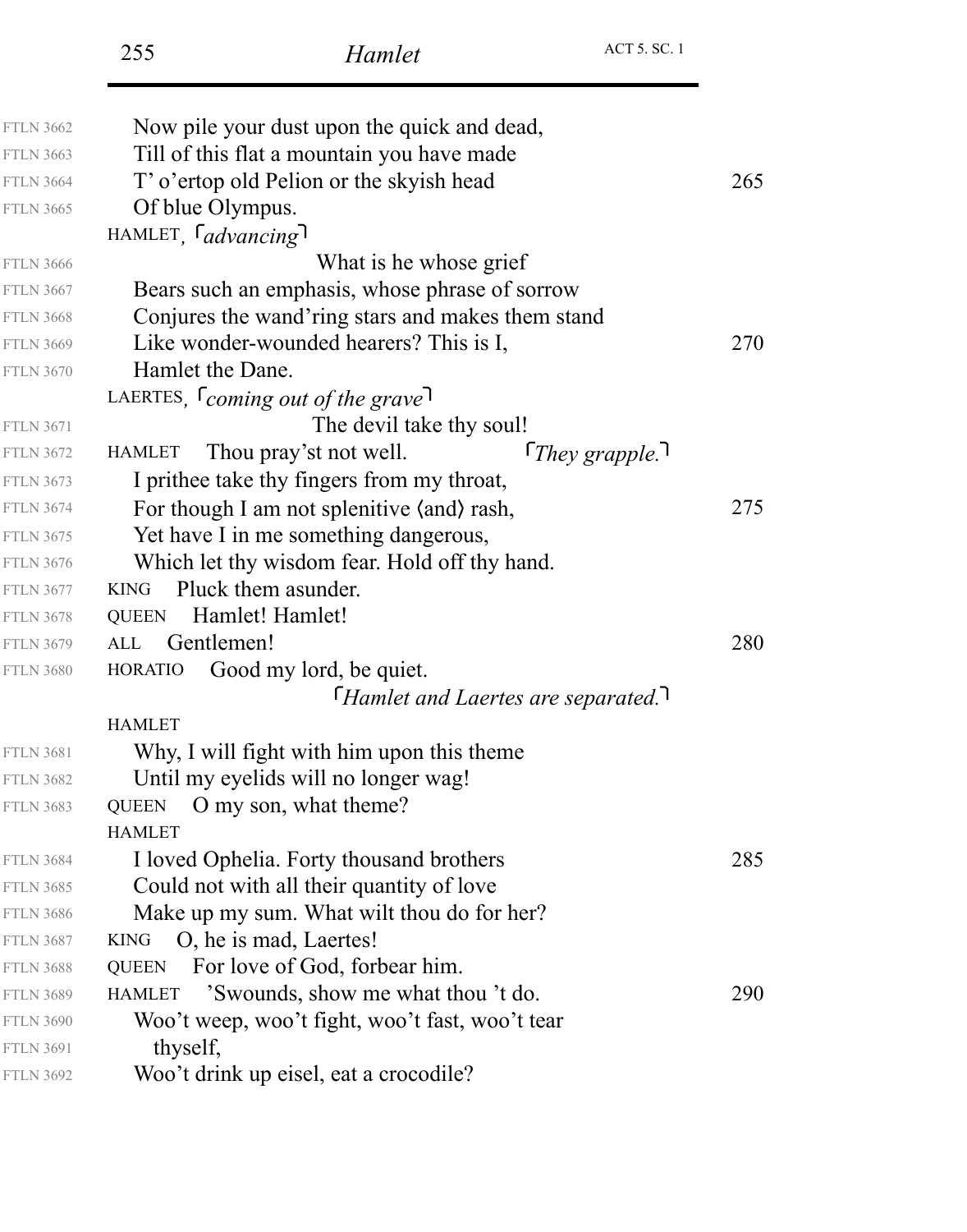Now pile your dust upon the quick and dead,
Till of this flat a mountain you have made
T' o'ertop old Pelion or the skyish head
Of blue Olympus.

HAMLET, ⌜*advancing*⌝

What is he whose grief
Bears such an emphasis, whose phrase of sorrow
Conjures the wand'ring stars and makes them stand
Like wonder-wounded hearers? This is I,
Hamlet the Dane.

LAERTES, ⌜*coming out of the grave*⌝

The devil take thy soul!

HAMLET Thou pray'st not well. ⌜*They grapple.*⌝
I prithee take thy fingers from my throat,
For though I am not splenitive ⟨and⟩ rash,
Yet have I in me something dangerous,
Which let thy wisdom fear. Hold off thy hand.

KING Pluck them asunder.

QUEEN Hamlet! Hamlet!

ALL Gentlemen!

HORATIO Good my lord, be quiet.

⌜*Hamlet and Laertes are separated.*⌝

HAMLET

Why, I will fight with him upon this theme
Until my eyelids will no longer wag!

QUEEN O my son, what theme?

HAMLET

I loved Ophelia. Forty thousand brothers
Could not with all their quantity of love
Make up my sum. What wilt thou do for her?

KING O, he is mad, Laertes!

QUEEN For love of God, forbear him.

HAMLET 'Swounds, show me what thou 't do.
Woo't weep, woo't fight, woo't fast, woo't tear
thyself,
Woo't drink up eisel, eat a crocodile?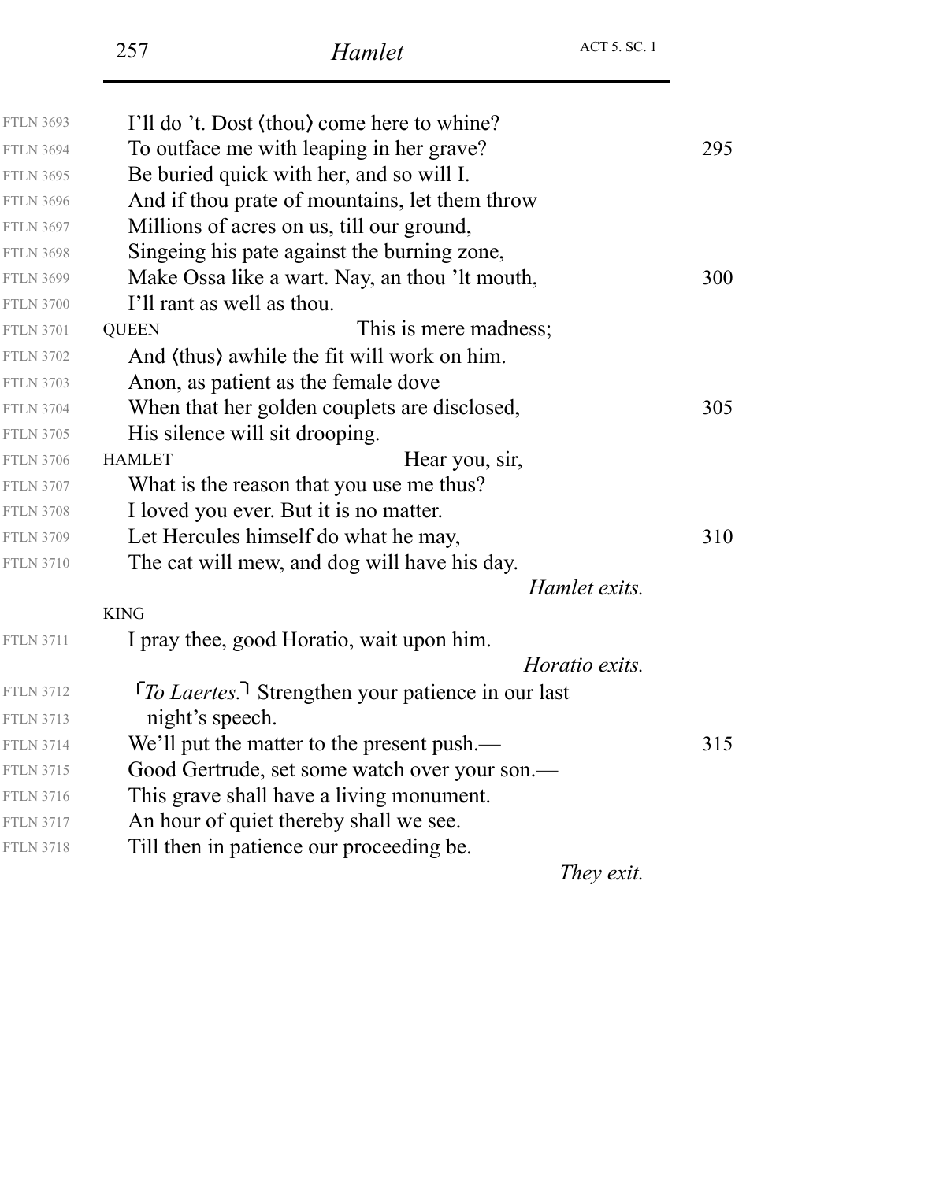I'll do 't. Dost ⟨thou⟩ come here to whine?
To outface me with leaping in her grave?
Be buried quick with her, and so will I.
And if thou prate of mountains, let them throw
Millions of acres on us, till our ground,
Singeing his pate against the burning zone,
Make Ossa like a wart. Nay, an thou 'lt mouth,
I'll rant as well as thou.

QUEEN This is mere madness;
And ⟨thus⟩ awhile the fit will work on him.
Anon, as patient as the female dove
When that her golden couplets are disclosed,
His silence will sit drooping.

HAMLET Hear you, sir,
What is the reason that you use me thus?
I loved you ever. But it is no matter.
Let Hercules himself do what he may,
The cat will mew, and dog will have his day.

*Hamlet exits.*

KING
I pray thee, good Horatio, wait upon him.

*Horatio exits.*

⌜*To Laertes.*⌝ Strengthen your patience in our last night's speech.
We'll put the matter to the present push.—
Good Gertrude, set some watch over your son.—
This grave shall have a living monument.
An hour of quiet thereby shall we see.
Till then in patience our proceeding be.

*They exit.*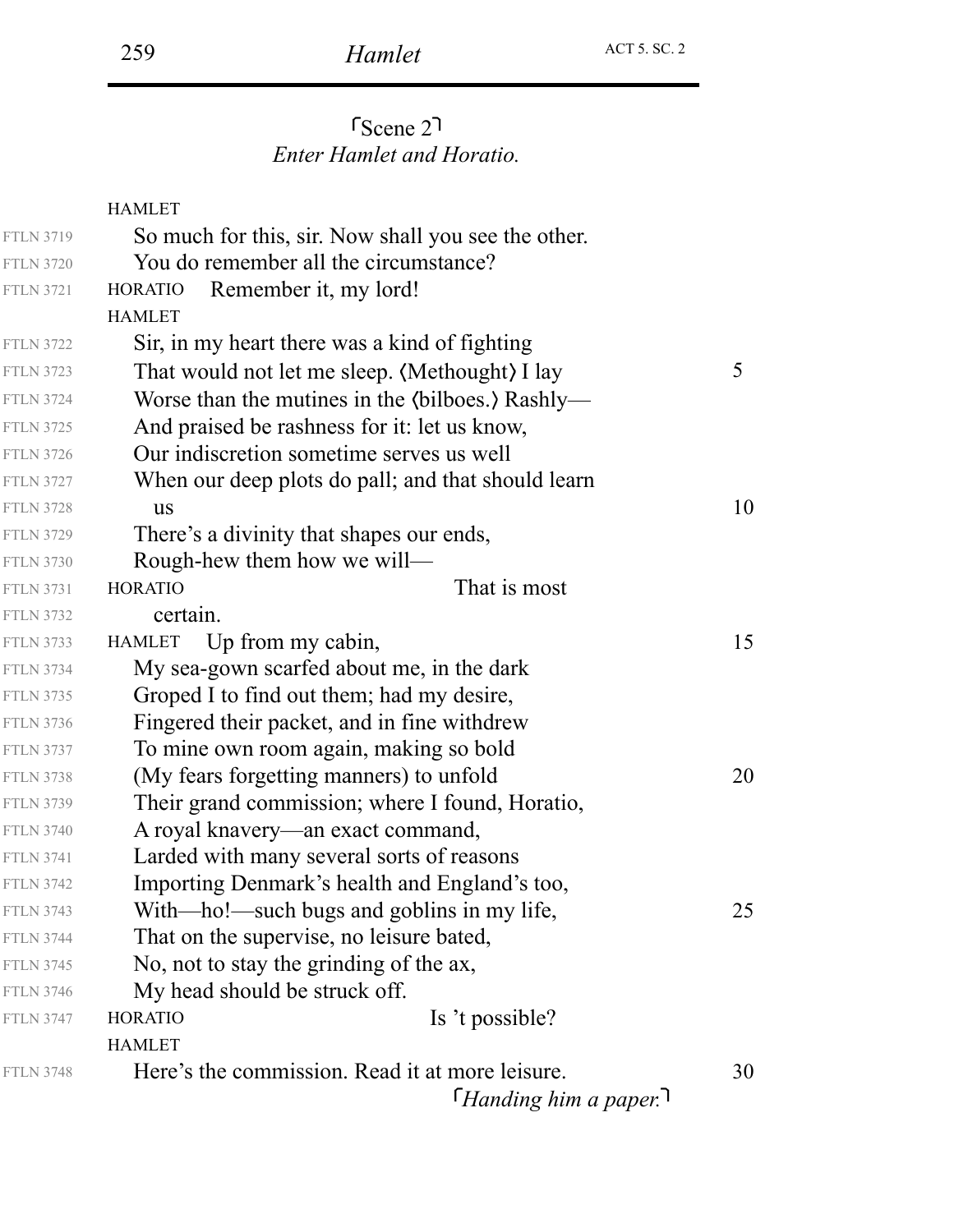## ⌜Scene 2⌝

*Enter Hamlet and Horatio.*

HAMLET

So much for this, sir. Now shall you see the other.
You do remember all the circumstance?

HORATIO Remember it, my lord!

HAMLET

Sir, in my heart there was a kind of fighting
That would not let me sleep. ⟨Methought⟩ I lay
Worse than the mutines in the ⟨bilboes.⟩ Rashly—
And praised be rashness for it: let us know,
Our indiscretion sometime serves us well
When our deep plots do pall; and that should learn
us
There's a divinity that shapes our ends,
Rough-hew them how we will—

HORATIO That is most
certain.

HAMLET Up from my cabin,
My sea-gown scarfed about me, in the dark
Groped I to find out them; had my desire,
Fingered their packet, and in fine withdrew
To mine own room again, making so bold
(My fears forgetting manners) to unfold
Their grand commission; where I found, Horatio,
A royal knavery—an exact command,
Larded with many several sorts of reasons
Importing Denmark's health and England's too,
With—ho!—such bugs and goblins in my life,
That on the supervise, no leisure bated,
No, not to stay the grinding of the ax,
My head should be struck off.

HORATIO Is 't possible?

HAMLET

Here's the commission. Read it at more leisure.

⌜*Handing him a paper.*⌝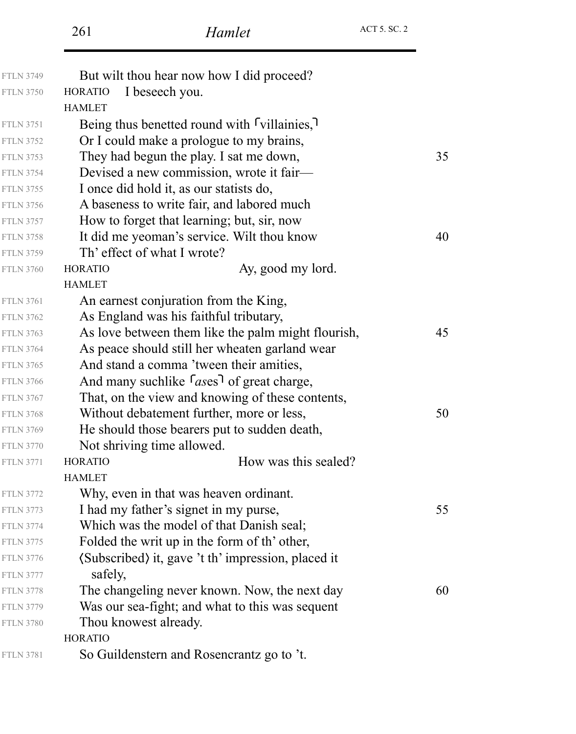But wilt thou hear now how I did proceed?

HORATIO I beseech you.

HAMLET

Being thus benetted round with ⌜villainies,⌝
Or I could make a prologue to my brains,
They had begun the play. I sat me down,
Devised a new commission, wrote it fair—
I once did hold it, as our statists do,
A baseness to write fair, and labored much
How to forget that learning; but, sir, now
It did me yeoman's service. Wilt thou know
Th' effect of what I wrote?

HORATIO Ay, good my lord.

HAMLET

An earnest conjuration from the King,
As England was his faithful tributary,
As love between them like the palm might flourish,
As peace should still her wheaten garland wear
And stand a comma 'tween their amities,
And many suchlike ⌜*as*es⌝ of great charge,
That, on the view and knowing of these contents,
Without debatement further, more or less,
He should those bearers put to sudden death,
Not shriving time allowed.

HORATIO How was this sealed?

HAMLET

Why, even in that was heaven ordinant.
I had my father's signet in my purse,
Which was the model of that Danish seal;
Folded the writ up in the form of th' other,
⟨Subscribed⟩ it, gave 't th' impression, placed it safely,
The changeling never known. Now, the next day
Was our sea-fight; and what to this was sequent
Thou knowest already.

HORATIO

So Guildenstern and Rosencrantz go to 't.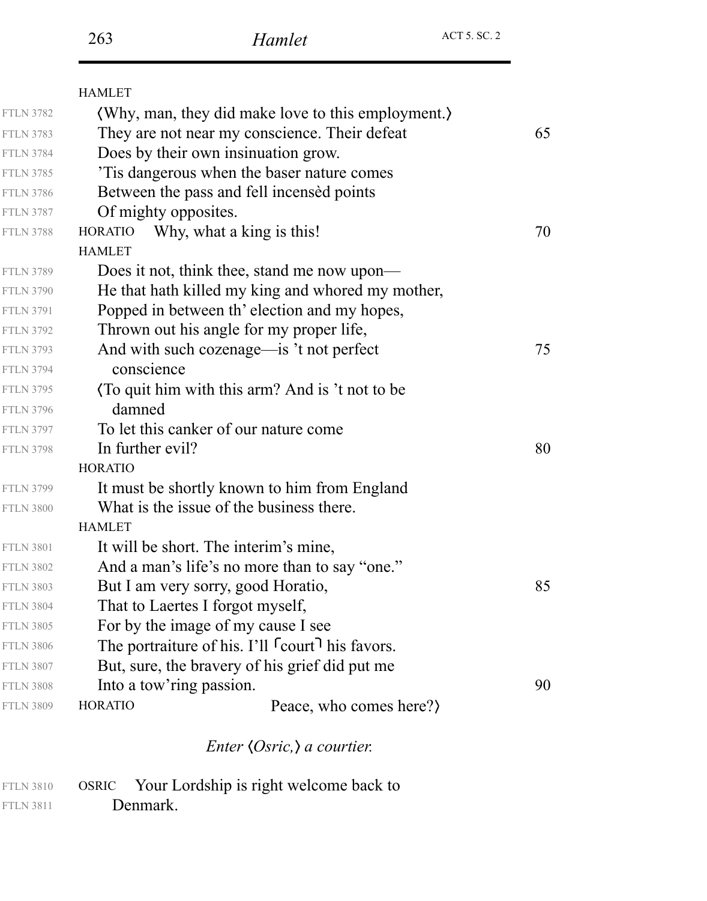HAMLET

⟨Why, man, they did make love to this employment.⟩
They are not near my conscience. Their defeat
Does by their own insinuation grow.
'Tis dangerous when the baser nature comes
Between the pass and fell incensèd points
Of mighty opposites.

HORATIO Why, what a king is this!

HAMLET

Does it not, think thee, stand me now upon—
He that hath killed my king and whored my mother,
Popped in between th' election and my hopes,
Thrown out his angle for my proper life,
And with such cozenage—is 't not perfect
conscience
⟨To quit him with this arm? And is 't not to be
damned
To let this canker of our nature come
In further evil?

HORATIO

It must be shortly known to him from England
What is the issue of the business there.

HAMLET

It will be short. The interim's mine,
And a man's life's no more than to say "one."
But I am very sorry, good Horatio,
That to Laertes I forgot myself,
For by the image of my cause I see
The portraiture of his. I'll ⌜court⌝ his favors.
But, sure, the bravery of his grief did put me
Into a tow'ring passion.

HORATIO Peace, who comes here?⟩

*Enter ⟨Osric,⟩ a courtier.*

OSRIC Your Lordship is right welcome back to
Denmark.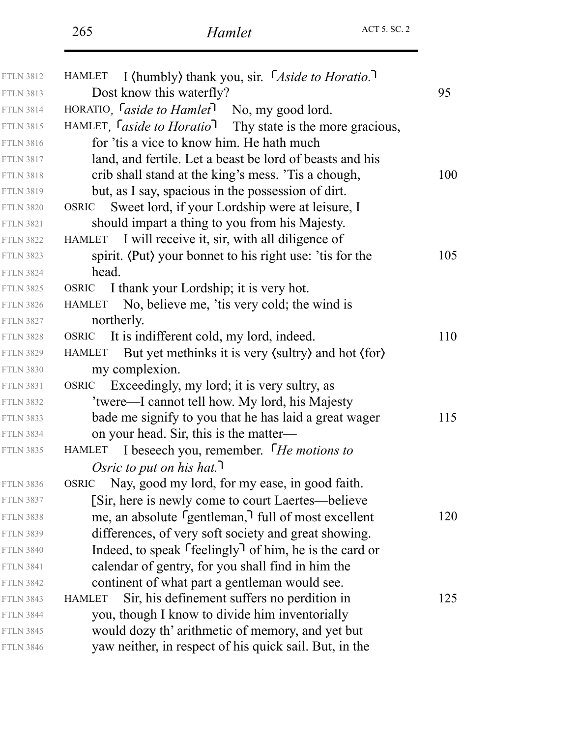FTLN 3812 HAMLET I ⟨humbly⟩ thank you, sir. ⌜*Aside to Horatio.*⌝

FTLN 3813 Dost know this waterfly? 95

FTLN 3814 HORATIO, ⌜*aside to Hamlet*⌝ No, my good lord.

FTLN 3815 HAMLET, ⌜*aside to Horatio*⌝ Thy state is the more gracious,

FTLN 3816 for 'tis a vice to know him. He hath much

FTLN 3817 land, and fertile. Let a beast be lord of beasts and his

FTLN 3818 crib shall stand at the king's mess. 'Tis a chough, 100

FTLN 3819 but, as I say, spacious in the possession of dirt.

FTLN 3820 OSRIC Sweet lord, if your Lordship were at leisure, I

FTLN 3821 should impart a thing to you from his Majesty.

FTLN 3822 HAMLET I will receive it, sir, with all diligence of

FTLN 3823 spirit. ⟨Put⟩ your bonnet to his right use: 'tis for the 105

FTLN 3824 head.

FTLN 3825 OSRIC I thank your Lordship; it is very hot.

FTLN 3826 HAMLET No, believe me, 'tis very cold; the wind is

FTLN 3827 northerly.

FTLN 3828 OSRIC It is indifferent cold, my lord, indeed. 110

FTLN 3829 HAMLET But yet methinks it is very ⟨sultry⟩ and hot ⟨for⟩

FTLN 3830 my complexion.

FTLN 3831 OSRIC Exceedingly, my lord; it is very sultry, as

FTLN 3832 'twere—I cannot tell how. My lord, his Majesty

FTLN 3833 bade me signify to you that he has laid a great wager 115

FTLN 3834 on your head. Sir, this is the matter—

FTLN 3835 HAMLET I beseech you, remember. ⌜*He motions to Osric to put on his hat.*⌝

FTLN 3836 OSRIC Nay, good my lord, for my ease, in good faith.

FTLN 3837 [Sir, here is newly come to court Laertes—believe

FTLN 3838 me, an absolute ⌜gentleman,⌝ full of most excellent 120

FTLN 3839 differences, of very soft society and great showing.

FTLN 3840 Indeed, to speak ⌜feelingly⌝ of him, he is the card or

FTLN 3841 calendar of gentry, for you shall find in him the

FTLN 3842 continent of what part a gentleman would see.

FTLN 3843 HAMLET Sir, his definement suffers no perdition in 125

FTLN 3844 you, though I know to divide him inventorially

FTLN 3845 would dozy th' arithmetic of memory, and yet but

FTLN 3846 yaw neither, in respect of his quick sail. But, in the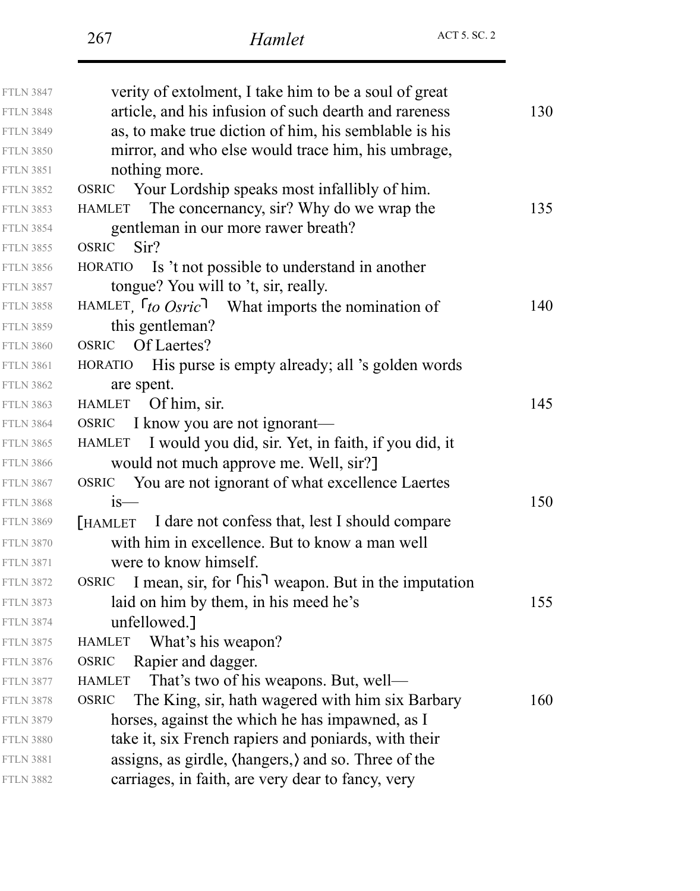verity of extolment, I take him to be a soul of great
article, and his infusion of such dearth and rareness
as, to make true diction of him, his semblable is his
mirror, and who else would trace him, his umbrage,
nothing more.

OSRIC Your Lordship speaks most infallibly of him.

HAMLET The concernancy, sir? Why do we wrap the
gentleman in our more rawer breath?

OSRIC Sir?

HORATIO Is 't not possible to understand in another
tongue? You will to 't, sir, really.

HAMLET, ⌜*to Osric*⌝ What imports the nomination of
this gentleman?

OSRIC Of Laertes?

HORATIO His purse is empty already; all 's golden words
are spent.

HAMLET Of him, sir.

OSRIC I know you are not ignorant—

HAMLET I would you did, sir. Yet, in faith, if you did, it
would not much approve me. Well, sir?]

OSRIC You are not ignorant of what excellence Laertes
is—

[HAMLET I dare not confess that, lest I should compare
with him in excellence. But to know a man well
were to know himself.

OSRIC I mean, sir, for ⌜his⌝ weapon. But in the imputation
laid on him by them, in his meed he's
unfellowed.]

HAMLET What's his weapon?

OSRIC Rapier and dagger.

HAMLET That's two of his weapons. But, well—

OSRIC The King, sir, hath wagered with him six Barbary
horses, against the which he has impawned, as I
take it, six French rapiers and poniards, with their
assigns, as girdle, ⟨hangers,⟩ and so. Three of the
carriages, in faith, are very dear to fancy, very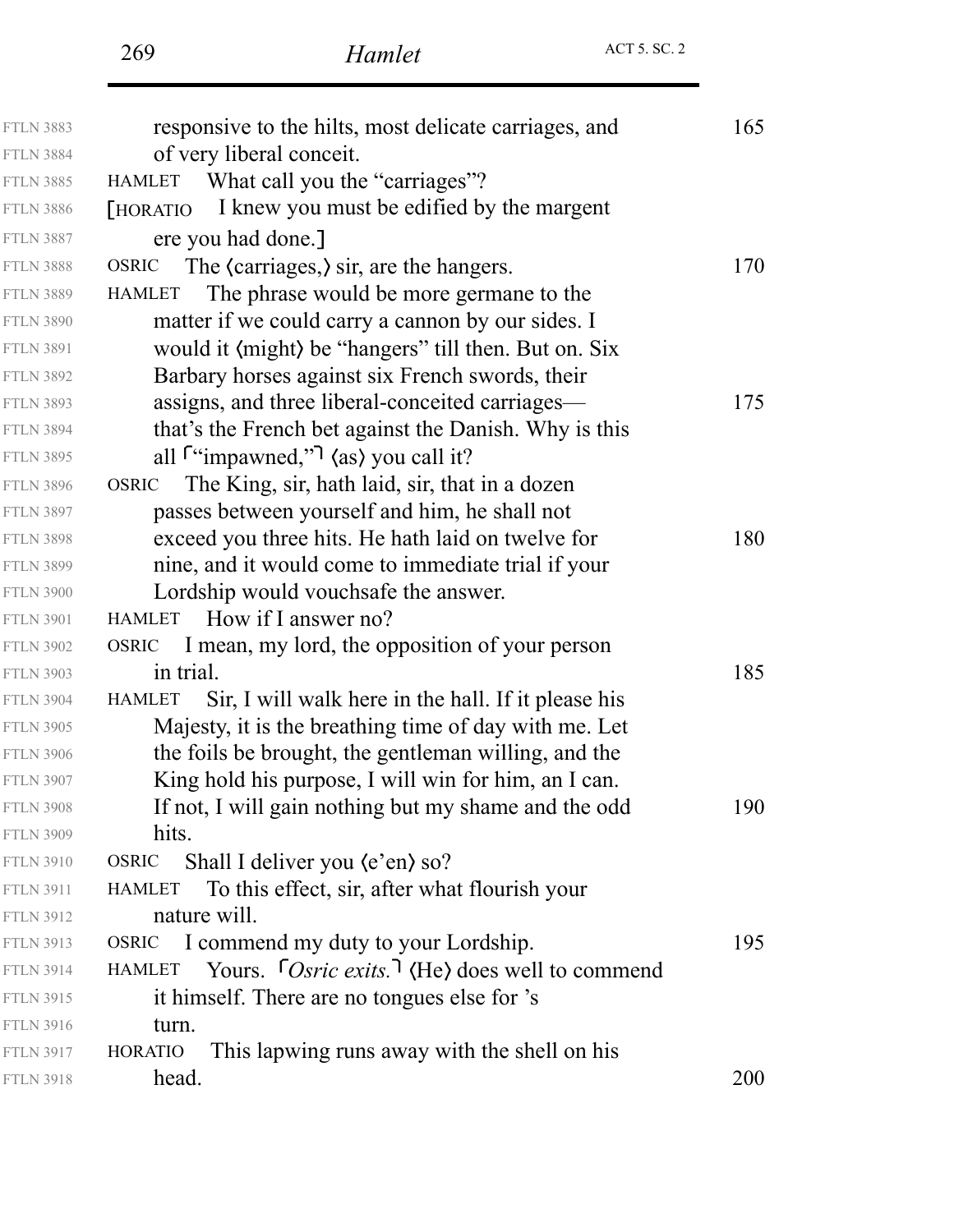FTLN 3883 responsive to the hilts, most delicate carriages, and 165
FTLN 3884 of very liberal conceit.
FTLN 3885 HAMLET What call you the "carriages"?
FTLN 3886 [HORATIO I knew you must be edified by the margent
FTLN 3887 ere you had done.]
FTLN 3888 OSRIC The ⟨carriages,⟩ sir, are the hangers. 170
FTLN 3889 HAMLET The phrase would be more germane to the
FTLN 3890 matter if we could carry a cannon by our sides. I
FTLN 3891 would it ⟨might⟩ be "hangers" till then. But on. Six
FTLN 3892 Barbary horses against six French swords, their
FTLN 3893 assigns, and three liberal-conceited carriages— 175
FTLN 3894 that's the French bet against the Danish. Why is this
FTLN 3895 all ⌜"impawned,"⌝ ⟨as⟩ you call it?
FTLN 3896 OSRIC The King, sir, hath laid, sir, that in a dozen
FTLN 3897 passes between yourself and him, he shall not
FTLN 3898 exceed you three hits. He hath laid on twelve for 180
FTLN 3899 nine, and it would come to immediate trial if your
FTLN 3900 Lordship would vouchsafe the answer.
FTLN 3901 HAMLET How if I answer no?
FTLN 3902 OSRIC I mean, my lord, the opposition of your person
FTLN 3903 in trial. 185
FTLN 3904 HAMLET Sir, I will walk here in the hall. If it please his
FTLN 3905 Majesty, it is the breathing time of day with me. Let
FTLN 3906 the foils be brought, the gentleman willing, and the
FTLN 3907 King hold his purpose, I will win for him, an I can.
FTLN 3908 If not, I will gain nothing but my shame and the odd 190
FTLN 3909 hits.
FTLN 3910 OSRIC Shall I deliver you ⟨e'en⟩ so?
FTLN 3911 HAMLET To this effect, sir, after what flourish your
FTLN 3912 nature will.
FTLN 3913 OSRIC I commend my duty to your Lordship. 195
FTLN 3914 HAMLET Yours. ⌜*Osric exits.*⌝ ⟨He⟩ does well to commend
FTLN 3915 it himself. There are no tongues else for 's
FTLN 3916 turn.
FTLN 3917 HORATIO This lapwing runs away with the shell on his
FTLN 3918 head. 200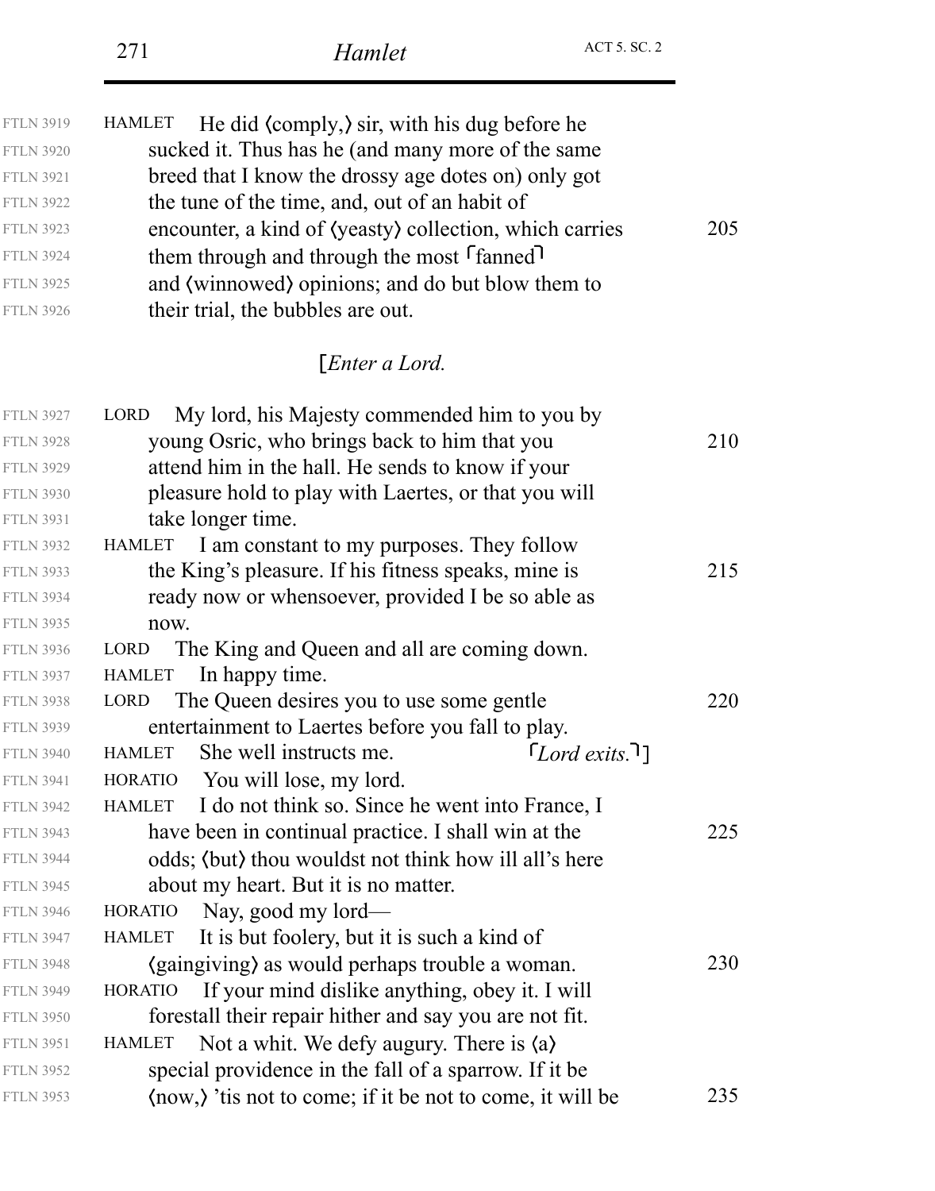HAMLET He did ⟨comply,⟩ sir, with his dug before he sucked it. Thus has he (and many more of the same breed that I know the drossy age dotes on) only got the tune of the time, and, out of an habit of encounter, a kind of ⟨yeasty⟩ collection, which carries them through and through the most ⌜fanned⌝ and ⟨winnowed⟩ opinions; and do but blow them to their trial, the bubbles are out.

[*Enter a Lord.*

LORD My lord, his Majesty commended him to you by young Osric, who brings back to him that you attend him in the hall. He sends to know if your pleasure hold to play with Laertes, or that you will take longer time.

HAMLET I am constant to my purposes. They follow the King's pleasure. If his fitness speaks, mine is ready now or whensoever, provided I be so able as now.

LORD The King and Queen and all are coming down.

HAMLET In happy time.

LORD The Queen desires you to use some gentle entertainment to Laertes before you fall to play.

HAMLET She well instructs me. ⌜*Lord exits.*⌝]

HORATIO You will lose, my lord.

HAMLET I do not think so. Since he went into France, I have been in continual practice. I shall win at the odds; ⟨but⟩ thou wouldst not think how ill all's here about my heart. But it is no matter.

HORATIO Nay, good my lord—

HAMLET It is but foolery, but it is such a kind of ⟨gaingiving⟩ as would perhaps trouble a woman.

HORATIO If your mind dislike anything, obey it. I will forestall their repair hither and say you are not fit.

HAMLET Not a whit. We defy augury. There is ⟨a⟩ special providence in the fall of a sparrow. If it be ⟨now,⟩ 'tis not to come; if it be not to come, it will be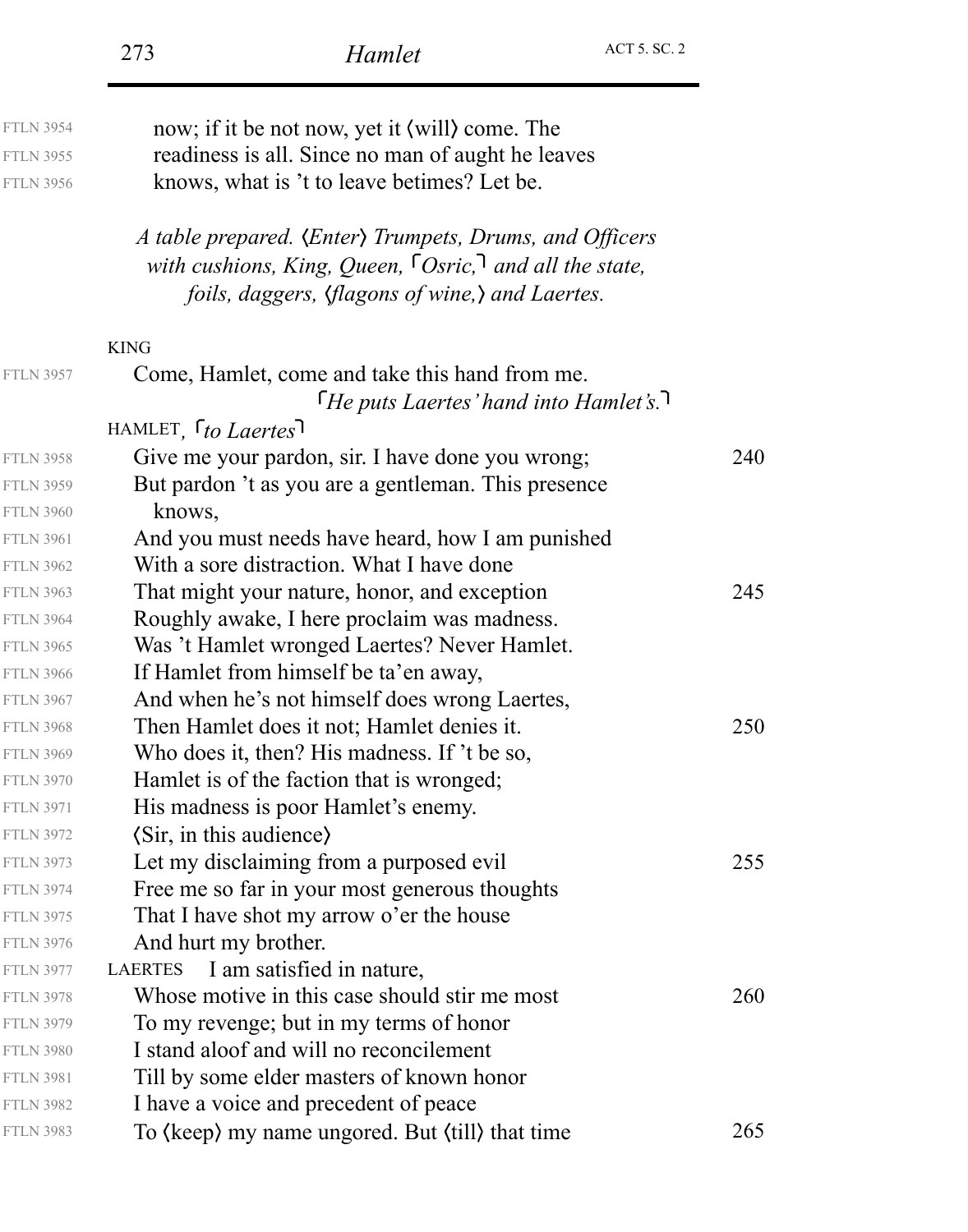now; if it be not now, yet it ⟨will⟩ come. The
readiness is all. Since no man of aught he leaves
knows, what is 't to leave betimes? Let be.

*A table prepared.* ⟨*Enter*⟩ *Trumpets, Drums, and Officers with cushions, King, Queen,* ⌜*Osric,*⌝ *and all the state, foils, daggers,* ⟨*flagons of wine,*⟩ *and Laertes.*

KING
Come, Hamlet, come and take this hand from me.
⌜*He puts Laertes' hand into Hamlet's.*⌝

HAMLET, ⌜*to Laertes*⌝
Give me your pardon, sir. I have done you wrong;
But pardon 't as you are a gentleman. This presence
knows,
And you must needs have heard, how I am punished
With a sore distraction. What I have done
That might your nature, honor, and exception
Roughly awake, I here proclaim was madness.
Was 't Hamlet wronged Laertes? Never Hamlet.
If Hamlet from himself be ta'en away,
And when he's not himself does wrong Laertes,
Then Hamlet does it not; Hamlet denies it.
Who does it, then? His madness. If 't be so,
Hamlet is of the faction that is wronged;
His madness is poor Hamlet's enemy.
⟨Sir, in this audience⟩
Let my disclaiming from a purposed evil
Free me so far in your most generous thoughts
That I have shot my arrow o'er the house
And hurt my brother.

LAERTES I am satisfied in nature,
Whose motive in this case should stir me most
To my revenge; but in my terms of honor
I stand aloof and will no reconcilement
Till by some elder masters of known honor
I have a voice and precedent of peace
To ⟨keep⟩ my name ungored. But ⟨till⟩ that time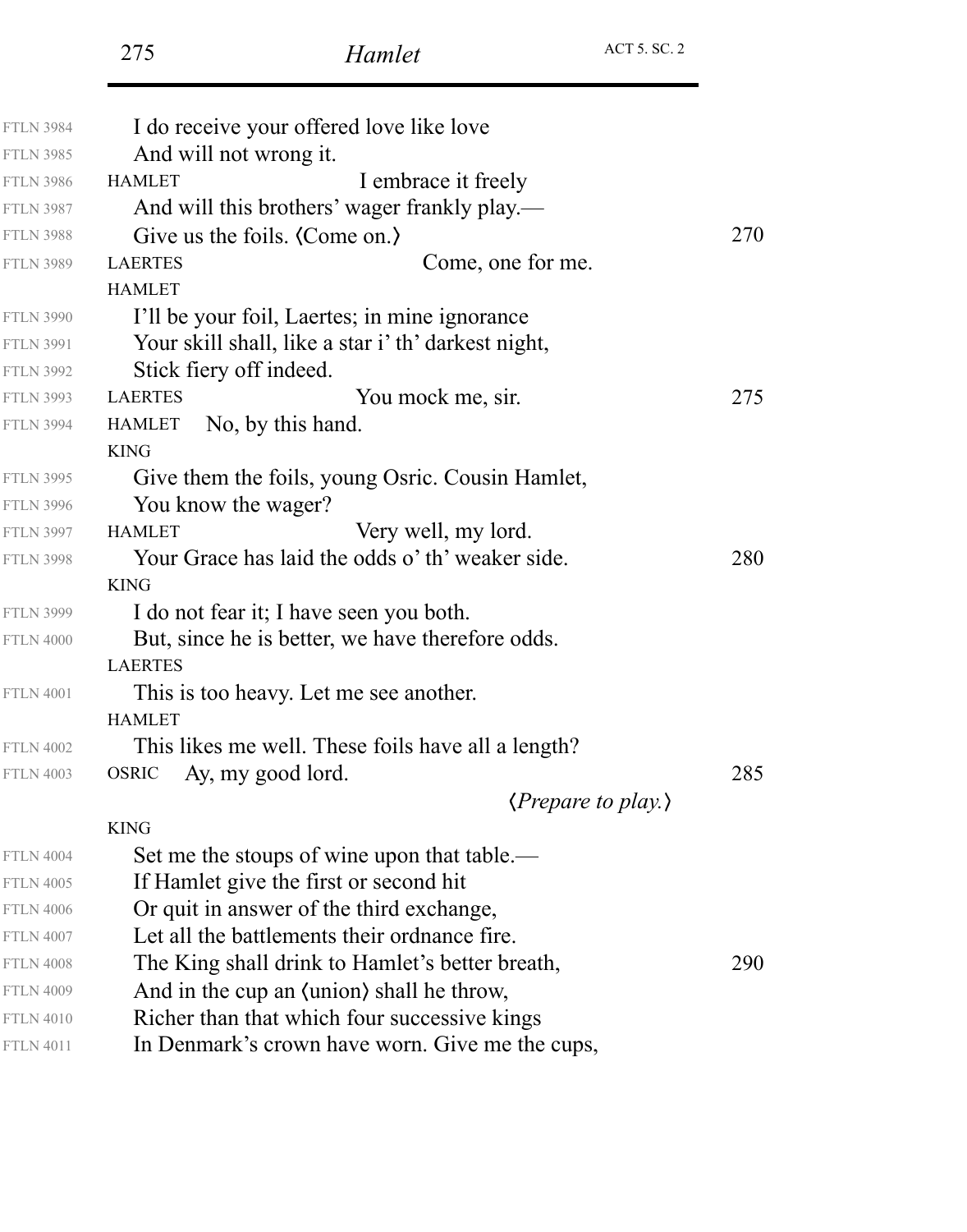I do receive your offered love like love
And will not wrong it.

HAMLET I embrace it freely
And will this brothers' wager frankly play.—
Give us the foils. ⟨Come on.⟩

LAERTES Come, one for me.

HAMLET
I'll be your foil, Laertes; in mine ignorance
Your skill shall, like a star i' th' darkest night,
Stick fiery off indeed.

LAERTES You mock me, sir.

HAMLET No, by this hand.

KING
Give them the foils, young Osric. Cousin Hamlet,
You know the wager?

HAMLET Very well, my lord.
Your Grace has laid the odds o' th' weaker side.

KING
I do not fear it; I have seen you both.
But, since he is better, we have therefore odds.

LAERTES
This is too heavy. Let me see another.

HAMLET
This likes me well. These foils have all a length?

OSRIC Ay, my good lord.

*⟨Prepare to play.⟩*

KING
Set me the stoups of wine upon that table.—
If Hamlet give the first or second hit
Or quit in answer of the third exchange,
Let all the battlements their ordnance fire.
The King shall drink to Hamlet's better breath,
And in the cup an ⟨union⟩ shall he throw,
Richer than that which four successive kings
In Denmark's crown have worn. Give me the cups,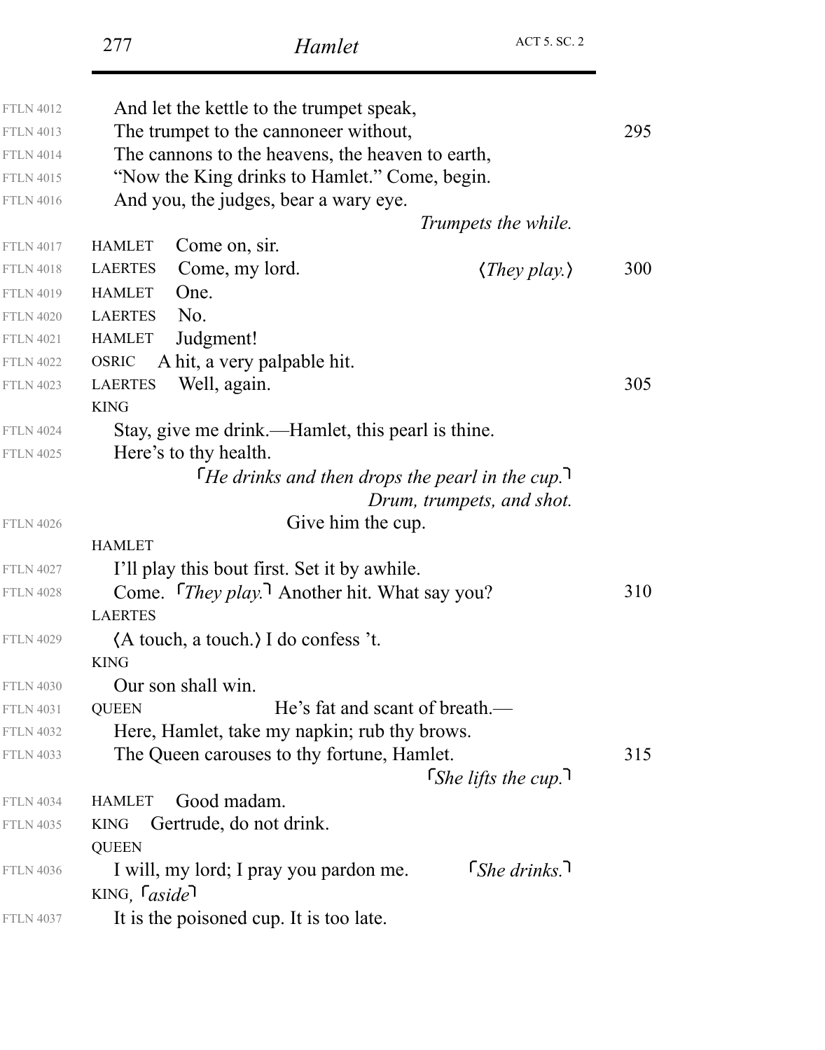And let the kettle to the trumpet speak,
The trumpet to the cannoneer without,
The cannons to the heavens, the heaven to earth,
"Now the King drinks to Hamlet." Come, begin.
And you, the judges, bear a wary eye.

*Trumpets the while.*

HAMLET Come on, sir.

LAERTES Come, my lord. ⟨*They play.*⟩

HAMLET One.

LAERTES No.

HAMLET Judgment!

OSRIC A hit, a very palpable hit.

LAERTES Well, again.

KING

Stay, give me drink.—Hamlet, this pearl is thine.
Here's to thy health.

⌜*He drinks and then drops the pearl in the cup.*⌝

*Drum, trumpets, and shot.*

Give him the cup.

HAMLET

I'll play this bout first. Set it by awhile.
Come. ⌜*They play.*⌝ Another hit. What say you?

LAERTES

⟨A touch, a touch.⟩ I do confess 't.

KING

Our son shall win.

QUEEN He's fat and scant of breath.—
Here, Hamlet, take my napkin; rub thy brows.
The Queen carouses to thy fortune, Hamlet.

⌜*She lifts the cup.*⌝

HAMLET Good madam.

KING Gertrude, do not drink.

QUEEN

I will, my lord; I pray you pardon me. ⌜*She drinks.*⌝

KING, ⌜*aside*⌝

It is the poisoned cup. It is too late.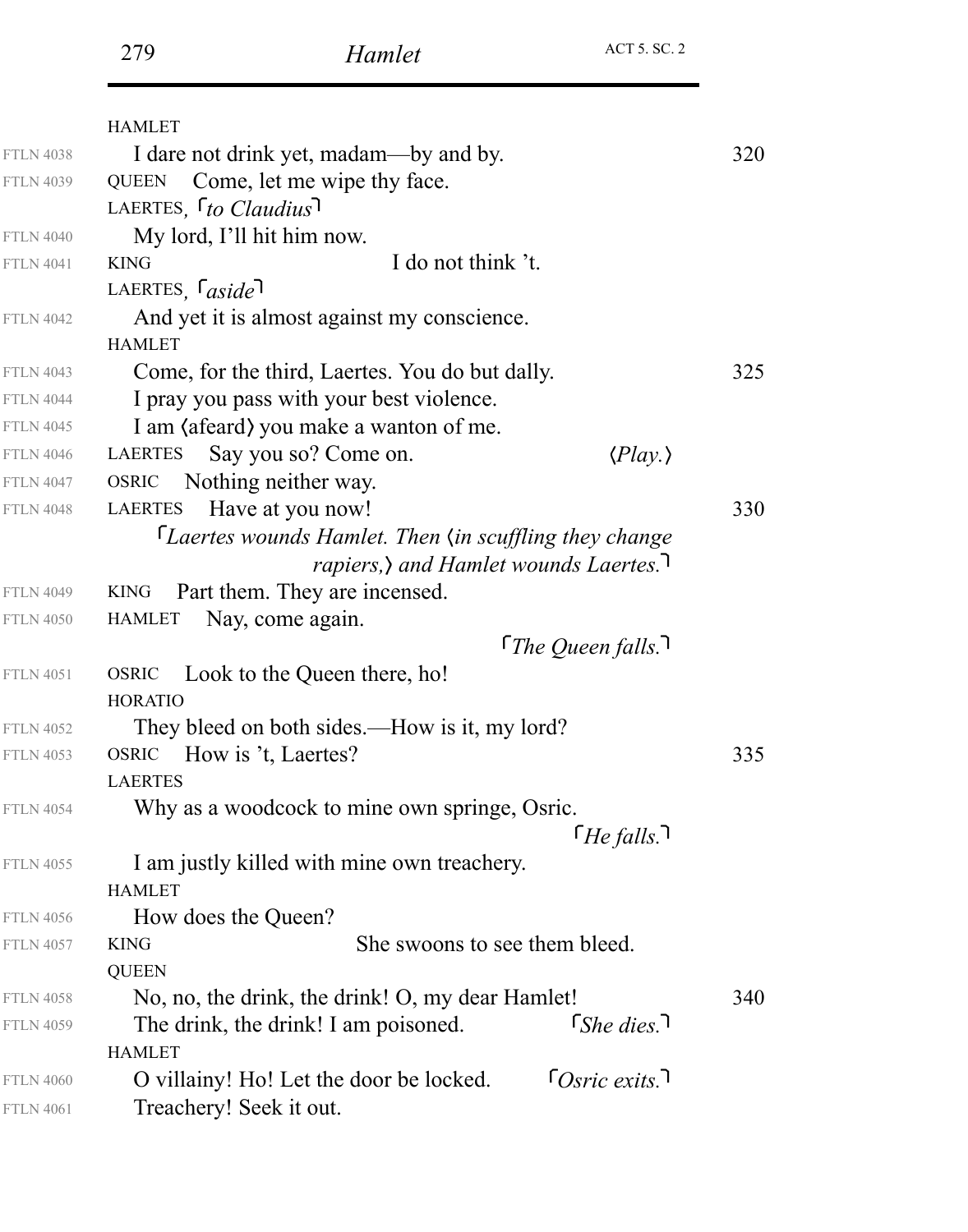HAMLET

FTLN 4038 I dare not drink yet, madam—by and by. 320

FTLN 4039 QUEEN Come, let me wipe thy face.

LAERTES, ⌜*to Claudius*⌝

FTLN 4040 My lord, I'll hit him now.

FTLN 4041 KING I do not think 't.

LAERTES, ⌜*aside*⌝

FTLN 4042 And yet it is almost against my conscience.

HAMLET

FTLN 4043 Come, for the third, Laertes. You do but dally. 325

FTLN 4044 I pray you pass with your best violence.

FTLN 4045 I am ⟨afeard⟩ you make a wanton of me.

FTLN 4046 LAERTES Say you so? Come on. ⟨*Play.*⟩

FTLN 4047 OSRIC Nothing neither way.

FTLN 4048 LAERTES Have at you now! 330

⌜*Laertes wounds Hamlet. Then* ⟨*in scuffling they change rapiers,*⟩ *and Hamlet wounds Laertes.*⌝

FTLN 4049 KING Part them. They are incensed.

FTLN 4050 HAMLET Nay, come again.

⌜*The Queen falls.*⌝

FTLN 4051 OSRIC Look to the Queen there, ho!

HORATIO

FTLN 4052 They bleed on both sides.—How is it, my lord?

FTLN 4053 OSRIC How is 't, Laertes? 335

LAERTES

FTLN 4054 Why as a woodcock to mine own springe, Osric.

⌜*He falls.*⌝

FTLN 4055 I am justly killed with mine own treachery.

HAMLET

FTLN 4056 How does the Queen?

FTLN 4057 KING She swoons to see them bleed.

QUEEN

FTLN 4058 No, no, the drink, the drink! O, my dear Hamlet! 340

FTLN 4059 The drink, the drink! I am poisoned. ⌜*She dies.*⌝

HAMLET

FTLN 4060 O villainy! Ho! Let the door be locked. ⌜*Osric exits.*⌝

FTLN 4061 Treachery! Seek it out.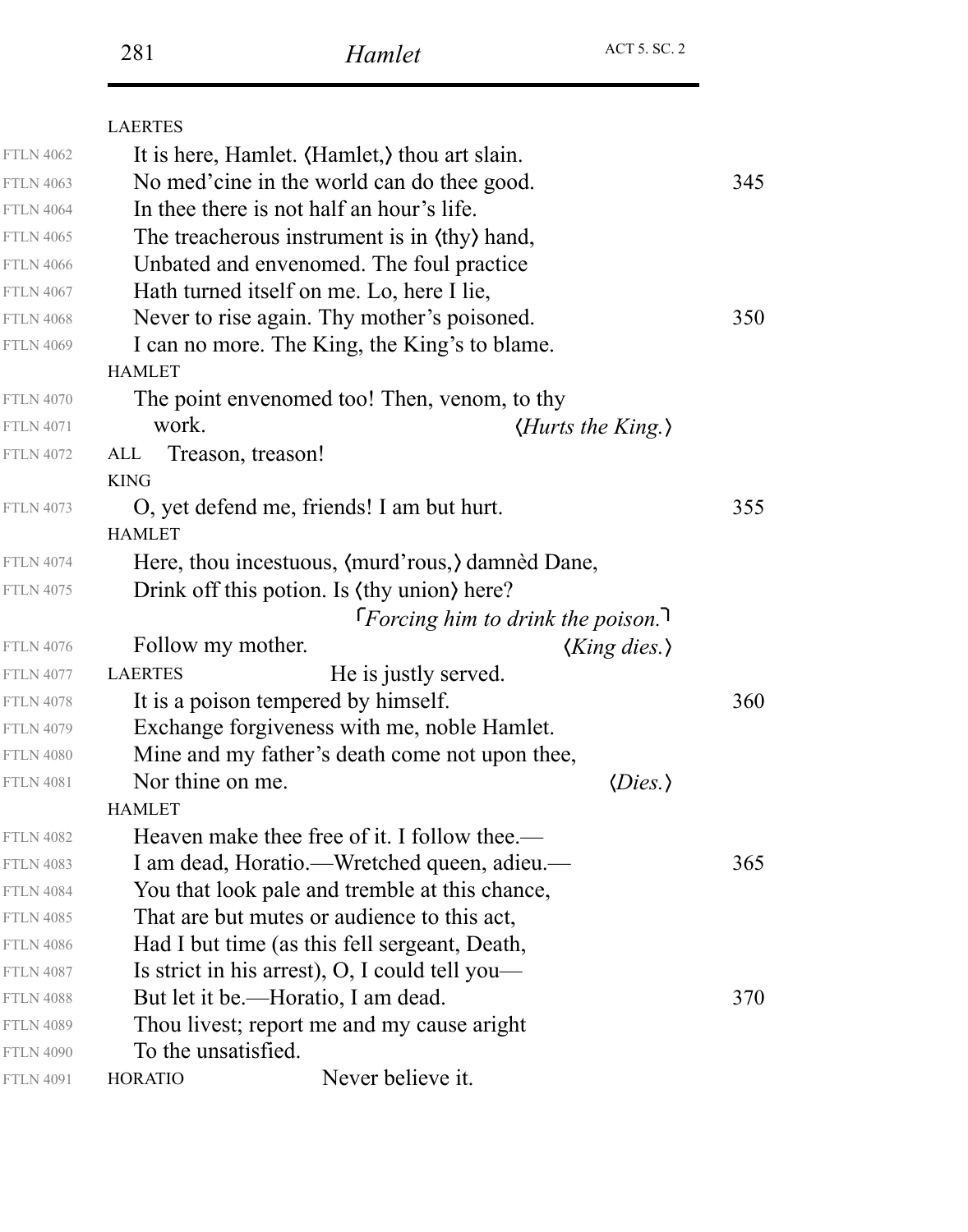LAERTES

It is here, Hamlet. ⟨Hamlet,⟩ thou art slain.
No med'cine in the world can do thee good.
In thee there is not half an hour's life.
The treacherous instrument is in ⟨thy⟩ hand,
Unbated and envenomed. The foul practice
Hath turned itself on me. Lo, here I lie,
Never to rise again. Thy mother's poisoned.
I can no more. The King, the King's to blame.

HAMLET

The point envenomed too! Then, venom, to thy
work. *⟨Hurts the King.⟩*

ALL Treason, treason!

KING

O, yet defend me, friends! I am but hurt.

HAMLET

Here, thou incestuous, ⟨murd'rous,⟩ damnèd Dane,
Drink off this potion. Is ⟨thy union⟩ here?
*⌜Forcing him to drink the poison.⌝*
Follow my mother. *⟨King dies.⟩*

LAERTES He is justly served.

It is a poison tempered by himself.
Exchange forgiveness with me, noble Hamlet.
Mine and my father's death come not upon thee,
Nor thine on me. *⟨Dies.⟩*

HAMLET

Heaven make thee free of it. I follow thee.—
I am dead, Horatio.—Wretched queen, adieu.—
You that look pale and tremble at this chance,
That are but mutes or audience to this act,
Had I but time (as this fell sergeant, Death,
Is strict in his arrest), O, I could tell you—
But let it be.—Horatio, I am dead.
Thou livest; report me and my cause aright
To the unsatisfied.

HORATIO Never believe it.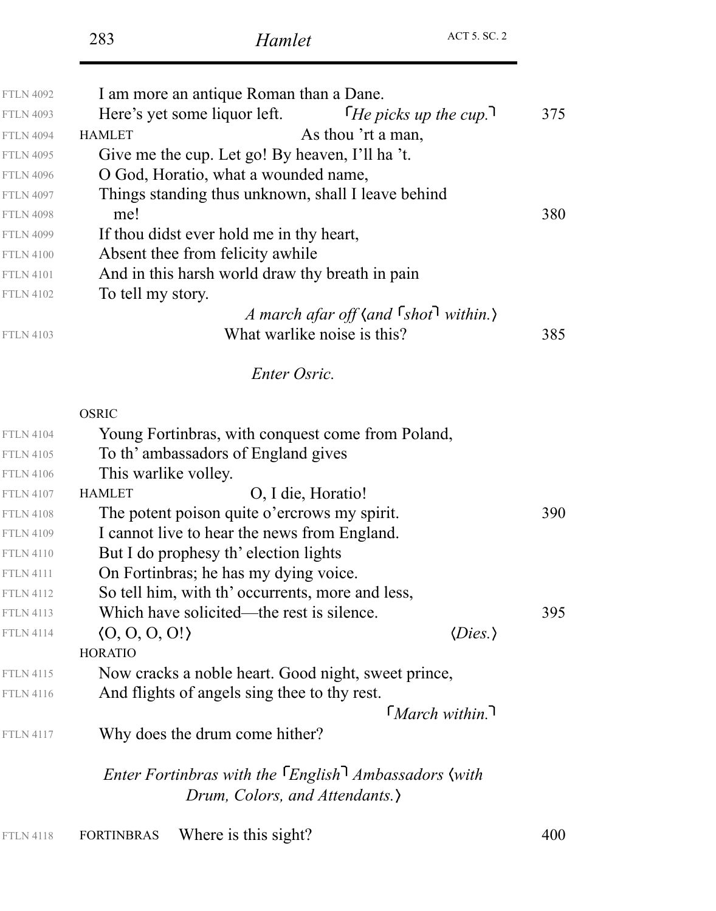I am more an antique Roman than a Dane.
Here's yet some liquor left. ⌜*He picks up the cup.*⌝ 375

HAMLET As thou 'rt a man,
Give me the cup. Let go! By heaven, I'll ha 't.
O God, Horatio, what a wounded name,
Things standing thus unknown, shall I leave behind
me! 380
If thou didst ever hold me in thy heart,
Absent thee from felicity awhile
And in this harsh world draw thy breath in pain
To tell my story.

*A march afar off* ⟨*and* ⌜*shot*⌝ *within.*⟩

What warlike noise is this? 385

*Enter Osric.*

OSRIC
Young Fortinbras, with conquest come from Poland,
To th' ambassadors of England gives
This warlike volley.

HAMLET O, I die, Horatio!
The potent poison quite o'ercrows my spirit. 390
I cannot live to hear the news from England.
But I do prophesy th' election lights
On Fortinbras; he has my dying voice.
So tell him, with th' occurrents, more and less,
Which have solicited—the rest is silence. 395
⟨O, O, O, O!⟩ ⟨*Dies.*⟩

HORATIO
Now cracks a noble heart. Good night, sweet prince,
And flights of angels sing thee to thy rest.

⌜*March within.*⌝

Why does the drum come hither?

*Enter Fortinbras with the* ⌜*English*⌝ *Ambassadors* ⟨*with Drum, Colors, and Attendants.*⟩

FORTINBRAS Where is this sight? 400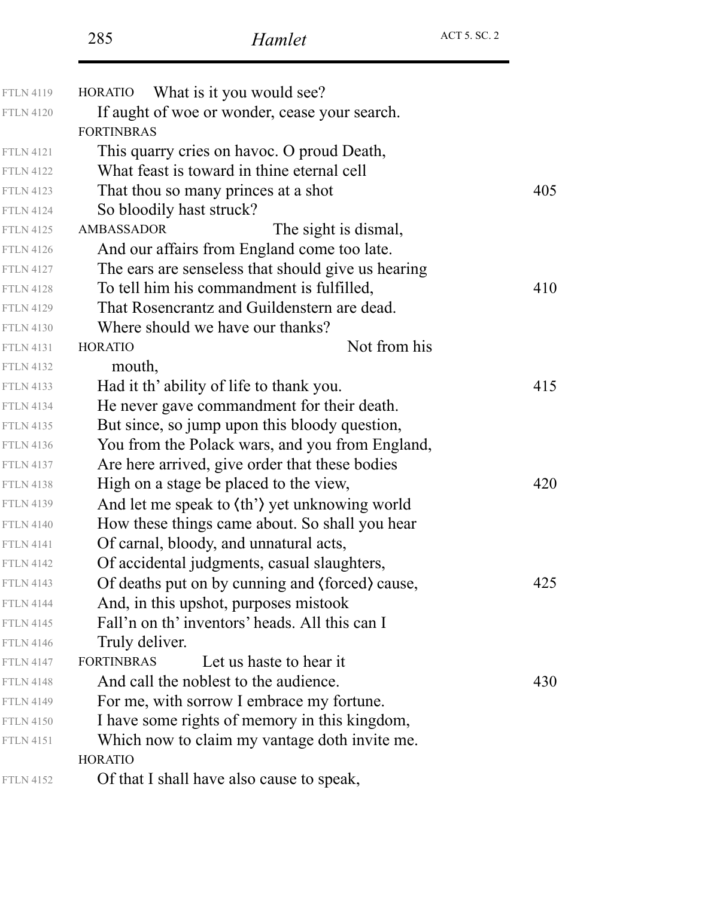HORATIO What is it you would see?
If aught of woe or wonder, cease your search.

FORTINBRAS
This quarry cries on havoc. O proud Death,
What feast is toward in thine eternal cell
That thou so many princes at a shot
So bloodily hast struck?

AMBASSADOR The sight is dismal,
And our affairs from England come too late.
The ears are senseless that should give us hearing
To tell him his commandment is fulfilled,
That Rosencrantz and Guildenstern are dead.
Where should we have our thanks?

HORATIO Not from his
mouth,
Had it th' ability of life to thank you.
He never gave commandment for their death.
But since, so jump upon this bloody question,
You from the Polack wars, and you from England,
Are here arrived, give order that these bodies
High on a stage be placed to the view,
And let me speak to ⟨th'⟩ yet unknowing world
How these things came about. So shall you hear
Of carnal, bloody, and unnatural acts,
Of accidental judgments, casual slaughters,
Of deaths put on by cunning and ⟨forced⟩ cause,
And, in this upshot, purposes mistook
Fall'n on th' inventors' heads. All this can I
Truly deliver.

FORTINBRAS Let us haste to hear it
And call the noblest to the audience.
For me, with sorrow I embrace my fortune.
I have some rights of memory in this kingdom,
Which now to claim my vantage doth invite me.

HORATIO
Of that I shall have also cause to speak,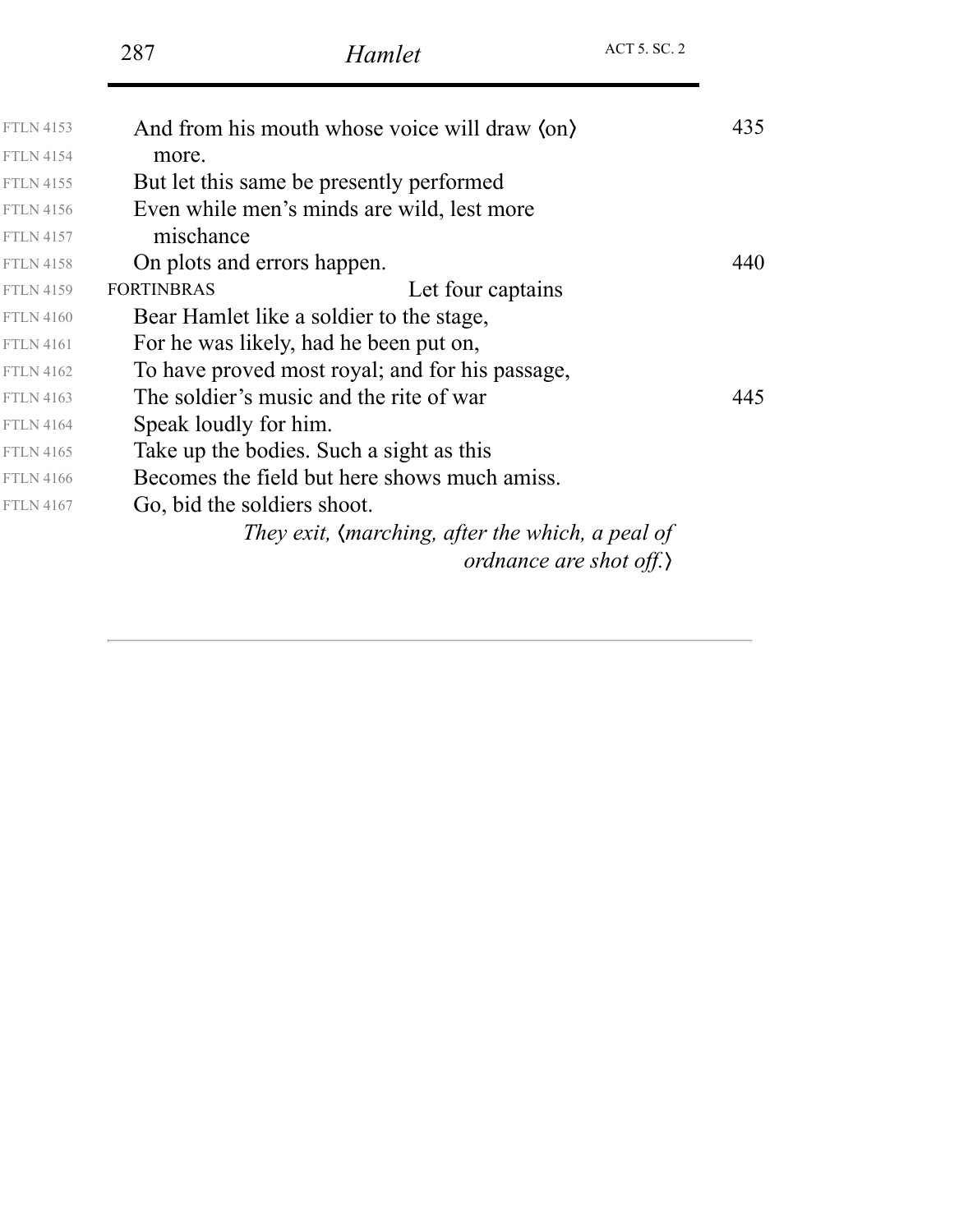FTLN 4153 And from his mouth whose voice will draw ⟨on⟩ 435
FTLN 4154 more.
FTLN 4155 But let this same be presently performed
FTLN 4156 Even while men's minds are wild, lest more
FTLN 4157 mischance
FTLN 4158 On plots and errors happen. 440

FTLN 4159 FORTINBRAS Let four captains
FTLN 4160 Bear Hamlet like a soldier to the stage,
FTLN 4161 For he was likely, had he been put on,
FTLN 4162 To have proved most royal; and for his passage,
FTLN 4163 The soldier's music and the rite of war 445
FTLN 4164 Speak loudly for him.
FTLN 4165 Take up the bodies. Such a sight as this
FTLN 4166 Becomes the field but here shows much amiss.
FTLN 4167 Go, bid the soldiers shoot.

*They exit, ⟨marching, after the which, a peal of ordnance are shot off.⟩*